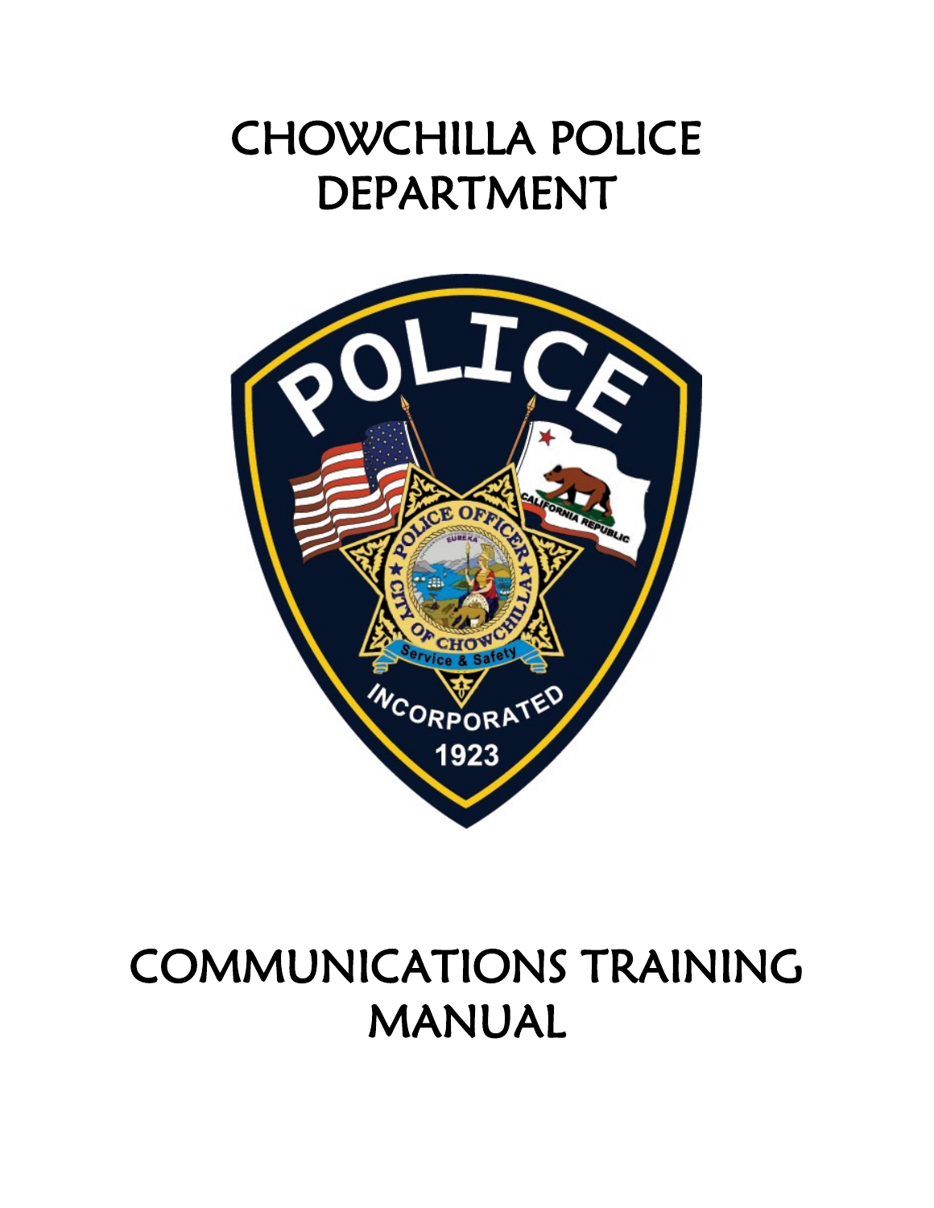# CHOWCHILLA POLICE DEPARTMENT

# COMMUNICATIONS TRAINING MANUAL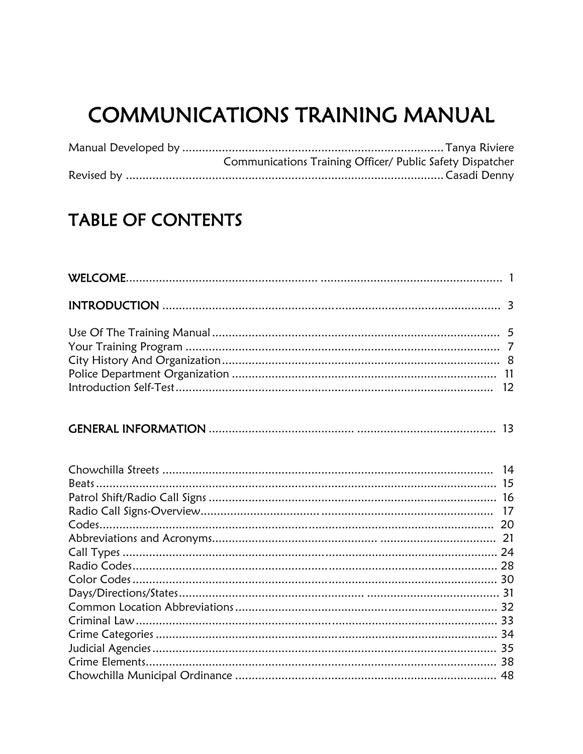# COMMUNICATIONS TRAINING MANUAL

Manual Developed by .............................................................................. Tanya Riviere
Communications Training Officer/ Public Safety Dispatcher
Revised by ................................................................................................ Casadi Denny

## TABLE OF CONTENTS

**WELCOME**...................................................... ...................................................... 1

**INTRODUCTION** ..................................................................................................... 3

Use Of The Training Manual ..................................................................................... 5
Your Training Program ............................................................................................. 7
City History And Organization.................................................................................. 8
Police Department Organization .............................................................................. 11
Introduction Self-Test............................................................................................... 12

**GENERAL INFORMATION** ....................................... ......................................... 13

Chowchilla Streets .................................................................................................... 14
Beats ......................................................................................................................... 15
Patrol Shift/Radio Call Signs ...................................................................................... 16
Radio Call Signs-Overview......................................... ............................................. 17
Codes......................................................................................................................... 20
Abbreviations and Acronyms...................................................... ................................. 21
Call Types .................................................................................................................. 24
Radio Codes............................................................................................................... 28
Color Codes ............................................................................................................... 30
Days/Directions/States................................................... ........................................ 31
Common Location Abbreviations ............................................................................... 32
Criminal Law.............................................................................................................. 33
Crime Categories ....................................................................................................... 34
Judicial Agencies ........................................................................................................ 35
Crime Elements........................................................................................................... 38
Chowchilla Municipal Ordinance ................................................................................ 48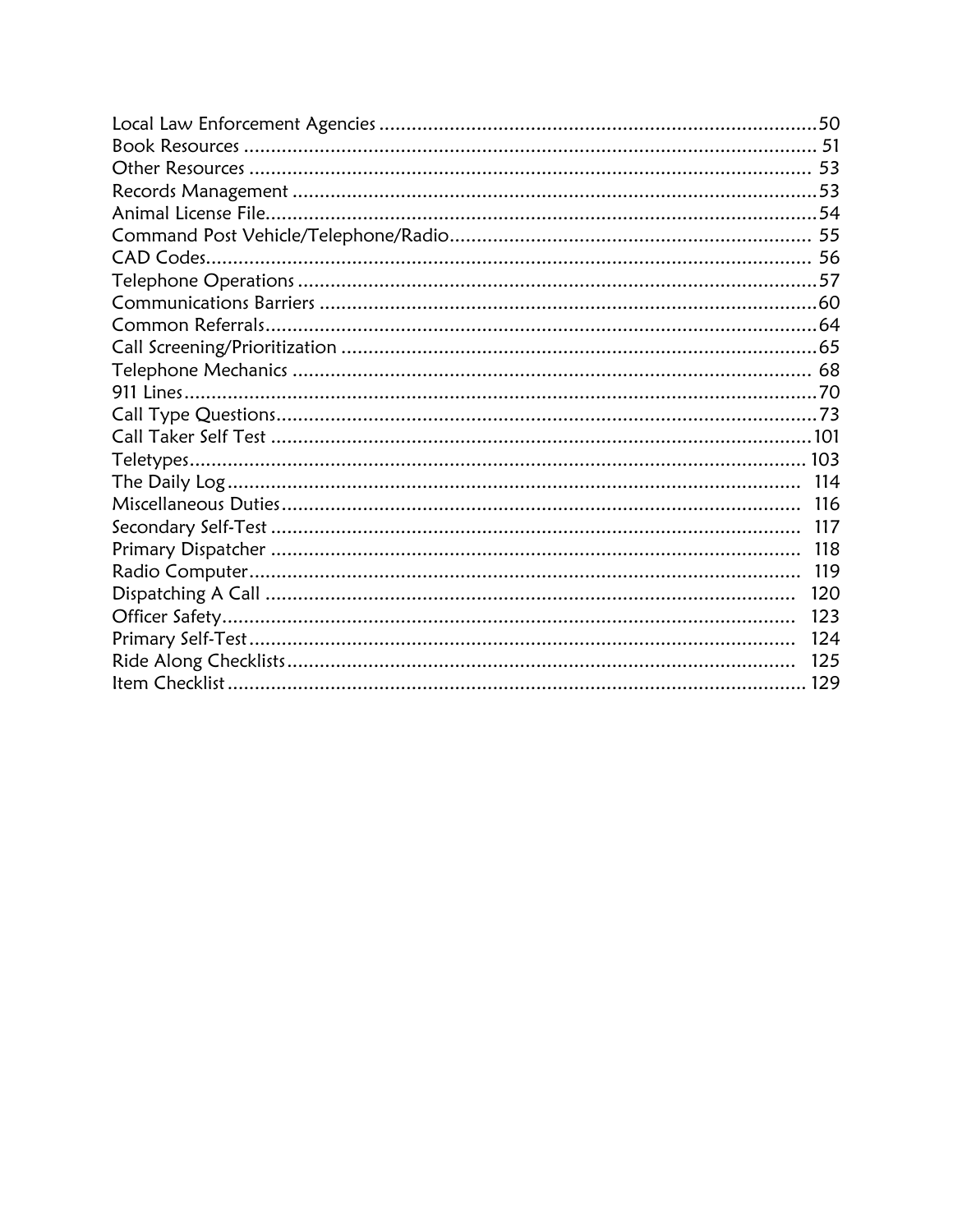Local Law Enforcement Agencies ..................................................................................50
Book Resources ......................................................................................................... 51
Other Resources ....................................................................................................... 53
Records Management ................................................................................................53
Animal License File.....................................................................................................54
Command Post Vehicle/Telephone/Radio.................................................................. 55
CAD Codes................................................................................................................ 56
Telephone Operations ................................................................................................57
Communications Barriers ...........................................................................................60
Common Referrals.....................................................................................................64
Call Screening/Prioritization .......................................................................................65
Telephone Mechanics ............................................................................................... 68
911 Lines...................................................................................................................70
Call Type Questions...................................................................................................73
Call Taker Self Test ..................................................................................................101
Teletypes................................................................................................................. 103
The Daily Log ........................................................................................................... 114
Miscellaneous Duties ................................................................................................ 116
Secondary Self-Test .................................................................................................. 117
Primary Dispatcher ................................................................................................... 118
Radio Computer ....................................................................................................... 119
Dispatching A Call .................................................................................................. 120
Officer Safety........................................................................................................... 123
Primary Self-Test ...................................................................................................... 124
Ride Along Checklists ............................................................................................... 125
Item Checklist .......................................................................................................... 129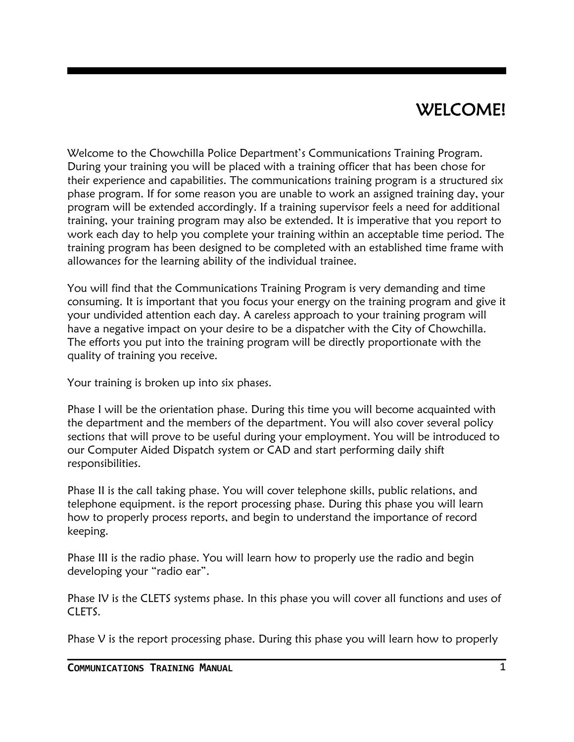# WELCOME!

Welcome to the Chowchilla Police Department's Communications Training Program. During your training you will be placed with a training officer that has been chose for their experience and capabilities. The communications training program is a structured six phase program. If for some reason you are unable to work an assigned training day, your program will be extended accordingly. If a training supervisor feels a need for additional training, your training program may also be extended. It is imperative that you report to work each day to help you complete your training within an acceptable time period. The training program has been designed to be completed with an established time frame with allowances for the learning ability of the individual trainee.

You will find that the Communications Training Program is very demanding and time consuming. It is important that you focus your energy on the training program and give it your undivided attention each day. A careless approach to your training program will have a negative impact on your desire to be a dispatcher with the City of Chowchilla. The efforts you put into the training program will be directly proportionate with the quality of training you receive.

Your training is broken up into six phases.

Phase I will be the orientation phase. During this time you will become acquainted with the department and the members of the department. You will also cover several policy sections that will prove to be useful during your employment. You will be introduced to our Computer Aided Dispatch system or CAD and start performing daily shift responsibilities.

Phase II is the call taking phase. You will cover telephone skills, public relations, and telephone equipment. is the report processing phase. During this phase you will learn how to properly process reports, and begin to understand the importance of record keeping.

Phase III is the radio phase. You will learn how to properly use the radio and begin developing your "radio ear".

Phase IV is the CLETS systems phase. In this phase you will cover all functions and uses of CLETS.

Phase V is the report processing phase. During this phase you will learn how to properly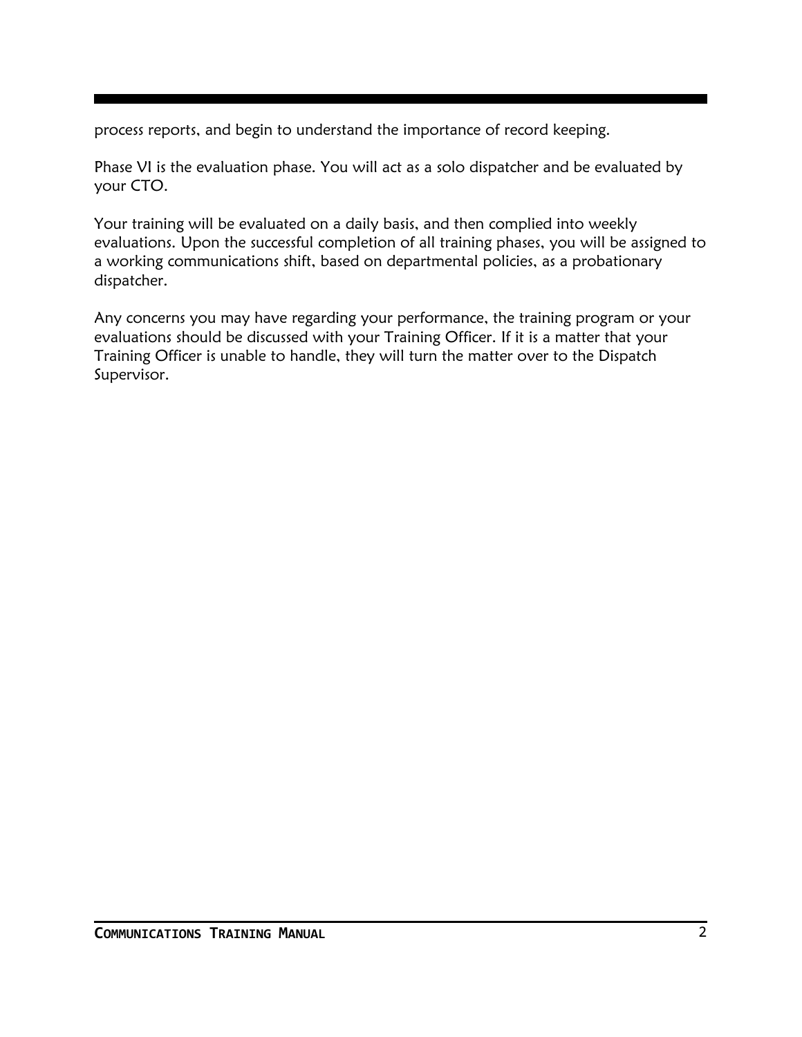process reports, and begin to understand the importance of record keeping.

Phase VI is the evaluation phase. You will act as a solo dispatcher and be evaluated by your CTO.

Your training will be evaluated on a daily basis, and then complied into weekly evaluations. Upon the successful completion of all training phases, you will be assigned to a working communications shift, based on departmental policies, as a probationary dispatcher.

Any concerns you may have regarding your performance, the training program or your evaluations should be discussed with your Training Officer. If it is a matter that your Training Officer is unable to handle, they will turn the matter over to the Dispatch Supervisor.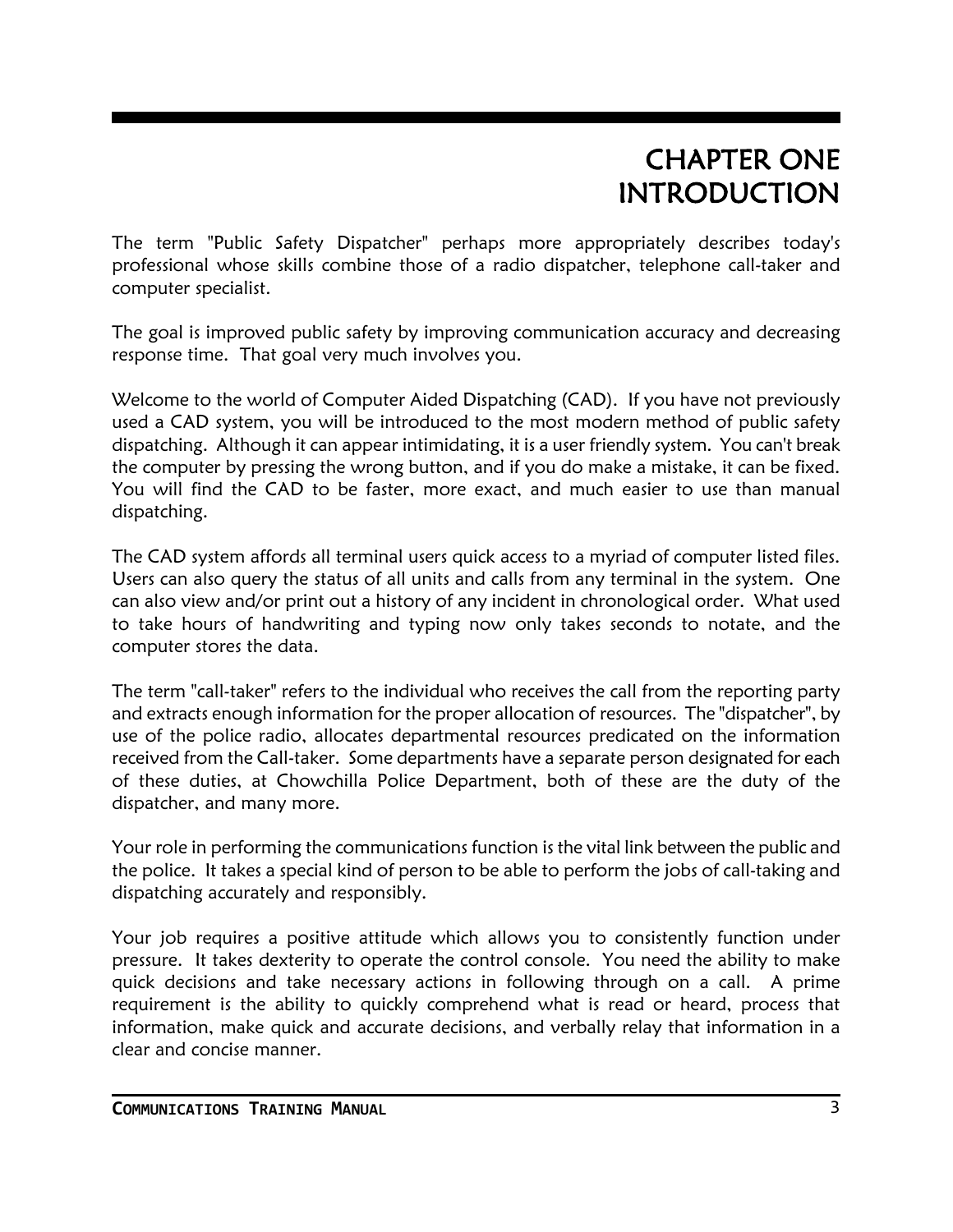# CHAPTER ONE
# INTRODUCTION

The term "Public Safety Dispatcher" perhaps more appropriately describes today's professional whose skills combine those of a radio dispatcher, telephone call-taker and computer specialist.

The goal is improved public safety by improving communication accuracy and decreasing response time. That goal very much involves you.

Welcome to the world of Computer Aided Dispatching (CAD). If you have not previously used a CAD system, you will be introduced to the most modern method of public safety dispatching. Although it can appear intimidating, it is a user friendly system. You can't break the computer by pressing the wrong button, and if you do make a mistake, it can be fixed. You will find the CAD to be faster, more exact, and much easier to use than manual dispatching.

The CAD system affords all terminal users quick access to a myriad of computer listed files. Users can also query the status of all units and calls from any terminal in the system. One can also view and/or print out a history of any incident in chronological order. What used to take hours of handwriting and typing now only takes seconds to notate, and the computer stores the data.

The term "call-taker" refers to the individual who receives the call from the reporting party and extracts enough information for the proper allocation of resources. The "dispatcher", by use of the police radio, allocates departmental resources predicated on the information received from the Call-taker. Some departments have a separate person designated for each of these duties, at Chowchilla Police Department, both of these are the duty of the dispatcher, and many more.

Your role in performing the communications function is the vital link between the public and the police. It takes a special kind of person to be able to perform the jobs of call-taking and dispatching accurately and responsibly.

Your job requires a positive attitude which allows you to consistently function under pressure. It takes dexterity to operate the control console. You need the ability to make quick decisions and take necessary actions in following through on a call. A prime requirement is the ability to quickly comprehend what is read or heard, process that information, make quick and accurate decisions, and verbally relay that information in a clear and concise manner.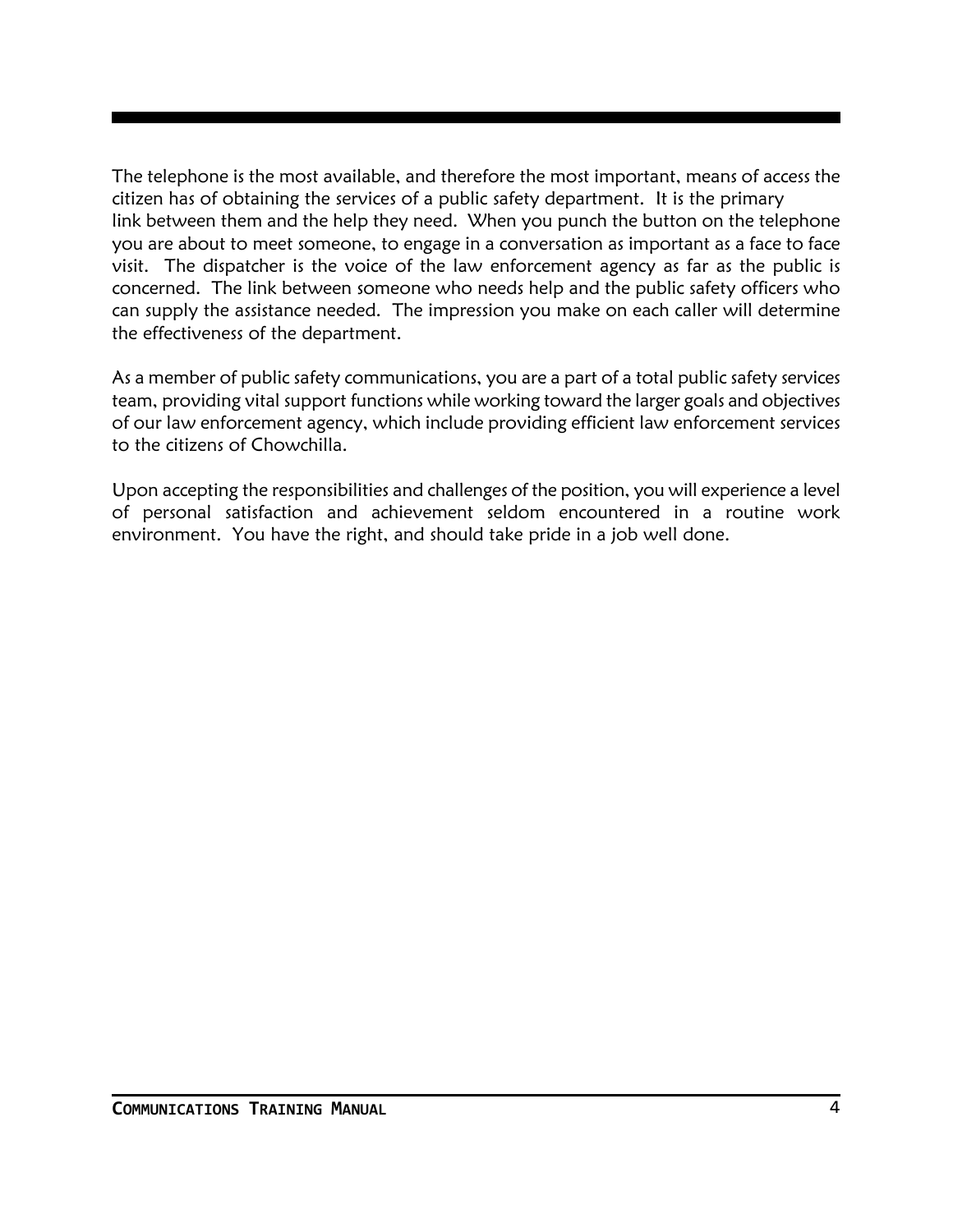The telephone is the most available, and therefore the most important, means of access the citizen has of obtaining the services of a public safety department. It is the primary link between them and the help they need. When you punch the button on the telephone you are about to meet someone, to engage in a conversation as important as a face to face visit. The dispatcher is the voice of the law enforcement agency as far as the public is concerned. The link between someone who needs help and the public safety officers who can supply the assistance needed. The impression you make on each caller will determine the effectiveness of the department.

As a member of public safety communications, you are a part of a total public safety services team, providing vital support functions while working toward the larger goals and objectives of our law enforcement agency, which include providing efficient law enforcement services to the citizens of Chowchilla.

Upon accepting the responsibilities and challenges of the position, you will experience a level of personal satisfaction and achievement seldom encountered in a routine work environment. You have the right, and should take pride in a job well done.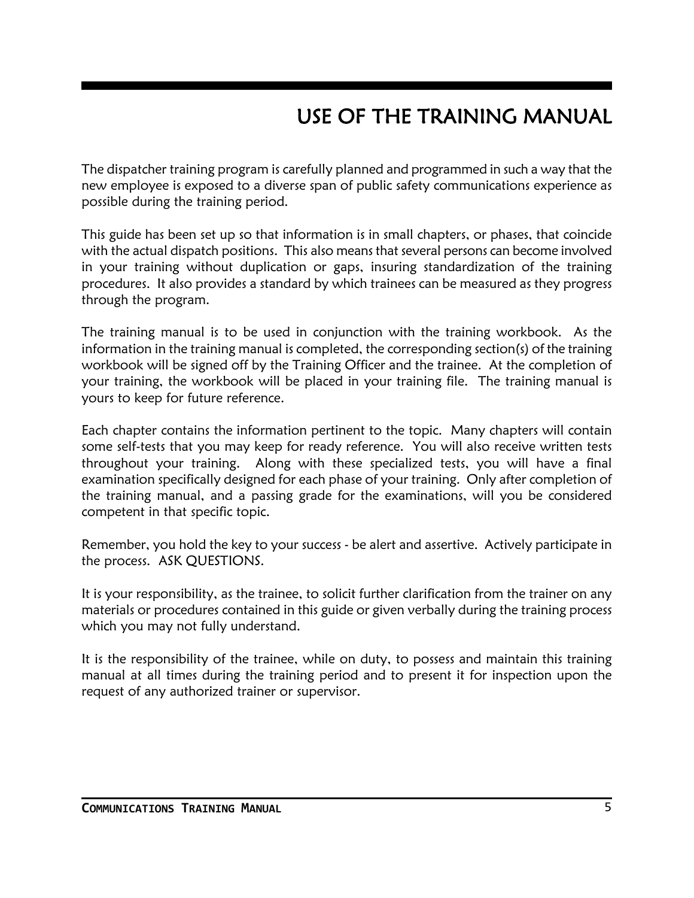# USE OF THE TRAINING MANUAL

The dispatcher training program is carefully planned and programmed in such a way that the new employee is exposed to a diverse span of public safety communications experience as possible during the training period.

This guide has been set up so that information is in small chapters, or phases, that coincide with the actual dispatch positions. This also means that several persons can become involved in your training without duplication or gaps, insuring standardization of the training procedures. It also provides a standard by which trainees can be measured as they progress through the program.

The training manual is to be used in conjunction with the training workbook. As the information in the training manual is completed, the corresponding section(s) of the training workbook will be signed off by the Training Officer and the trainee. At the completion of your training, the workbook will be placed in your training file. The training manual is yours to keep for future reference.

Each chapter contains the information pertinent to the topic. Many chapters will contain some self-tests that you may keep for ready reference. You will also receive written tests throughout your training. Along with these specialized tests, you will have a final examination specifically designed for each phase of your training. Only after completion of the training manual, and a passing grade for the examinations, will you be considered competent in that specific topic.

Remember, you hold the key to your success - be alert and assertive. Actively participate in the process. ASK QUESTIONS.

It is your responsibility, as the trainee, to solicit further clarification from the trainer on any materials or procedures contained in this guide or given verbally during the training process which you may not fully understand.

It is the responsibility of the trainee, while on duty, to possess and maintain this training manual at all times during the training period and to present it for inspection upon the request of any authorized trainer or supervisor.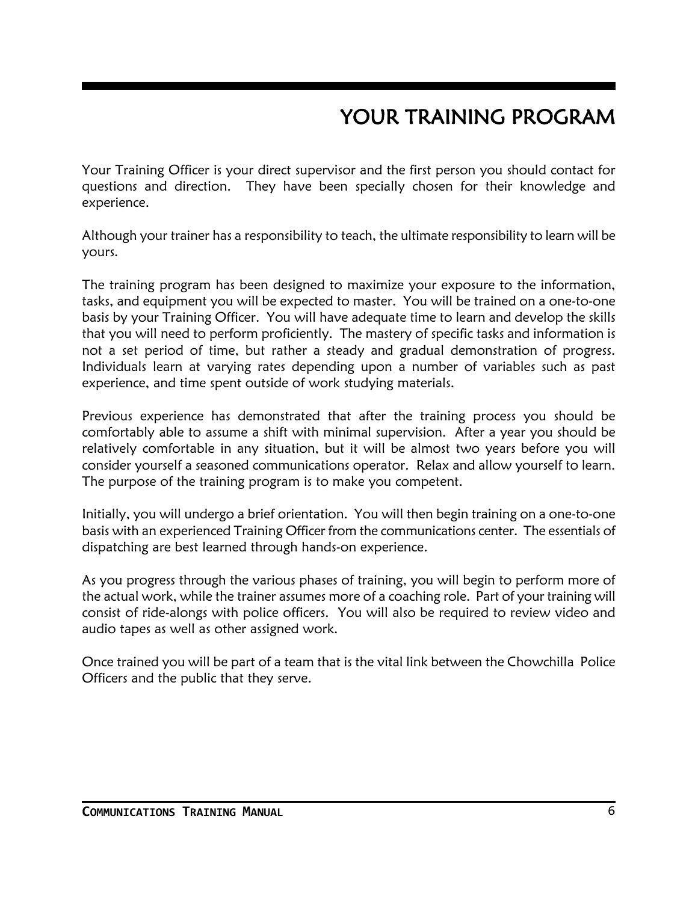# YOUR TRAINING PROGRAM

Your Training Officer is your direct supervisor and the first person you should contact for questions and direction. They have been specially chosen for their knowledge and experience.

Although your trainer has a responsibility to teach, the ultimate responsibility to learn will be yours.

The training program has been designed to maximize your exposure to the information, tasks, and equipment you will be expected to master. You will be trained on a one-to-one basis by your Training Officer. You will have adequate time to learn and develop the skills that you will need to perform proficiently. The mastery of specific tasks and information is not a set period of time, but rather a steady and gradual demonstration of progress. Individuals learn at varying rates depending upon a number of variables such as past experience, and time spent outside of work studying materials.

Previous experience has demonstrated that after the training process you should be comfortably able to assume a shift with minimal supervision. After a year you should be relatively comfortable in any situation, but it will be almost two years before you will consider yourself a seasoned communications operator. Relax and allow yourself to learn. The purpose of the training program is to make you competent.

Initially, you will undergo a brief orientation. You will then begin training on a one-to-one basis with an experienced Training Officer from the communications center. The essentials of dispatching are best learned through hands-on experience.

As you progress through the various phases of training, you will begin to perform more of the actual work, while the trainer assumes more of a coaching role. Part of your training will consist of ride-alongs with police officers. You will also be required to review video and audio tapes as well as other assigned work.

Once trained you will be part of a team that is the vital link between the Chowchilla Police Officers and the public that they serve.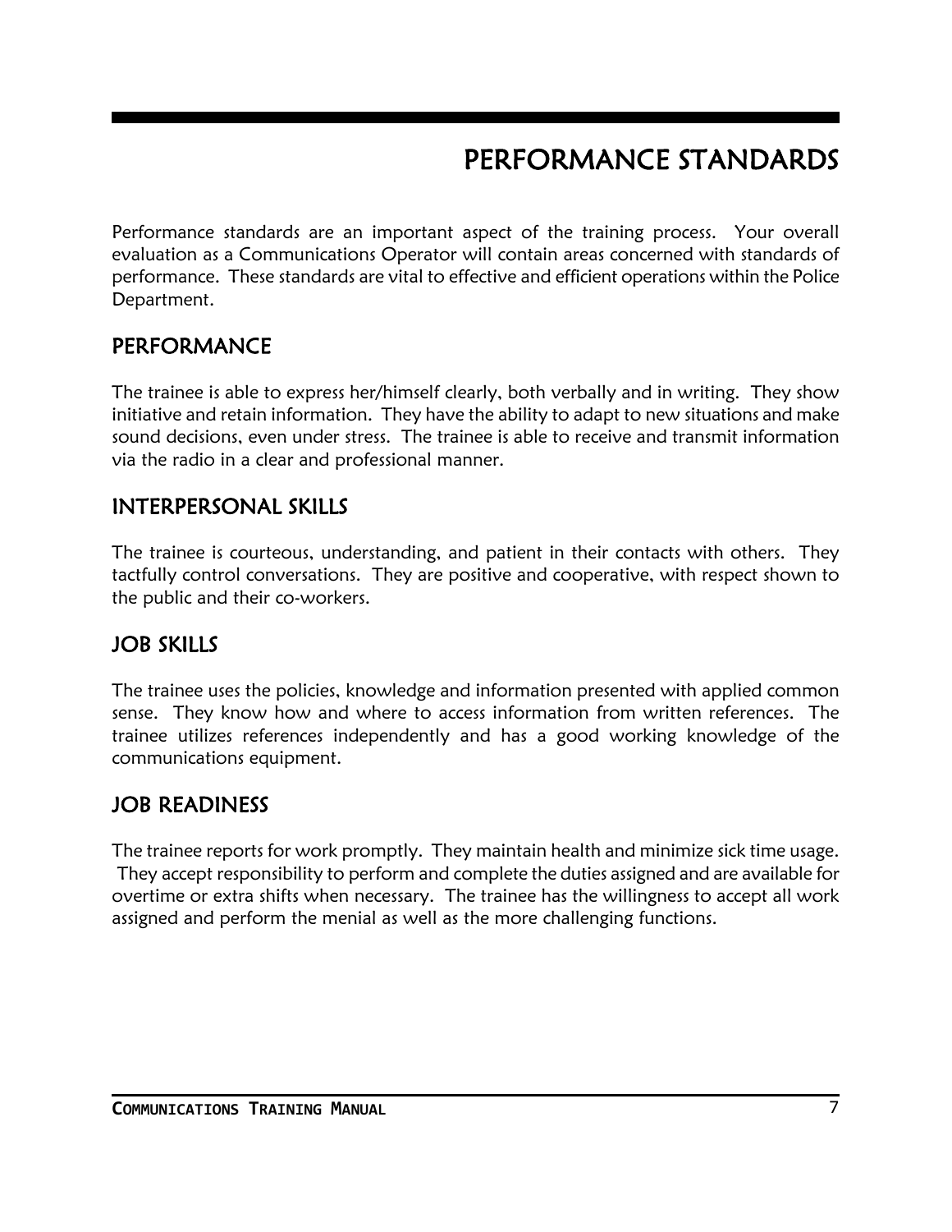# PERFORMANCE STANDARDS

Performance standards are an important aspect of the training process. Your overall evaluation as a Communications Operator will contain areas concerned with standards of performance. These standards are vital to effective and efficient operations within the Police Department.

## PERFORMANCE

The trainee is able to express her/himself clearly, both verbally and in writing. They show initiative and retain information. They have the ability to adapt to new situations and make sound decisions, even under stress. The trainee is able to receive and transmit information via the radio in a clear and professional manner.

## INTERPERSONAL SKILLS

The trainee is courteous, understanding, and patient in their contacts with others. They tactfully control conversations. They are positive and cooperative, with respect shown to the public and their co-workers.

## JOB SKILLS

The trainee uses the policies, knowledge and information presented with applied common sense. They know how and where to access information from written references. The trainee utilizes references independently and has a good working knowledge of the communications equipment.

## JOB READINESS

The trainee reports for work promptly. They maintain health and minimize sick time usage. They accept responsibility to perform and complete the duties assigned and are available for overtime or extra shifts when necessary. The trainee has the willingness to accept all work assigned and perform the menial as well as the more challenging functions.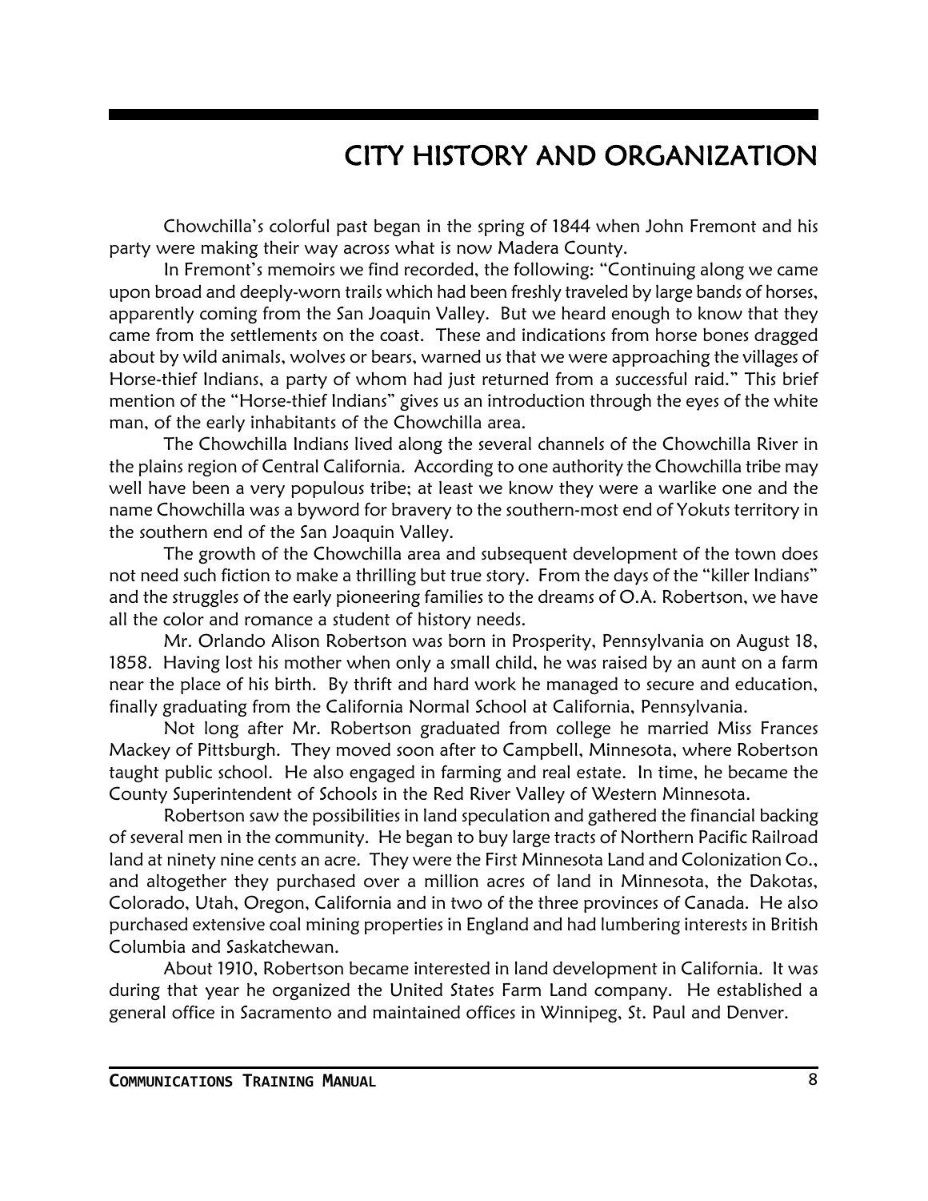# CITY HISTORY AND ORGANIZATION

Chowchilla's colorful past began in the spring of 1844 when John Fremont and his party were making their way across what is now Madera County.

In Fremont's memoirs we find recorded, the following: "Continuing along we came upon broad and deeply-worn trails which had been freshly traveled by large bands of horses, apparently coming from the San Joaquin Valley. But we heard enough to know that they came from the settlements on the coast. These and indications from horse bones dragged about by wild animals, wolves or bears, warned us that we were approaching the villages of Horse-thief Indians, a party of whom had just returned from a successful raid." This brief mention of the "Horse-thief Indians" gives us an introduction through the eyes of the white man, of the early inhabitants of the Chowchilla area.

The Chowchilla Indians lived along the several channels of the Chowchilla River in the plains region of Central California. According to one authority the Chowchilla tribe may well have been a very populous tribe; at least we know they were a warlike one and the name Chowchilla was a byword for bravery to the southern-most end of Yokuts territory in the southern end of the San Joaquin Valley.

The growth of the Chowchilla area and subsequent development of the town does not need such fiction to make a thrilling but true story. From the days of the "killer Indians" and the struggles of the early pioneering families to the dreams of O.A. Robertson, we have all the color and romance a student of history needs.

Mr. Orlando Alison Robertson was born in Prosperity, Pennsylvania on August 18, 1858. Having lost his mother when only a small child, he was raised by an aunt on a farm near the place of his birth. By thrift and hard work he managed to secure and education, finally graduating from the California Normal School at California, Pennsylvania.

Not long after Mr. Robertson graduated from college he married Miss Frances Mackey of Pittsburgh. They moved soon after to Campbell, Minnesota, where Robertson taught public school. He also engaged in farming and real estate. In time, he became the County Superintendent of Schools in the Red River Valley of Western Minnesota.

Robertson saw the possibilities in land speculation and gathered the financial backing of several men in the community. He began to buy large tracts of Northern Pacific Railroad land at ninety nine cents an acre. They were the First Minnesota Land and Colonization Co., and altogether they purchased over a million acres of land in Minnesota, the Dakotas, Colorado, Utah, Oregon, California and in two of the three provinces of Canada. He also purchased extensive coal mining properties in England and had lumbering interests in British Columbia and Saskatchewan.

About 1910, Robertson became interested in land development in California. It was during that year he organized the United States Farm Land company. He established a general office in Sacramento and maintained offices in Winnipeg, St. Paul and Denver.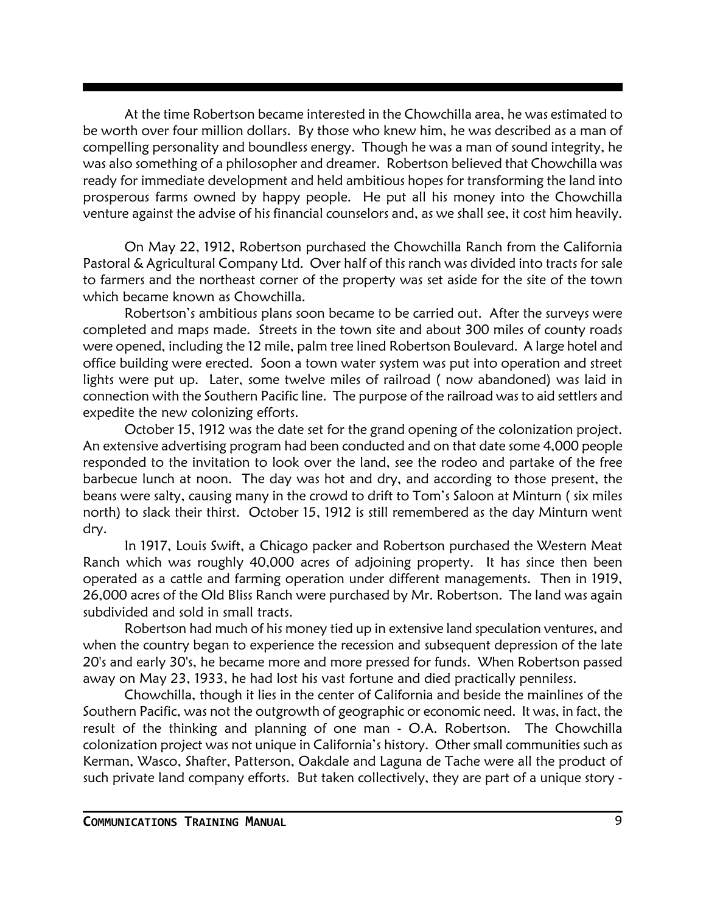At the time Robertson became interested in the Chowchilla area, he was estimated to be worth over four million dollars. By those who knew him, he was described as a man of compelling personality and boundless energy. Though he was a man of sound integrity, he was also something of a philosopher and dreamer. Robertson believed that Chowchilla was ready for immediate development and held ambitious hopes for transforming the land into prosperous farms owned by happy people. He put all his money into the Chowchilla venture against the advise of his financial counselors and, as we shall see, it cost him heavily.

On May 22, 1912, Robertson purchased the Chowchilla Ranch from the California Pastoral & Agricultural Company Ltd. Over half of this ranch was divided into tracts for sale to farmers and the northeast corner of the property was set aside for the site of the town which became known as Chowchilla.

Robertson's ambitious plans soon became to be carried out. After the surveys were completed and maps made. Streets in the town site and about 300 miles of county roads were opened, including the 12 mile, palm tree lined Robertson Boulevard. A large hotel and office building were erected. Soon a town water system was put into operation and street lights were put up. Later, some twelve miles of railroad ( now abandoned) was laid in connection with the Southern Pacific line. The purpose of the railroad was to aid settlers and expedite the new colonizing efforts.

October 15, 1912 was the date set for the grand opening of the colonization project. An extensive advertising program had been conducted and on that date some 4,000 people responded to the invitation to look over the land, see the rodeo and partake of the free barbecue lunch at noon. The day was hot and dry, and according to those present, the beans were salty, causing many in the crowd to drift to Tom's Saloon at Minturn ( six miles north) to slack their thirst. October 15, 1912 is still remembered as the day Minturn went dry.

In 1917, Louis Swift, a Chicago packer and Robertson purchased the Western Meat Ranch which was roughly 40,000 acres of adjoining property. It has since then been operated as a cattle and farming operation under different managements. Then in 1919, 26,000 acres of the Old Bliss Ranch were purchased by Mr. Robertson. The land was again subdivided and sold in small tracts.

Robertson had much of his money tied up in extensive land speculation ventures, and when the country began to experience the recession and subsequent depression of the late 20's and early 30's, he became more and more pressed for funds. When Robertson passed away on May 23, 1933, he had lost his vast fortune and died practically penniless.

Chowchilla, though it lies in the center of California and beside the mainlines of the Southern Pacific, was not the outgrowth of geographic or economic need. It was, in fact, the result of the thinking and planning of one man - O.A. Robertson. The Chowchilla colonization project was not unique in California's history. Other small communities such as Kerman, Wasco, Shafter, Patterson, Oakdale and Laguna de Tache were all the product of such private land company efforts. But taken collectively, they are part of a unique story -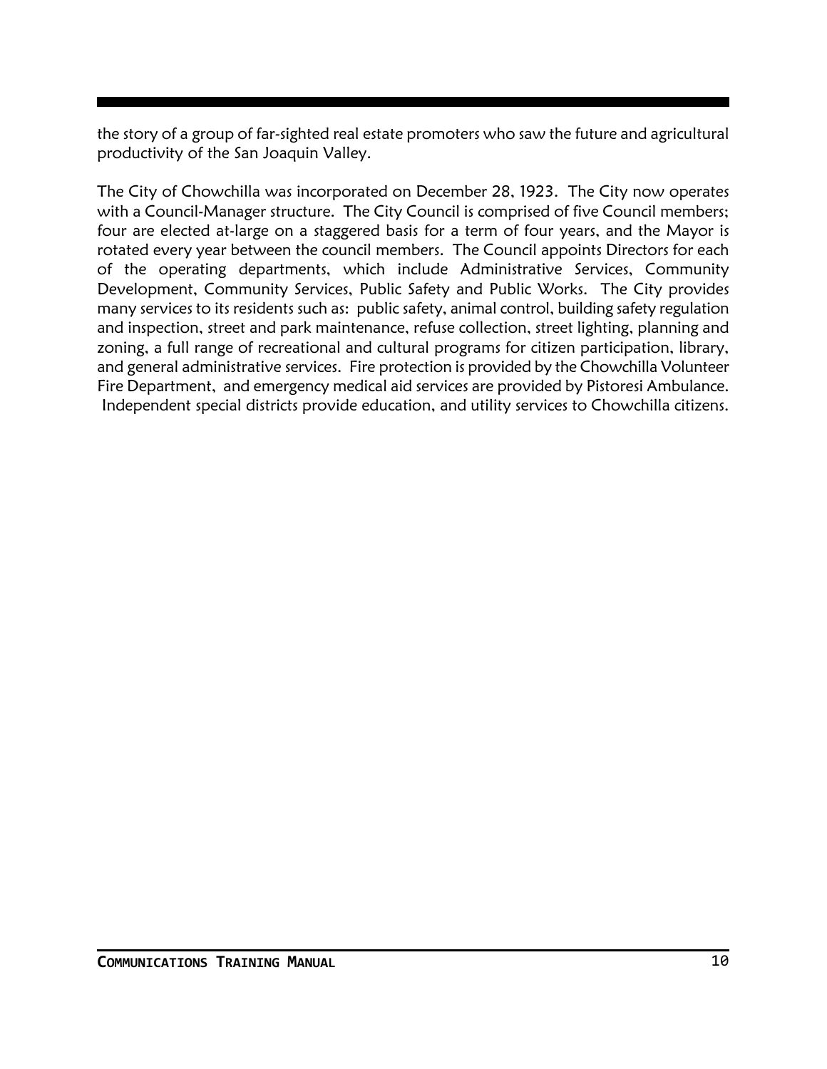the story of a group of far-sighted real estate promoters who saw the future and agricultural productivity of the San Joaquin Valley.

The City of Chowchilla was incorporated on December 28, 1923. The City now operates with a Council-Manager structure. The City Council is comprised of five Council members; four are elected at-large on a staggered basis for a term of four years, and the Mayor is rotated every year between the council members. The Council appoints Directors for each of the operating departments, which include Administrative Services, Community Development, Community Services, Public Safety and Public Works. The City provides many services to its residents such as: public safety, animal control, building safety regulation and inspection, street and park maintenance, refuse collection, street lighting, planning and zoning, a full range of recreational and cultural programs for citizen participation, library, and general administrative services. Fire protection is provided by the Chowchilla Volunteer Fire Department, and emergency medical aid services are provided by Pistoresi Ambulance. Independent special districts provide education, and utility services to Chowchilla citizens.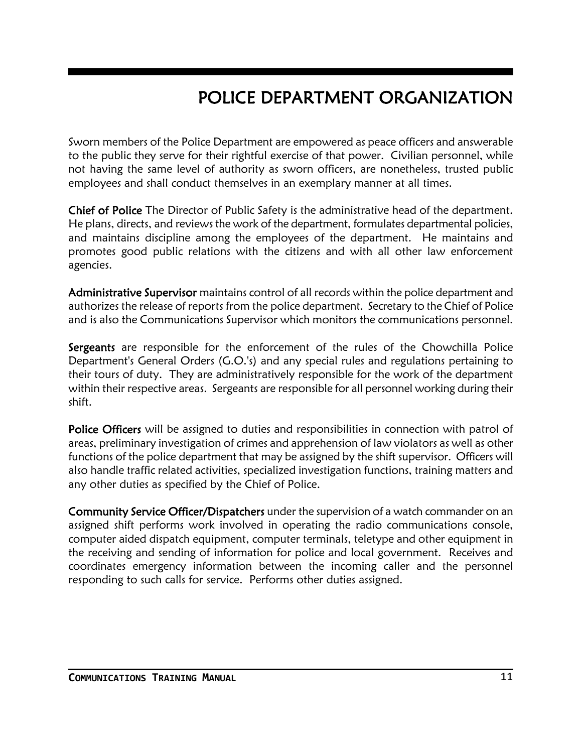# POLICE DEPARTMENT ORGANIZATION

Sworn members of the Police Department are empowered as peace officers and answerable to the public they serve for their rightful exercise of that power. Civilian personnel, while not having the same level of authority as sworn officers, are nonetheless, trusted public employees and shall conduct themselves in an exemplary manner at all times.

**Chief of Police** The Director of Public Safety is the administrative head of the department. He plans, directs, and reviews the work of the department, formulates departmental policies, and maintains discipline among the employees of the department. He maintains and promotes good public relations with the citizens and with all other law enforcement agencies.

**Administrative Supervisor** maintains control of all records within the police department and authorizes the release of reports from the police department. Secretary to the Chief of Police and is also the Communications Supervisor which monitors the communications personnel.

**Sergeants** are responsible for the enforcement of the rules of the Chowchilla Police Department's General Orders (G.O.'s) and any special rules and regulations pertaining to their tours of duty. They are administratively responsible for the work of the department within their respective areas. Sergeants are responsible for all personnel working during their shift.

**Police Officers** will be assigned to duties and responsibilities in connection with patrol of areas, preliminary investigation of crimes and apprehension of law violators as well as other functions of the police department that may be assigned by the shift supervisor. Officers will also handle traffic related activities, specialized investigation functions, training matters and any other duties as specified by the Chief of Police.

**Community Service Officer/Dispatchers** under the supervision of a watch commander on an assigned shift performs work involved in operating the radio communications console, computer aided dispatch equipment, computer terminals, teletype and other equipment in the receiving and sending of information for police and local government. Receives and coordinates emergency information between the incoming caller and the personnel responding to such calls for service. Performs other duties assigned.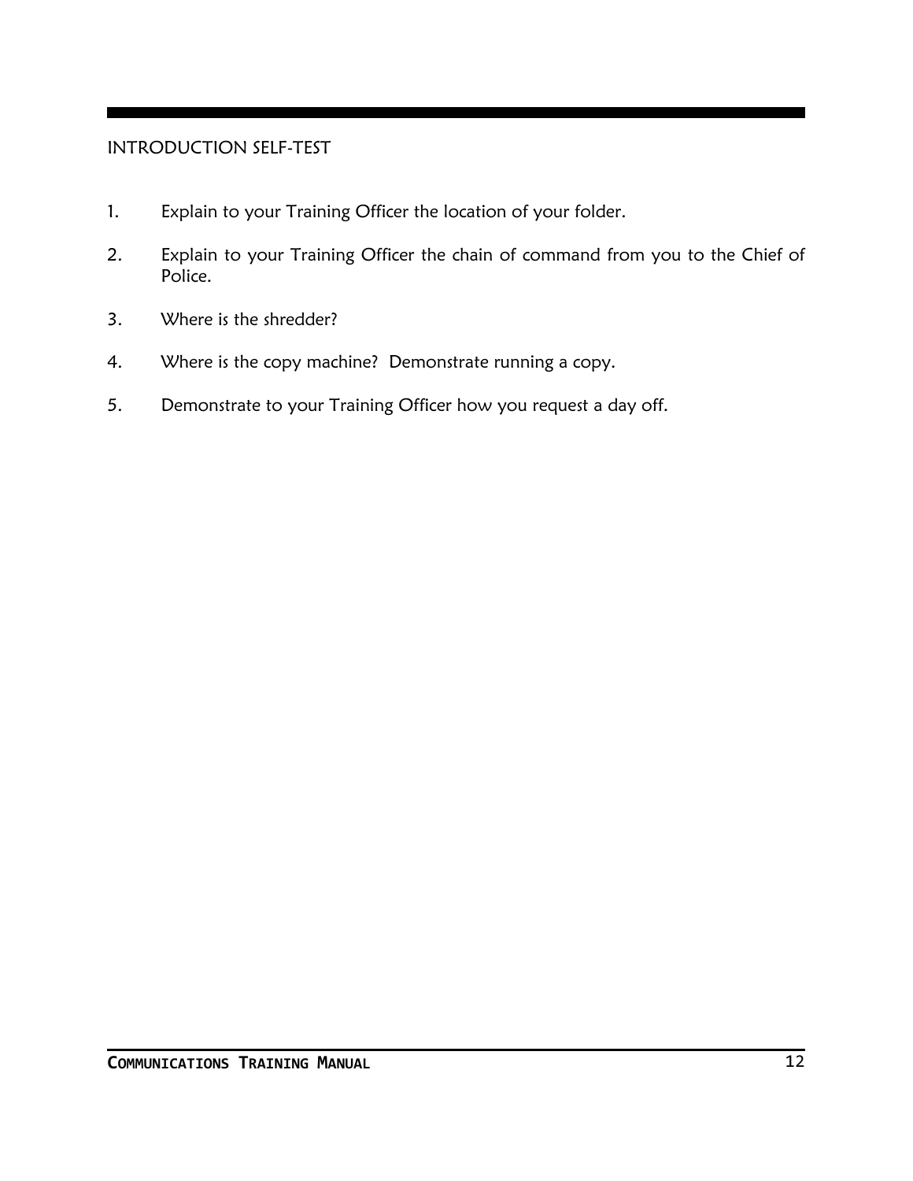## INTRODUCTION SELF-TEST

1. Explain to your Training Officer the location of your folder.

2. Explain to your Training Officer the chain of command from you to the Chief of Police.

3. Where is the shredder?

4. Where is the copy machine? Demonstrate running a copy.

5. Demonstrate to your Training Officer how you request a day off.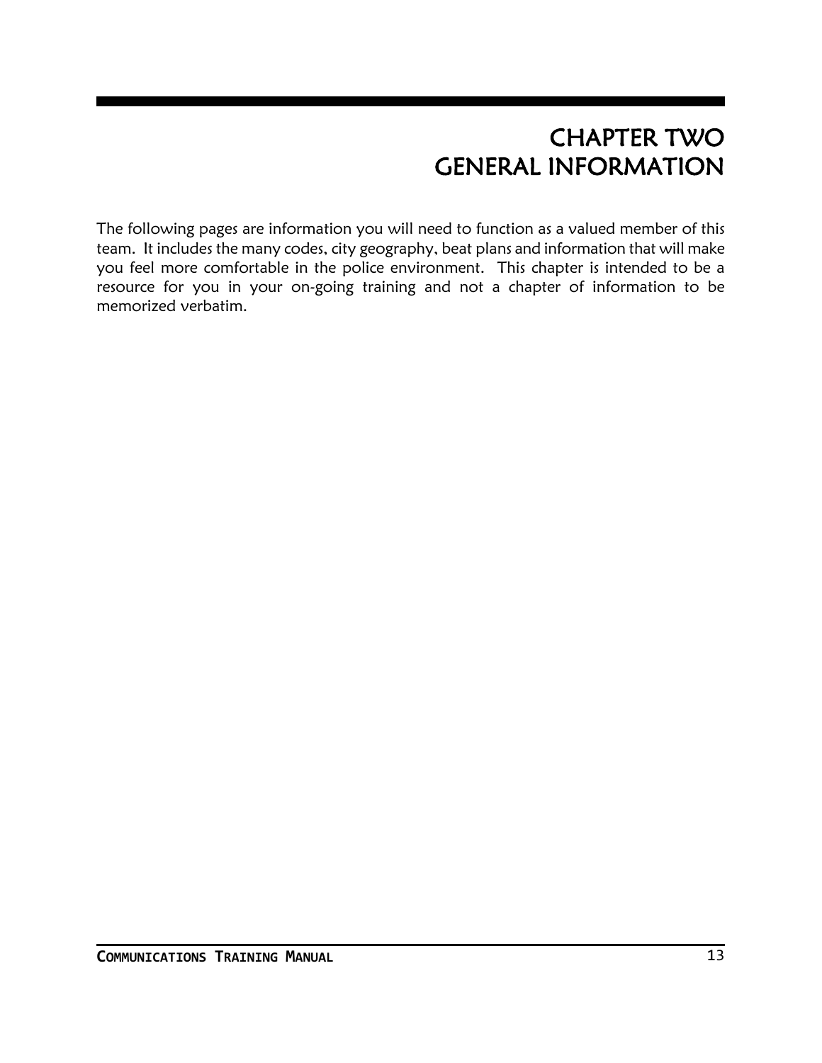# CHAPTER TWO
# GENERAL INFORMATION

The following pages are information you will need to function as a valued member of this team. It includes the many codes, city geography, beat plans and information that will make you feel more comfortable in the police environment. This chapter is intended to be a resource for you in your on-going training and not a chapter of information to be memorized verbatim.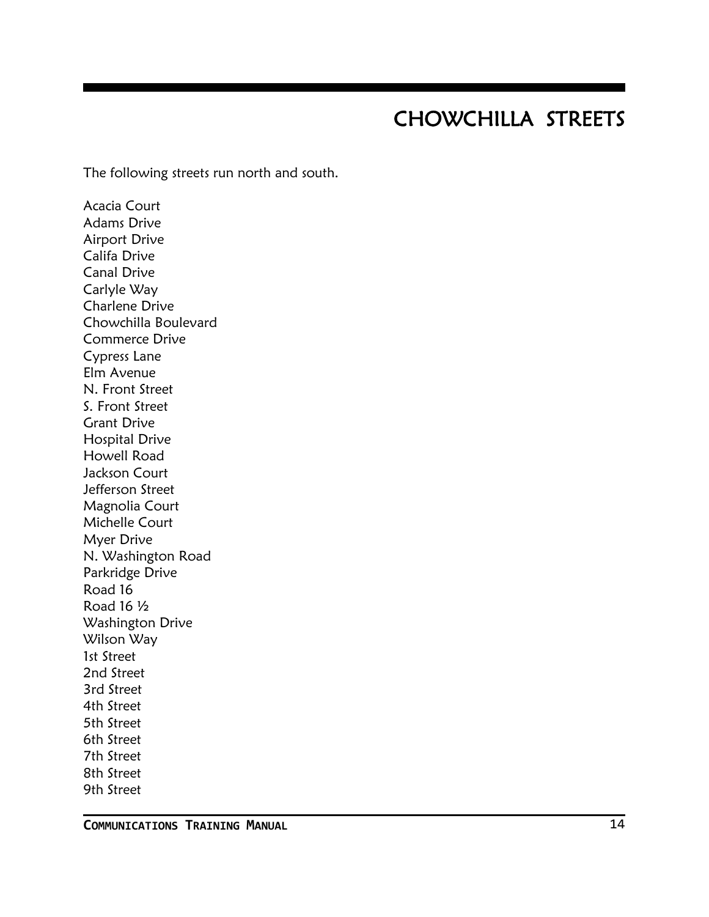# CHOWCHILLA STREETS

The following streets run north and south.

Acacia Court
Adams Drive
Airport Drive
Califa Drive
Canal Drive
Carlyle Way
Charlene Drive
Chowchilla Boulevard
Commerce Drive
Cypress Lane
Elm Avenue
N. Front Street
S. Front Street
Grant Drive
Hospital Drive
Howell Road
Jackson Court
Jefferson Street
Magnolia Court
Michelle Court
Myer Drive
N. Washington Road
Parkridge Drive
Road 16
Road 16 ½
Washington Drive
Wilson Way
1st Street
2nd Street
3rd Street
4th Street
5th Street
6th Street
7th Street
8th Street
9th Street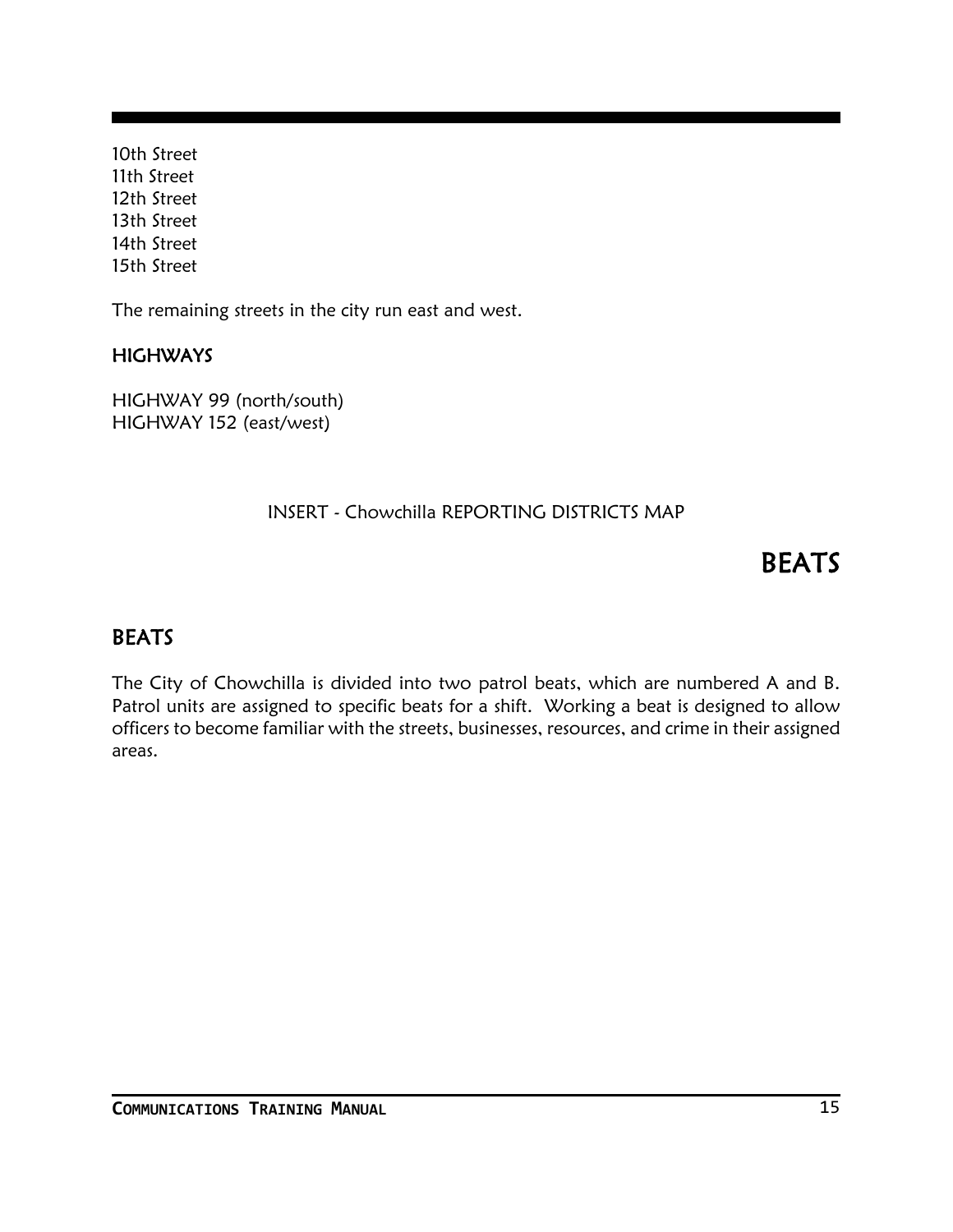10th Street
11th Street
12th Street
13th Street
14th Street
15th Street

The remaining streets in the city run east and west.

### HIGHWAYS

HIGHWAY 99 (north/south)
HIGHWAY 152 (east/west)

INSERT - Chowchilla REPORTING DISTRICTS MAP

# BEATS

## BEATS

The City of Chowchilla is divided into two patrol beats, which are numbered A and B. Patrol units are assigned to specific beats for a shift. Working a beat is designed to allow officers to become familiar with the streets, businesses, resources, and crime in their assigned areas.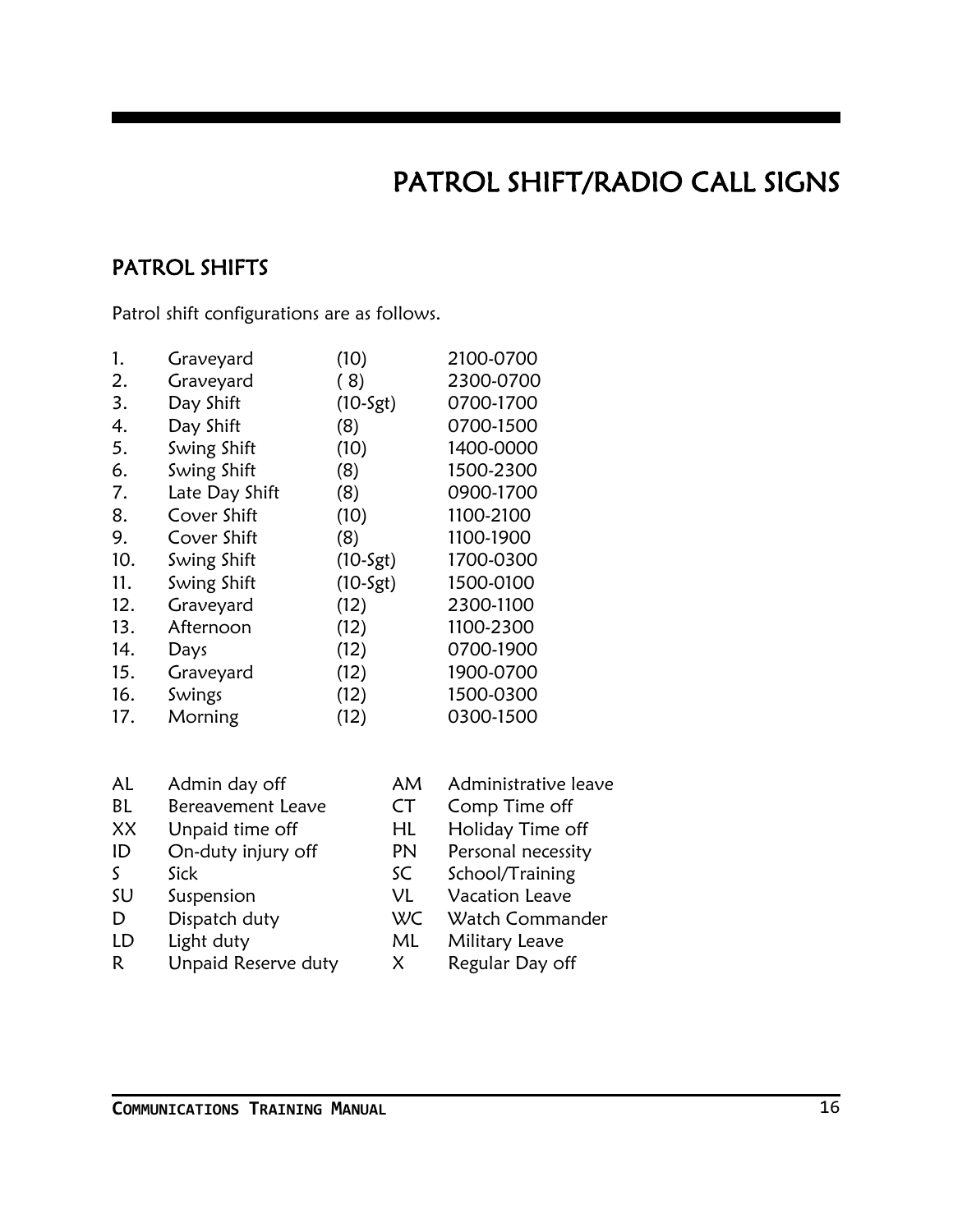# PATROL SHIFT/RADIO CALL SIGNS

## PATROL SHIFTS

Patrol shift configurations are as follows.

| | | | |
|---|---|---|---|
| 1. | Graveyard | (10) | 2100-0700 |
| 2. | Graveyard | ( 8) | 2300-0700 |
| 3. | Day Shift | (10-Sgt) | 0700-1700 |
| 4. | Day Shift | (8) | 0700-1500 |
| 5. | Swing Shift | (10) | 1400-0000 |
| 6. | Swing Shift | (8) | 1500-2300 |
| 7. | Late Day Shift | (8) | 0900-1700 |
| 8. | Cover Shift | (10) | 1100-2100 |
| 9. | Cover Shift | (8) | 1100-1900 |
| 10. | Swing Shift | (10-Sgt) | 1700-0300 |
| 11. | Swing Shift | (10-Sgt) | 1500-0100 |
| 12. | Graveyard | (12) | 2300-1100 |
| 13. | Afternoon | (12) | 1100-2300 |
| 14. | Days | (12) | 0700-1900 |
| 15. | Graveyard | (12) | 1900-0700 |
| 16. | Swings | (12) | 1500-0300 |
| 17. | Morning | (12) | 0300-1500 |

| | | | |
|---|---|---|---|
| AL | Admin day off | AM | Administrative leave |
| BL | Bereavement Leave | CT | Comp Time off |
| XX | Unpaid time off | HL | Holiday Time off |
| ID | On-duty injury off | PN | Personal necessity |
| S | Sick | SC | School/Training |
| SU | Suspension | VL | Vacation Leave |
| D | Dispatch duty | WC | Watch Commander |
| LD | Light duty | ML | Military Leave |
| R | Unpaid Reserve duty | X | Regular Day off |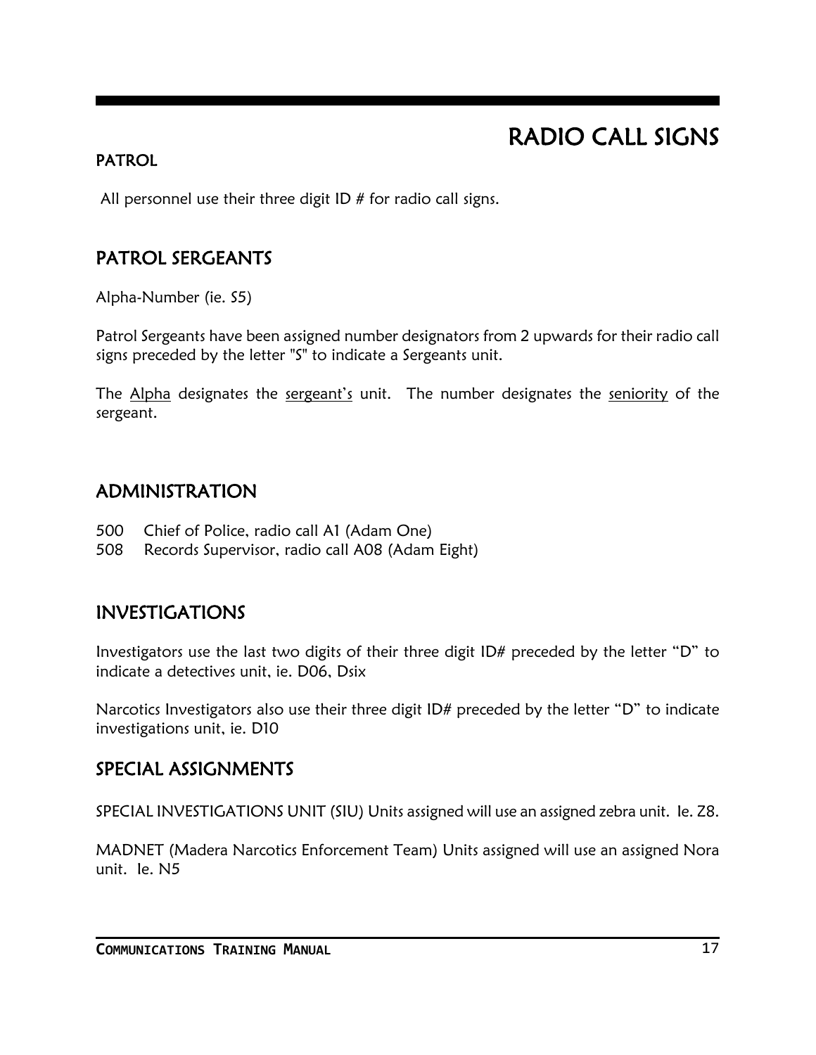# RADIO CALL SIGNS

### PATROL

All personnel use their three digit ID # for radio call signs.

## PATROL SERGEANTS

Alpha-Number (ie. S5)

Patrol Sergeants have been assigned number designators from 2 upwards for their radio call signs preceded by the letter "S" to indicate a Sergeants unit.

The Alpha designates the sergeant's unit. The number designates the seniority of the sergeant.

## ADMINISTRATION

500 Chief of Police, radio call A1 (Adam One)
508 Records Supervisor, radio call A08 (Adam Eight)

## INVESTIGATIONS

Investigators use the last two digits of their three digit ID# preceded by the letter "D" to indicate a detectives unit, ie. D06, Dsix

Narcotics Investigators also use their three digit ID# preceded by the letter "D" to indicate investigations unit, ie. D10

## SPECIAL ASSIGNMENTS

SPECIAL INVESTIGATIONS UNIT (SIU) Units assigned will use an assigned zebra unit. Ie. Z8.

MADNET (Madera Narcotics Enforcement Team) Units assigned will use an assigned Nora unit. Ie. N5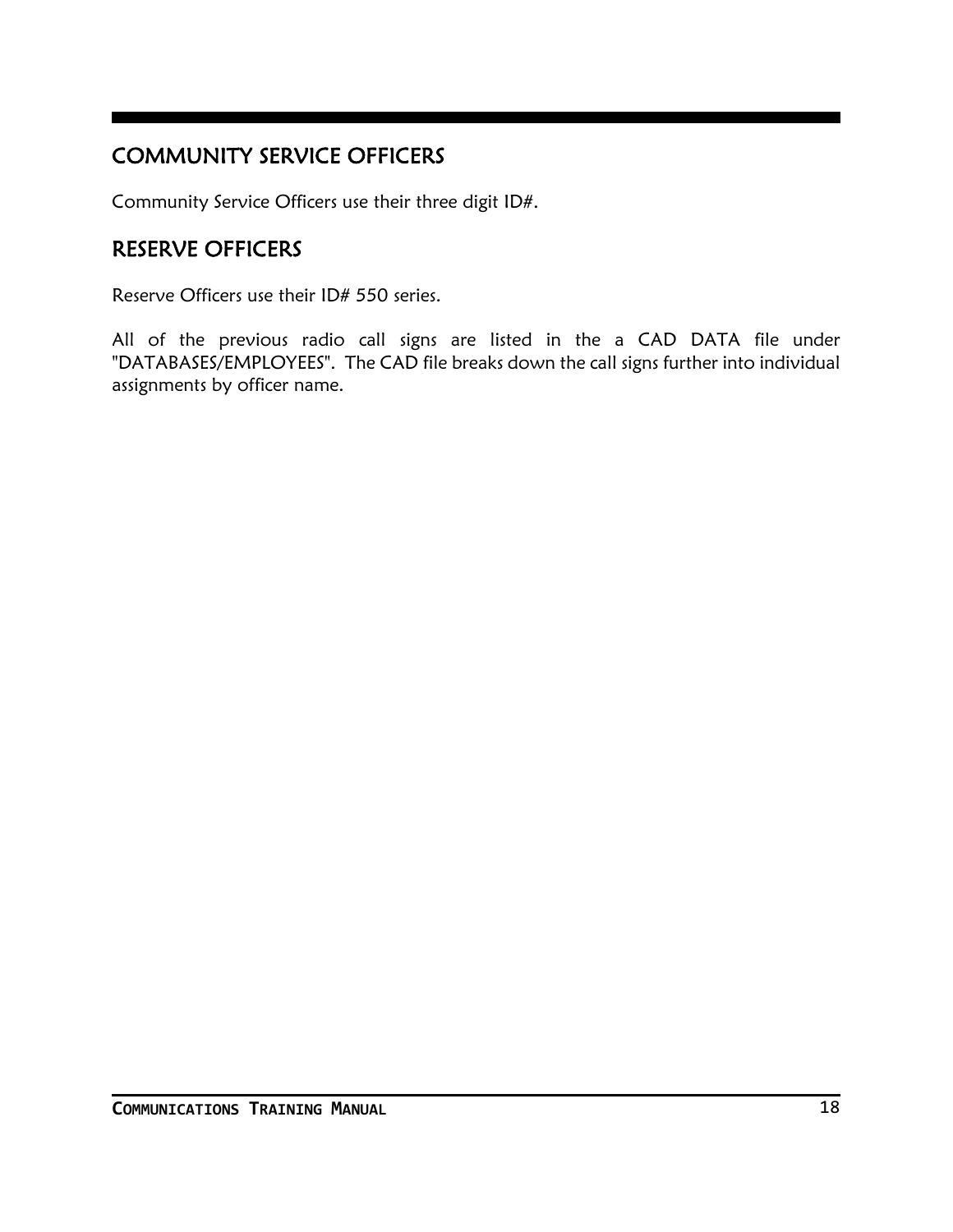## COMMUNITY SERVICE OFFICERS

Community Service Officers use their three digit ID#.

## RESERVE OFFICERS

Reserve Officers use their ID# 550 series.

All of the previous radio call signs are listed in the a CAD DATA file under "DATABASES/EMPLOYEES". The CAD file breaks down the call signs further into individual assignments by officer name.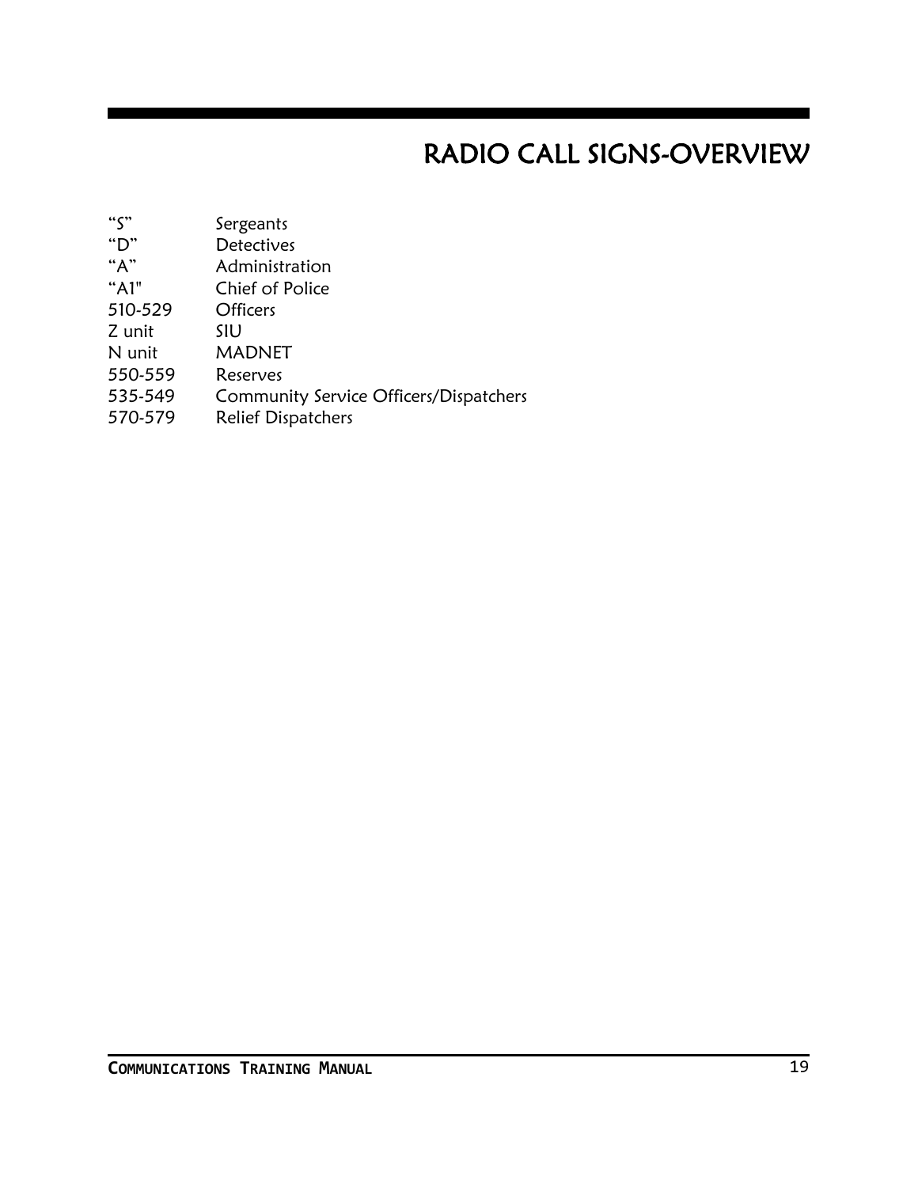# RADIO CALL SIGNS-OVERVIEW

| | |
|---|---|
| "S" | Sergeants |
| "D" | Detectives |
| "A" | Administration |
| "A1" | Chief of Police |
| 510-529 | Officers |
| Z unit | SIU |
| N unit | MADNET |
| 550-559 | Reserves |
| 535-549 | Community Service Officers/Dispatchers |
| 570-579 | Relief Dispatchers |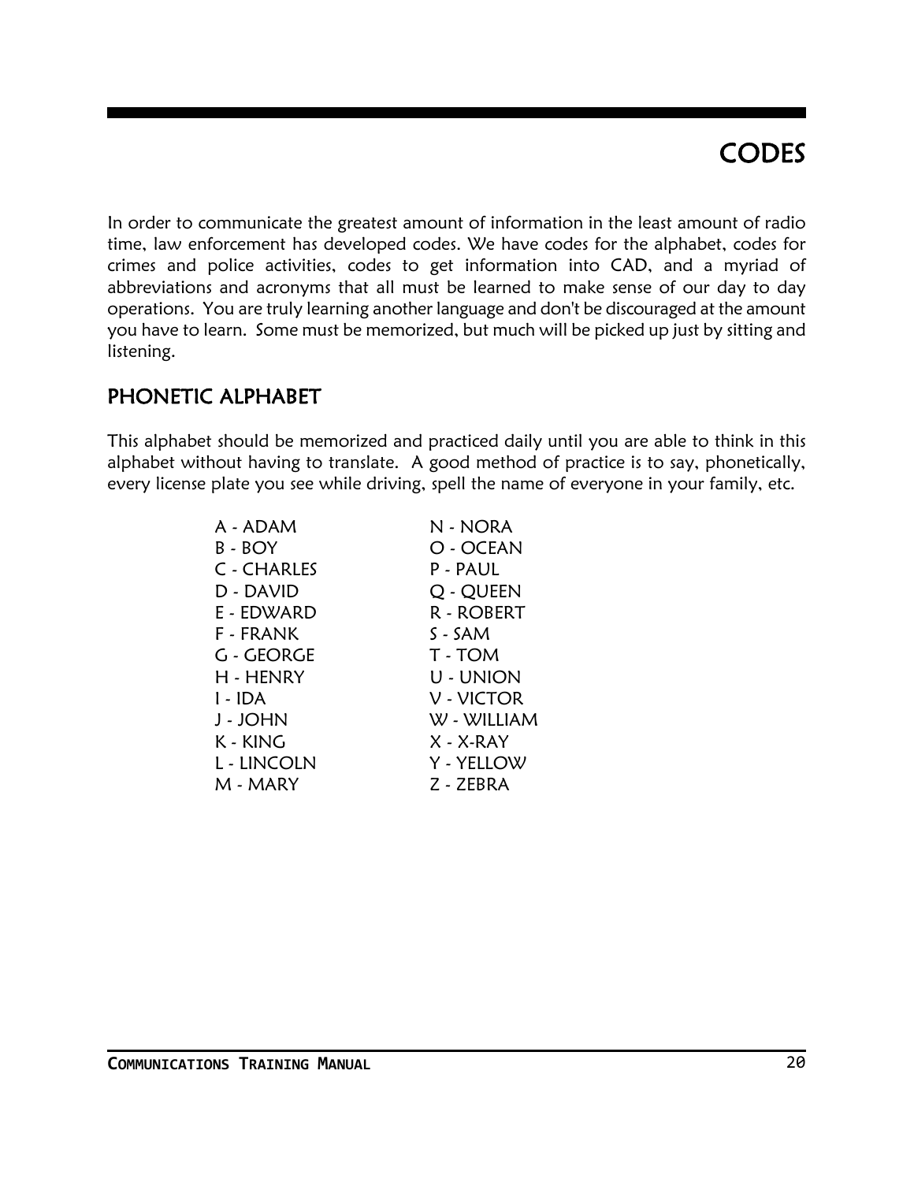# CODES

In order to communicate the greatest amount of information in the least amount of radio time, law enforcement has developed codes. We have codes for the alphabet, codes for crimes and police activities, codes to get information into CAD, and a myriad of abbreviations and acronyms that all must be learned to make sense of our day to day operations. You are truly learning another language and don't be discouraged at the amount you have to learn. Some must be memorized, but much will be picked up just by sitting and listening.

## PHONETIC ALPHABET

This alphabet should be memorized and practiced daily until you are able to think in this alphabet without having to translate. A good method of practice is to say, phonetically, every license plate you see while driving, spell the name of everyone in your family, etc.

- A - ADAM
- B - BOY
- C - CHARLES
- D - DAVID
- E - EDWARD
- F - FRANK
- G - GEORGE
- H - HENRY
- I - IDA
- J - JOHN
- K - KING
- L - LINCOLN
- M - MARY
- N - NORA
- O - OCEAN
- P - PAUL
- Q - QUEEN
- R - ROBERT
- S - SAM
- T - TOM
- U - UNION
- V - VICTOR
- W - WILLIAM
- X - X-RAY
- Y - YELLOW
- Z - ZEBRA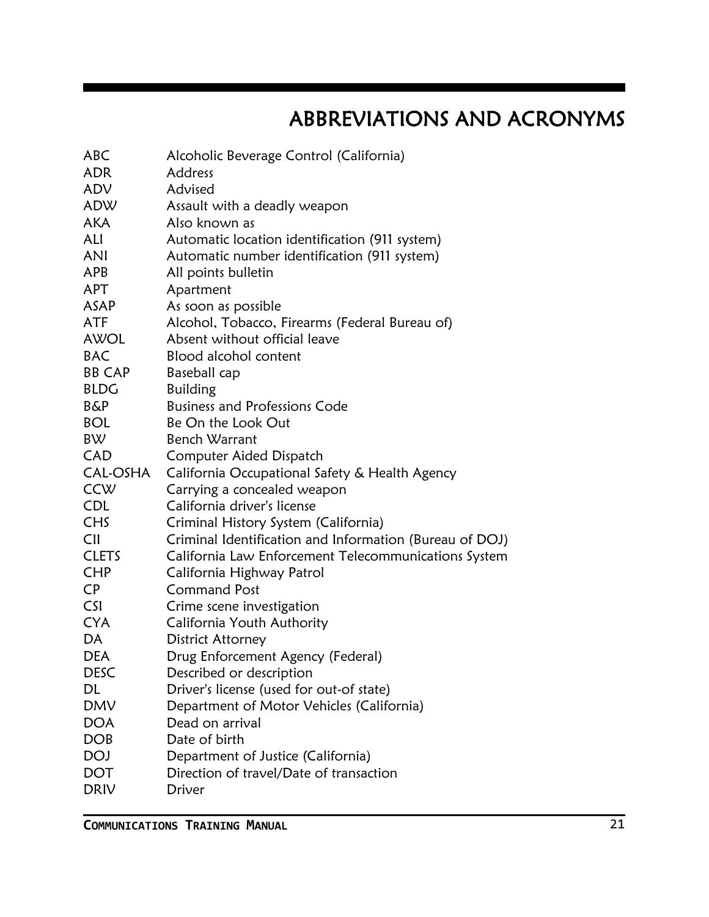# ABBREVIATIONS AND ACRONYMS

| | |
|---|---|
| ABC | Alcoholic Beverage Control (California) |
| ADR | Address |
| ADV | Advised |
| ADW | Assault with a deadly weapon |
| AKA | Also known as |
| ALI | Automatic location identification (911 system) |
| ANI | Automatic number identification (911 system) |
| APB | All points bulletin |
| APT | Apartment |
| ASAP | As soon as possible |
| ATF | Alcohol, Tobacco, Firearms (Federal Bureau of) |
| AWOL | Absent without official leave |
| BAC | Blood alcohol content |
| BB CAP | Baseball cap |
| BLDG | Building |
| B&P | Business and Professions Code |
| BOL | Be On the Look Out |
| BW | Bench Warrant |
| CAD | Computer Aided Dispatch |
| CAL-OSHA | California Occupational Safety & Health Agency |
| CCW | Carrying a concealed weapon |
| CDL | California driver's license |
| CHS | Criminal History System (California) |
| CII | Criminal Identification and Information (Bureau of DOJ) |
| CLETS | California Law Enforcement Telecommunications System |
| CHP | California Highway Patrol |
| CP | Command Post |
| CSI | Crime scene investigation |
| CYA | California Youth Authority |
| DA | District Attorney |
| DEA | Drug Enforcement Agency (Federal) |
| DESC | Described or description |
| DL | Driver's license (used for out-of state) |
| DMV | Department of Motor Vehicles (California) |
| DOA | Dead on arrival |
| DOB | Date of birth |
| DOJ | Department of Justice (California) |
| DOT | Direction of travel/Date of transaction |
| DRIV | Driver |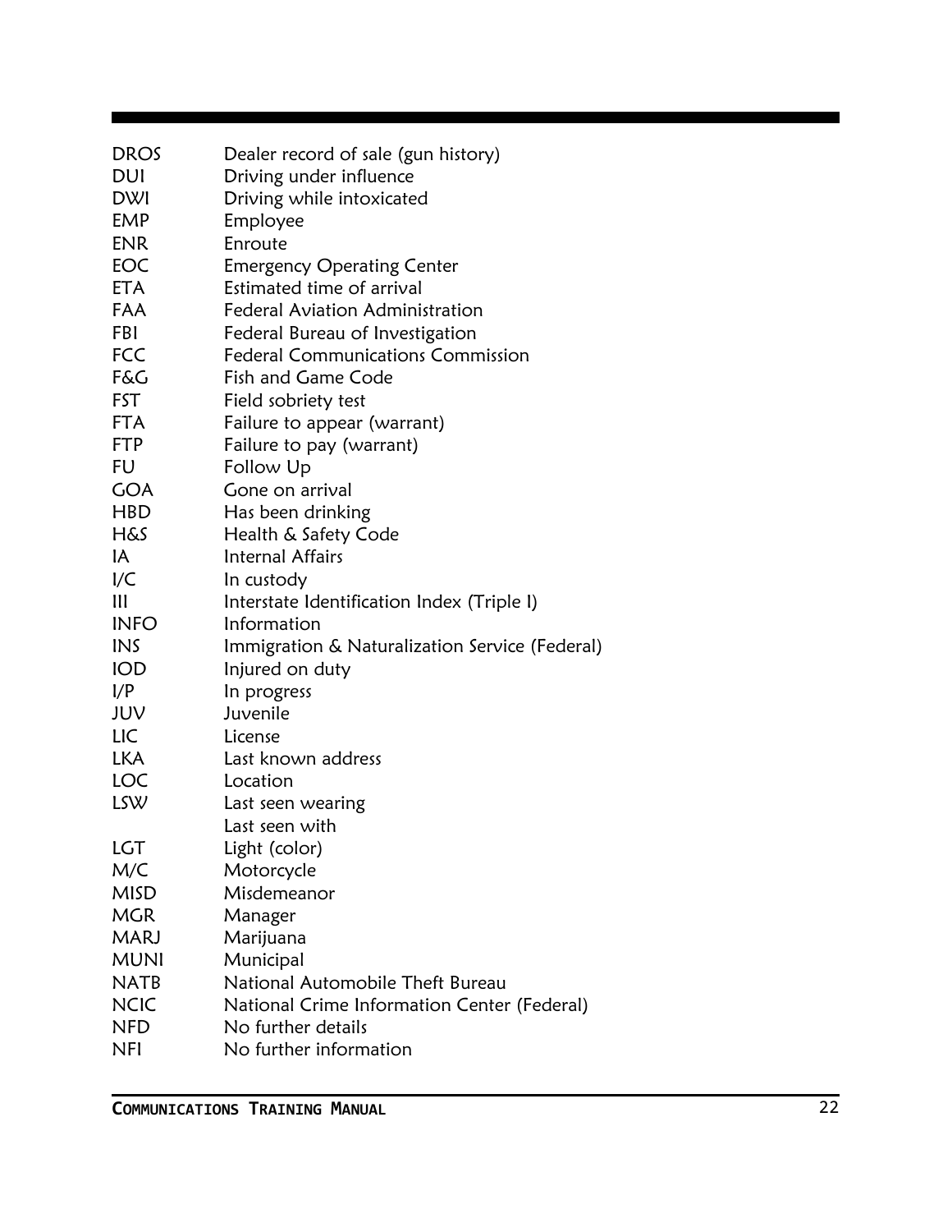| | |
|---|---|
| DROS | Dealer record of sale (gun history) |
| DUI | Driving under influence |
| DWI | Driving while intoxicated |
| EMP | Employee |
| ENR | Enroute |
| EOC | Emergency Operating Center |
| ETA | Estimated time of arrival |
| FAA | Federal Aviation Administration |
| FBI | Federal Bureau of Investigation |
| FCC | Federal Communications Commission |
| F&G | Fish and Game Code |
| FST | Field sobriety test |
| FTA | Failure to appear (warrant) |
| FTP | Failure to pay (warrant) |
| FU | Follow Up |
| GOA | Gone on arrival |
| HBD | Has been drinking |
| H&S | Health & Safety Code |
| IA | Internal Affairs |
| I/C | In custody |
| III | Interstate Identification Index (Triple I) |
| INFO | Information |
| INS | Immigration & Naturalization Service (Federal) |
| IOD | Injured on duty |
| I/P | In progress |
| JUV | Juvenile |
| LIC | License |
| LKA | Last known address |
| LOC | Location |
| LSW | Last seen wearing |
| | Last seen with |
| LGT | Light (color) |
| M/C | Motorcycle |
| MISD | Misdemeanor |
| MGR | Manager |
| MARJ | Marijuana |
| MUNI | Municipal |
| NATB | National Automobile Theft Bureau |
| NCIC | National Crime Information Center (Federal) |
| NFD | No further details |
| NFI | No further information |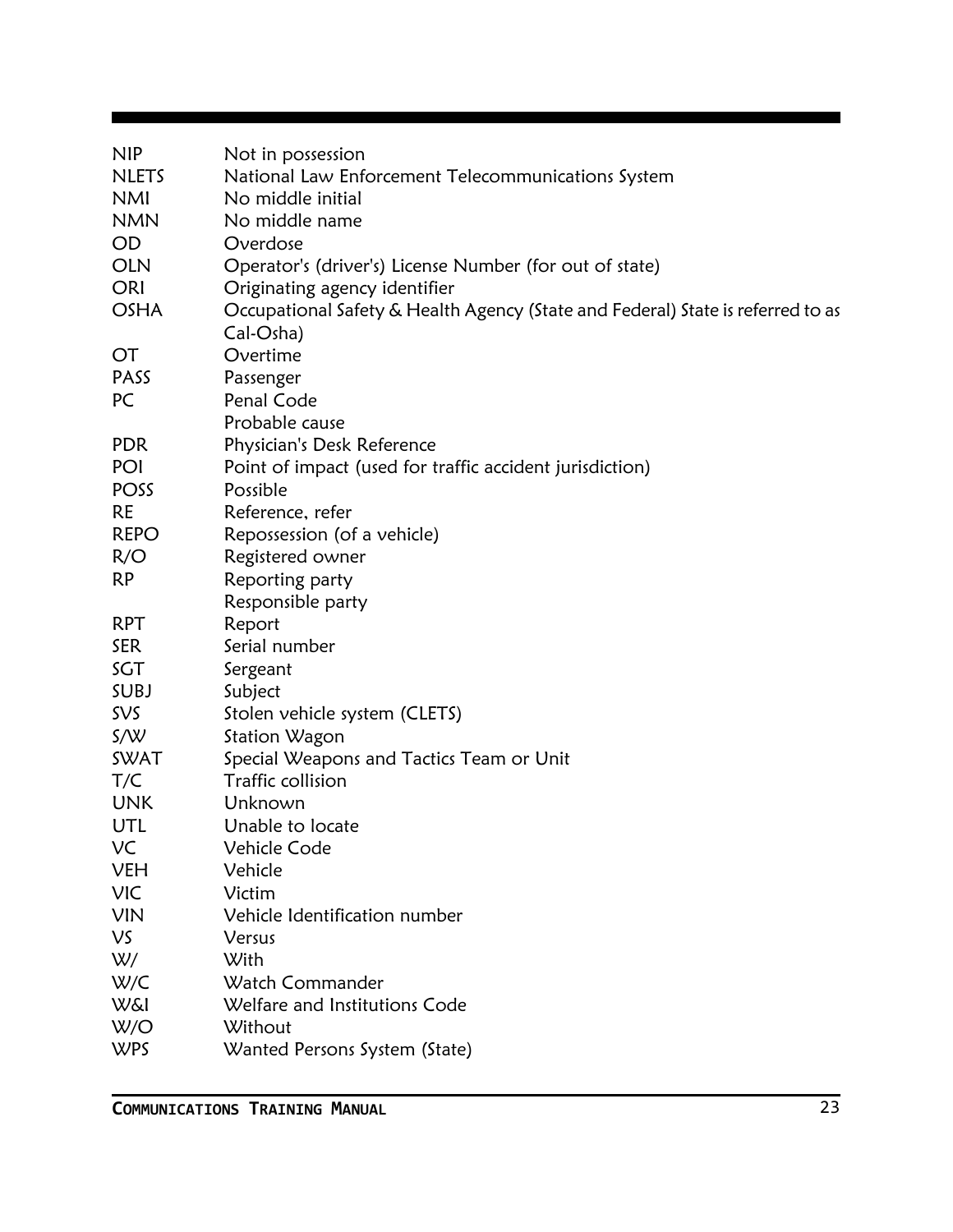| | |
|---|---|
| NIP | Not in possession |
| NLETS | National Law Enforcement Telecommunications System |
| NMI | No middle initial |
| NMN | No middle name |
| OD | Overdose |
| OLN | Operator's (driver's) License Number (for out of state) |
| ORI | Originating agency identifier |
| OSHA | Occupational Safety & Health Agency (State and Federal) State is referred to as Cal-Osha) |
| OT | Overtime |
| PASS | Passenger |
| PC | Penal Code |
| | Probable cause |
| PDR | Physician's Desk Reference |
| POI | Point of impact (used for traffic accident jurisdiction) |
| POSS | Possible |
| RE | Reference, refer |
| REPO | Repossession (of a vehicle) |
| R/O | Registered owner |
| RP | Reporting party |
| | Responsible party |
| RPT | Report |
| SER | Serial number |
| SGT | Sergeant |
| SUBJ | Subject |
| SVS | Stolen vehicle system (CLETS) |
| S/W | Station Wagon |
| SWAT | Special Weapons and Tactics Team or Unit |
| T/C | Traffic collision |
| UNK | Unknown |
| UTL | Unable to locate |
| VC | Vehicle Code |
| VEH | Vehicle |
| VIC | Victim |
| VIN | Vehicle Identification number |
| VS | Versus |
| W/ | With |
| W/C | Watch Commander |
| W&I | Welfare and Institutions Code |
| W/O | Without |
| WPS | Wanted Persons System (State) |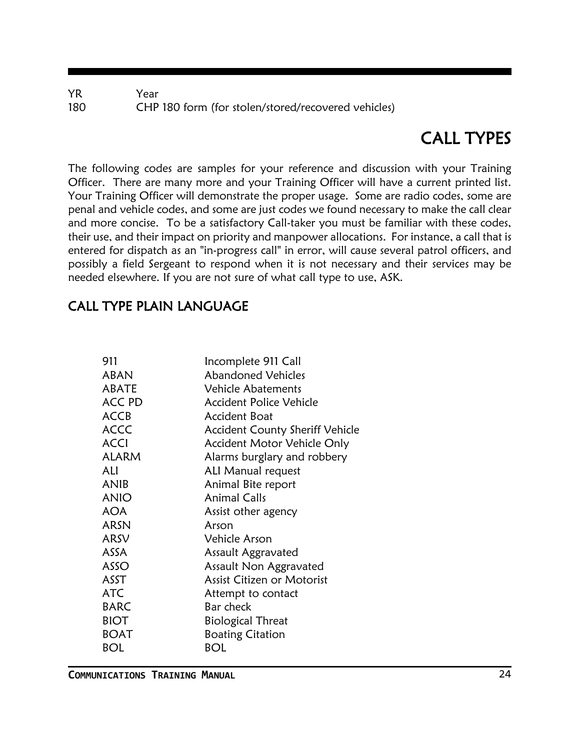| | |
|---|---|
| YR | Year |
| 180 | CHP 180 form (for stolen/stored/recovered vehicles) |

# CALL TYPES

The following codes are samples for your reference and discussion with your Training Officer. There are many more and your Training Officer will have a current printed list. Your Training Officer will demonstrate the proper usage. Some are radio codes, some are penal and vehicle codes, and some are just codes we found necessary to make the call clear and more concise. To be a satisfactory Call-taker you must be familiar with these codes, their use, and their impact on priority and manpower allocations. For instance, a call that is entered for dispatch as an "in-progress call" in error, will cause several patrol officers, and possibly a field Sergeant to respond when it is not necessary and their services may be needed elsewhere. If you are not sure of what call type to use, ASK.

## CALL TYPE PLAIN LANGUAGE

| | |
|---|---|
| 911 | Incomplete 911 Call |
| ABAN | Abandoned Vehicles |
| ABATE | Vehicle Abatements |
| ACC PD | Accident Police Vehicle |
| ACCB | Accident Boat |
| ACCC | Accident County Sheriff Vehicle |
| ACCI | Accident Motor Vehicle Only |
| ALARM | Alarms burglary and robbery |
| ALI | ALI Manual request |
| ANIB | Animal Bite report |
| ANIO | Animal Calls |
| AOA | Assist other agency |
| ARSN | Arson |
| ARSV | Vehicle Arson |
| ASSA | Assault Aggravated |
| ASSO | Assault Non Aggravated |
| ASST | Assist Citizen or Motorist |
| ATC | Attempt to contact |
| BARC | Bar check |
| BIOT | Biological Threat |
| BOAT | Boating Citation |
| BOL | BOL |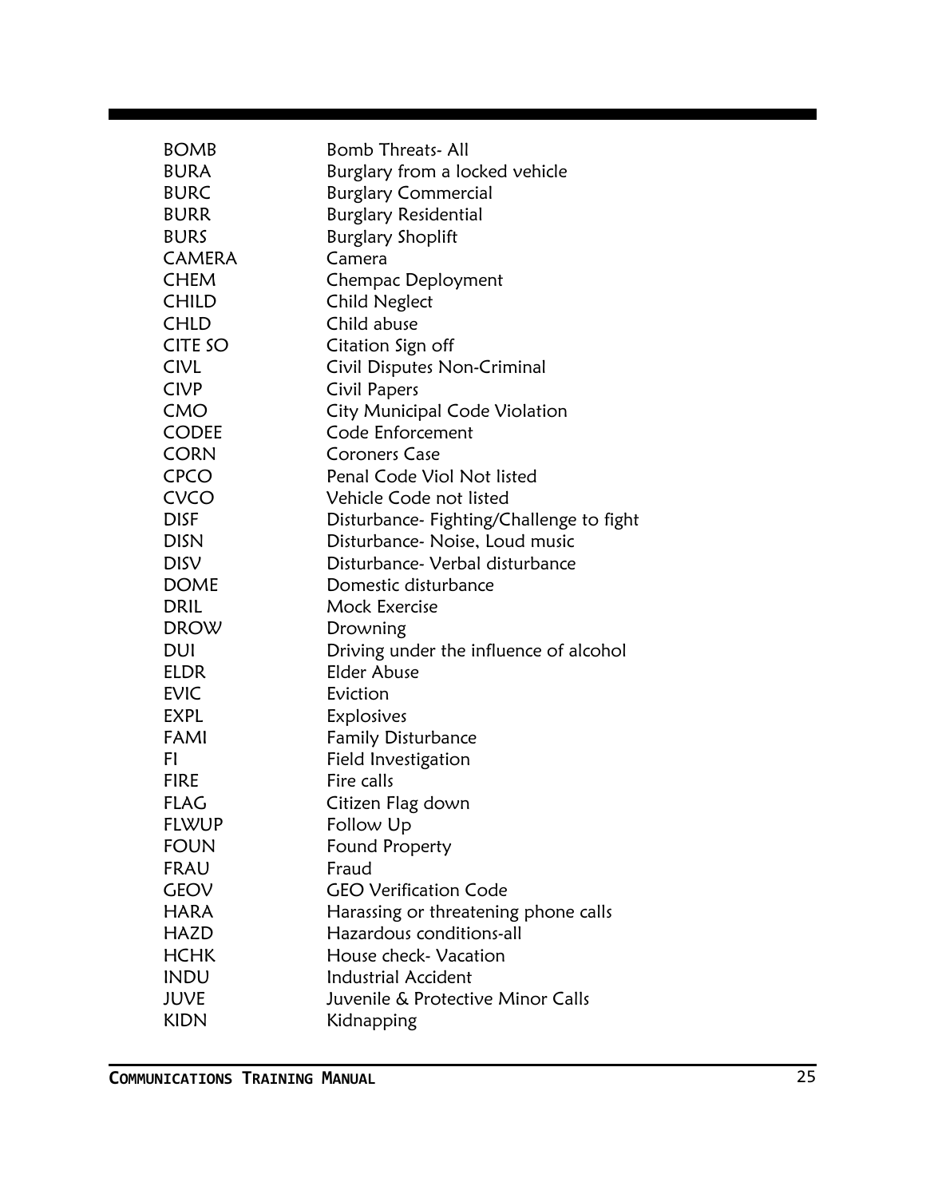| | |
|---|---|
| BOMB | Bomb Threats- All |
| BURA | Burglary from a locked vehicle |
| BURC | Burglary Commercial |
| BURR | Burglary Residential |
| BURS | Burglary Shoplift |
| CAMERA | Camera |
| CHEM | Chempac Deployment |
| CHILD | Child Neglect |
| CHLD | Child abuse |
| CITE SO | Citation Sign off |
| CIVL | Civil Disputes Non-Criminal |
| CIVP | Civil Papers |
| CMO | City Municipal Code Violation |
| CODEE | Code Enforcement |
| CORN | Coroners Case |
| CPCO | Penal Code Viol Not listed |
| CVCO | Vehicle Code not listed |
| DISF | Disturbance- Fighting/Challenge to fight |
| DISN | Disturbance- Noise, Loud music |
| DISV | Disturbance- Verbal disturbance |
| DOME | Domestic disturbance |
| DRIL | Mock Exercise |
| DROW | Drowning |
| DUI | Driving under the influence of alcohol |
| ELDR | Elder Abuse |
| EVIC | Eviction |
| EXPL | Explosives |
| FAMI | Family Disturbance |
| FI | Field Investigation |
| FIRE | Fire calls |
| FLAG | Citizen Flag down |
| FLWUP | Follow Up |
| FOUN | Found Property |
| FRAU | Fraud |
| GEOV | GEO Verification Code |
| HARA | Harassing or threatening phone calls |
| HAZD | Hazardous conditions-all |
| HCHK | House check- Vacation |
| INDU | Industrial Accident |
| JUVE | Juvenile & Protective Minor Calls |
| KIDN | Kidnapping |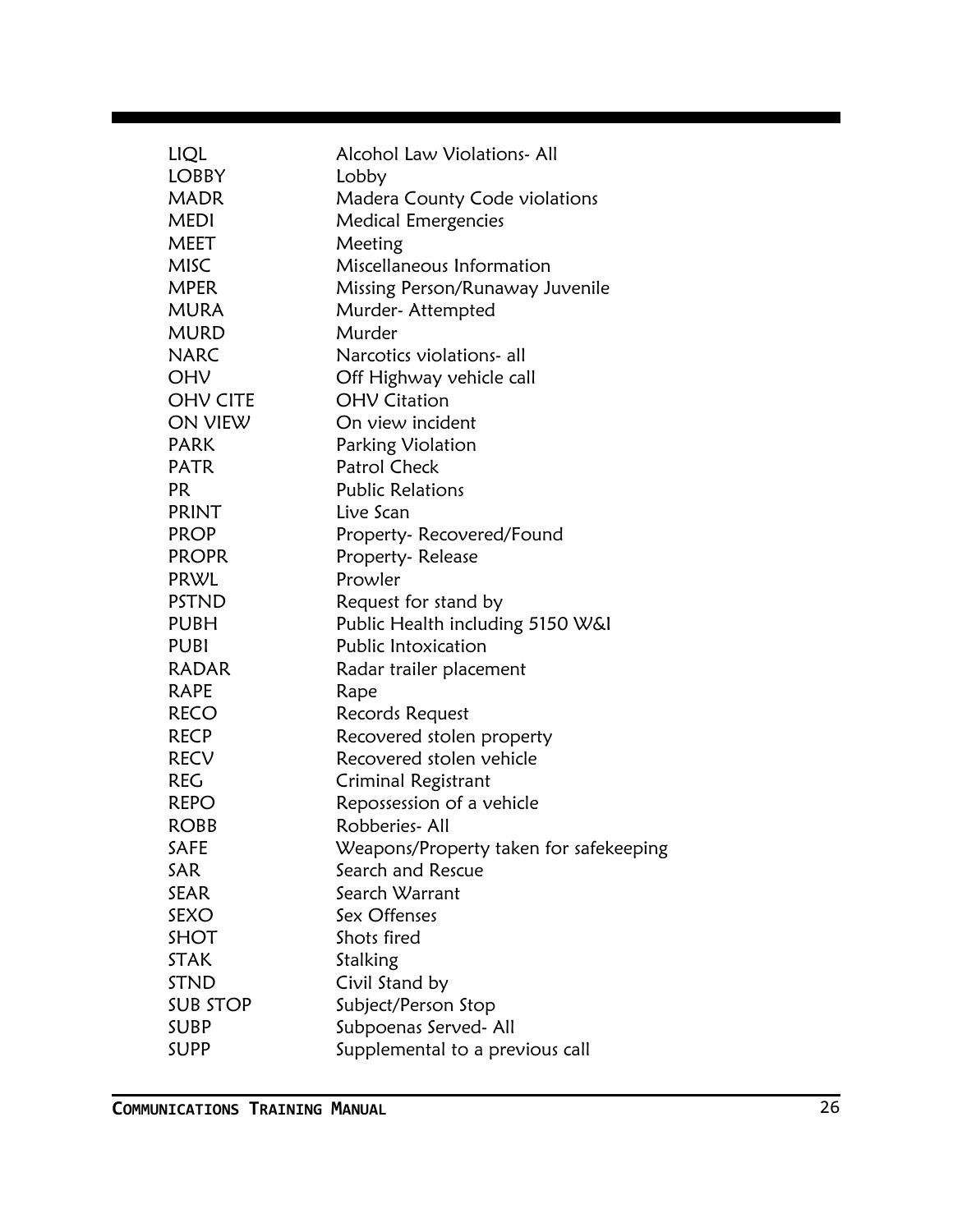| | |
|---|---|
| LIQL | Alcohol Law Violations- All |
| LOBBY | Lobby |
| MADR | Madera County Code violations |
| MEDI | Medical Emergencies |
| MEET | Meeting |
| MISC | Miscellaneous Information |
| MPER | Missing Person/Runaway Juvenile |
| MURA | Murder- Attempted |
| MURD | Murder |
| NARC | Narcotics violations- all |
| OHV | Off Highway vehicle call |
| OHV CITE | OHV Citation |
| ON VIEW | On view incident |
| PARK | Parking Violation |
| PATR | Patrol Check |
| PR | Public Relations |
| PRINT | Live Scan |
| PROP | Property- Recovered/Found |
| PROPR | Property- Release |
| PRWL | Prowler |
| PSTND | Request for stand by |
| PUBH | Public Health including 5150 W&I |
| PUBI | Public Intoxication |
| RADAR | Radar trailer placement |
| RAPE | Rape |
| RECO | Records Request |
| RECP | Recovered stolen property |
| RECV | Recovered stolen vehicle |
| REG | Criminal Registrant |
| REPO | Repossession of a vehicle |
| ROBB | Robberies- All |
| SAFE | Weapons/Property taken for safekeeping |
| SAR | Search and Rescue |
| SEAR | Search Warrant |
| SEXO | Sex Offenses |
| SHOT | Shots fired |
| STAK | Stalking |
| STND | Civil Stand by |
| SUB STOP | Subject/Person Stop |
| SUBP | Subpoenas Served- All |
| SUPP | Supplemental to a previous call |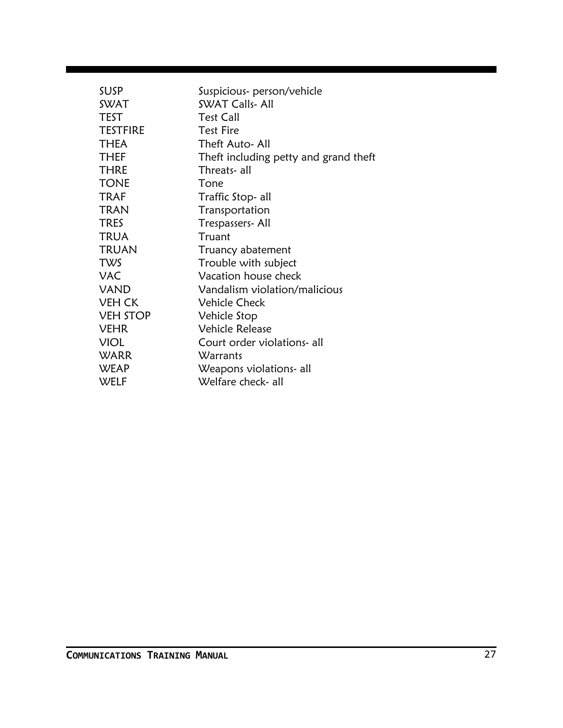| | |
|---|---|
| SUSP | Suspicious- person/vehicle |
| SWAT | SWAT Calls- All |
| TEST | Test Call |
| TESTFIRE | Test Fire |
| THEA | Theft Auto- All |
| THEF | Theft including petty and grand theft |
| THRE | Threats- all |
| TONE | Tone |
| TRAF | Traffic Stop- all |
| TRAN | Transportation |
| TRES | Trespassers- All |
| TRUA | Truant |
| TRUAN | Truancy abatement |
| TWS | Trouble with subject |
| VAC | Vacation house check |
| VAND | Vandalism violation/malicious |
| VEH CK | Vehicle Check |
| VEH STOP | Vehicle Stop |
| VEHR | Vehicle Release |
| VIOL | Court order violations- all |
| WARR | Warrants |
| WEAP | Weapons violations- all |
| WELF | Welfare check- all |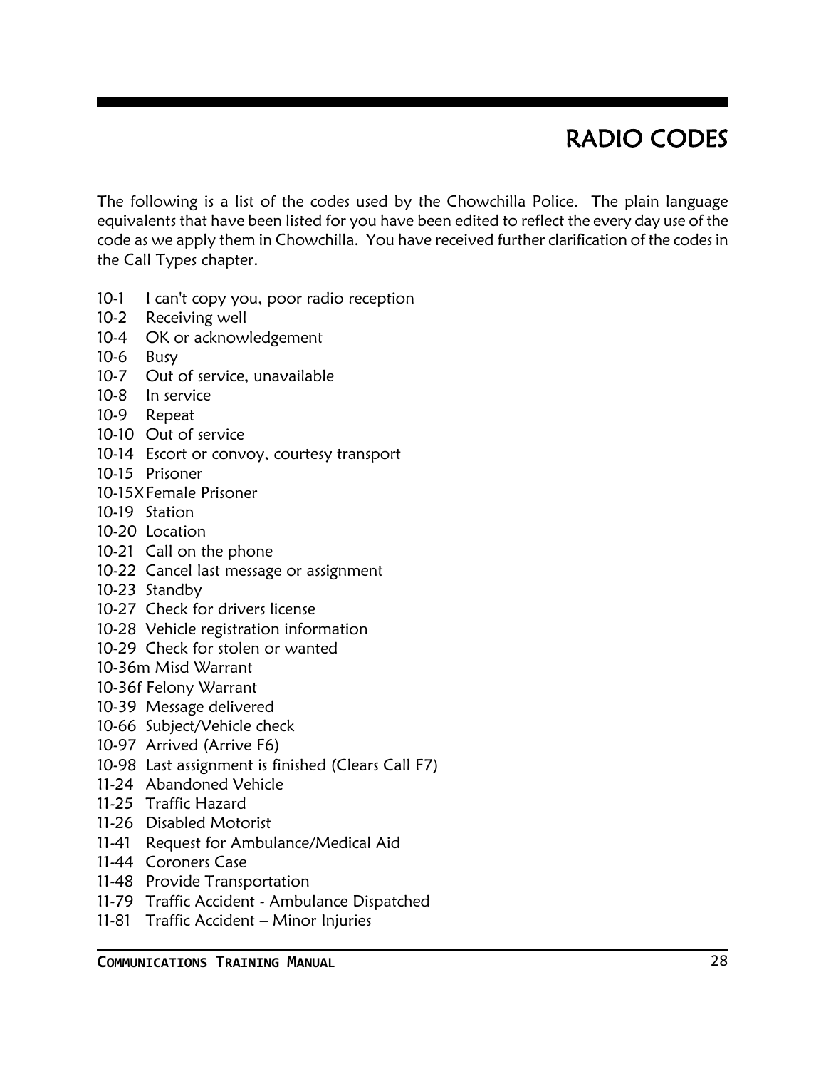# RADIO CODES

The following is a list of the codes used by the Chowchilla Police. The plain language equivalents that have been listed for you have been edited to reflect the every day use of the code as we apply them in Chowchilla. You have received further clarification of the codes in the Call Types chapter.

10-1 I can't copy you, poor radio reception
10-2 Receiving well
10-4 OK or acknowledgement
10-6 Busy
10-7 Out of service, unavailable
10-8 In service
10-9 Repeat
10-10 Out of service
10-14 Escort or convoy, courtesy transport
10-15 Prisoner
10-15X Female Prisoner
10-19 Station
10-20 Location
10-21 Call on the phone
10-22 Cancel last message or assignment
10-23 Standby
10-27 Check for drivers license
10-28 Vehicle registration information
10-29 Check for stolen or wanted
10-36m Misd Warrant
10-36f Felony Warrant
10-39 Message delivered
10-66 Subject/Vehicle check
10-97 Arrived (Arrive F6)
10-98 Last assignment is finished (Clears Call F7)
11-24 Abandoned Vehicle
11-25 Traffic Hazard
11-26 Disabled Motorist
11-41 Request for Ambulance/Medical Aid
11-44 Coroners Case
11-48 Provide Transportation
11-79 Traffic Accident - Ambulance Dispatched
11-81 Traffic Accident – Minor Injuries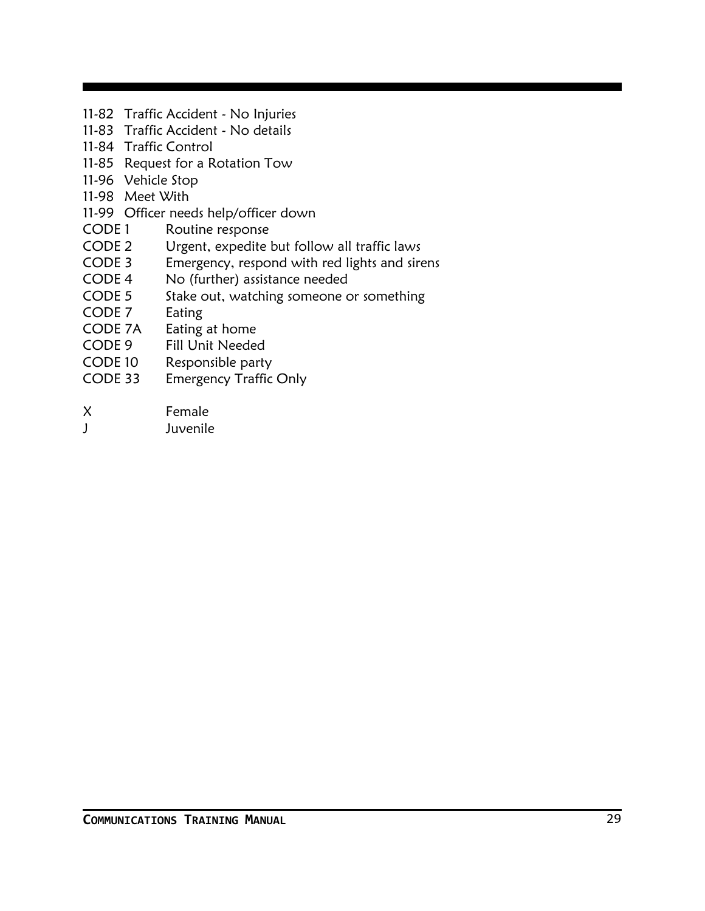11-82 Traffic Accident - No Injuries
11-83 Traffic Accident - No details
11-84 Traffic Control
11-85 Request for a Rotation Tow
11-96 Vehicle Stop
11-98 Meet With
11-99 Officer needs help/officer down

| | |
|---|---|
| CODE 1 | Routine response |
| CODE 2 | Urgent, expedite but follow all traffic laws |
| CODE 3 | Emergency, respond with red lights and sirens |
| CODE 4 | No (further) assistance needed |
| CODE 5 | Stake out, watching someone or something |
| CODE 7 | Eating |
| CODE 7A | Eating at home |
| CODE 9 | Fill Unit Needed |
| CODE 10 | Responsible party |
| CODE 33 | Emergency Traffic Only |

| | |
|---|---|
| X | Female |
| J | Juvenile |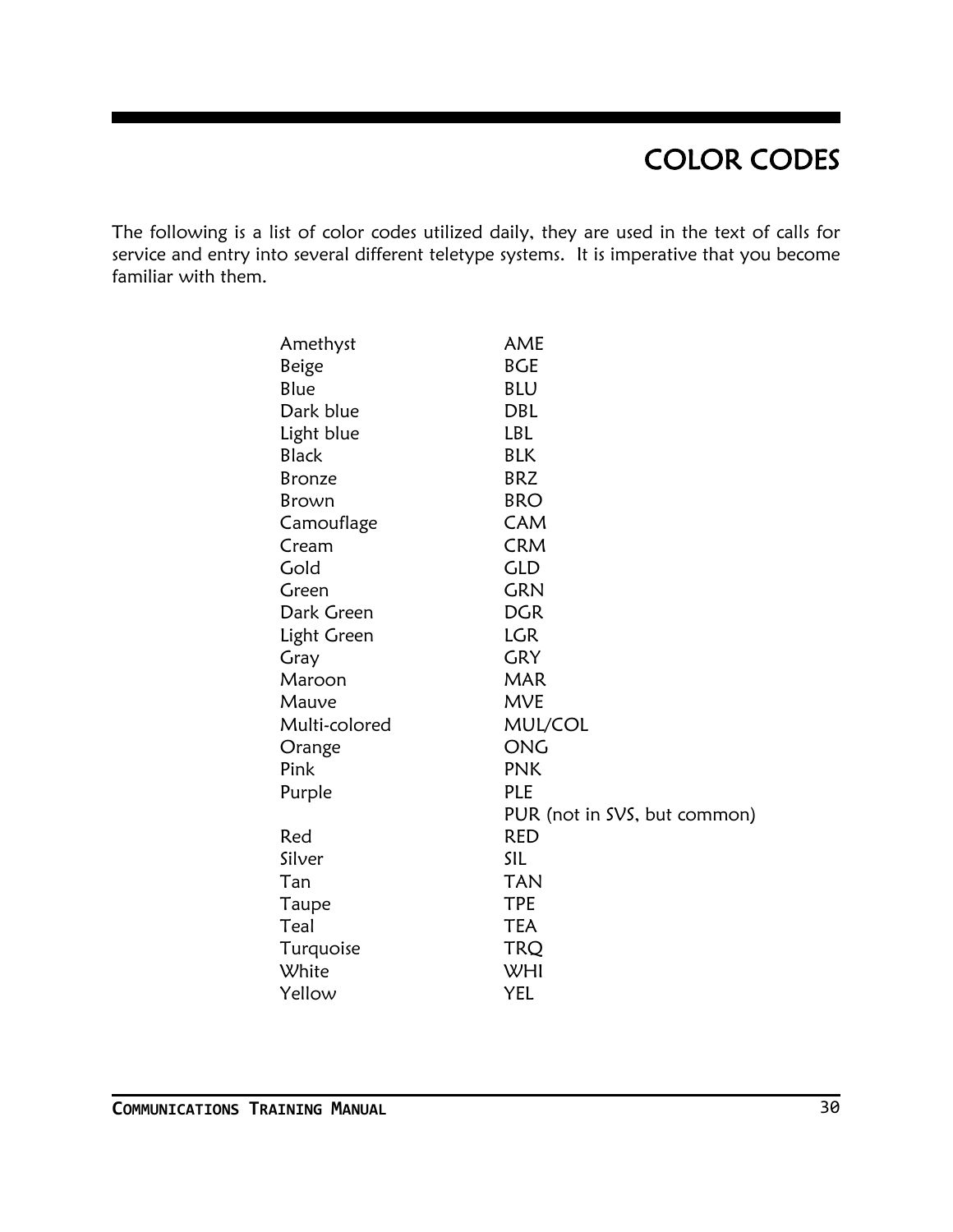# COLOR CODES

The following is a list of color codes utilized daily, they are used in the text of calls for service and entry into several different teletype systems. It is imperative that you become familiar with them.

| | |
|---|---|
| Amethyst | AME |
| Beige | BGE |
| Blue | BLU |
| Dark blue | DBL |
| Light blue | LBL |
| Black | BLK |
| Bronze | BRZ |
| Brown | BRO |
| Camouflage | CAM |
| Cream | CRM |
| Gold | GLD |
| Green | GRN |
| Dark Green | DGR |
| Light Green | LGR |
| Gray | GRY |
| Maroon | MAR |
| Mauve | MVE |
| Multi-colored | MUL/COL |
| Orange | ONG |
| Pink | PNK |
| Purple | PLE |
| | PUR (not in SVS, but common) |
| Red | RED |
| Silver | SIL |
| Tan | TAN |
| Taupe | TPE |
| Teal | TEA |
| Turquoise | TRQ |
| White | WHI |
| Yellow | YEL |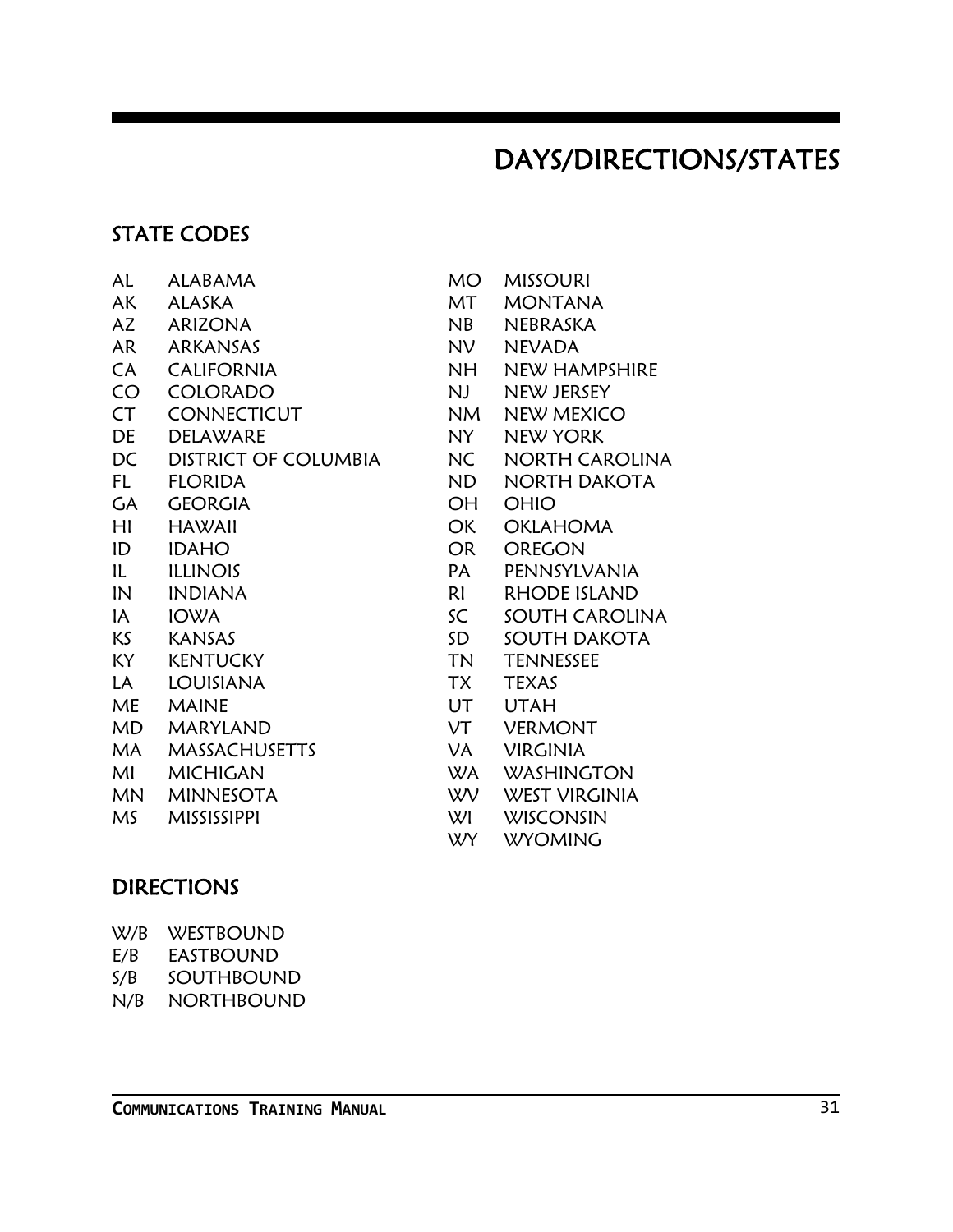# DAYS/DIRECTIONS/STATES

## STATE CODES

| | |
|---|---|
| AL | ALABAMA |
| AK | ALASKA |
| AZ | ARIZONA |
| AR | ARKANSAS |
| CA | CALIFORNIA |
| CO | COLORADO |
| CT | CONNECTICUT |
| DE | DELAWARE |
| DC | DISTRICT OF COLUMBIA |
| FL | FLORIDA |
| GA | GEORGIA |
| HI | HAWAII |
| ID | IDAHO |
| IL | ILLINOIS |
| IN | INDIANA |
| IA | IOWA |
| KS | KANSAS |
| KY | KENTUCKY |
| LA | LOUISIANA |
| ME | MAINE |
| MD | MARYLAND |
| MA | MASSACHUSETTS |
| MI | MICHIGAN |
| MN | MINNESOTA |
| MS | MISSISSIPPI |
| MO | MISSOURI |
| MT | MONTANA |
| NB | NEBRASKA |
| NV | NEVADA |
| NH | NEW HAMPSHIRE |
| NJ | NEW JERSEY |
| NM | NEW MEXICO |
| NY | NEW YORK |
| NC | NORTH CAROLINA |
| ND | NORTH DAKOTA |
| OH | OHIO |
| OK | OKLAHOMA |
| OR | OREGON |
| PA | PENNSYLVANIA |
| RI | RHODE ISLAND |
| SC | SOUTH CAROLINA |
| SD | SOUTH DAKOTA |
| TN | TENNESSEE |
| TX | TEXAS |
| UT | UTAH |
| VT | VERMONT |
| VA | VIRGINIA |
| WA | WASHINGTON |
| WV | WEST VIRGINIA |
| WI | WISCONSIN |
| WY | WYOMING |

## DIRECTIONS

| | |
|---|---|
| W/B | WESTBOUND |
| E/B | EASTBOUND |
| S/B | SOUTHBOUND |
| N/B | NORTHBOUND |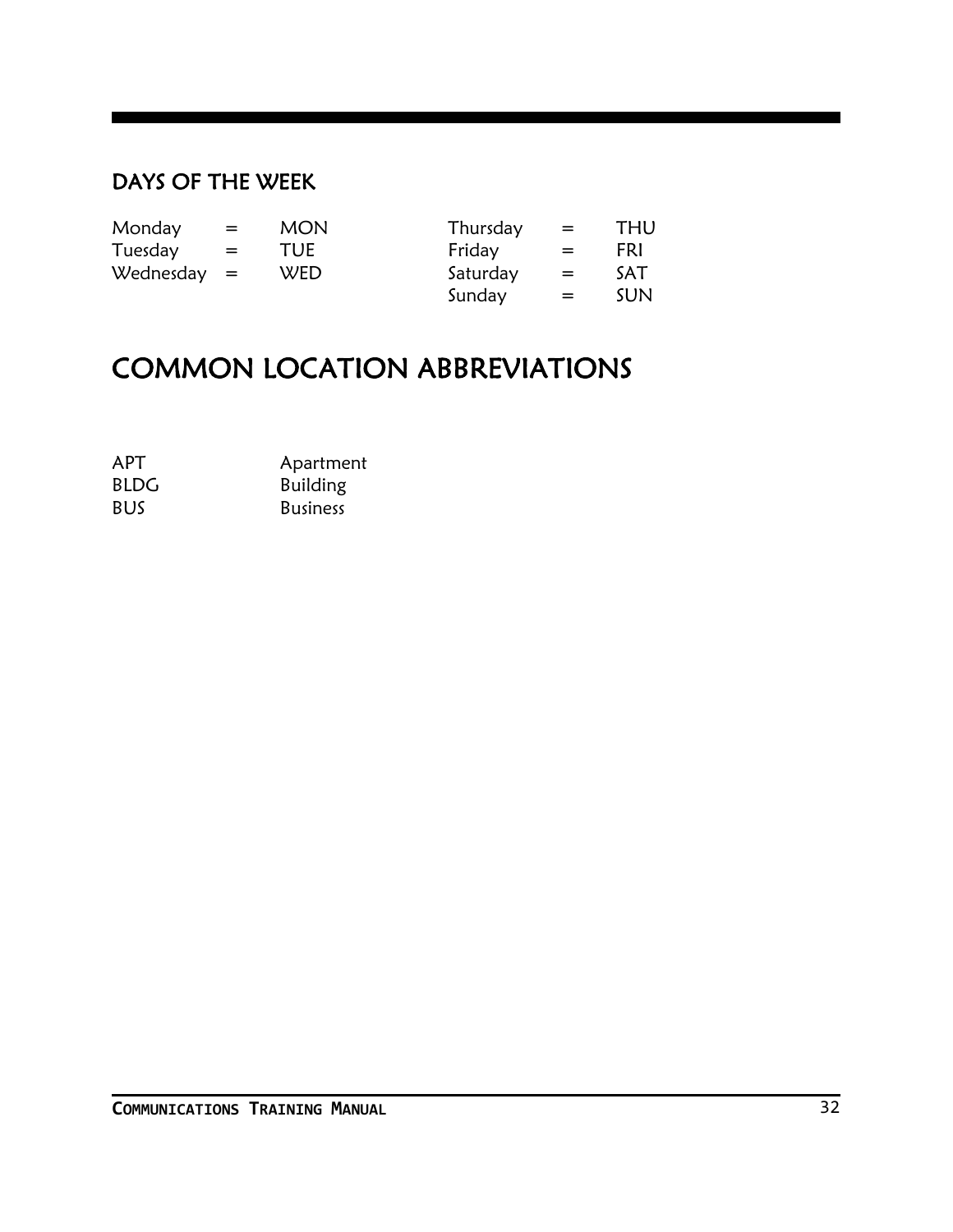## DAYS OF THE WEEK

| | | | | | |
|---|---|---|---|---|---|
| Monday | = | MON | Thursday | = | THU |
| Tuesday | = | TUE | Friday | = | FRI |
| Wednesday | = | WED | Saturday | = | SAT |
| | | | Sunday | = | SUN |

# COMMON LOCATION ABBREVIATIONS

| | |
|---|---|
| APT | Apartment |
| BLDG | Building |
| BUS | Business |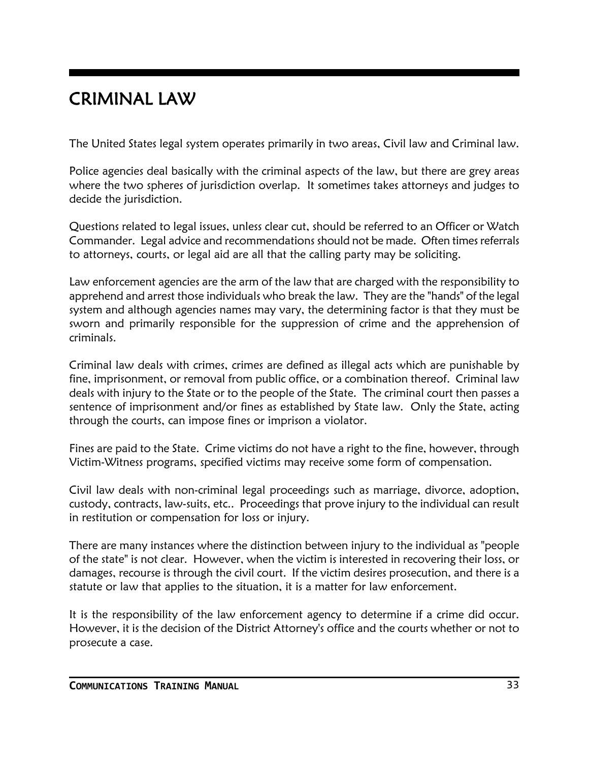# CRIMINAL LAW

The United States legal system operates primarily in two areas, Civil law and Criminal law.

Police agencies deal basically with the criminal aspects of the law, but there are grey areas where the two spheres of jurisdiction overlap. It sometimes takes attorneys and judges to decide the jurisdiction.

Questions related to legal issues, unless clear cut, should be referred to an Officer or Watch Commander. Legal advice and recommendations should not be made. Often times referrals to attorneys, courts, or legal aid are all that the calling party may be soliciting.

Law enforcement agencies are the arm of the law that are charged with the responsibility to apprehend and arrest those individuals who break the law. They are the "hands" of the legal system and although agencies names may vary, the determining factor is that they must be sworn and primarily responsible for the suppression of crime and the apprehension of criminals.

Criminal law deals with crimes, crimes are defined as illegal acts which are punishable by fine, imprisonment, or removal from public office, or a combination thereof. Criminal law deals with injury to the State or to the people of the State. The criminal court then passes a sentence of imprisonment and/or fines as established by State law. Only the State, acting through the courts, can impose fines or imprison a violator.

Fines are paid to the State. Crime victims do not have a right to the fine, however, through Victim-Witness programs, specified victims may receive some form of compensation.

Civil law deals with non-criminal legal proceedings such as marriage, divorce, adoption, custody, contracts, law-suits, etc.. Proceedings that prove injury to the individual can result in restitution or compensation for loss or injury.

There are many instances where the distinction between injury to the individual as "people of the state" is not clear. However, when the victim is interested in recovering their loss, or damages, recourse is through the civil court. If the victim desires prosecution, and there is a statute or law that applies to the situation, it is a matter for law enforcement.

It is the responsibility of the law enforcement agency to determine if a crime did occur. However, it is the decision of the District Attorney's office and the courts whether or not to prosecute a case.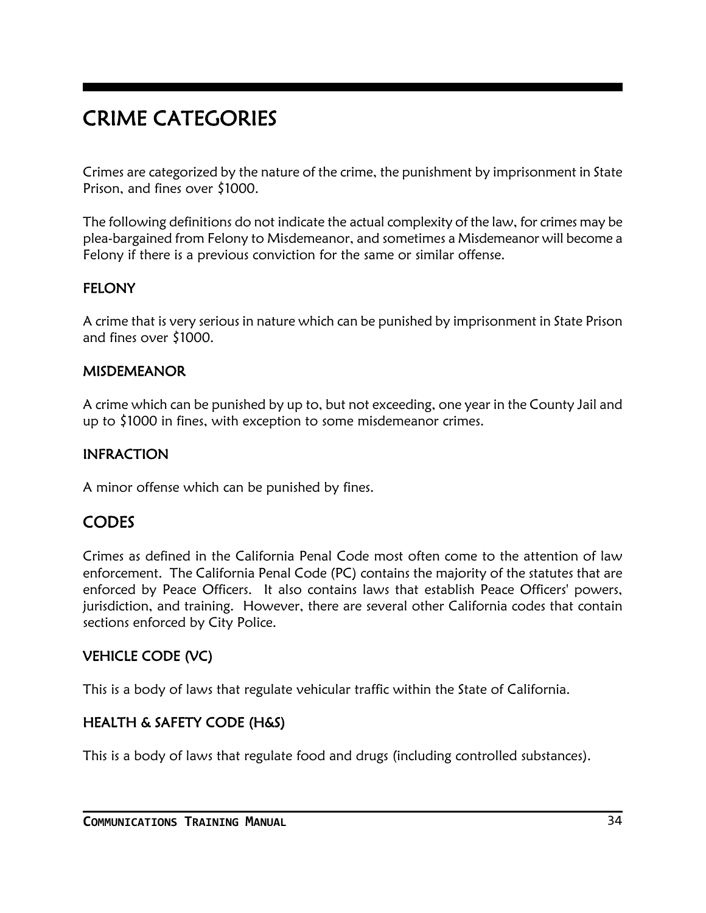# CRIME CATEGORIES

Crimes are categorized by the nature of the crime, the punishment by imprisonment in State Prison, and fines over $1000.

The following definitions do not indicate the actual complexity of the law, for crimes may be plea-bargained from Felony to Misdemeanor, and sometimes a Misdemeanor will become a Felony if there is a previous conviction for the same or similar offense.

### FELONY

A crime that is very serious in nature which can be punished by imprisonment in State Prison and fines over $1000.

### MISDEMEANOR

A crime which can be punished by up to, but not exceeding, one year in the County Jail and up to $1000 in fines, with exception to some misdemeanor crimes.

### INFRACTION

A minor offense which can be punished by fines.

## CODES

Crimes as defined in the California Penal Code most often come to the attention of law enforcement. The California Penal Code (PC) contains the majority of the statutes that are enforced by Peace Officers. It also contains laws that establish Peace Officers' powers, jurisdiction, and training. However, there are several other California codes that contain sections enforced by City Police.

### VEHICLE CODE (VC)

This is a body of laws that regulate vehicular traffic within the State of California.

### HEALTH & SAFETY CODE (H&S)

This is a body of laws that regulate food and drugs (including controlled substances).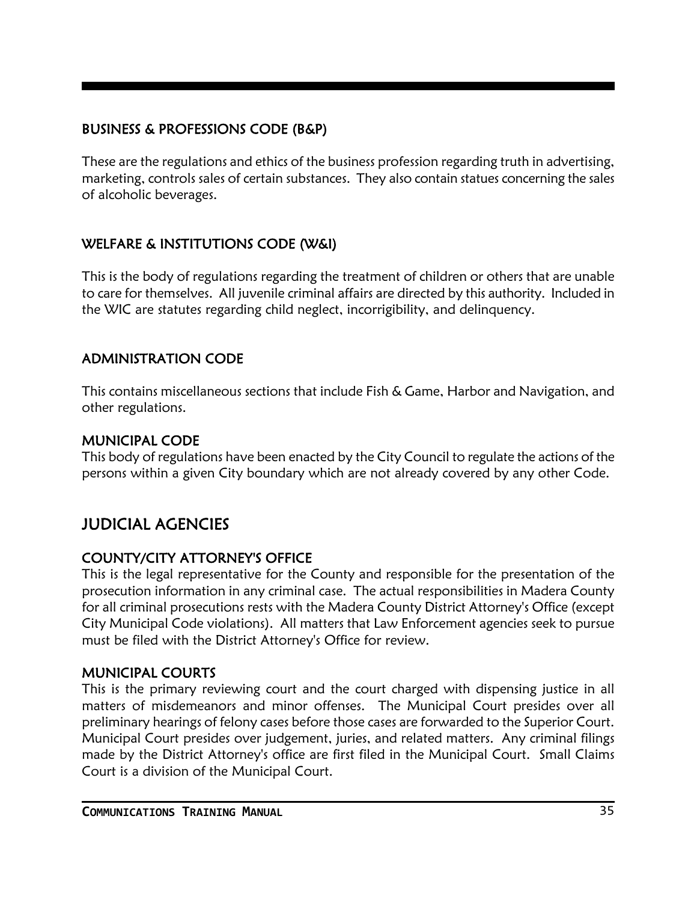### BUSINESS & PROFESSIONS CODE (B&P)

These are the regulations and ethics of the business profession regarding truth in advertising, marketing, controls sales of certain substances. They also contain statues concerning the sales of alcoholic beverages.

### WELFARE & INSTITUTIONS CODE (W&I)

This is the body of regulations regarding the treatment of children or others that are unable to care for themselves. All juvenile criminal affairs are directed by this authority. Included in the WIC are statutes regarding child neglect, incorrigibility, and delinquency.

### ADMINISTRATION CODE

This contains miscellaneous sections that include Fish & Game, Harbor and Navigation, and other regulations.

### MUNICIPAL CODE

This body of regulations have been enacted by the City Council to regulate the actions of the persons within a given City boundary which are not already covered by any other Code.

## JUDICIAL AGENCIES

### COUNTY/CITY ATTORNEY'S OFFICE

This is the legal representative for the County and responsible for the presentation of the prosecution information in any criminal case. The actual responsibilities in Madera County for all criminal prosecutions rests with the Madera County District Attorney's Office (except City Municipal Code violations). All matters that Law Enforcement agencies seek to pursue must be filed with the District Attorney's Office for review.

### MUNICIPAL COURTS

This is the primary reviewing court and the court charged with dispensing justice in all matters of misdemeanors and minor offenses. The Municipal Court presides over all preliminary hearings of felony cases before those cases are forwarded to the Superior Court. Municipal Court presides over judgement, juries, and related matters. Any criminal filings made by the District Attorney's office are first filed in the Municipal Court. Small Claims Court is a division of the Municipal Court.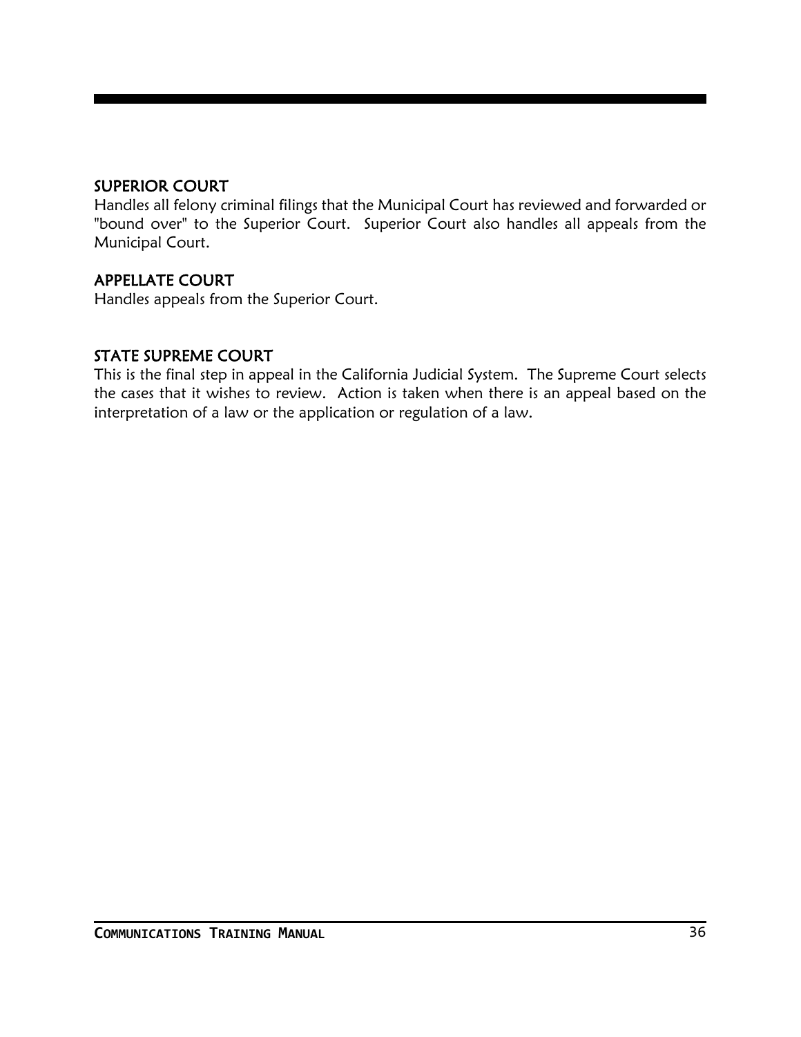## SUPERIOR COURT

Handles all felony criminal filings that the Municipal Court has reviewed and forwarded or "bound over" to the Superior Court. Superior Court also handles all appeals from the Municipal Court.

## APPELLATE COURT

Handles appeals from the Superior Court.

## STATE SUPREME COURT

This is the final step in appeal in the California Judicial System. The Supreme Court selects the cases that it wishes to review. Action is taken when there is an appeal based on the interpretation of a law or the application or regulation of a law.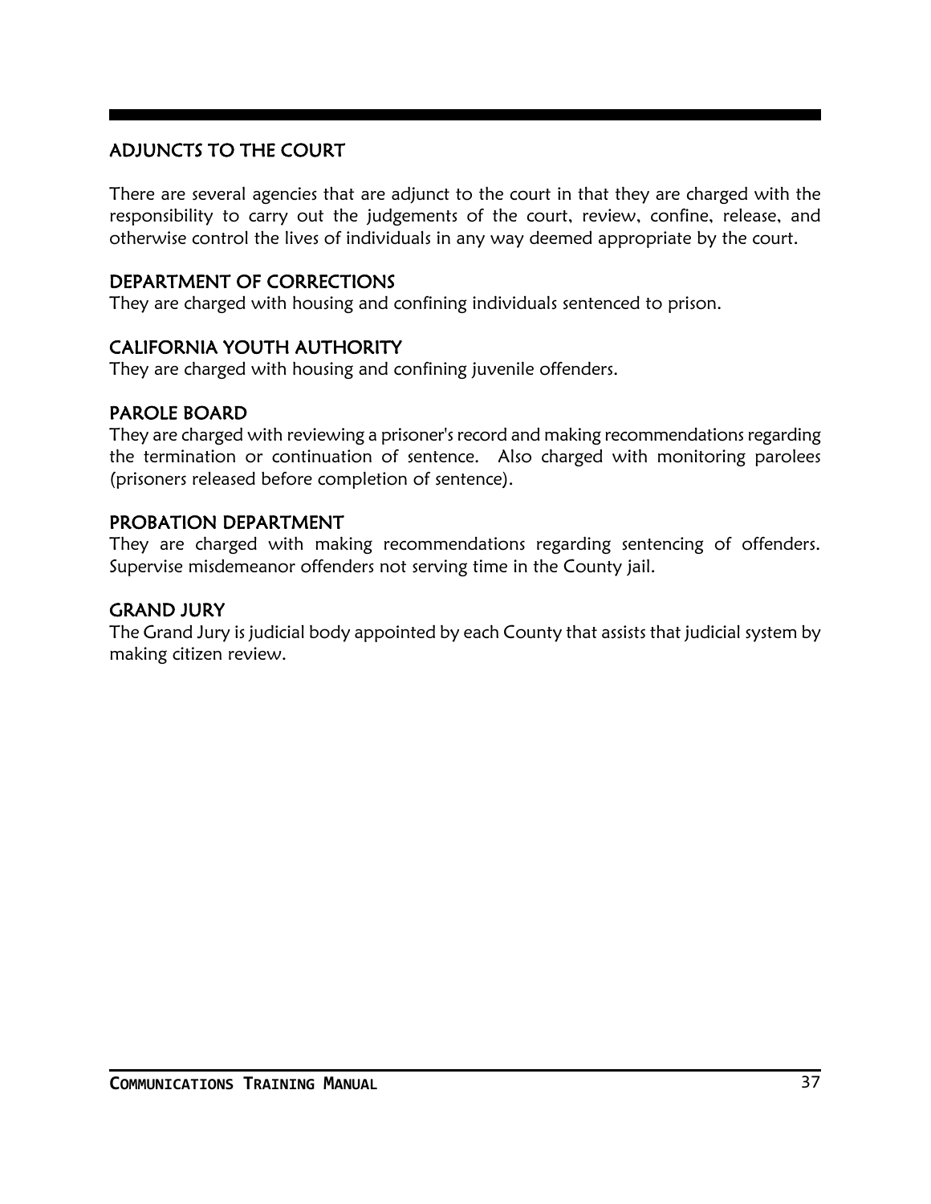## ADJUNCTS TO THE COURT

There are several agencies that are adjunct to the court in that they are charged with the responsibility to carry out the judgements of the court, review, confine, release, and otherwise control the lives of individuals in any way deemed appropriate by the court.

### DEPARTMENT OF CORRECTIONS

They are charged with housing and confining individuals sentenced to prison.

### CALIFORNIA YOUTH AUTHORITY

They are charged with housing and confining juvenile offenders.

### PAROLE BOARD

They are charged with reviewing a prisoner's record and making recommendations regarding the termination or continuation of sentence. Also charged with monitoring parolees (prisoners released before completion of sentence).

### PROBATION DEPARTMENT

They are charged with making recommendations regarding sentencing of offenders. Supervise misdemeanor offenders not serving time in the County jail.

### GRAND JURY

The Grand Jury is judicial body appointed by each County that assists that judicial system by making citizen review.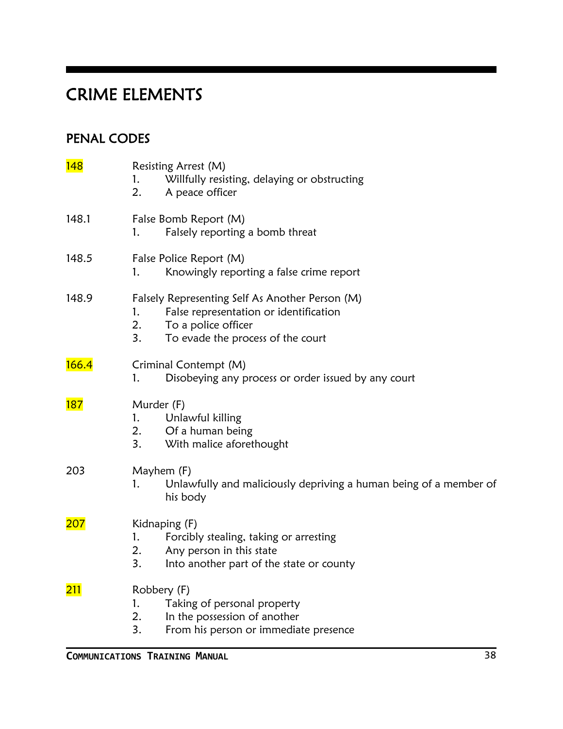# CRIME ELEMENTS

## PENAL CODES

**148** Resisting Arrest (M)
1. Willfully resisting, delaying or obstructing
2. A peace officer

**148.1** False Bomb Report (M)
1. Falsely reporting a bomb threat

**148.5** False Police Report (M)
1. Knowingly reporting a false crime report

**148.9** Falsely Representing Self As Another Person (M)
1. False representation or identification
2. To a police officer
3. To evade the process of the court

**166.4** Criminal Contempt (M)
1. Disobeying any process or order issued by any court

**187** Murder (F)
1. Unlawful killing
2. Of a human being
3. With malice aforethought

**203** Mayhem (F)
1. Unlawfully and maliciously depriving a human being of a member of his body

**207** Kidnaping (F)
1. Forcibly stealing, taking or arresting
2. Any person in this state
3. Into another part of the state or county

**211** Robbery (F)
1. Taking of personal property
2. In the possession of another
3. From his person or immediate presence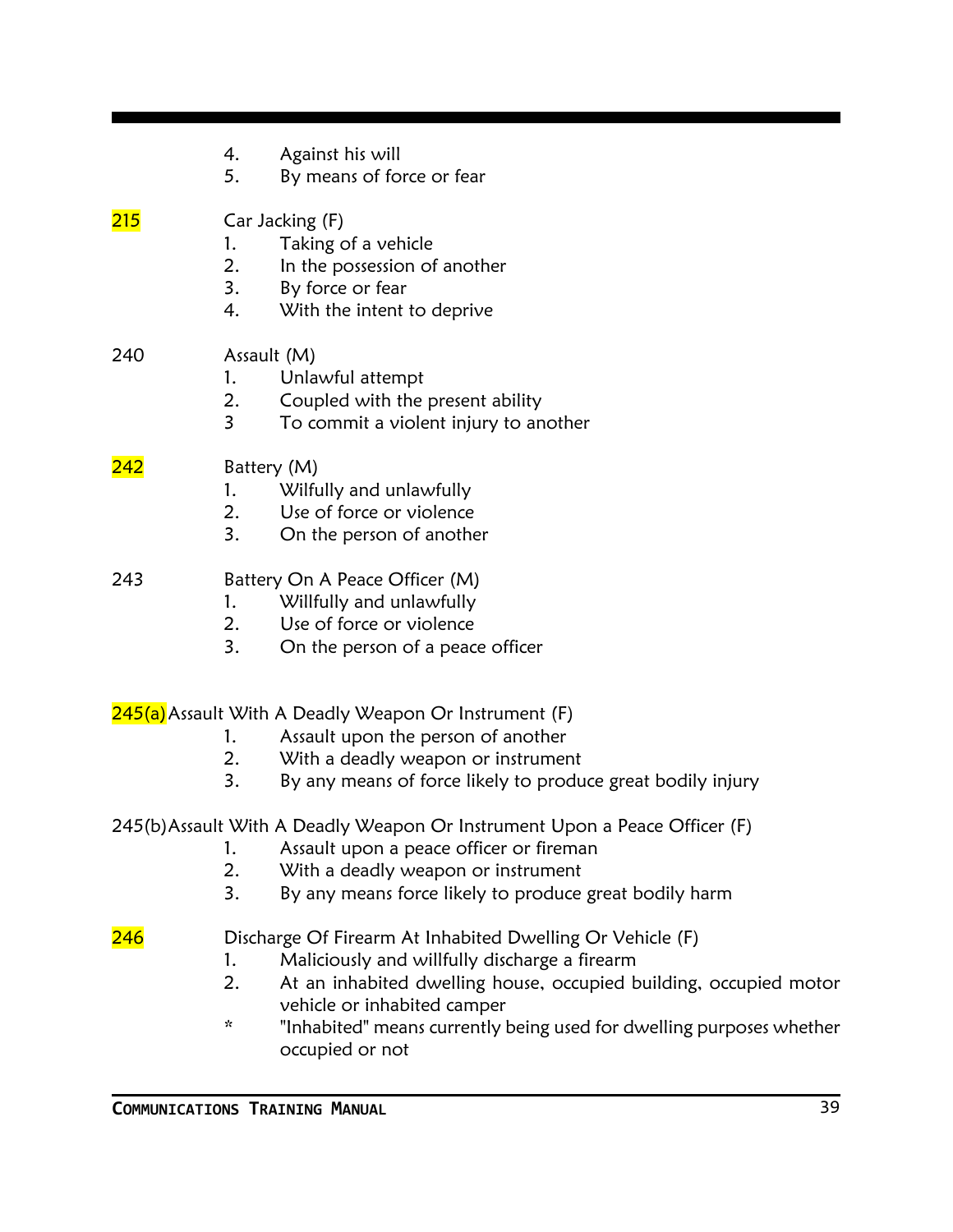4. Against his will
5. By means of force or fear

215 Car Jacking (F)

1. Taking of a vehicle
2. In the possession of another
3. By force or fear
4. With the intent to deprive

240 Assault (M)

1. Unlawful attempt
2. Coupled with the present ability
3. To commit a violent injury to another

242 Battery (M)

1. Wilfully and unlawfully
2. Use of force or violence
3. On the person of another

243 Battery On A Peace Officer (M)

1. Willfully and unlawfully
2. Use of force or violence
3. On the person of a peace officer

245(a) Assault With A Deadly Weapon Or Instrument (F)

1. Assault upon the person of another
2. With a deadly weapon or instrument
3. By any means of force likely to produce great bodily injury

245(b) Assault With A Deadly Weapon Or Instrument Upon a Peace Officer (F)

1. Assault upon a peace officer or fireman
2. With a deadly weapon or instrument
3. By any means force likely to produce great bodily harm

246 Discharge Of Firearm At Inhabited Dwelling Or Vehicle (F)

1. Maliciously and willfully discharge a firearm
2. At an inhabited dwelling house, occupied building, occupied motor vehicle or inhabited camper

\* "Inhabited" means currently being used for dwelling purposes whether occupied or not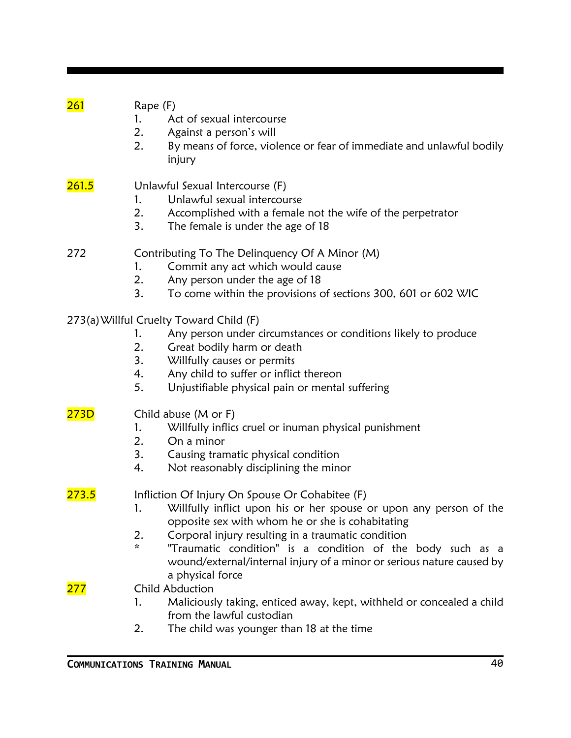**261** Rape (F)

1. Act of sexual intercourse
2. Against a person's will
2. By means of force, violence or fear of immediate and unlawful bodily injury

**261.5** Unlawful Sexual Intercourse (F)

1. Unlawful sexual intercourse
2. Accomplished with a female not the wife of the perpetrator
3. The female is under the age of 18

272 Contributing To The Delinquency Of A Minor (M)

1. Commit any act which would cause
2. Any person under the age of 18
3. To come within the provisions of sections 300, 601 or 602 WIC

273(a) Willful Cruelty Toward Child (F)

1. Any person under circumstances or conditions likely to produce
2. Great bodily harm or death
3. Willfully causes or permits
4. Any child to suffer or inflict thereon
5. Unjustifiable physical pain or mental suffering

**273D** Child abuse (M or F)

1. Willfully inflics cruel or inuman physical punishment
2. On a minor
3. Causing tramatic physical condition
4. Not reasonably disciplining the minor

**273.5** Infliction Of Injury On Spouse Or Cohabitee (F)

1. Willfully inflict upon his or her spouse or upon any person of the opposite sex with whom he or she is cohabitating
2. Corporal injury resulting in a traumatic condition

\* "Traumatic condition" is a condition of the body such as a wound/external/internal injury of a minor or serious nature caused by a physical force

**277** Child Abduction

1. Maliciously taking, enticed away, kept, withheld or concealed a child from the lawful custodian
2. The child was younger than 18 at the time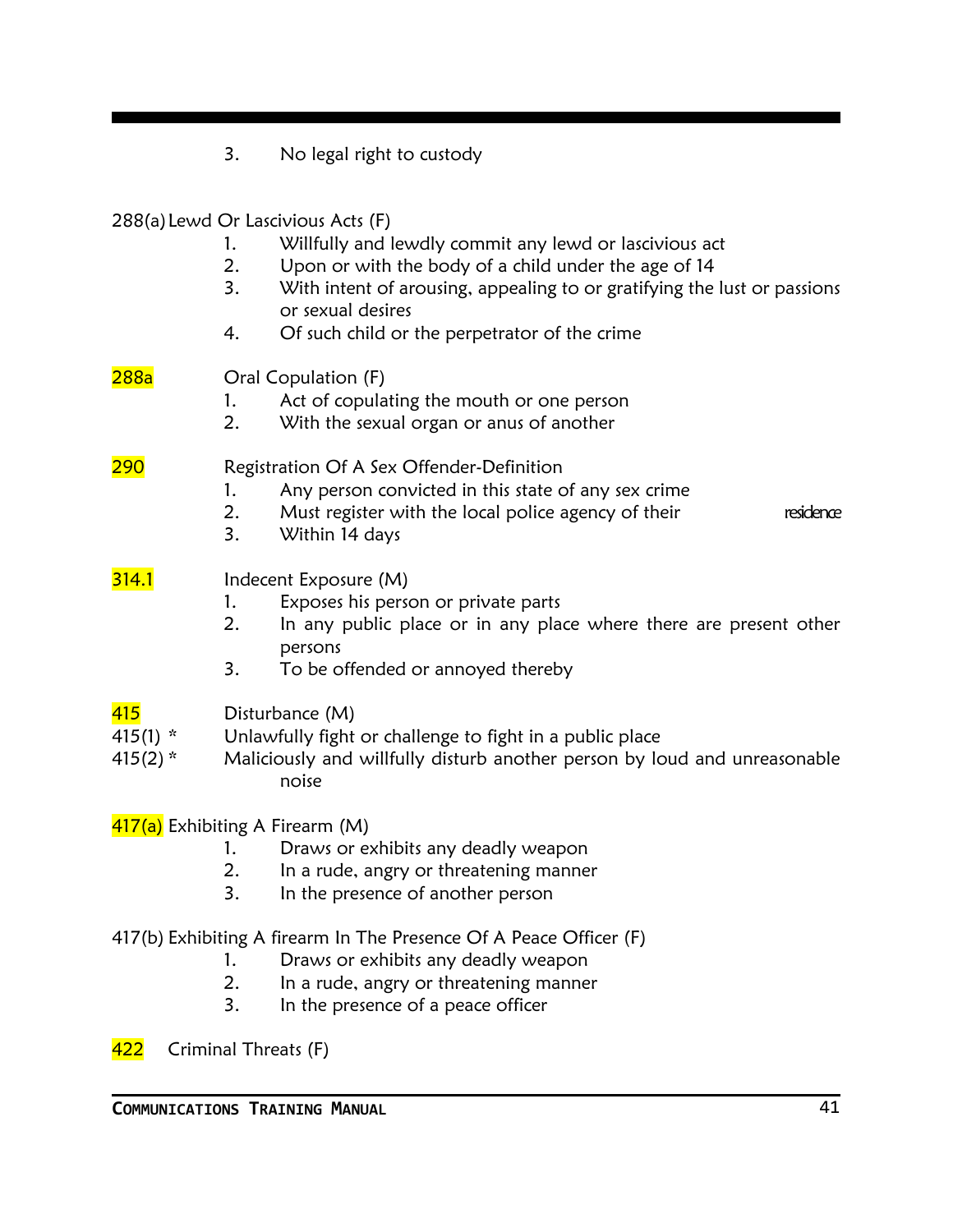3. No legal right to custody

288(a) Lewd Or Lascivious Acts (F)

1. Willfully and lewdly commit any lewd or lascivious act
2. Upon or with the body of a child under the age of 14
3. With intent of arousing, appealing to or gratifying the lust or passions or sexual desires
4. Of such child or the perpetrator of the crime

288a Oral Copulation (F)

1. Act of copulating the mouth or one person
2. With the sexual organ or anus of another

290 Registration Of A Sex Offender-Definition

1. Any person convicted in this state of any sex crime
2. Must register with the local police agency of their residence
3. Within 14 days

314.1 Indecent Exposure (M)

1. Exposes his person or private parts
2. In any public place or in any place where there are present other persons
3. To be offended or annoyed thereby

415 Disturbance (M)

415(1) * Unlawfully fight or challenge to fight in a public place

415(2) * Maliciously and willfully disturb another person by loud and unreasonable noise

417(a) Exhibiting A Firearm (M)

1. Draws or exhibits any deadly weapon
2. In a rude, angry or threatening manner
3. In the presence of another person

417(b) Exhibiting A firearm In The Presence Of A Peace Officer (F)

1. Draws or exhibits any deadly weapon
2. In a rude, angry or threatening manner
3. In the presence of a peace officer

422 Criminal Threats (F)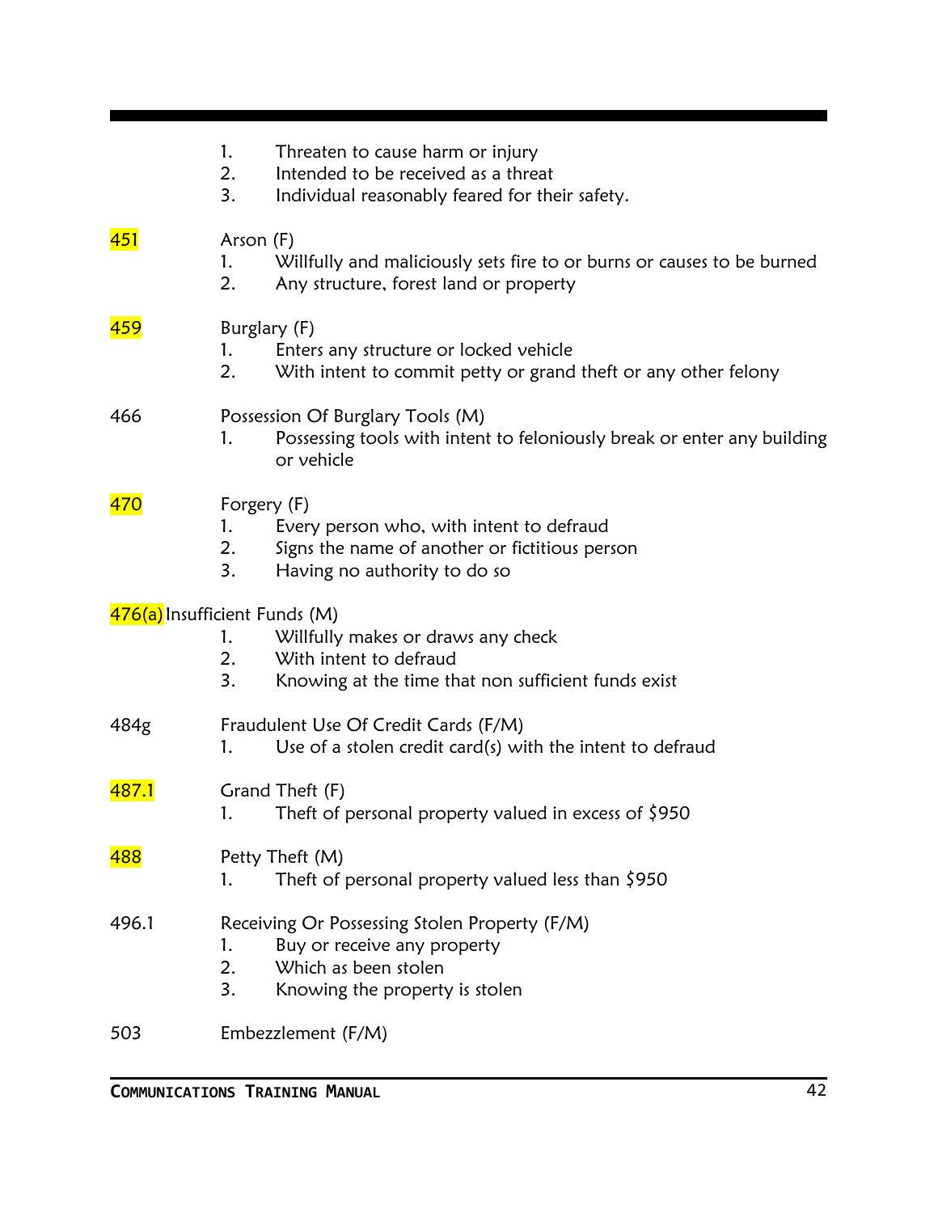1. Threaten to cause harm or injury
2. Intended to be received as a threat
3. Individual reasonably feared for their safety.

**451** Arson (F)

1. Willfully and maliciously sets fire to or burns or causes to be burned
2. Any structure, forest land or property

**459** Burglary (F)

1. Enters any structure or locked vehicle
2. With intent to commit petty or grand theft or any other felony

466 Possession Of Burglary Tools (M)

1. Possessing tools with intent to feloniously break or enter any building or vehicle

**470** Forgery (F)

1. Every person who, with intent to defraud
2. Signs the name of another or fictitious person
3. Having no authority to do so

**476(a)** Insufficient Funds (M)

1. Willfully makes or draws any check
2. With intent to defraud
3. Knowing at the time that non sufficient funds exist

484g Fraudulent Use Of Credit Cards (F/M)

1. Use of a stolen credit card(s) with the intent to defraud

**487.1** Grand Theft (F)

1. Theft of personal property valued in excess of $950

**488** Petty Theft (M)

1. Theft of personal property valued less than $950

496.1 Receiving Or Possessing Stolen Property (F/M)

1. Buy or receive any property
2. Which as been stolen
3. Knowing the property is stolen

503 Embezzlement (F/M)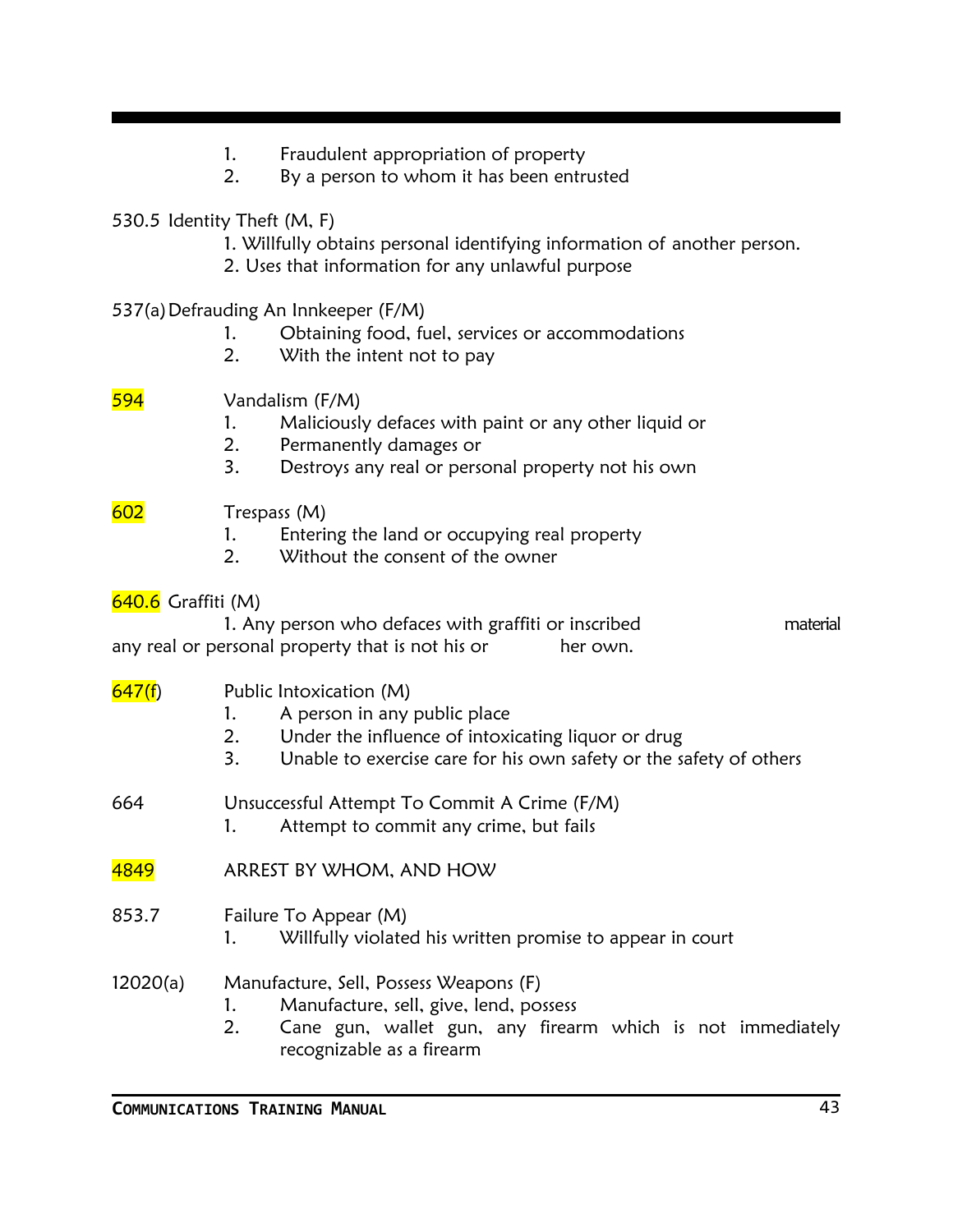1. Fraudulent appropriation of property
2. By a person to whom it has been entrusted

530.5 Identity Theft (M, F)

1. Willfully obtains personal identifying information of another person.
2. Uses that information for any unlawful purpose

537(a) Defrauding An Innkeeper (F/M)

1. Obtaining food, fuel, services or accommodations
2. With the intent not to pay

594 Vandalism (F/M)

1. Maliciously defaces with paint or any other liquid or
2. Permanently damages or
3. Destroys any real or personal property not his own

602 Trespass (M)

1. Entering the land or occupying real property
2. Without the consent of the owner

640.6 Graffiti (M)

1. Any person who defaces with graffiti or inscribed material any real or personal property that is not his or her own.

647(f) Public Intoxication (M)

1. A person in any public place
2. Under the influence of intoxicating liquor or drug
3. Unable to exercise care for his own safety or the safety of others

664 Unsuccessful Attempt To Commit A Crime (F/M)

1. Attempt to commit any crime, but fails

4849 ARREST BY WHOM, AND HOW

853.7 Failure To Appear (M)

1. Willfully violated his written promise to appear in court

12020(a) Manufacture, Sell, Possess Weapons (F)

1. Manufacture, sell, give, lend, possess
2. Cane gun, wallet gun, any firearm which is not immediately recognizable as a firearm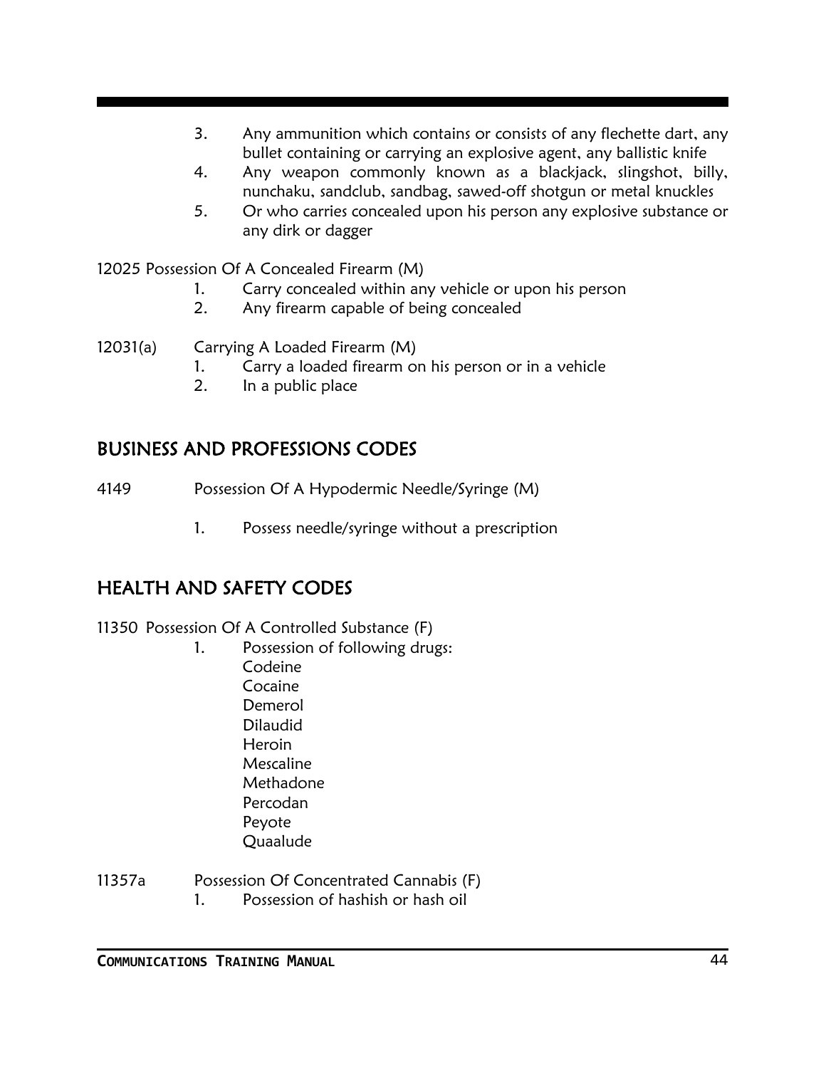3. Any ammunition which contains or consists of any flechette dart, any bullet containing or carrying an explosive agent, any ballistic knife
4. Any weapon commonly known as a blackjack, slingshot, billy, nunchaku, sandclub, sandbag, sawed-off shotgun or metal knuckles
5. Or who carries concealed upon his person any explosive substance or any dirk or dagger

12025 Possession Of A Concealed Firearm (M)

1. Carry concealed within any vehicle or upon his person
2. Any firearm capable of being concealed

12031(a) Carrying A Loaded Firearm (M)

1. Carry a loaded firearm on his person or in a vehicle
2. In a public place

## BUSINESS AND PROFESSIONS CODES

4149 Possession Of A Hypodermic Needle/Syringe (M)

1. Possess needle/syringe without a prescription

## HEALTH AND SAFETY CODES

11350 Possession Of A Controlled Substance (F)

1. Possession of following drugs:
   Codeine
   Cocaine
   Demerol
   Dilaudid
   Heroin
   Mescaline
   Methadone
   Percodan
   Peyote
   Quaalude

11357a Possession Of Concentrated Cannabis (F)

1. Possession of hashish or hash oil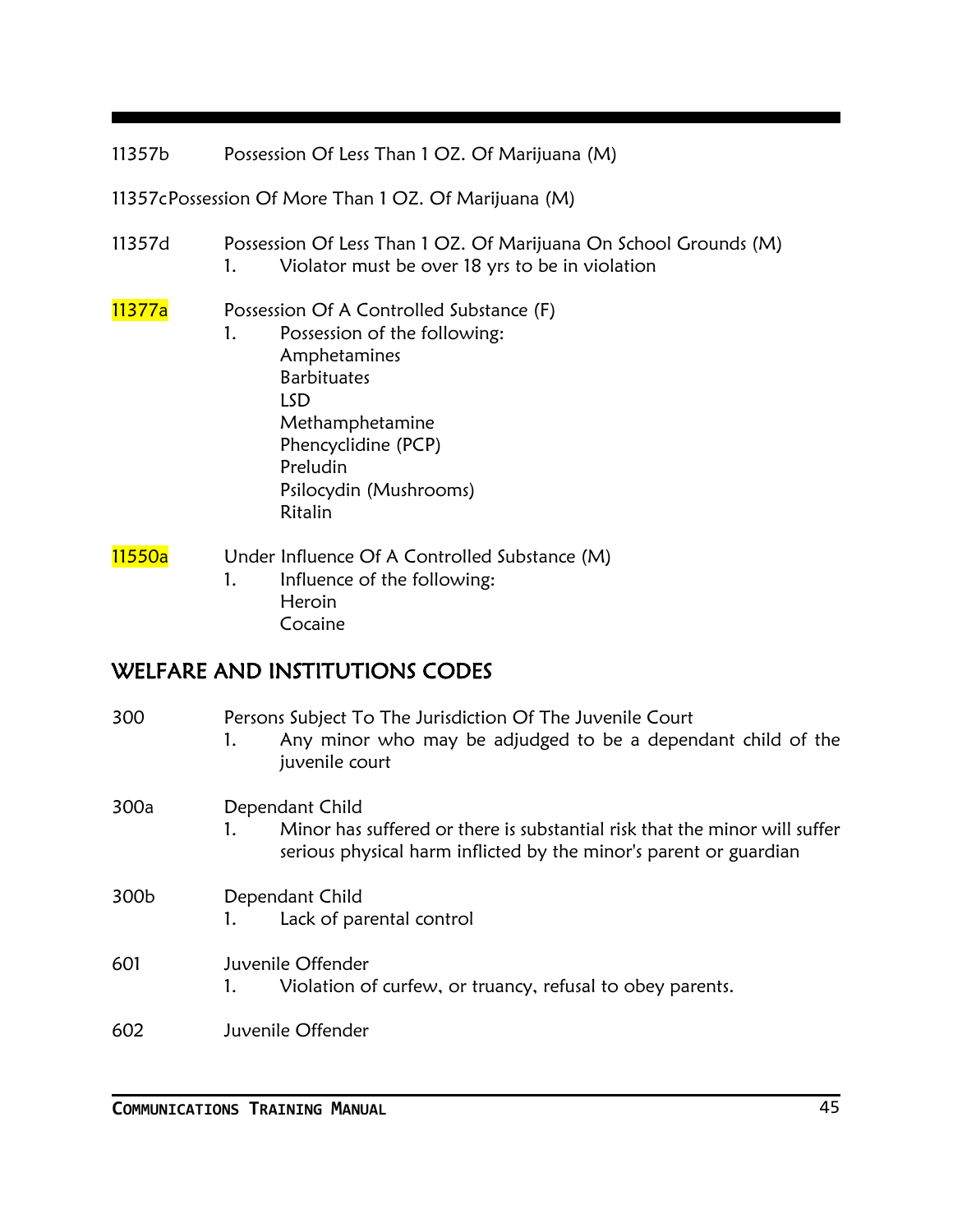11357b Possession Of Less Than 1 OZ. Of Marijuana (M)

11357cPossession Of More Than 1 OZ. Of Marijuana (M)

11357d Possession Of Less Than 1 OZ. Of Marijuana On School Grounds (M)
1. Violator must be over 18 yrs to be in violation

11377a Possession Of A Controlled Substance (F)
1. Possession of the following:
   Amphetamines
   Barbituates
   LSD
   Methamphetamine
   Phencyclidine (PCP)
   Preludin
   Psilocydin (Mushrooms)
   Ritalin

11550a Under Influence Of A Controlled Substance (M)
1. Influence of the following:
   Heroin
   Cocaine

## WELFARE AND INSTITUTIONS CODES

300 Persons Subject To The Jurisdiction Of The Juvenile Court
1. Any minor who may be adjudged to be a dependant child of the juvenile court

300a Dependant Child
1. Minor has suffered or there is substantial risk that the minor will suffer serious physical harm inflicted by the minor's parent or guardian

300b Dependant Child
1. Lack of parental control

601 Juvenile Offender
1. Violation of curfew, or truancy, refusal to obey parents.

602 Juvenile Offender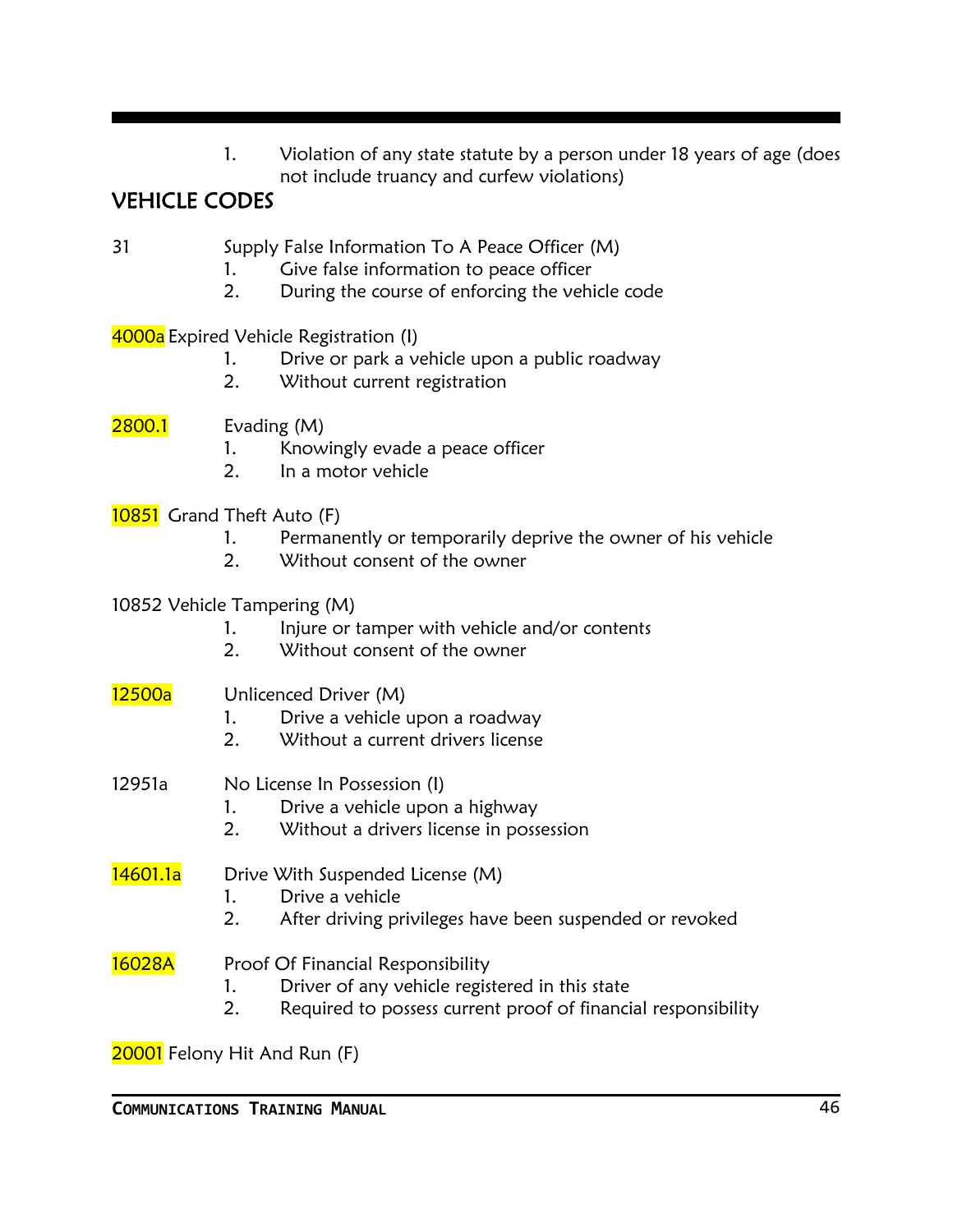1. Violation of any state statute by a person under 18 years of age (does not include truancy and curfew violations)

## VEHICLE CODES

31 Supply False Information To A Peace Officer (M)
1. Give false information to peace officer
2. During the course of enforcing the vehicle code

4000a Expired Vehicle Registration (I)
1. Drive or park a vehicle upon a public roadway
2. Without current registration

2800.1 Evading (M)
1. Knowingly evade a peace officer
2. In a motor vehicle

10851 Grand Theft Auto (F)
1. Permanently or temporarily deprive the owner of his vehicle
2. Without consent of the owner

10852 Vehicle Tampering (M)
1. Injure or tamper with vehicle and/or contents
2. Without consent of the owner

12500a Unlicenced Driver (M)
1. Drive a vehicle upon a roadway
2. Without a current drivers license

12951a No License In Possession (I)
1. Drive a vehicle upon a highway
2. Without a drivers license in possession

14601.1a Drive With Suspended License (M)
1. Drive a vehicle
2. After driving privileges have been suspended or revoked

16028A Proof Of Financial Responsibility
1. Driver of any vehicle registered in this state
2. Required to possess current proof of financial responsibility

20001 Felony Hit And Run (F)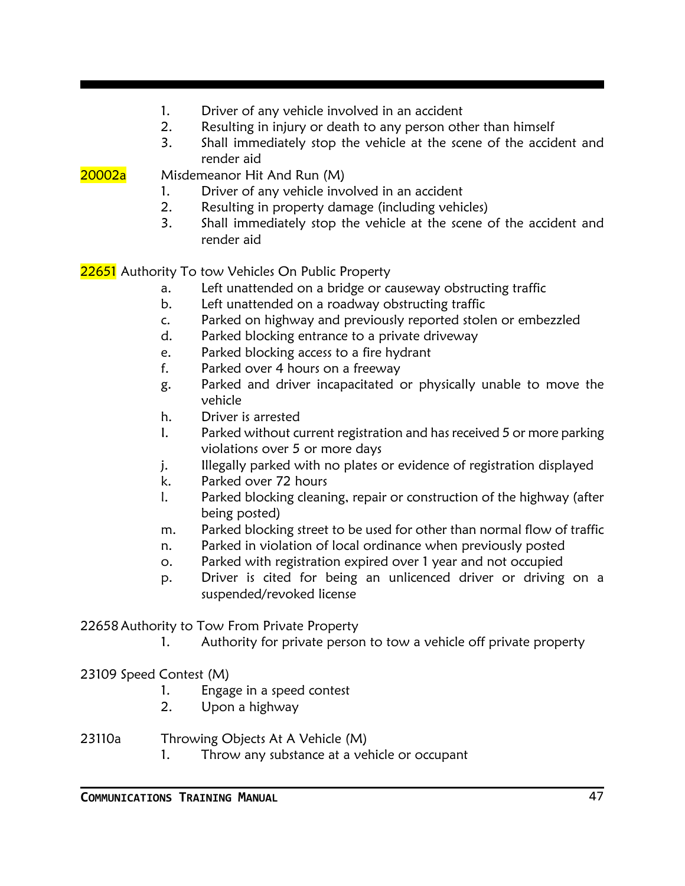1. Driver of any vehicle involved in an accident
2. Resulting in injury or death to any person other than himself
3. Shall immediately stop the vehicle at the scene of the accident and render aid

20002a Misdemeanor Hit And Run (M)

1. Driver of any vehicle involved in an accident
2. Resulting in property damage (including vehicles)
3. Shall immediately stop the vehicle at the scene of the accident and render aid

22651 Authority To tow Vehicles On Public Property

a. Left unattended on a bridge or causeway obstructing traffic
b. Left unattended on a roadway obstructing traffic
c. Parked on highway and previously reported stolen or embezzled
d. Parked blocking entrance to a private driveway
e. Parked blocking access to a fire hydrant
f. Parked over 4 hours on a freeway
g. Parked and driver incapacitated or physically unable to move the vehicle
h. Driver is arrested
I. Parked without current registration and has received 5 or more parking violations over 5 or more days
j. Illegally parked with no plates or evidence of registration displayed
k. Parked over 72 hours
l. Parked blocking cleaning, repair or construction of the highway (after being posted)
m. Parked blocking street to be used for other than normal flow of traffic
n. Parked in violation of local ordinance when previously posted
o. Parked with registration expired over 1 year and not occupied
p. Driver is cited for being an unlicenced driver or driving on a suspended/revoked license

22658 Authority to Tow From Private Property

1. Authority for private person to tow a vehicle off private property

23109 Speed Contest (M)

1. Engage in a speed contest
2. Upon a highway

23110a Throwing Objects At A Vehicle (M)

1. Throw any substance at a vehicle or occupant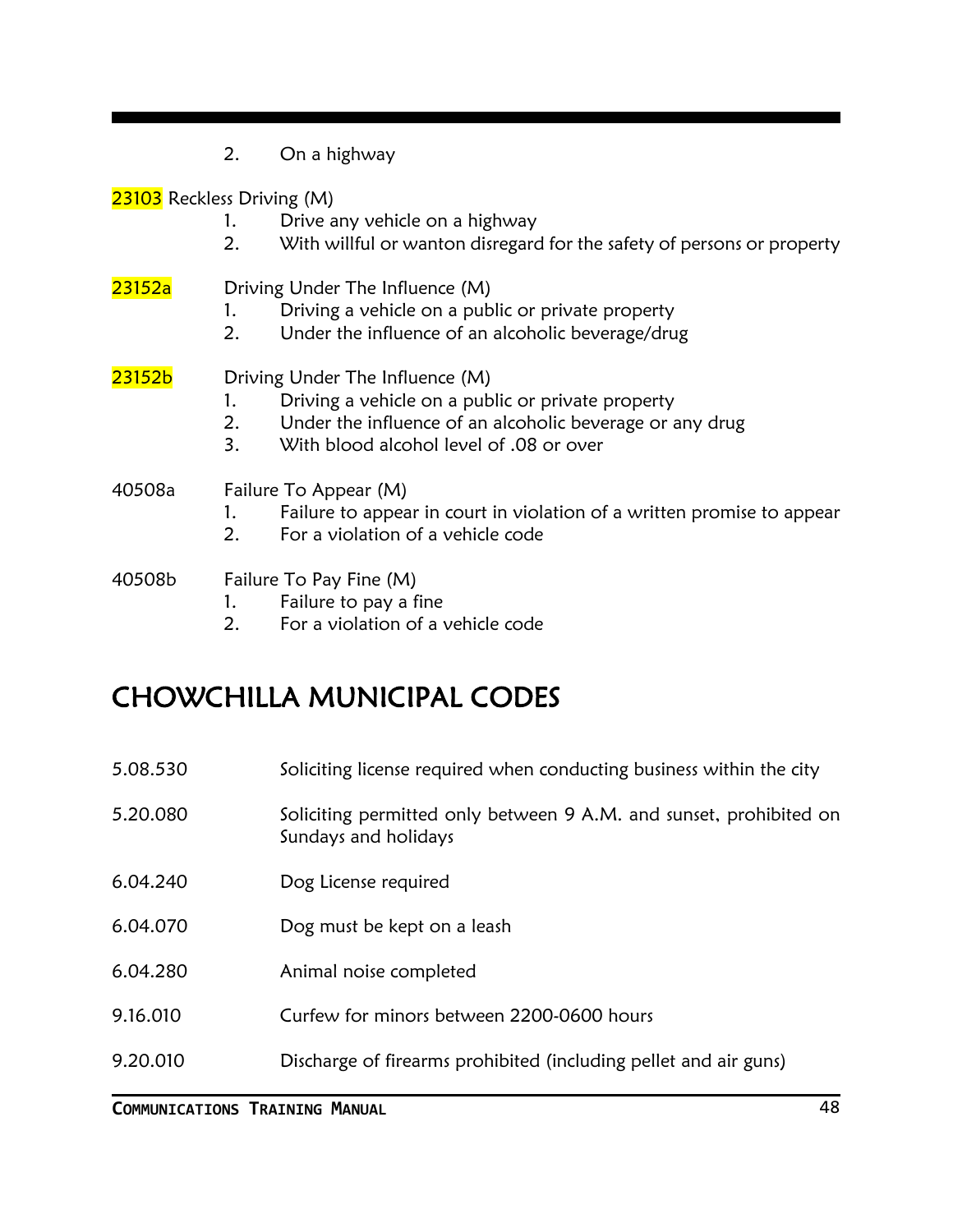2. On a highway

23103 Reckless Driving (M)

1. Drive any vehicle on a highway
2. With willful or wanton disregard for the safety of persons or property

23152a Driving Under The Influence (M)

1. Driving a vehicle on a public or private property
2. Under the influence of an alcoholic beverage/drug

23152b Driving Under The Influence (M)

1. Driving a vehicle on a public or private property
2. Under the influence of an alcoholic beverage or any drug
3. With blood alcohol level of .08 or over

40508a Failure To Appear (M)

1. Failure to appear in court in violation of a written promise to appear
2. For a violation of a vehicle code

40508b Failure To Pay Fine (M)

1. Failure to pay a fine
2. For a violation of a vehicle code

# CHOWCHILLA MUNICIPAL CODES

5.08.530 Soliciting license required when conducting business within the city

5.20.080 Soliciting permitted only between 9 A.M. and sunset, prohibited on Sundays and holidays

6.04.240 Dog License required

6.04.070 Dog must be kept on a leash

6.04.280 Animal noise completed

9.16.010 Curfew for minors between 2200-0600 hours

9.20.010 Discharge of firearms prohibited (including pellet and air guns)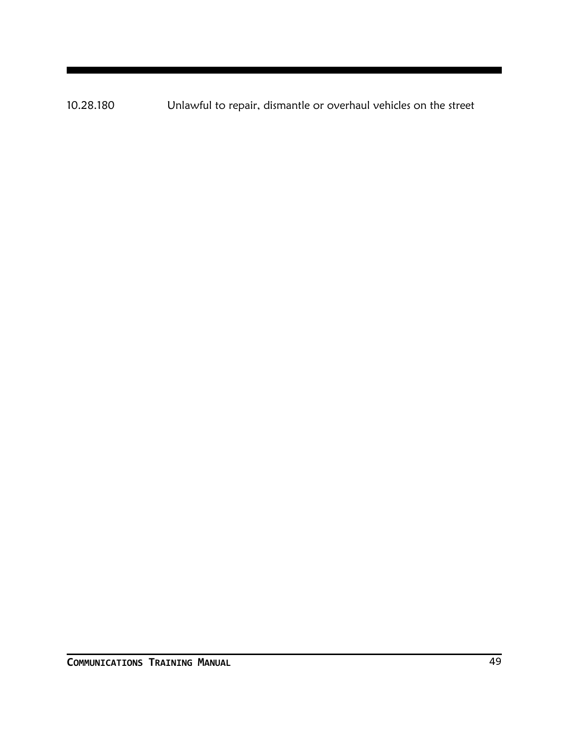10.28.180 Unlawful to repair, dismantle or overhaul vehicles on the street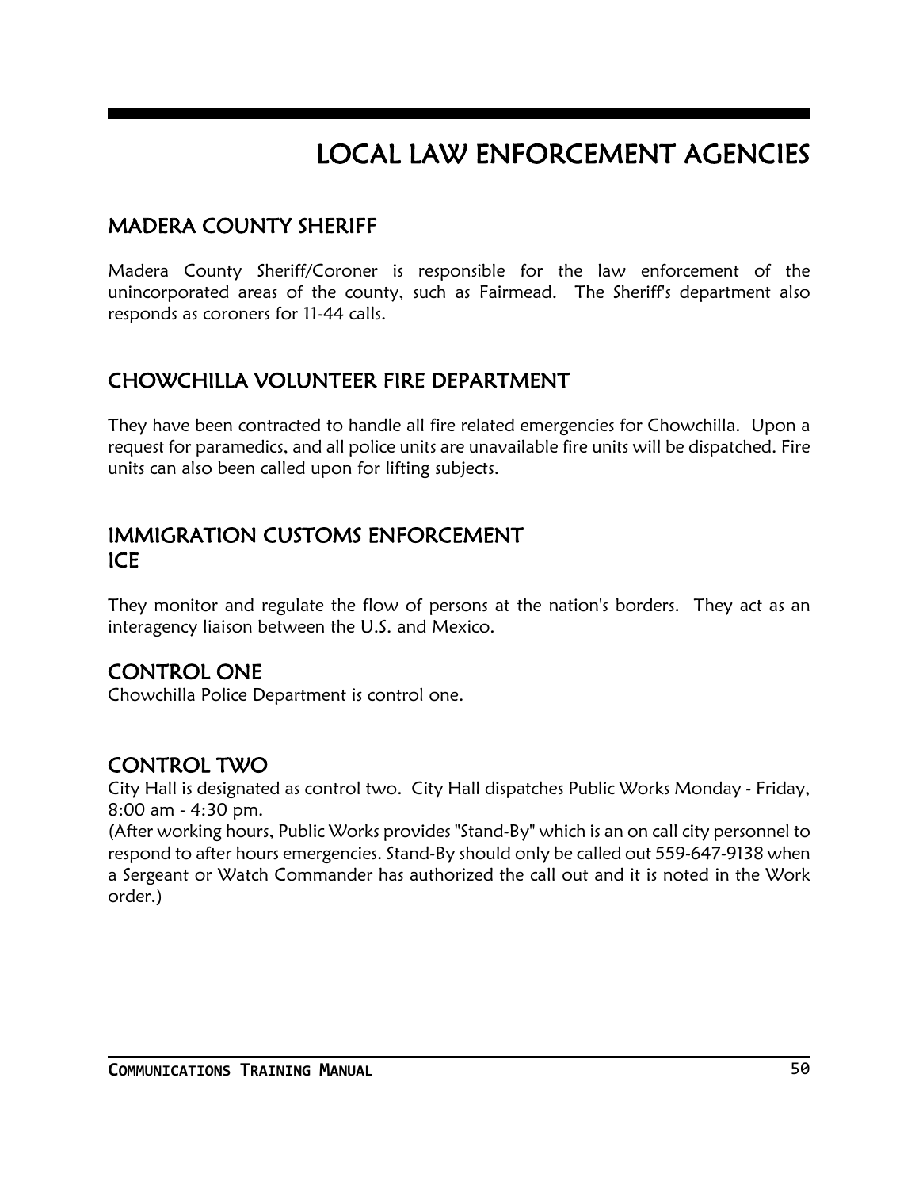# LOCAL LAW ENFORCEMENT AGENCIES

## MADERA COUNTY SHERIFF

Madera County Sheriff/Coroner is responsible for the law enforcement of the unincorporated areas of the county, such as Fairmead. The Sheriff's department also responds as coroners for 11-44 calls.

## CHOWCHILLA VOLUNTEER FIRE DEPARTMENT

They have been contracted to handle all fire related emergencies for Chowchilla. Upon a request for paramedics, and all police units are unavailable fire units will be dispatched. Fire units can also been called upon for lifting subjects.

## IMMIGRATION CUSTOMS ENFORCEMENT ICE

They monitor and regulate the flow of persons at the nation's borders. They act as an interagency liaison between the U.S. and Mexico.

## CONTROL ONE

Chowchilla Police Department is control one.

## CONTROL TWO

City Hall is designated as control two. City Hall dispatches Public Works Monday - Friday, 8:00 am - 4:30 pm.

(After working hours, Public Works provides "Stand-By" which is an on call city personnel to respond to after hours emergencies. Stand-By should only be called out 559-647-9138 when a Sergeant or Watch Commander has authorized the call out and it is noted in the Work order.)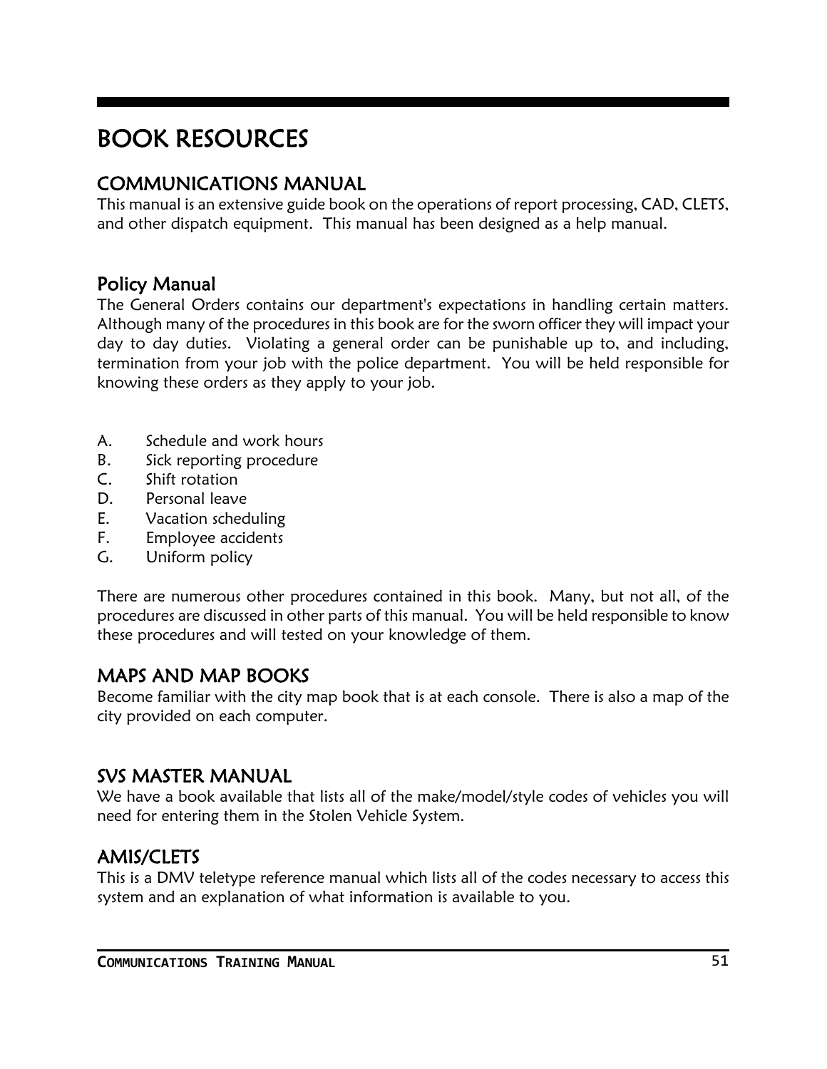# BOOK RESOURCES

## COMMUNICATIONS MANUAL

This manual is an extensive guide book on the operations of report processing, CAD, CLETS, and other dispatch equipment.  This manual has been designed as a help manual.

## Policy Manual

The General Orders contains our department's expectations in handling certain matters. Although many of the procedures in this book are for the sworn officer they will impact your day to day duties.  Violating a general order can be punishable up to, and including, termination from your job with the police department.  You will be held responsible for knowing these orders as they apply to your job.

A. Schedule and work hours
B. Sick reporting procedure
C. Shift rotation
D. Personal leave
E. Vacation scheduling
F. Employee accidents
G. Uniform policy

There are numerous other procedures contained in this book.  Many, but not all, of the procedures are discussed in other parts of this manual.  You will be held responsible to know these procedures and will tested on your knowledge of them.

## MAPS AND MAP BOOKS

Become familiar with the city map book that is at each console.  There is also a map of the city provided on each computer.

## SVS MASTER MANUAL

We have a book available that lists all of the make/model/style codes of vehicles you will need for entering them in the Stolen Vehicle System.

## AMIS/CLETS

This is a DMV teletype reference manual which lists all of the codes necessary to access this system and an explanation of what information is available to you.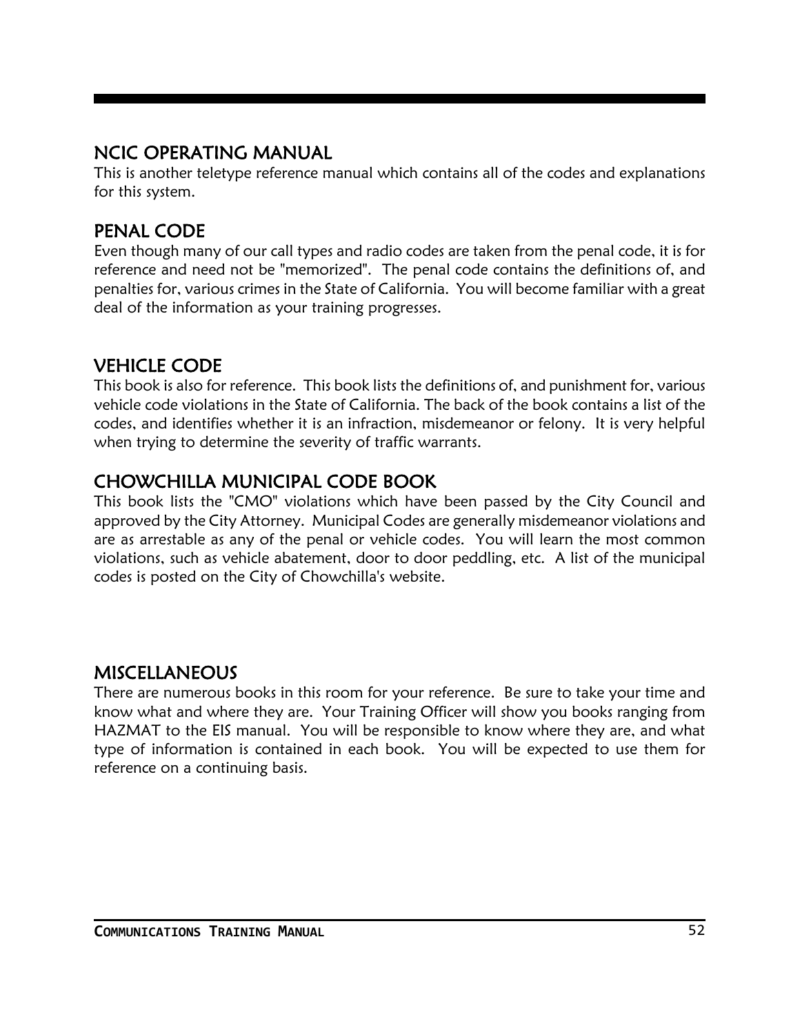## NCIC OPERATING MANUAL

This is another teletype reference manual which contains all of the codes and explanations for this system.

## PENAL CODE

Even though many of our call types and radio codes are taken from the penal code, it is for reference and need not be "memorized". The penal code contains the definitions of, and penalties for, various crimes in the State of California. You will become familiar with a great deal of the information as your training progresses.

## VEHICLE CODE

This book is also for reference. This book lists the definitions of, and punishment for, various vehicle code violations in the State of California. The back of the book contains a list of the codes, and identifies whether it is an infraction, misdemeanor or felony. It is very helpful when trying to determine the severity of traffic warrants.

## CHOWCHILLA MUNICIPAL CODE BOOK

This book lists the "CMO" violations which have been passed by the City Council and approved by the City Attorney. Municipal Codes are generally misdemeanor violations and are as arrestable as any of the penal or vehicle codes. You will learn the most common violations, such as vehicle abatement, door to door peddling, etc. A list of the municipal codes is posted on the City of Chowchilla's website.

## MISCELLANEOUS

There are numerous books in this room for your reference. Be sure to take your time and know what and where they are. Your Training Officer will show you books ranging from HAZMAT to the EIS manual. You will be responsible to know where they are, and what type of information is contained in each book. You will be expected to use them for reference on a continuing basis.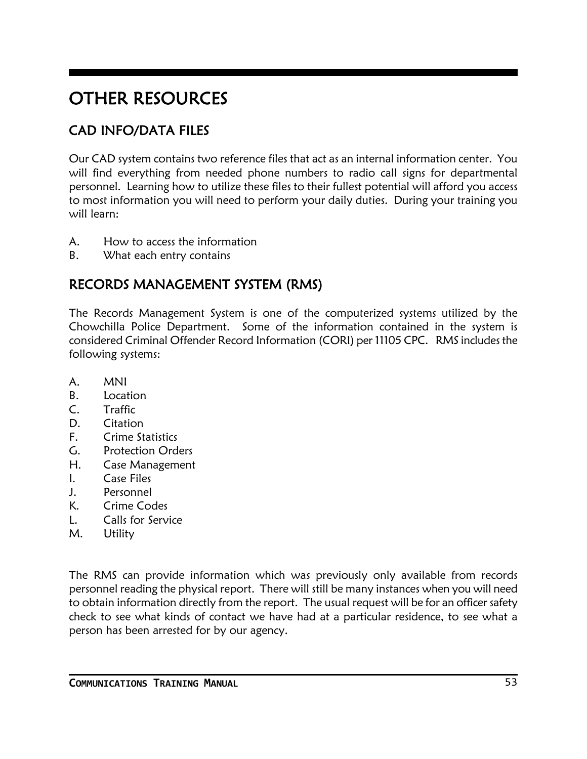# OTHER RESOURCES

## CAD INFO/DATA FILES

Our CAD system contains two reference files that act as an internal information center. You will find everything from needed phone numbers to radio call signs for departmental personnel. Learning how to utilize these files to their fullest potential will afford you access to most information you will need to perform your daily duties. During your training you will learn:

A. How to access the information
B. What each entry contains

## RECORDS MANAGEMENT SYSTEM (RMS)

The Records Management System is one of the computerized systems utilized by the Chowchilla Police Department. Some of the information contained in the system is considered Criminal Offender Record Information (CORI) per 11105 CPC. RMS includes the following systems:

A. MNI
B. Location
C. Traffic
D. Citation
F. Crime Statistics
G. Protection Orders
H. Case Management
I. Case Files
J. Personnel
K. Crime Codes
L. Calls for Service
M. Utility

The RMS can provide information which was previously only available from records personnel reading the physical report. There will still be many instances when you will need to obtain information directly from the report. The usual request will be for an officer safety check to see what kinds of contact we have had at a particular residence, to see what a person has been arrested for by our agency.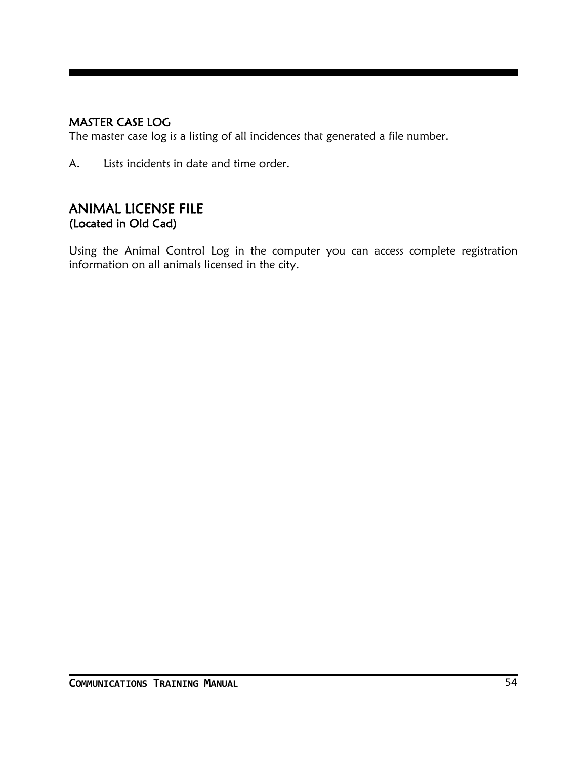## MASTER CASE LOG

The master case log is a listing of all incidences that generated a file number.

A. Lists incidents in date and time order.

## ANIMAL LICENSE FILE

### (Located in Old Cad)

Using the Animal Control Log in the computer you can access complete registration information on all animals licensed in the city.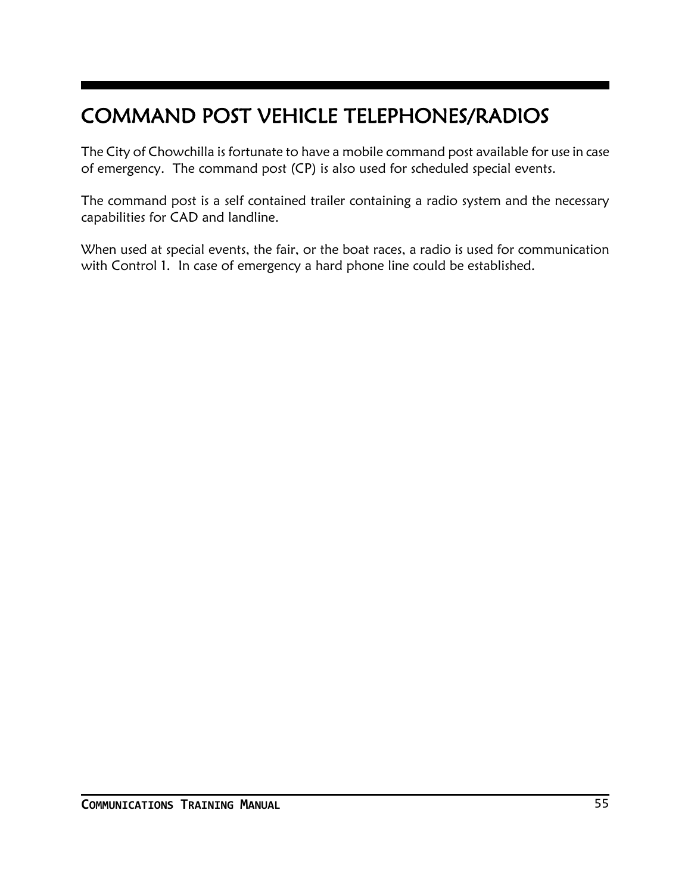# COMMAND POST VEHICLE TELEPHONES/RADIOS

The City of Chowchilla is fortunate to have a mobile command post available for use in case of emergency. The command post (CP) is also used for scheduled special events.

The command post is a self contained trailer containing a radio system and the necessary capabilities for CAD and landline.

When used at special events, the fair, or the boat races, a radio is used for communication with Control 1. In case of emergency a hard phone line could be established.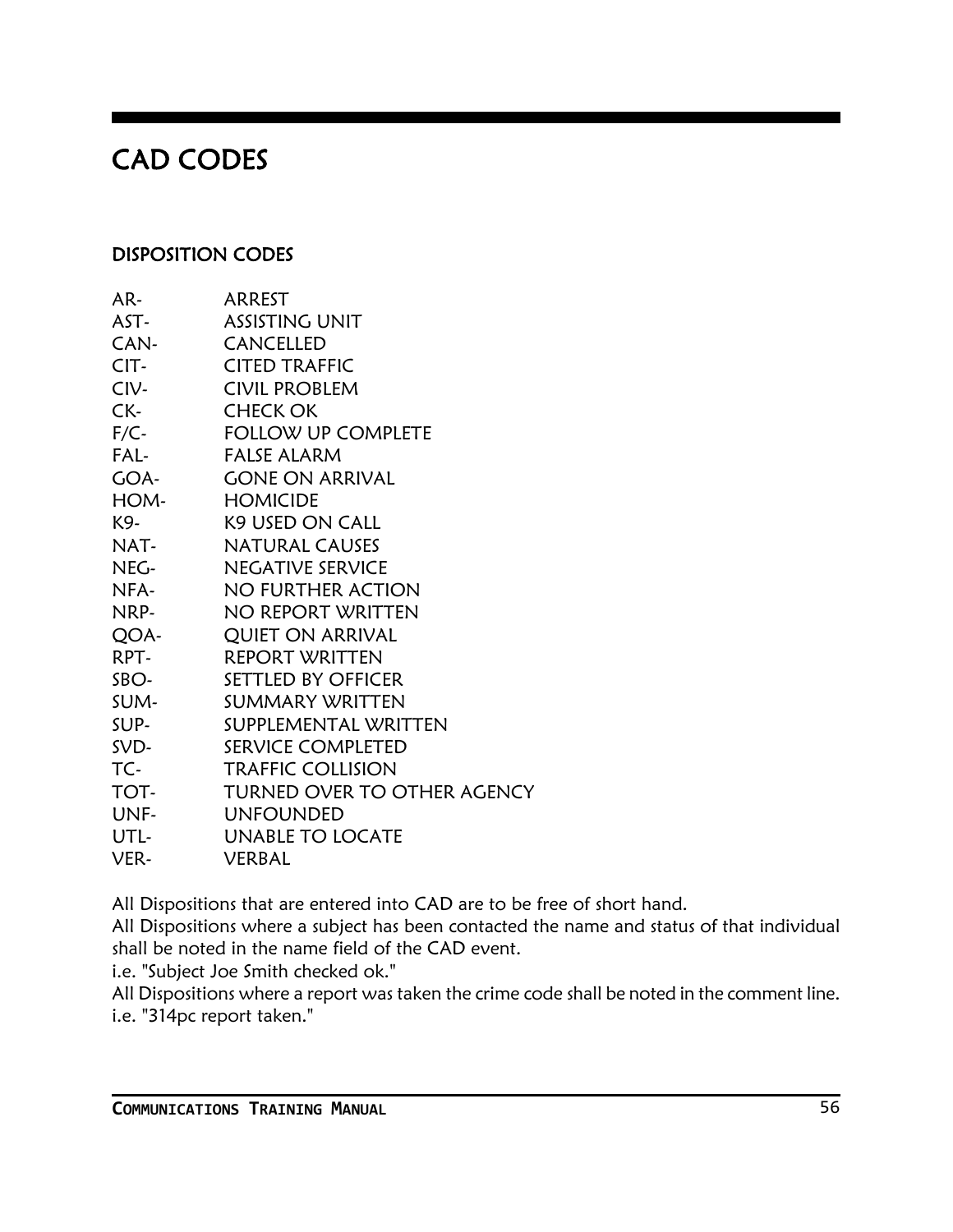# CAD CODES

## DISPOSITION CODES

AR- ARREST
AST- ASSISTING UNIT
CAN- CANCELLED
CIT- CITED TRAFFIC
CIV- CIVIL PROBLEM
CK- CHECK OK
F/C- FOLLOW UP COMPLETE
FAL- FALSE ALARM
GOA- GONE ON ARRIVAL
HOM- HOMICIDE
K9- K9 USED ON CALL
NAT- NATURAL CAUSES
NEG- NEGATIVE SERVICE
NFA- NO FURTHER ACTION
NRP- NO REPORT WRITTEN
QOA- QUIET ON ARRIVAL
RPT- REPORT WRITTEN
SBO- SETTLED BY OFFICER
SUM- SUMMARY WRITTEN
SUP- SUPPLEMENTAL WRITTEN
SVD- SERVICE COMPLETED
TC- TRAFFIC COLLISION
TOT- TURNED OVER TO OTHER AGENCY
UNF- UNFOUNDED
UTL- UNABLE TO LOCATE
VER- VERBAL

All Dispositions that are entered into CAD are to be free of short hand.
All Dispositions where a subject has been contacted the name and status of that individual shall be noted in the name field of the CAD event.
i.e. "Subject Joe Smith checked ok."
All Dispositions where a report was taken the crime code shall be noted in the comment line.
i.e. "314pc report taken."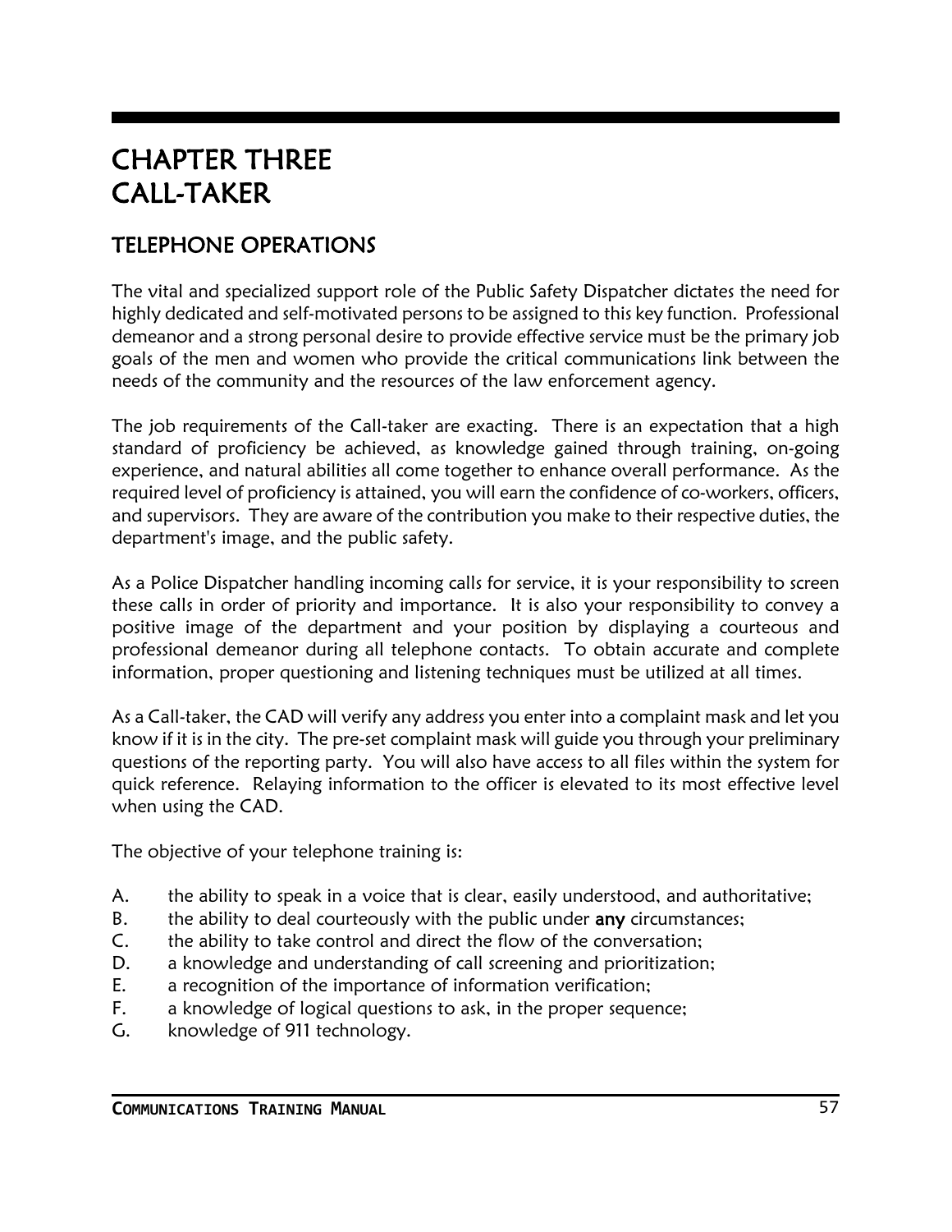# CHAPTER THREE
# CALL-TAKER

## TELEPHONE OPERATIONS

The vital and specialized support role of the Public Safety Dispatcher dictates the need for highly dedicated and self-motivated persons to be assigned to this key function. Professional demeanor and a strong personal desire to provide effective service must be the primary job goals of the men and women who provide the critical communications link between the needs of the community and the resources of the law enforcement agency.

The job requirements of the Call-taker are exacting. There is an expectation that a high standard of proficiency be achieved, as knowledge gained through training, on-going experience, and natural abilities all come together to enhance overall performance. As the required level of proficiency is attained, you will earn the confidence of co-workers, officers, and supervisors. They are aware of the contribution you make to their respective duties, the department's image, and the public safety.

As a Police Dispatcher handling incoming calls for service, it is your responsibility to screen these calls in order of priority and importance. It is also your responsibility to convey a positive image of the department and your position by displaying a courteous and professional demeanor during all telephone contacts. To obtain accurate and complete information, proper questioning and listening techniques must be utilized at all times.

As a Call-taker, the CAD will verify any address you enter into a complaint mask and let you know if it is in the city. The pre-set complaint mask will guide you through your preliminary questions of the reporting party. You will also have access to all files within the system for quick reference. Relaying information to the officer is elevated to its most effective level when using the CAD.

The objective of your telephone training is:

A. the ability to speak in a voice that is clear, easily understood, and authoritative;
B. the ability to deal courteously with the public under **any** circumstances;
C. the ability to take control and direct the flow of the conversation;
D. a knowledge and understanding of call screening and prioritization;
E. a recognition of the importance of information verification;
F. a knowledge of logical questions to ask, in the proper sequence;
G. knowledge of 911 technology.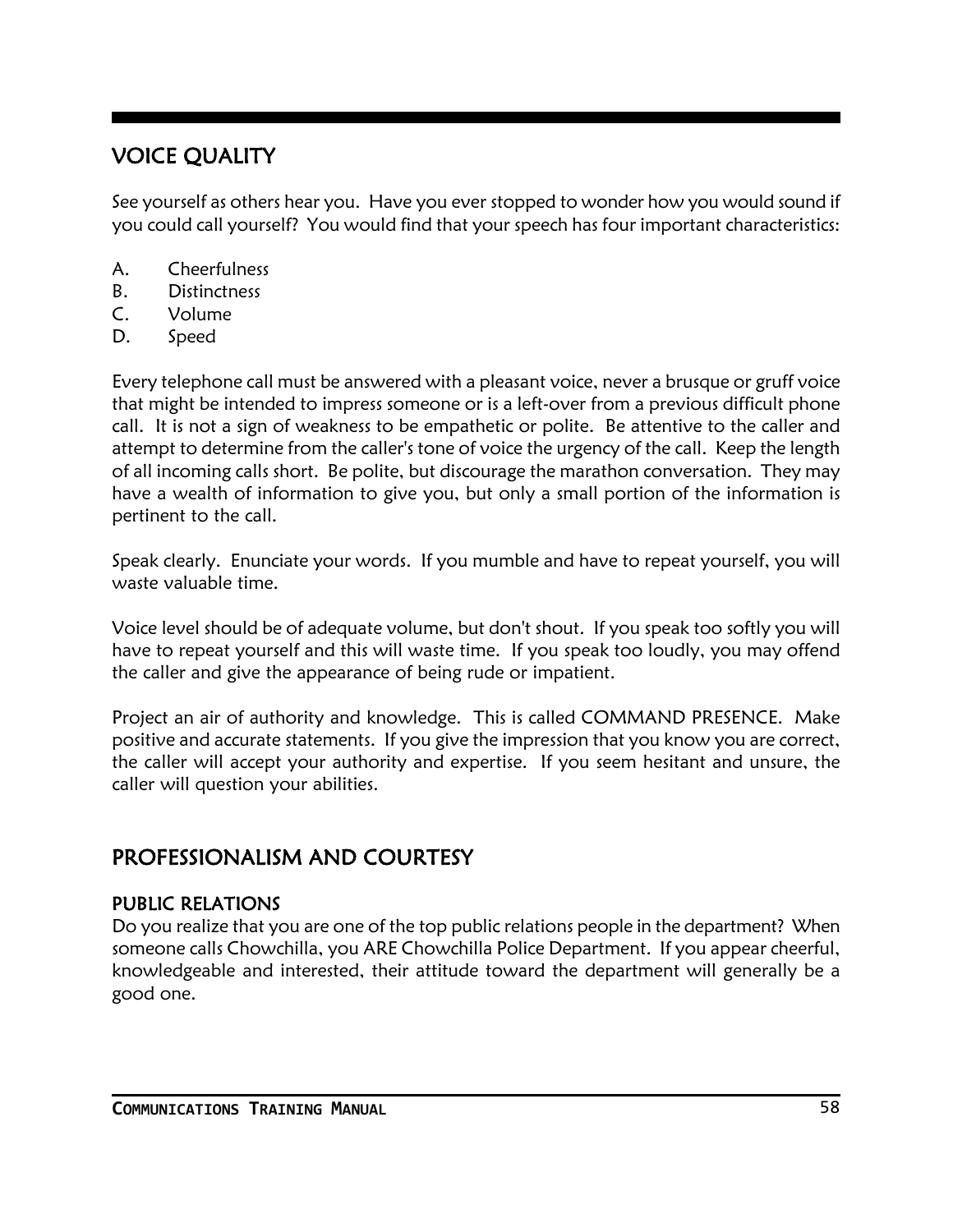## VOICE QUALITY

See yourself as others hear you. Have you ever stopped to wonder how you would sound if you could call yourself? You would find that your speech has four important characteristics:

A. Cheerfulness
B. Distinctness
C. Volume
D. Speed

Every telephone call must be answered with a pleasant voice, never a brusque or gruff voice that might be intended to impress someone or is a left-over from a previous difficult phone call. It is not a sign of weakness to be empathetic or polite. Be attentive to the caller and attempt to determine from the caller's tone of voice the urgency of the call. Keep the length of all incoming calls short. Be polite, but discourage the marathon conversation. They may have a wealth of information to give you, but only a small portion of the information is pertinent to the call.

Speak clearly. Enunciate your words. If you mumble and have to repeat yourself, you will waste valuable time.

Voice level should be of adequate volume, but don't shout. If you speak too softly you will have to repeat yourself and this will waste time. If you speak too loudly, you may offend the caller and give the appearance of being rude or impatient.

Project an air of authority and knowledge. This is called COMMAND PRESENCE. Make positive and accurate statements. If you give the impression that you know you are correct, the caller will accept your authority and expertise. If you seem hesitant and unsure, the caller will question your abilities.

## PROFESSIONALISM AND COURTESY

### PUBLIC RELATIONS

Do you realize that you are one of the top public relations people in the department? When someone calls Chowchilla, you ARE Chowchilla Police Department. If you appear cheerful, knowledgeable and interested, their attitude toward the department will generally be a good one.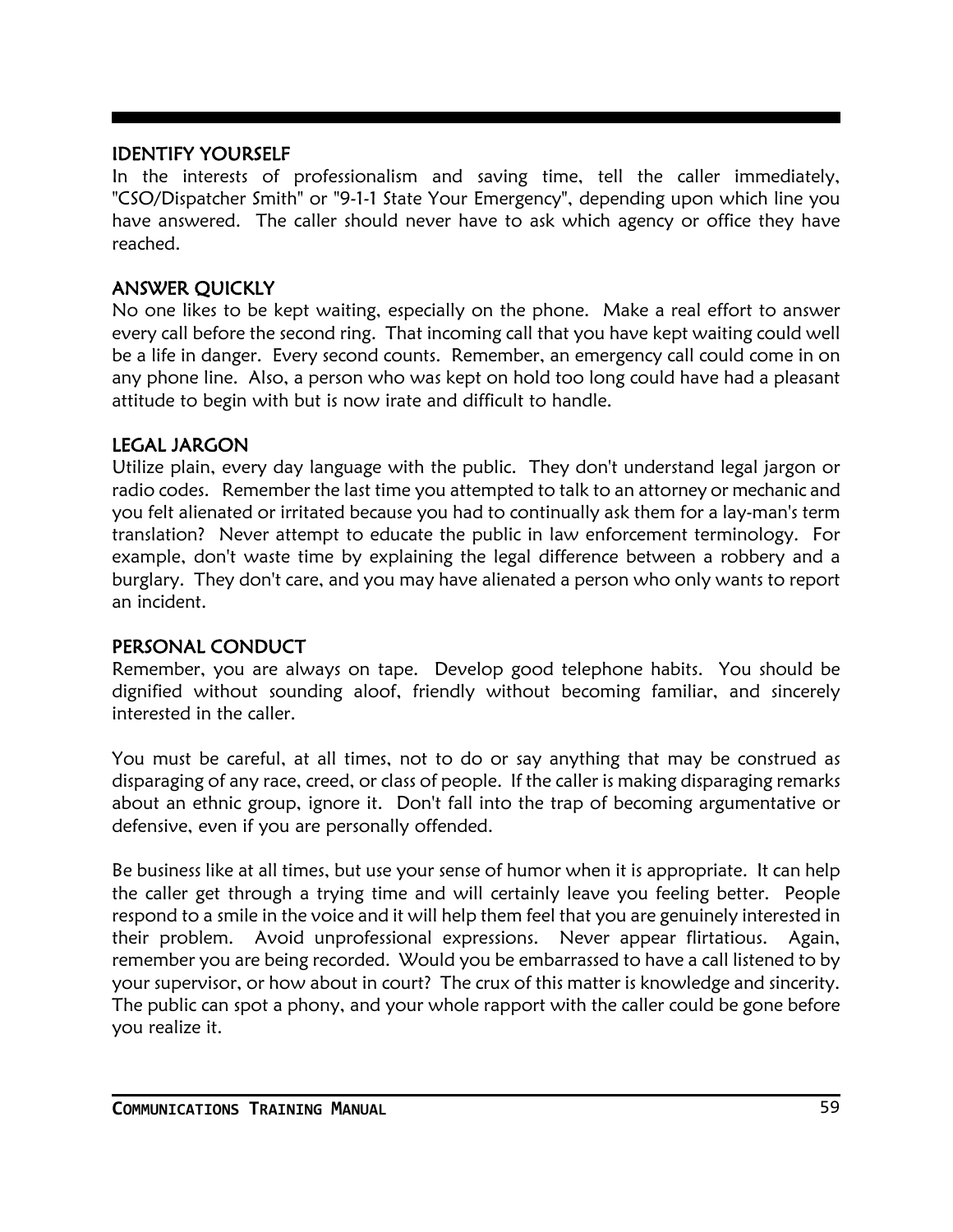## IDENTIFY YOURSELF

In the interests of professionalism and saving time, tell the caller immediately, "CSO/Dispatcher Smith" or "9-1-1 State Your Emergency", depending upon which line you have answered. The caller should never have to ask which agency or office they have reached.

## ANSWER QUICKLY

No one likes to be kept waiting, especially on the phone. Make a real effort to answer every call before the second ring. That incoming call that you have kept waiting could well be a life in danger. Every second counts. Remember, an emergency call could come in on any phone line. Also, a person who was kept on hold too long could have had a pleasant attitude to begin with but is now irate and difficult to handle.

## LEGAL JARGON

Utilize plain, every day language with the public. They don't understand legal jargon or radio codes. Remember the last time you attempted to talk to an attorney or mechanic and you felt alienated or irritated because you had to continually ask them for a lay-man's term translation? Never attempt to educate the public in law enforcement terminology. For example, don't waste time by explaining the legal difference between a robbery and a burglary. They don't care, and you may have alienated a person who only wants to report an incident.

## PERSONAL CONDUCT

Remember, you are always on tape. Develop good telephone habits. You should be dignified without sounding aloof, friendly without becoming familiar, and sincerely interested in the caller.

You must be careful, at all times, not to do or say anything that may be construed as disparaging of any race, creed, or class of people. If the caller is making disparaging remarks about an ethnic group, ignore it. Don't fall into the trap of becoming argumentative or defensive, even if you are personally offended.

Be business like at all times, but use your sense of humor when it is appropriate. It can help the caller get through a trying time and will certainly leave you feeling better. People respond to a smile in the voice and it will help them feel that you are genuinely interested in their problem. Avoid unprofessional expressions. Never appear flirtatious. Again, remember you are being recorded. Would you be embarrassed to have a call listened to by your supervisor, or how about in court? The crux of this matter is knowledge and sincerity. The public can spot a phony, and your whole rapport with the caller could be gone before you realize it.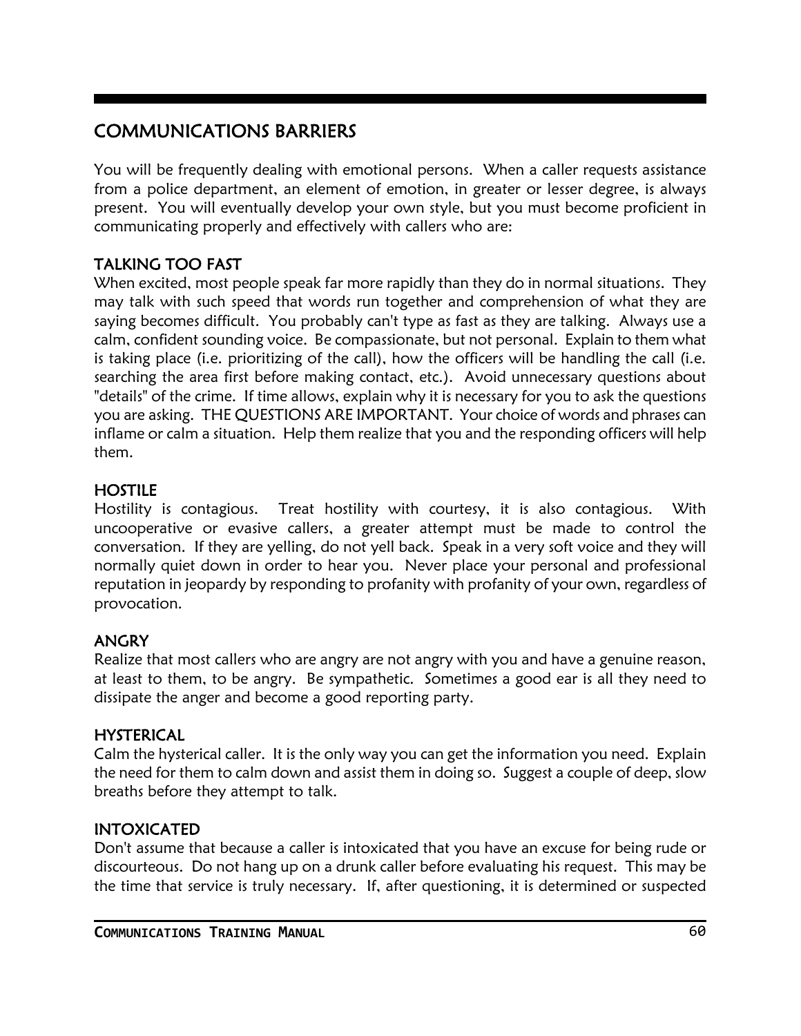## COMMUNICATIONS BARRIERS

You will be frequently dealing with emotional persons. When a caller requests assistance from a police department, an element of emotion, in greater or lesser degree, is always present. You will eventually develop your own style, but you must become proficient in communicating properly and effectively with callers who are:

### TALKING TOO FAST

When excited, most people speak far more rapidly than they do in normal situations. They may talk with such speed that words run together and comprehension of what they are saying becomes difficult. You probably can't type as fast as they are talking. Always use a calm, confident sounding voice. Be compassionate, but not personal. Explain to them what is taking place (i.e. prioritizing of the call), how the officers will be handling the call (i.e. searching the area first before making contact, etc.). Avoid unnecessary questions about "details" of the crime. If time allows, explain why it is necessary for you to ask the questions you are asking. THE QUESTIONS ARE IMPORTANT. Your choice of words and phrases can inflame or calm a situation. Help them realize that you and the responding officers will help them.

### HOSTILE

Hostility is contagious. Treat hostility with courtesy, it is also contagious. With uncooperative or evasive callers, a greater attempt must be made to control the conversation. If they are yelling, do not yell back. Speak in a very soft voice and they will normally quiet down in order to hear you. Never place your personal and professional reputation in jeopardy by responding to profanity with profanity of your own, regardless of provocation.

### ANGRY

Realize that most callers who are angry are not angry with you and have a genuine reason, at least to them, to be angry. Be sympathetic. Sometimes a good ear is all they need to dissipate the anger and become a good reporting party.

### HYSTERICAL

Calm the hysterical caller. It is the only way you can get the information you need. Explain the need for them to calm down and assist them in doing so. Suggest a couple of deep, slow breaths before they attempt to talk.

### INTOXICATED

Don't assume that because a caller is intoxicated that you have an excuse for being rude or discourteous. Do not hang up on a drunk caller before evaluating his request. This may be the time that service is truly necessary. If, after questioning, it is determined or suspected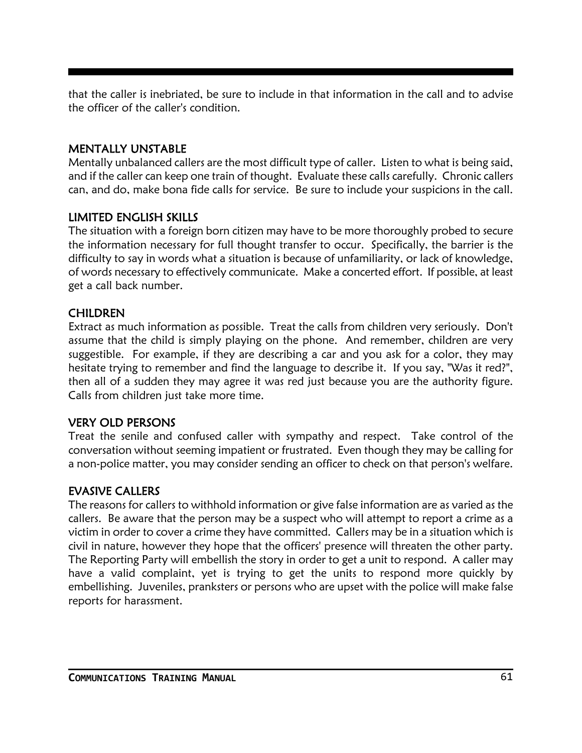that the caller is inebriated, be sure to include in that information in the call and to advise the officer of the caller's condition.

## MENTALLY UNSTABLE

Mentally unbalanced callers are the most difficult type of caller. Listen to what is being said, and if the caller can keep one train of thought. Evaluate these calls carefully. Chronic callers can, and do, make bona fide calls for service. Be sure to include your suspicions in the call.

## LIMITED ENGLISH SKILLS

The situation with a foreign born citizen may have to be more thoroughly probed to secure the information necessary for full thought transfer to occur. Specifically, the barrier is the difficulty to say in words what a situation is because of unfamiliarity, or lack of knowledge, of words necessary to effectively communicate. Make a concerted effort. If possible, at least get a call back number.

## CHILDREN

Extract as much information as possible. Treat the calls from children very seriously. Don't assume that the child is simply playing on the phone. And remember, children are very suggestible. For example, if they are describing a car and you ask for a color, they may hesitate trying to remember and find the language to describe it. If you say, "Was it red?", then all of a sudden they may agree it was red just because you are the authority figure. Calls from children just take more time.

## VERY OLD PERSONS

Treat the senile and confused caller with sympathy and respect. Take control of the conversation without seeming impatient or frustrated. Even though they may be calling for a non-police matter, you may consider sending an officer to check on that person's welfare.

## EVASIVE CALLERS

The reasons for callers to withhold information or give false information are as varied as the callers. Be aware that the person may be a suspect who will attempt to report a crime as a victim in order to cover a crime they have committed. Callers may be in a situation which is civil in nature, however they hope that the officers' presence will threaten the other party. The Reporting Party will embellish the story in order to get a unit to respond. A caller may have a valid complaint, yet is trying to get the units to respond more quickly by embellishing. Juveniles, pranksters or persons who are upset with the police will make false reports for harassment.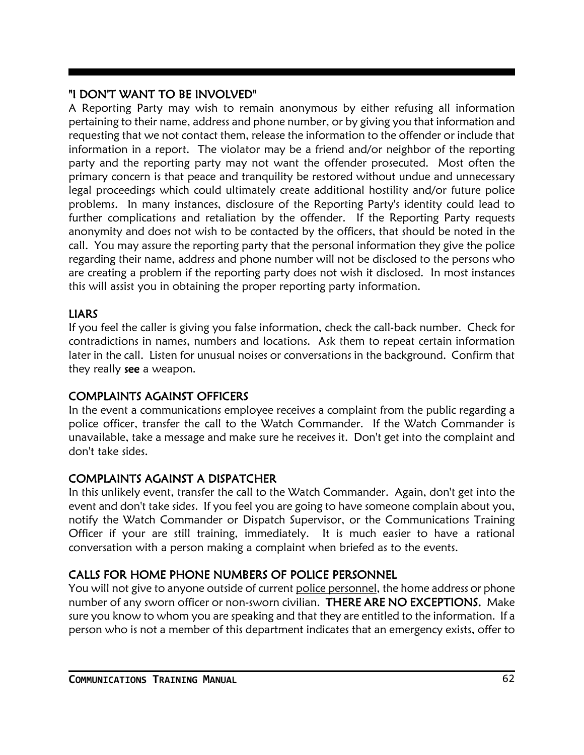## "I DON'T WANT TO BE INVOLVED"

A Reporting Party may wish to remain anonymous by either refusing all information pertaining to their name, address and phone number, or by giving you that information and requesting that we not contact them, release the information to the offender or include that information in a report. The violator may be a friend and/or neighbor of the reporting party and the reporting party may not want the offender prosecuted. Most often the primary concern is that peace and tranquility be restored without undue and unnecessary legal proceedings which could ultimately create additional hostility and/or future police problems. In many instances, disclosure of the Reporting Party's identity could lead to further complications and retaliation by the offender. If the Reporting Party requests anonymity and does not wish to be contacted by the officers, that should be noted in the call. You may assure the reporting party that the personal information they give the police regarding their name, address and phone number will not be disclosed to the persons who are creating a problem if the reporting party does not wish it disclosed. In most instances this will assist you in obtaining the proper reporting party information.

## LIARS

If you feel the caller is giving you false information, check the call-back number. Check for contradictions in names, numbers and locations. Ask them to repeat certain information later in the call. Listen for unusual noises or conversations in the background. Confirm that they really **see** a weapon.

## COMPLAINTS AGAINST OFFICERS

In the event a communications employee receives a complaint from the public regarding a police officer, transfer the call to the Watch Commander. If the Watch Commander is unavailable, take a message and make sure he receives it. Don't get into the complaint and don't take sides.

## COMPLAINTS AGAINST A DISPATCHER

In this unlikely event, transfer the call to the Watch Commander. Again, don't get into the event and don't take sides. If you feel you are going to have someone complain about you, notify the Watch Commander or Dispatch Supervisor, or the Communications Training Officer if your are still training, immediately. It is much easier to have a rational conversation with a person making a complaint when briefed as to the events.

## CALLS FOR HOME PHONE NUMBERS OF POLICE PERSONNEL

You will not give to anyone outside of current <u>police personnel</u>, the home address or phone number of any sworn officer or non-sworn civilian. **THERE ARE NO EXCEPTIONS.** Make sure you know to whom you are speaking and that they are entitled to the information. If a person who is not a member of this department indicates that an emergency exists, offer to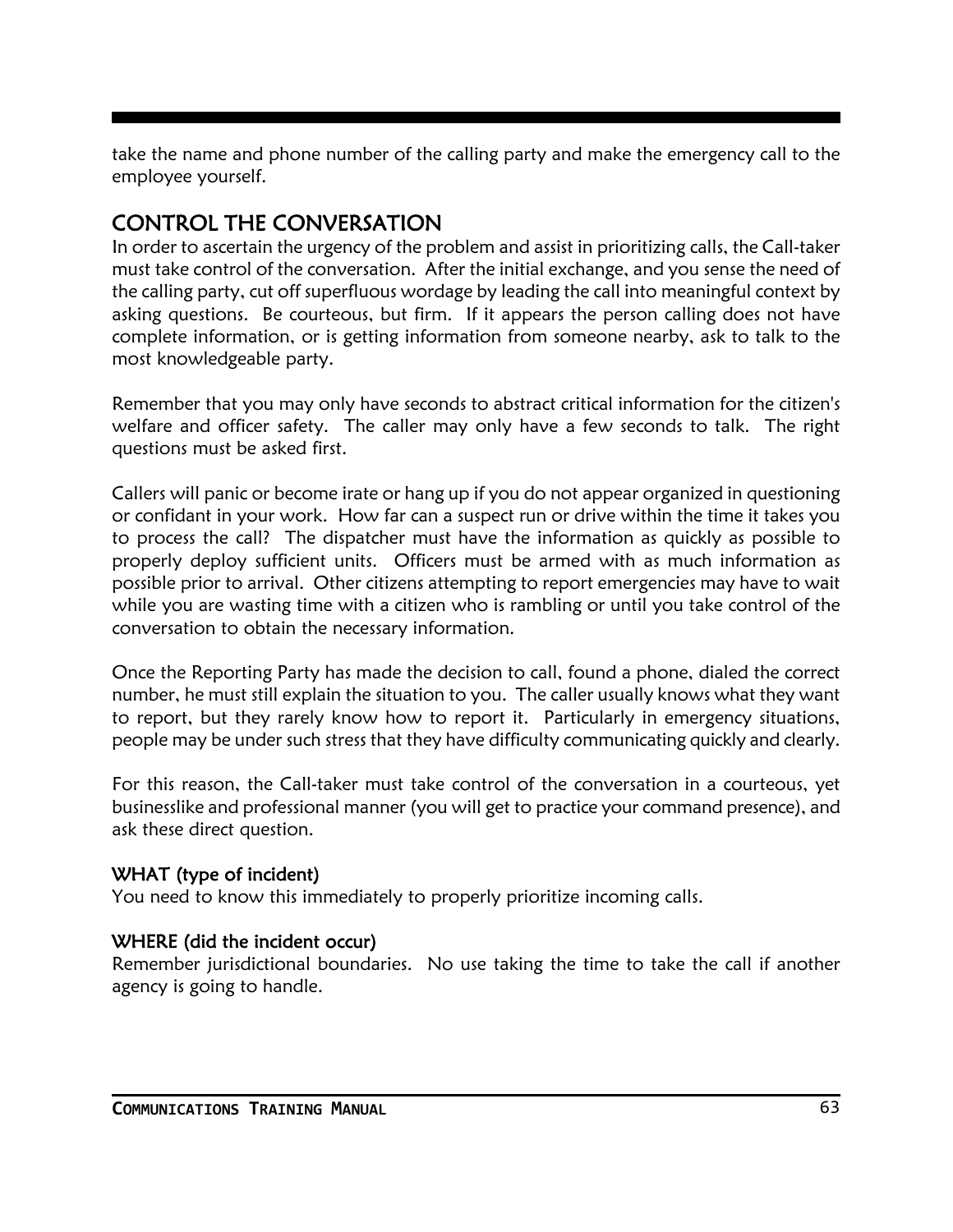take the name and phone number of the calling party and make the emergency call to the employee yourself.

## CONTROL THE CONVERSATION

In order to ascertain the urgency of the problem and assist in prioritizing calls, the Call-taker must take control of the conversation. After the initial exchange, and you sense the need of the calling party, cut off superfluous wordage by leading the call into meaningful context by asking questions. Be courteous, but firm. If it appears the person calling does not have complete information, or is getting information from someone nearby, ask to talk to the most knowledgeable party.

Remember that you may only have seconds to abstract critical information for the citizen's welfare and officer safety. The caller may only have a few seconds to talk. The right questions must be asked first.

Callers will panic or become irate or hang up if you do not appear organized in questioning or confidant in your work. How far can a suspect run or drive within the time it takes you to process the call? The dispatcher must have the information as quickly as possible to properly deploy sufficient units. Officers must be armed with as much information as possible prior to arrival. Other citizens attempting to report emergencies may have to wait while you are wasting time with a citizen who is rambling or until you take control of the conversation to obtain the necessary information.

Once the Reporting Party has made the decision to call, found a phone, dialed the correct number, he must still explain the situation to you. The caller usually knows what they want to report, but they rarely know how to report it. Particularly in emergency situations, people may be under such stress that they have difficulty communicating quickly and clearly.

For this reason, the Call-taker must take control of the conversation in a courteous, yet businesslike and professional manner (you will get to practice your command presence), and ask these direct question.

### WHAT (type of incident)

You need to know this immediately to properly prioritize incoming calls.

### WHERE (did the incident occur)

Remember jurisdictional boundaries. No use taking the time to take the call if another agency is going to handle.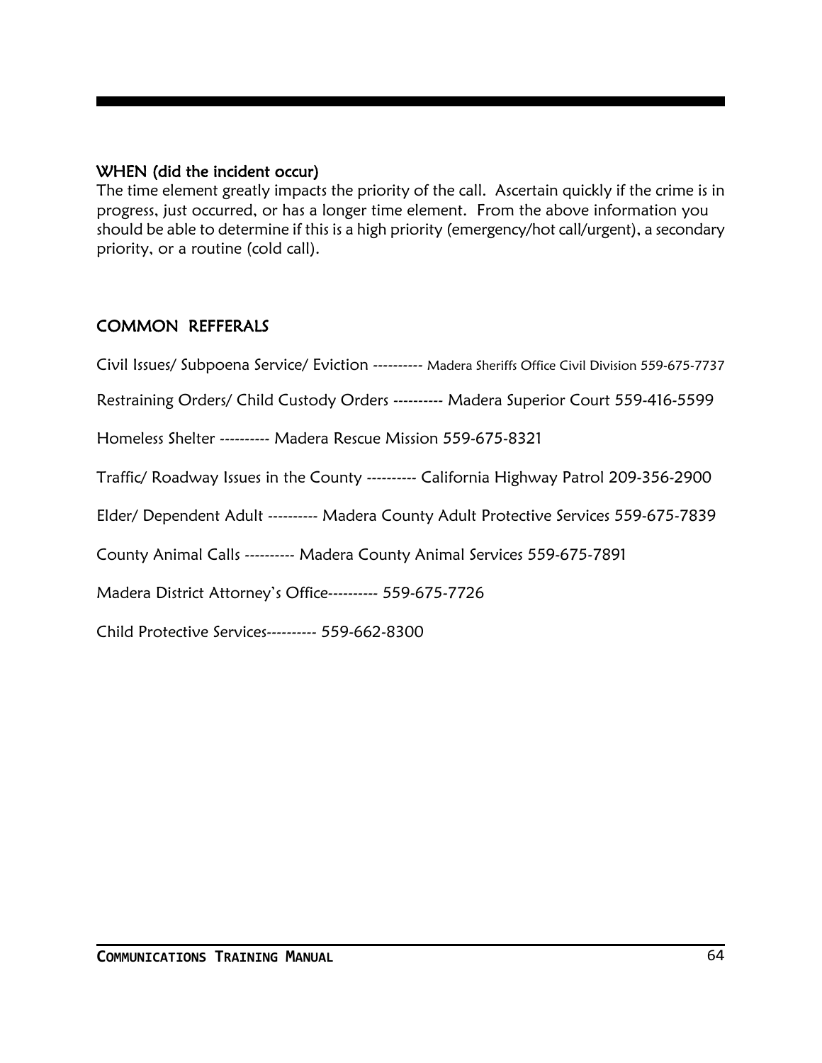### WHEN (did the incident occur)

The time element greatly impacts the priority of the call. Ascertain quickly if the crime is in progress, just occurred, or has a longer time element. From the above information you should be able to determine if this is a high priority (emergency/hot call/urgent), a secondary priority, or a routine (cold call).

### COMMON REFFERALS

Civil Issues/ Subpoena Service/ Eviction ---------- Madera Sheriffs Office Civil Division 559-675-7737

Restraining Orders/ Child Custody Orders ---------- Madera Superior Court 559-416-5599

Homeless Shelter ---------- Madera Rescue Mission 559-675-8321

Traffic/ Roadway Issues in the County ---------- California Highway Patrol 209-356-2900

Elder/ Dependent Adult ---------- Madera County Adult Protective Services 559-675-7839

County Animal Calls ---------- Madera County Animal Services 559-675-7891

Madera District Attorney's Office---------- 559-675-7726

Child Protective Services---------- 559-662-8300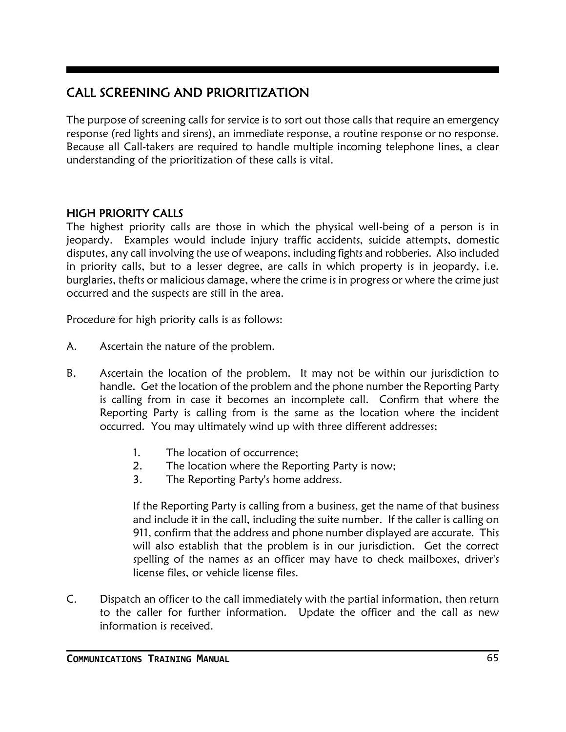## CALL SCREENING AND PRIORITIZATION

The purpose of screening calls for service is to sort out those calls that require an emergency response (red lights and sirens), an immediate response, a routine response or no response. Because all Call-takers are required to handle multiple incoming telephone lines, a clear understanding of the prioritization of these calls is vital.

### HIGH PRIORITY CALLS

The highest priority calls are those in which the physical well-being of a person is in jeopardy. Examples would include injury traffic accidents, suicide attempts, domestic disputes, any call involving the use of weapons, including fights and robberies. Also included in priority calls, but to a lesser degree, are calls in which property is in jeopardy, i.e. burglaries, thefts or malicious damage, where the crime is in progress or where the crime just occurred and the suspects are still in the area.

Procedure for high priority calls is as follows:

A. Ascertain the nature of the problem.

B. Ascertain the location of the problem. It may not be within our jurisdiction to handle. Get the location of the problem and the phone number the Reporting Party is calling from in case it becomes an incomplete call. Confirm that where the Reporting Party is calling from is the same as the location where the incident occurred. You may ultimately wind up with three different addresses;

   1. The location of occurrence;
   2. The location where the Reporting Party is now;
   3. The Reporting Party's home address.

   If the Reporting Party is calling from a business, get the name of that business and include it in the call, including the suite number. If the caller is calling on 911, confirm that the address and phone number displayed are accurate. This will also establish that the problem is in our jurisdiction. Get the correct spelling of the names as an officer may have to check mailboxes, driver's license files, or vehicle license files.

C. Dispatch an officer to the call immediately with the partial information, then return to the caller for further information. Update the officer and the call as new information is received.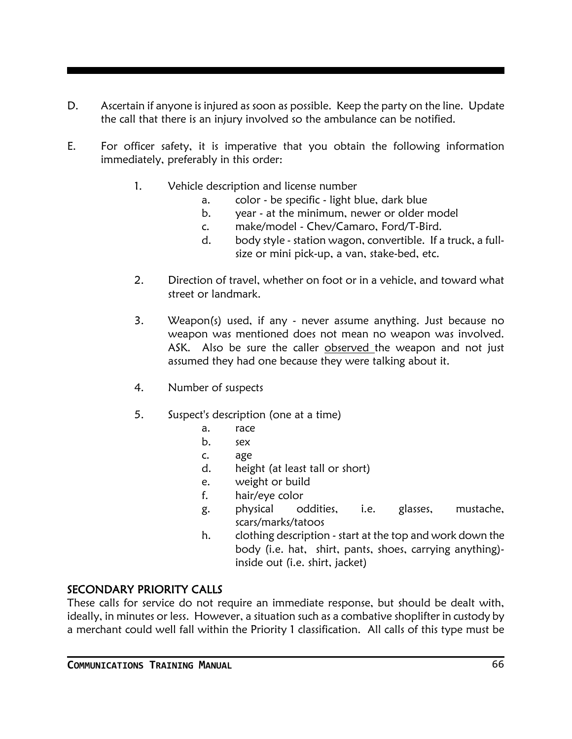D. Ascertain if anyone is injured as soon as possible. Keep the party on the line. Update the call that there is an injury involved so the ambulance can be notified.

E. For officer safety, it is imperative that you obtain the following information immediately, preferably in this order:

   1. Vehicle description and license number
      a. color - be specific - light blue, dark blue
      b. year - at the minimum, newer or older model
      c. make/model - Chev/Camaro, Ford/T-Bird.
      d. body style - station wagon, convertible. If a truck, a full-size or mini pick-up, a van, stake-bed, etc.

   2. Direction of travel, whether on foot or in a vehicle, and toward what street or landmark.

   3. Weapon(s) used, if any - never assume anything. Just because no weapon was mentioned does not mean no weapon was involved. ASK. Also be sure the caller <u>observed</u> the weapon and not just assumed they had one because they were talking about it.

   4. Number of suspects

   5. Suspect's description (one at a time)
      a. race
      b. sex
      c. age
      d. height (at least tall or short)
      e. weight or build
      f. hair/eye color
      g. physical oddities, i.e. glasses, mustache, scars/marks/tatoos
      h. clothing description - start at the top and work down the body (i.e. hat, shirt, pants, shoes, carrying anything)- inside out (i.e. shirt, jacket)

## SECONDARY PRIORITY CALLS

These calls for service do not require an immediate response, but should be dealt with, ideally, in minutes or less. However, a situation such as a combative shoplifter in custody by a merchant could well fall within the Priority 1 classification. All calls of this type must be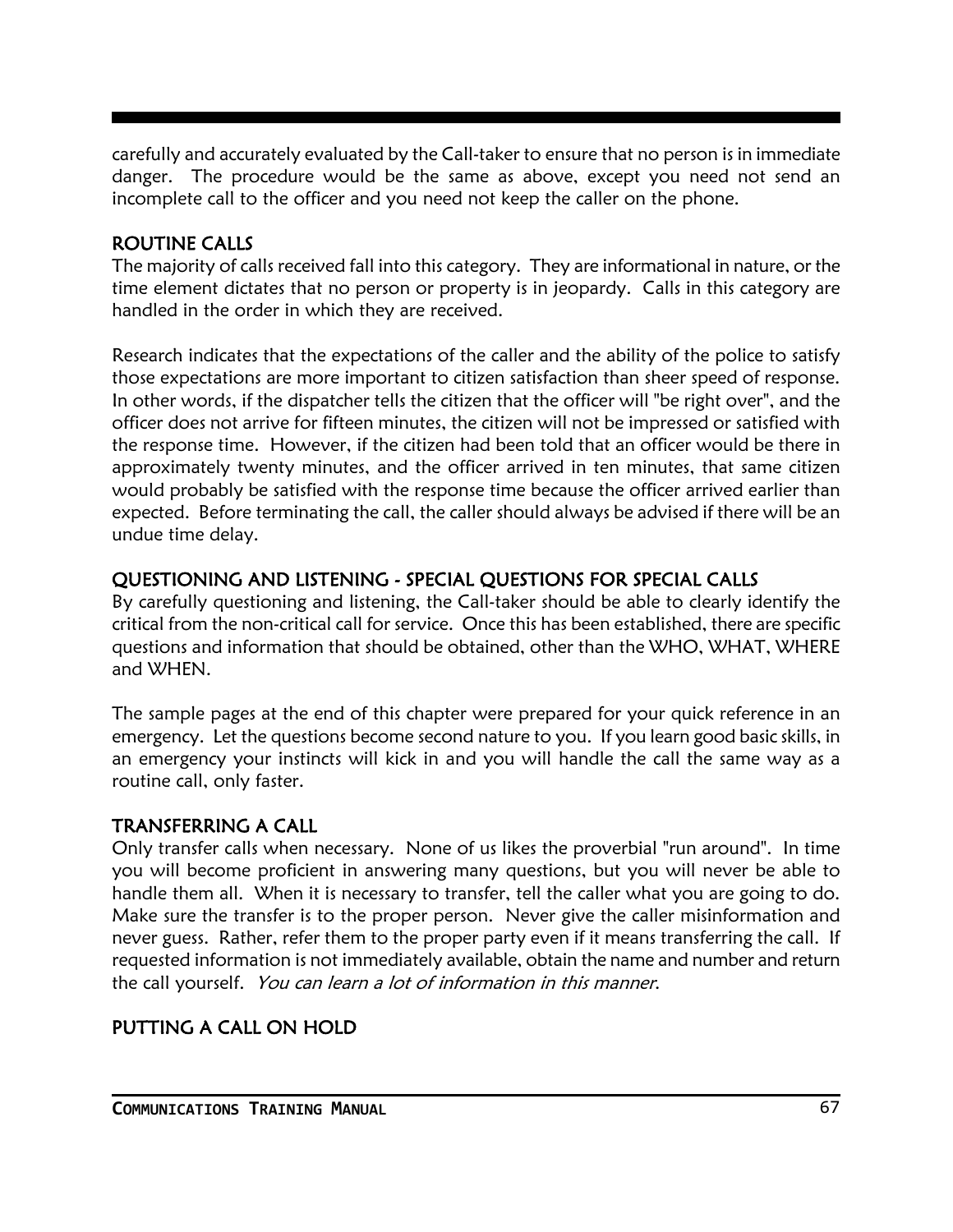carefully and accurately evaluated by the Call-taker to ensure that no person is in immediate danger. The procedure would be the same as above, except you need not send an incomplete call to the officer and you need not keep the caller on the phone.

## ROUTINE CALLS

The majority of calls received fall into this category. They are informational in nature, or the time element dictates that no person or property is in jeopardy. Calls in this category are handled in the order in which they are received.

Research indicates that the expectations of the caller and the ability of the police to satisfy those expectations are more important to citizen satisfaction than sheer speed of response. In other words, if the dispatcher tells the citizen that the officer will "be right over", and the officer does not arrive for fifteen minutes, the citizen will not be impressed or satisfied with the response time. However, if the citizen had been told that an officer would be there in approximately twenty minutes, and the officer arrived in ten minutes, that same citizen would probably be satisfied with the response time because the officer arrived earlier than expected. Before terminating the call, the caller should always be advised if there will be an undue time delay.

## QUESTIONING AND LISTENING - SPECIAL QUESTIONS FOR SPECIAL CALLS

By carefully questioning and listening, the Call-taker should be able to clearly identify the critical from the non-critical call for service. Once this has been established, there are specific questions and information that should be obtained, other than the WHO, WHAT, WHERE and WHEN.

The sample pages at the end of this chapter were prepared for your quick reference in an emergency. Let the questions become second nature to you. If you learn good basic skills, in an emergency your instincts will kick in and you will handle the call the same way as a routine call, only faster.

## TRANSFERRING A CALL

Only transfer calls when necessary. None of us likes the proverbial "run around". In time you will become proficient in answering many questions, but you will never be able to handle them all. When it is necessary to transfer, tell the caller what you are going to do. Make sure the transfer is to the proper person. Never give the caller misinformation and never guess. Rather, refer them to the proper party even if it means transferring the call. If requested information is not immediately available, obtain the name and number and return the call yourself. *You can learn a lot of information in this manner.*

## PUTTING A CALL ON HOLD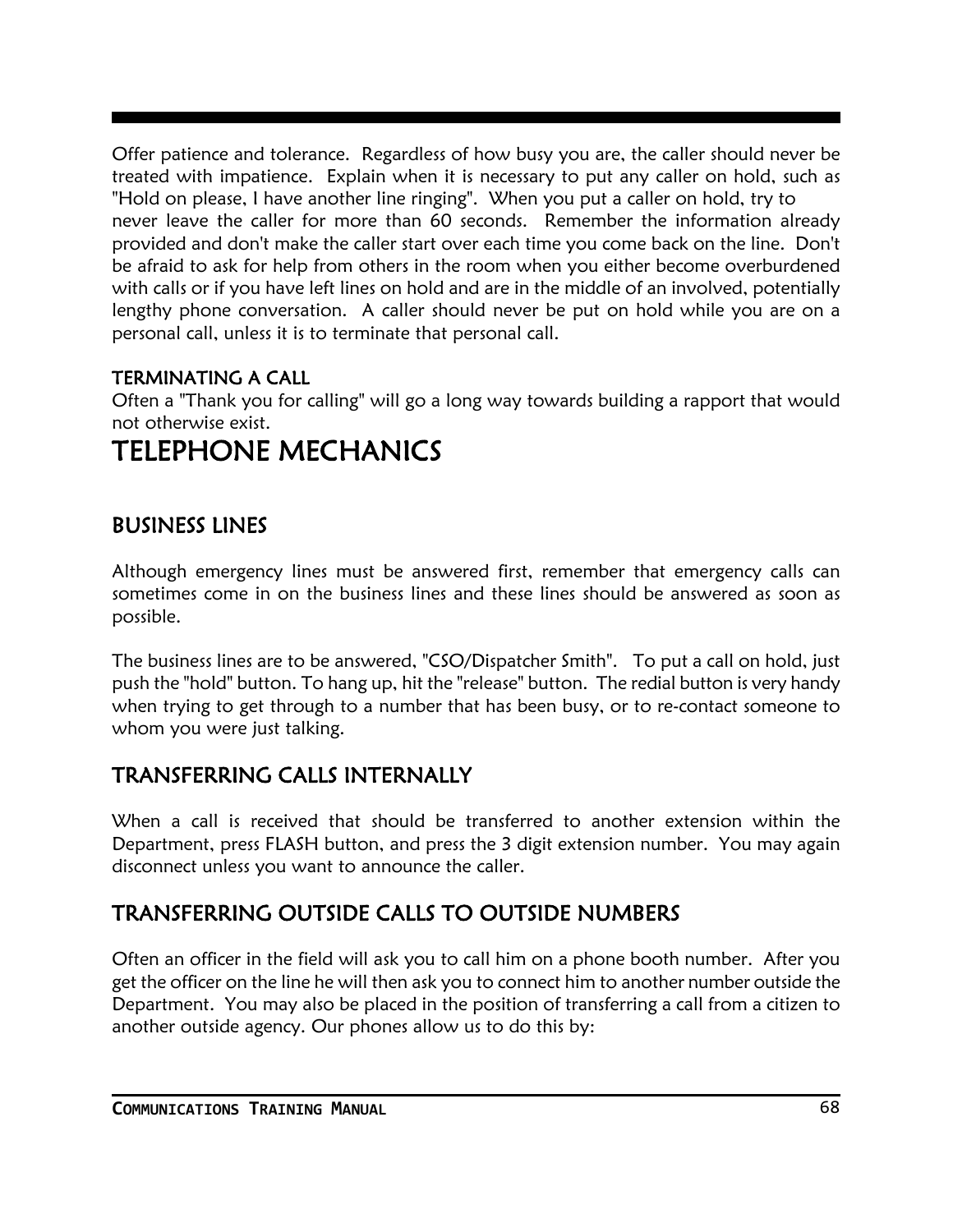Offer patience and tolerance. Regardless of how busy you are, the caller should never be treated with impatience. Explain when it is necessary to put any caller on hold, such as "Hold on please, I have another line ringing". When you put a caller on hold, try to never leave the caller for more than 60 seconds. Remember the information already provided and don't make the caller start over each time you come back on the line. Don't be afraid to ask for help from others in the room when you either become overburdened with calls or if you have left lines on hold and are in the middle of an involved, potentially lengthy phone conversation. A caller should never be put on hold while you are on a personal call, unless it is to terminate that personal call.

#### TERMINATING A CALL

Often a "Thank you for calling" will go a long way towards building a rapport that would not otherwise exist.

# TELEPHONE MECHANICS

## BUSINESS LINES

Although emergency lines must be answered first, remember that emergency calls can sometimes come in on the business lines and these lines should be answered as soon as possible.

The business lines are to be answered, "CSO/Dispatcher Smith". To put a call on hold, just push the "hold" button. To hang up, hit the "release" button. The redial button is very handy when trying to get through to a number that has been busy, or to re-contact someone to whom you were just talking.

## TRANSFERRING CALLS INTERNALLY

When a call is received that should be transferred to another extension within the Department, press FLASH button, and press the 3 digit extension number. You may again disconnect unless you want to announce the caller.

## TRANSFERRING OUTSIDE CALLS TO OUTSIDE NUMBERS

Often an officer in the field will ask you to call him on a phone booth number. After you get the officer on the line he will then ask you to connect him to another number outside the Department. You may also be placed in the position of transferring a call from a citizen to another outside agency. Our phones allow us to do this by: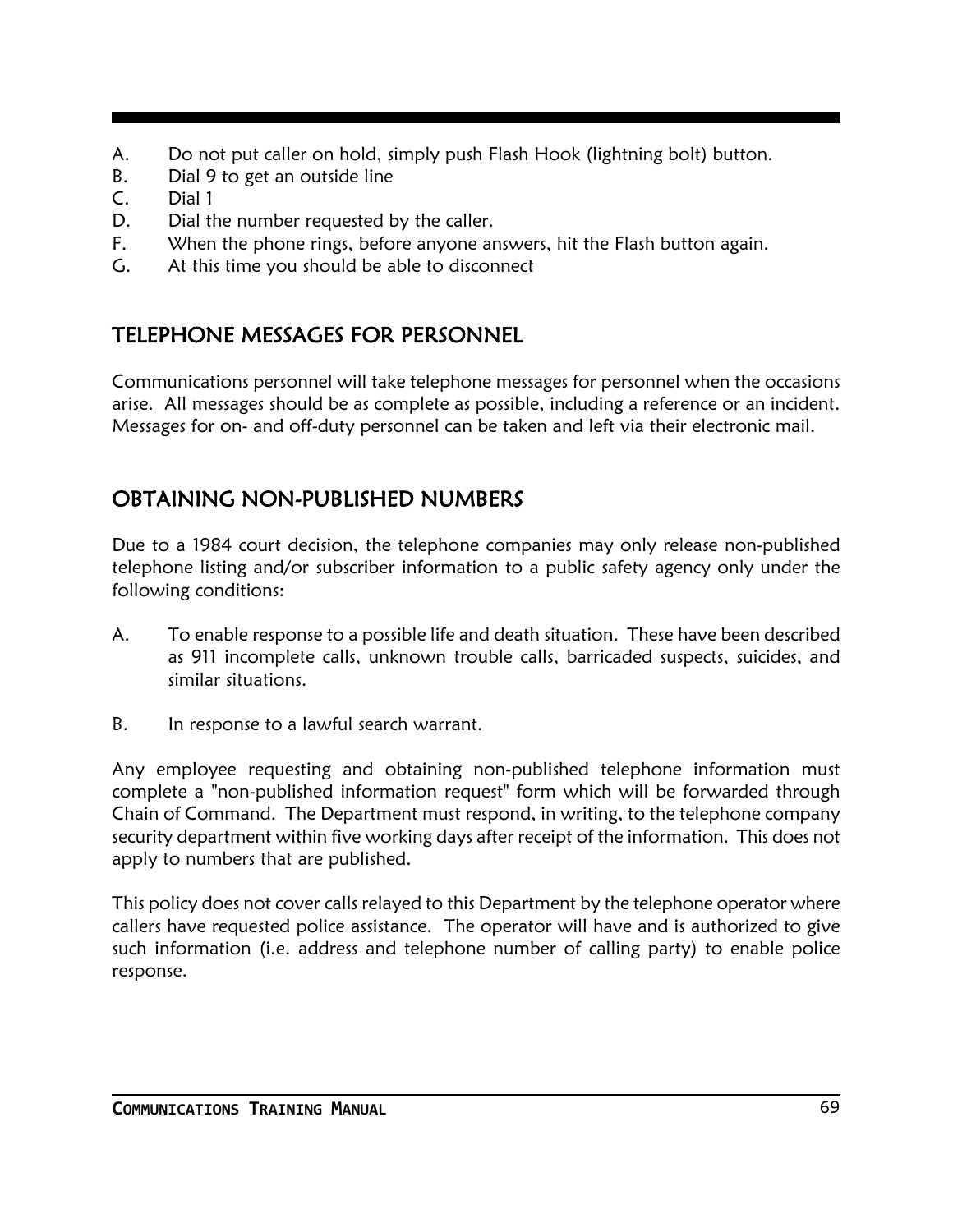A. Do not put caller on hold, simply push Flash Hook (lightning bolt) button.
B. Dial 9 to get an outside line
C. Dial 1
D. Dial the number requested by the caller.
F. When the phone rings, before anyone answers, hit the Flash button again.
G. At this time you should be able to disconnect

## TELEPHONE MESSAGES FOR PERSONNEL

Communications personnel will take telephone messages for personnel when the occasions arise. All messages should be as complete as possible, including a reference or an incident. Messages for on- and off-duty personnel can be taken and left via their electronic mail.

## OBTAINING NON-PUBLISHED NUMBERS

Due to a 1984 court decision, the telephone companies may only release non-published telephone listing and/or subscriber information to a public safety agency only under the following conditions:

A. To enable response to a possible life and death situation. These have been described as 911 incomplete calls, unknown trouble calls, barricaded suspects, suicides, and similar situations.

B. In response to a lawful search warrant.

Any employee requesting and obtaining non-published telephone information must complete a "non-published information request" form which will be forwarded through Chain of Command. The Department must respond, in writing, to the telephone company security department within five working days after receipt of the information. This does not apply to numbers that are published.

This policy does not cover calls relayed to this Department by the telephone operator where callers have requested police assistance. The operator will have and is authorized to give such information (i.e. address and telephone number of calling party) to enable police response.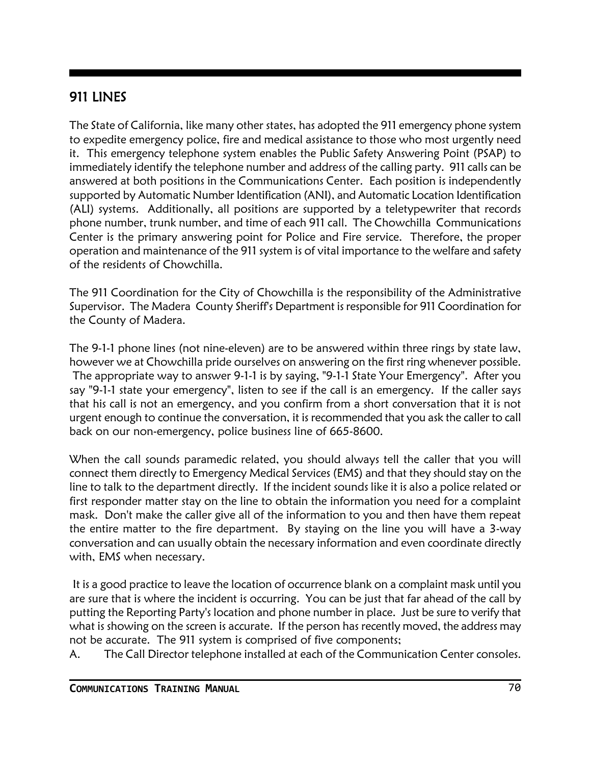## 911 LINES

The State of California, like many other states, has adopted the 911 emergency phone system to expedite emergency police, fire and medical assistance to those who most urgently need it. This emergency telephone system enables the Public Safety Answering Point (PSAP) to immediately identify the telephone number and address of the calling party. 911 calls can be answered at both positions in the Communications Center. Each position is independently supported by Automatic Number Identification (ANI), and Automatic Location Identification (ALI) systems. Additionally, all positions are supported by a teletypewriter that records phone number, trunk number, and time of each 911 call. The Chowchilla Communications Center is the primary answering point for Police and Fire service. Therefore, the proper operation and maintenance of the 911 system is of vital importance to the welfare and safety of the residents of Chowchilla.

The 911 Coordination for the City of Chowchilla is the responsibility of the Administrative Supervisor. The Madera County Sheriff's Department is responsible for 911 Coordination for the County of Madera.

The 9-1-1 phone lines (not nine-eleven) are to be answered within three rings by state law, however we at Chowchilla pride ourselves on answering on the first ring whenever possible. The appropriate way to answer 9-1-1 is by saying, "9-1-1 State Your Emergency". After you say "9-1-1 state your emergency", listen to see if the call is an emergency. If the caller says that his call is not an emergency, and you confirm from a short conversation that it is not urgent enough to continue the conversation, it is recommended that you ask the caller to call back on our non-emergency, police business line of 665-8600.

When the call sounds paramedic related, you should always tell the caller that you will connect them directly to Emergency Medical Services (EMS) and that they should stay on the line to talk to the department directly. If the incident sounds like it is also a police related or first responder matter stay on the line to obtain the information you need for a complaint mask. Don't make the caller give all of the information to you and then have them repeat the entire matter to the fire department. By staying on the line you will have a 3-way conversation and can usually obtain the necessary information and even coordinate directly with, EMS when necessary.

It is a good practice to leave the location of occurrence blank on a complaint mask until you are sure that is where the incident is occurring. You can be just that far ahead of the call by putting the Reporting Party's location and phone number in place. Just be sure to verify that what is showing on the screen is accurate. If the person has recently moved, the address may not be accurate. The 911 system is comprised of five components;

A. The Call Director telephone installed at each of the Communication Center consoles.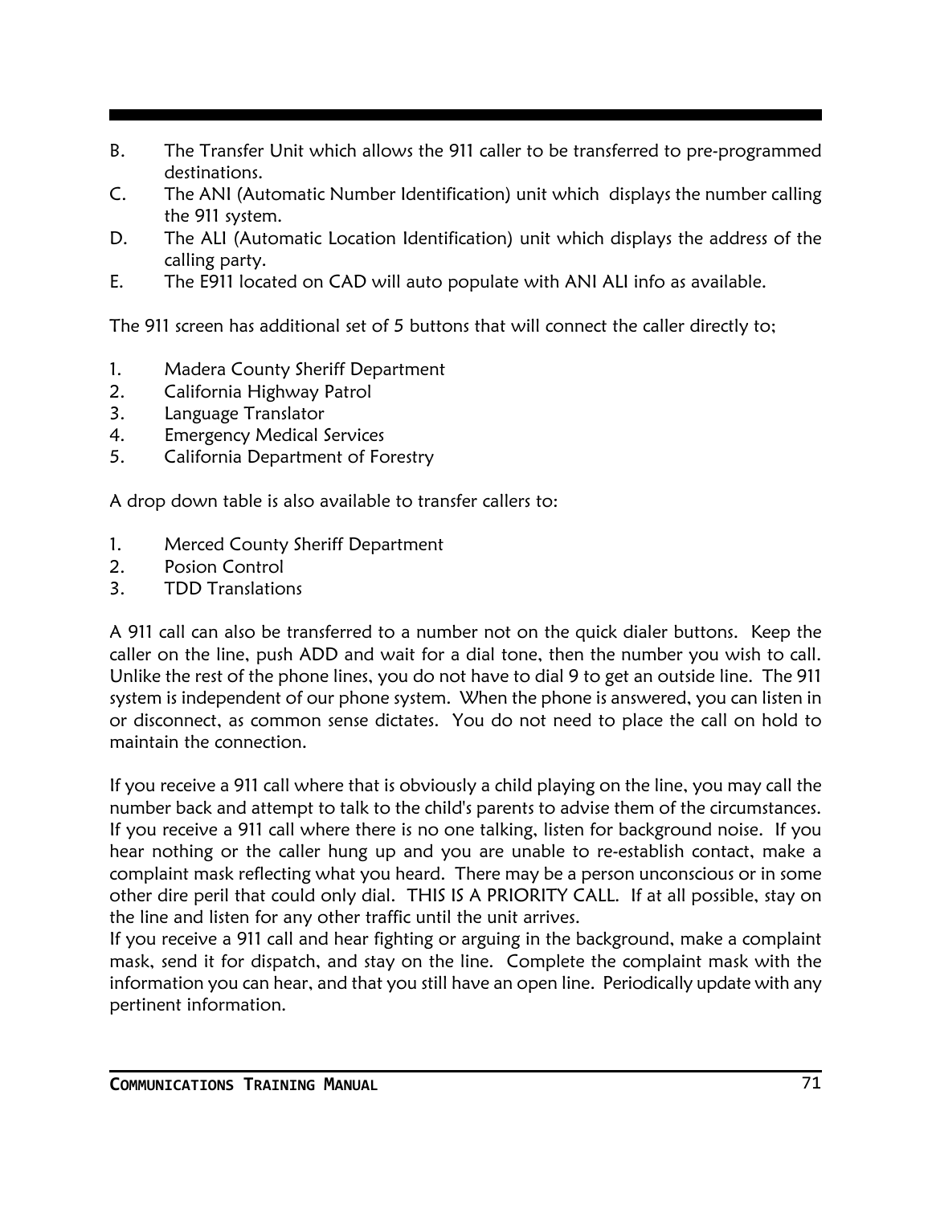B. The Transfer Unit which allows the 911 caller to be transferred to pre-programmed destinations.
C. The ANI (Automatic Number Identification) unit which displays the number calling the 911 system.
D. The ALI (Automatic Location Identification) unit which displays the address of the calling party.
E. The E911 located on CAD will auto populate with ANI ALI info as available.

The 911 screen has additional set of 5 buttons that will connect the caller directly to;

1. Madera County Sheriff Department
2. California Highway Patrol
3. Language Translator
4. Emergency Medical Services
5. California Department of Forestry

A drop down table is also available to transfer callers to:

1. Merced County Sheriff Department
2. Posion Control
3. TDD Translations

A 911 call can also be transferred to a number not on the quick dialer buttons. Keep the caller on the line, push ADD and wait for a dial tone, then the number you wish to call. Unlike the rest of the phone lines, you do not have to dial 9 to get an outside line. The 911 system is independent of our phone system. When the phone is answered, you can listen in or disconnect, as common sense dictates. You do not need to place the call on hold to maintain the connection.

If you receive a 911 call where that is obviously a child playing on the line, you may call the number back and attempt to talk to the child's parents to advise them of the circumstances. If you receive a 911 call where there is no one talking, listen for background noise. If you hear nothing or the caller hung up and you are unable to re-establish contact, make a complaint mask reflecting what you heard. There may be a person unconscious or in some other dire peril that could only dial. THIS IS A PRIORITY CALL. If at all possible, stay on the line and listen for any other traffic until the unit arrives.
If you receive a 911 call and hear fighting or arguing in the background, make a complaint mask, send it for dispatch, and stay on the line. Complete the complaint mask with the information you can hear, and that you still have an open line. Periodically update with any pertinent information.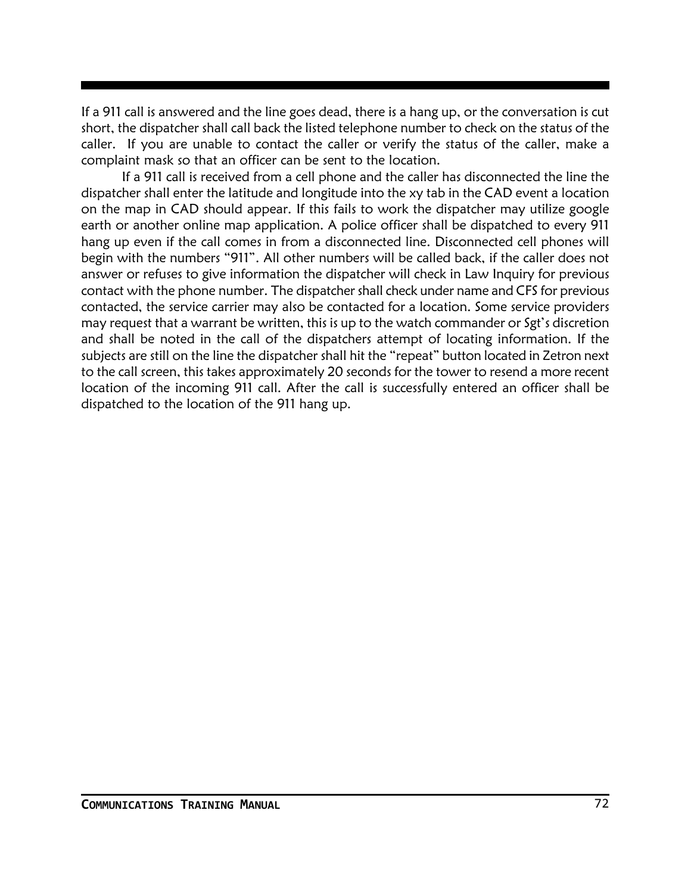If a 911 call is answered and the line goes dead, there is a hang up, or the conversation is cut short, the dispatcher shall call back the listed telephone number to check on the status of the caller. If you are unable to contact the caller or verify the status of the caller, make a complaint mask so that an officer can be sent to the location.

If a 911 call is received from a cell phone and the caller has disconnected the line the dispatcher shall enter the latitude and longitude into the xy tab in the CAD event a location on the map in CAD should appear. If this fails to work the dispatcher may utilize google earth or another online map application. A police officer shall be dispatched to every 911 hang up even if the call comes in from a disconnected line. Disconnected cell phones will begin with the numbers "911". All other numbers will be called back, if the caller does not answer or refuses to give information the dispatcher will check in Law Inquiry for previous contact with the phone number. The dispatcher shall check under name and CFS for previous contacted, the service carrier may also be contacted for a location. Some service providers may request that a warrant be written, this is up to the watch commander or Sgt's discretion and shall be noted in the call of the dispatchers attempt of locating information. If the subjects are still on the line the dispatcher shall hit the "repeat" button located in Zetron next to the call screen, this takes approximately 20 seconds for the tower to resend a more recent location of the incoming 911 call. After the call is successfully entered an officer shall be dispatched to the location of the 911 hang up.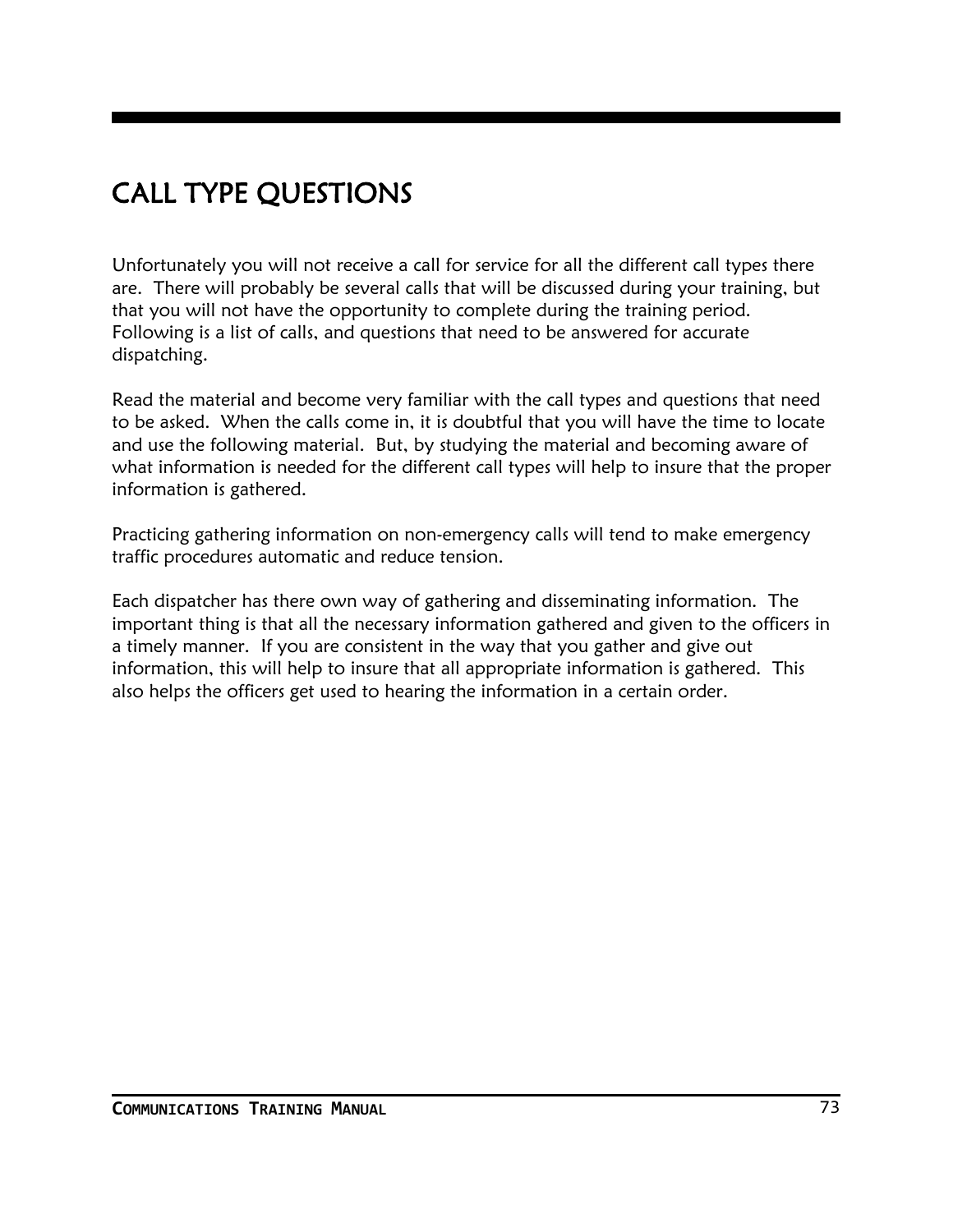# CALL TYPE QUESTIONS

Unfortunately you will not receive a call for service for all the different call types there are. There will probably be several calls that will be discussed during your training, but that you will not have the opportunity to complete during the training period. Following is a list of calls, and questions that need to be answered for accurate dispatching.

Read the material and become very familiar with the call types and questions that need to be asked. When the calls come in, it is doubtful that you will have the time to locate and use the following material. But, by studying the material and becoming aware of what information is needed for the different call types will help to insure that the proper information is gathered.

Practicing gathering information on non-emergency calls will tend to make emergency traffic procedures automatic and reduce tension.

Each dispatcher has there own way of gathering and disseminating information. The important thing is that all the necessary information gathered and given to the officers in a timely manner. If you are consistent in the way that you gather and give out information, this will help to insure that all appropriate information is gathered. This also helps the officers get used to hearing the information in a certain order.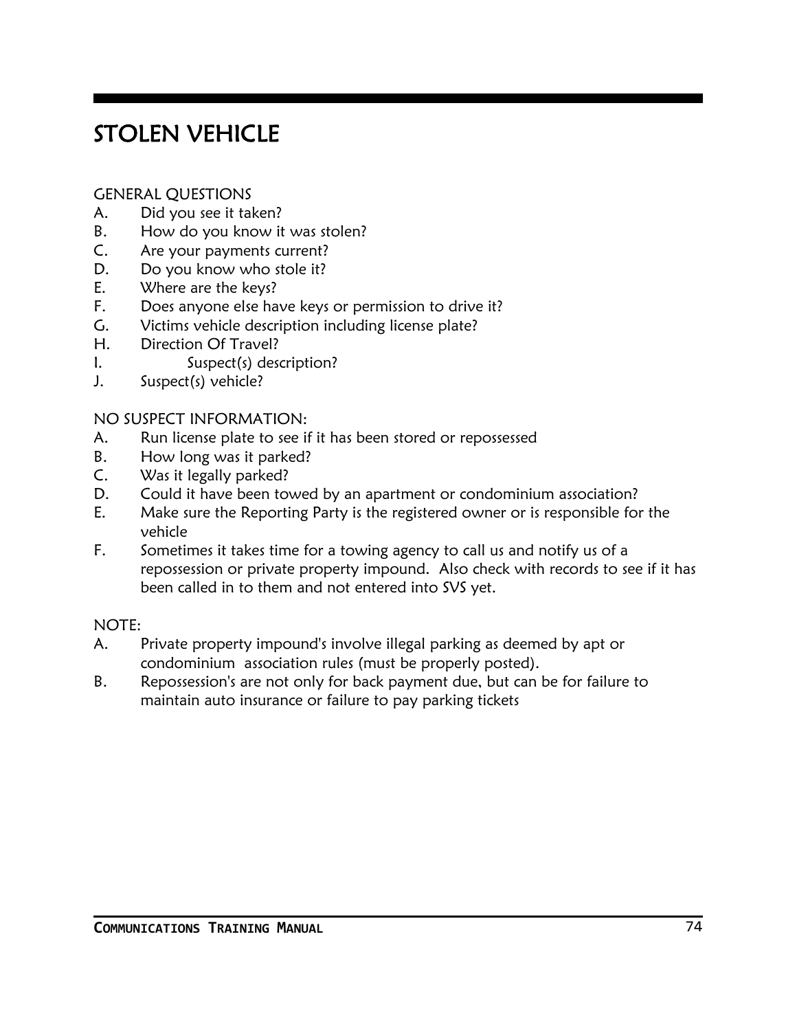# STOLEN VEHICLE

GENERAL QUESTIONS

A. Did you see it taken?
B. How do you know it was stolen?
C. Are your payments current?
D. Do you know who stole it?
E. Where are the keys?
F. Does anyone else have keys or permission to drive it?
G. Victims vehicle description including license plate?
H. Direction Of Travel?
I. Suspect(s) description?
J. Suspect(s) vehicle?

NO SUSPECT INFORMATION:

A. Run license plate to see if it has been stored or repossessed
B. How long was it parked?
C. Was it legally parked?
D. Could it have been towed by an apartment or condominium association?
E. Make sure the Reporting Party is the registered owner or is responsible for the vehicle
F. Sometimes it takes time for a towing agency to call us and notify us of a repossession or private property impound. Also check with records to see if it has been called in to them and not entered into SVS yet.

NOTE:

A. Private property impound's involve illegal parking as deemed by apt or condominium association rules (must be properly posted).
B. Repossession's are not only for back payment due, but can be for failure to maintain auto insurance or failure to pay parking tickets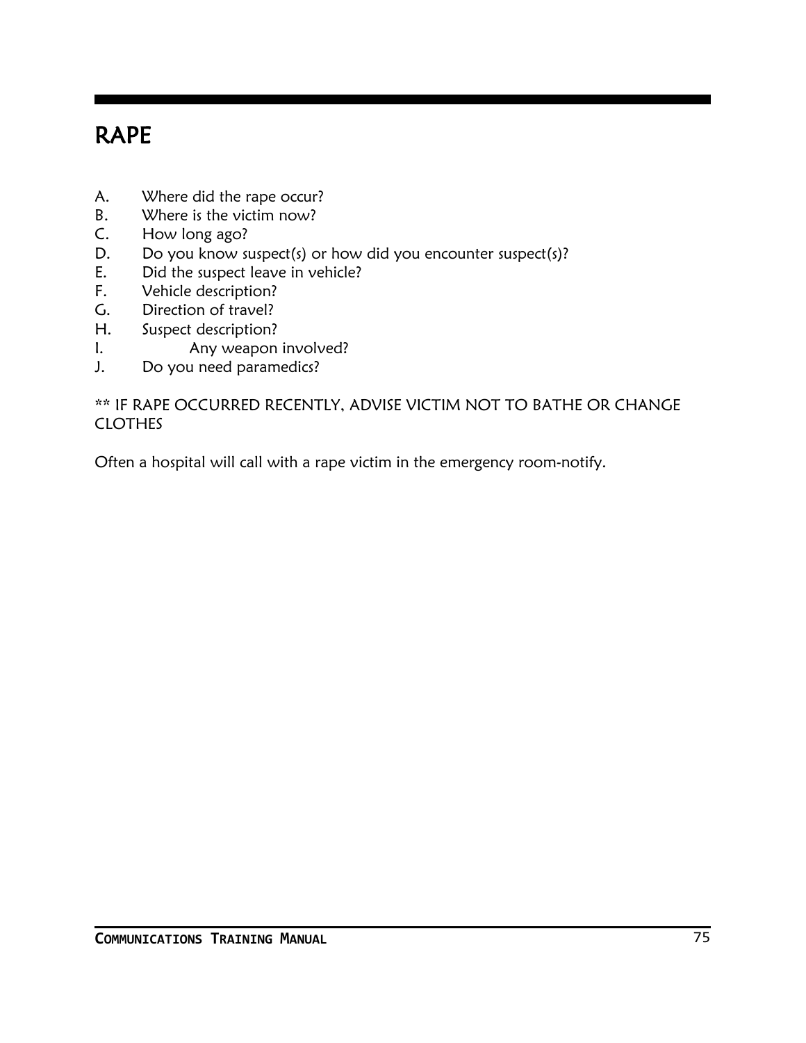# RAPE

A. Where did the rape occur?
B. Where is the victim now?
C. How long ago?
D. Do you know suspect(s) or how did you encounter suspect(s)?
E. Did the suspect leave in vehicle?
F. Vehicle description?
G. Direction of travel?
H. Suspect description?
I. Any weapon involved?
J. Do you need paramedics?

** IF RAPE OCCURRED RECENTLY, ADVISE VICTIM NOT TO BATHE OR CHANGE CLOTHES

Often a hospital will call with a rape victim in the emergency room-notify.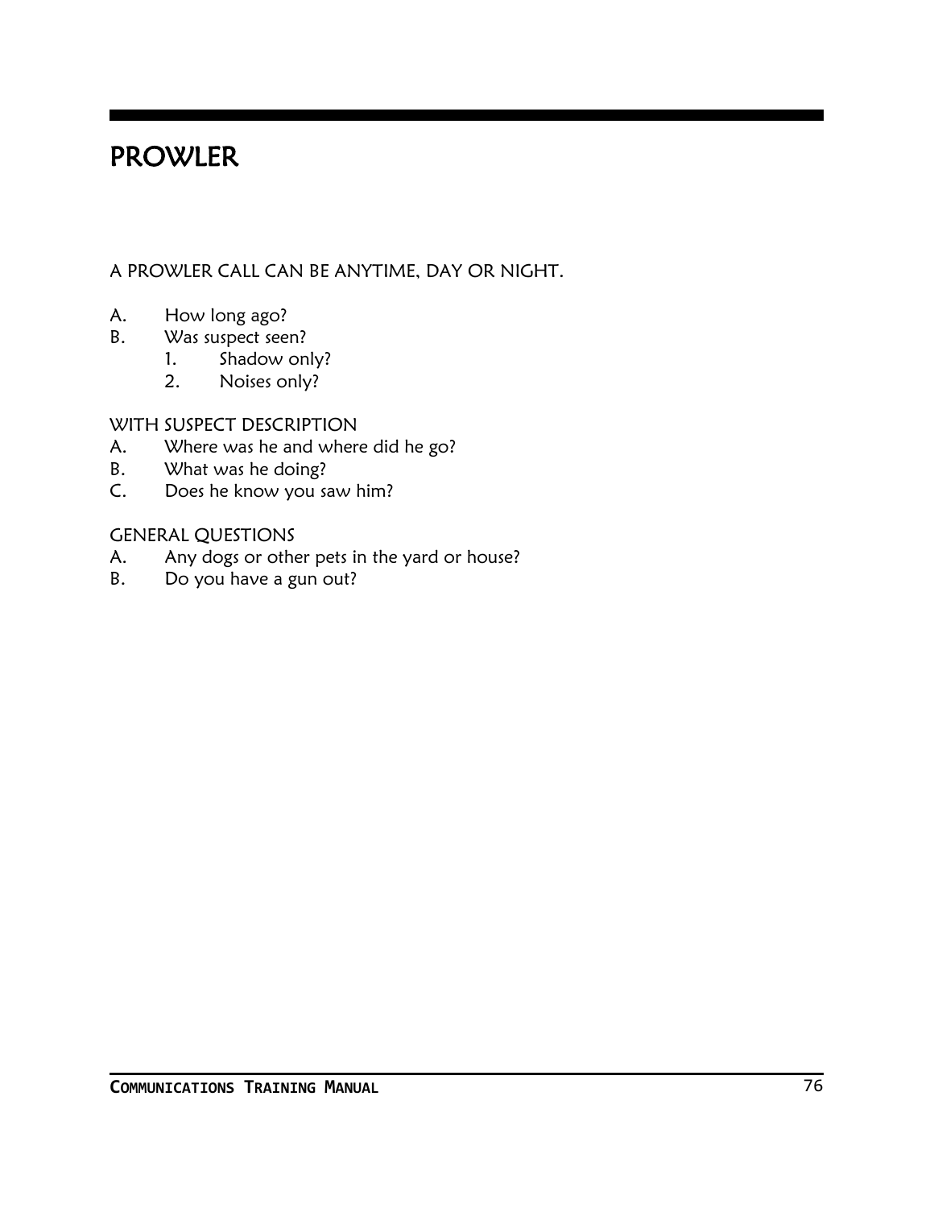# PROWLER

A PROWLER CALL CAN BE ANYTIME, DAY OR NIGHT.

A. How long ago?
B. Was suspect seen?
    1. Shadow only?
    2. Noises only?

WITH SUSPECT DESCRIPTION

A. Where was he and where did he go?
B. What was he doing?
C. Does he know you saw him?

GENERAL QUESTIONS

A. Any dogs or other pets in the yard or house?
B. Do you have a gun out?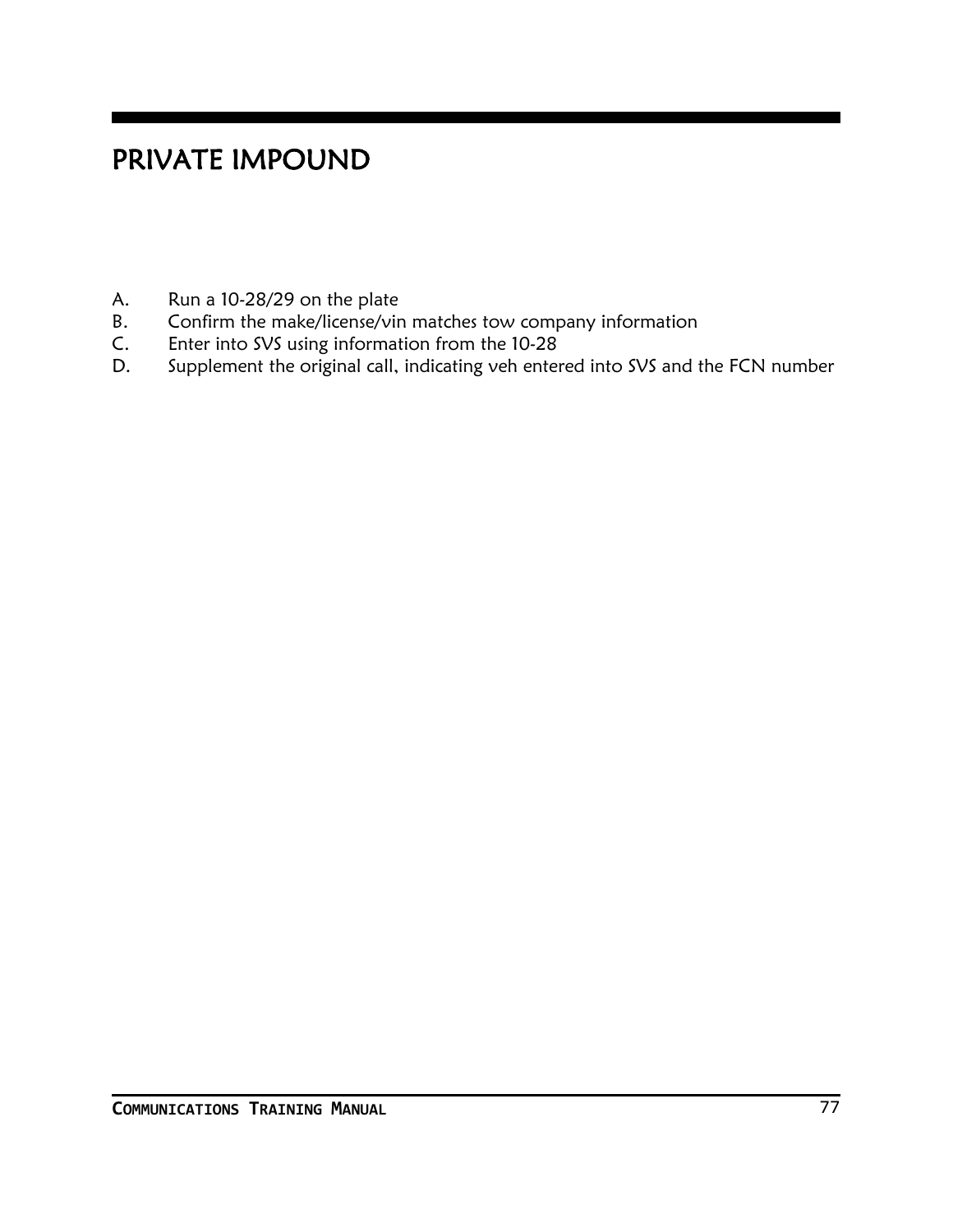# PRIVATE IMPOUND

A. Run a 10-28/29 on the plate
B. Confirm the make/license/vin matches tow company information
C. Enter into SVS using information from the 10-28
D. Supplement the original call, indicating veh entered into SVS and the FCN number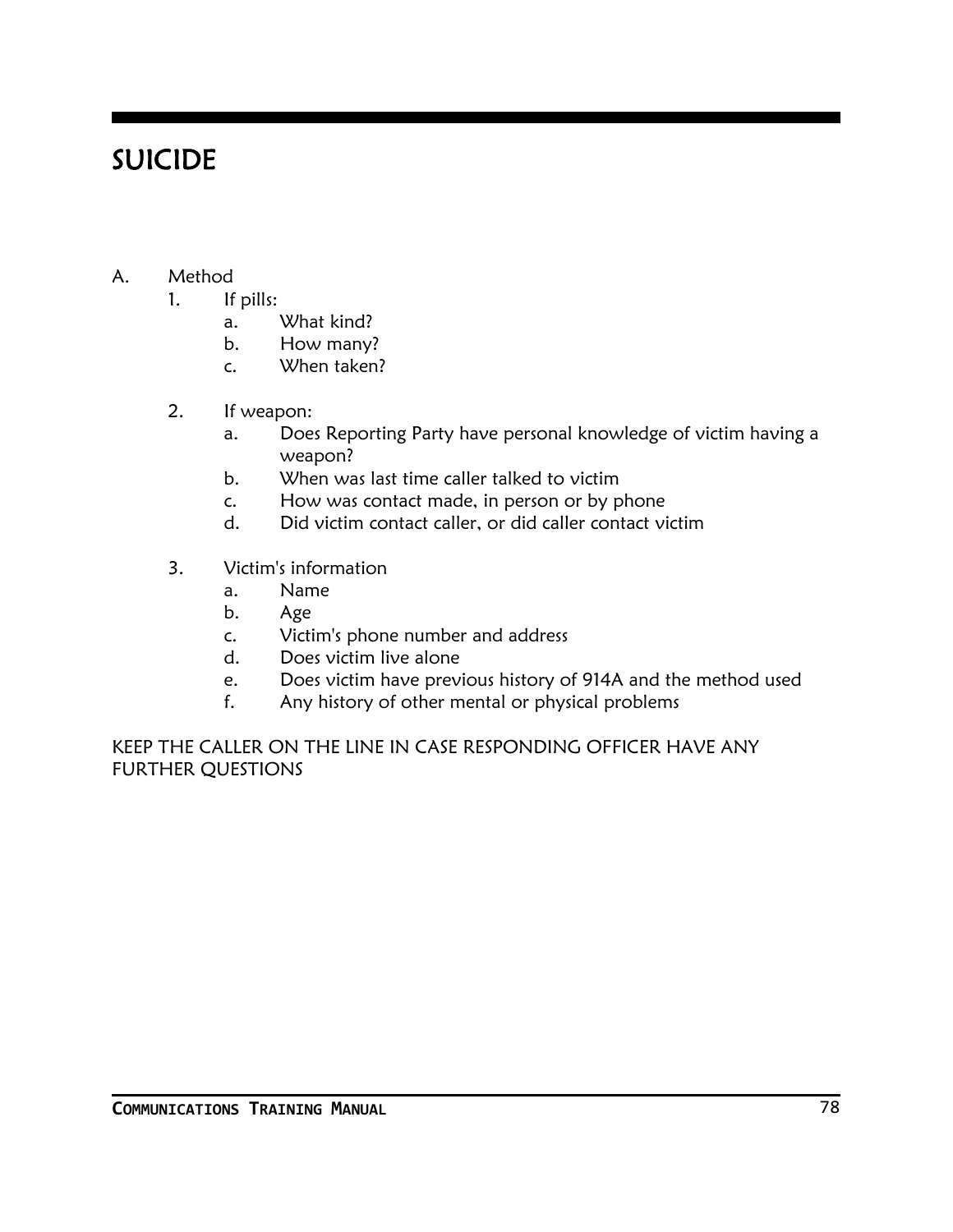# SUICIDE

A. Method
   1. If pills:
      a. What kind?
      b. How many?
      c. When taken?

   2. If weapon:
      a. Does Reporting Party have personal knowledge of victim having a weapon?
      b. When was last time caller talked to victim
      c. How was contact made, in person or by phone
      d. Did victim contact caller, or did caller contact victim

   3. Victim's information
      a. Name
      b. Age
      c. Victim's phone number and address
      d. Does victim live alone
      e. Does victim have previous history of 914A and the method used
      f. Any history of other mental or physical problems

KEEP THE CALLER ON THE LINE IN CASE RESPONDING OFFICER HAVE ANY FURTHER QUESTIONS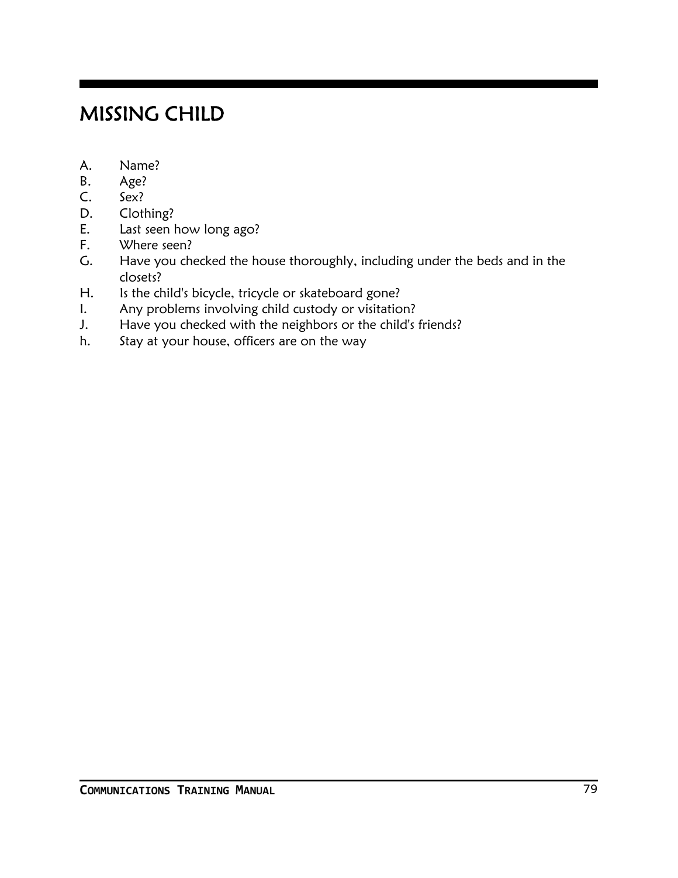# MISSING CHILD

A. Name?
B. Age?
C. Sex?
D. Clothing?
E. Last seen how long ago?
F. Where seen?
G. Have you checked the house thoroughly, including under the beds and in the closets?
H. Is the child's bicycle, tricycle or skateboard gone?
I. Any problems involving child custody or visitation?
J. Have you checked with the neighbors or the child's friends?
h. Stay at your house, officers are on the way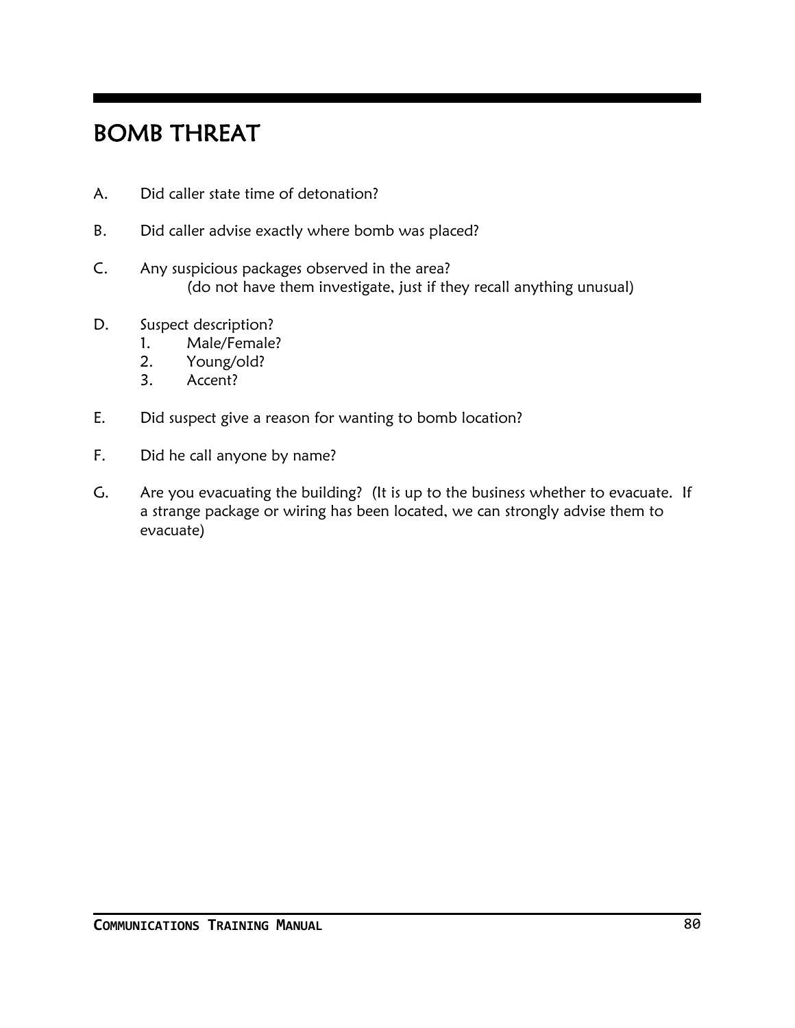# BOMB THREAT

A. Did caller state time of detonation?

B. Did caller advise exactly where bomb was placed?

C. Any suspicious packages observed in the area?
   (do not have them investigate, just if they recall anything unusual)

D. Suspect description?
   1. Male/Female?
   2. Young/old?
   3. Accent?

E. Did suspect give a reason for wanting to bomb location?

F. Did he call anyone by name?

G. Are you evacuating the building? (It is up to the business whether to evacuate. If a strange package or wiring has been located, we can strongly advise them to evacuate)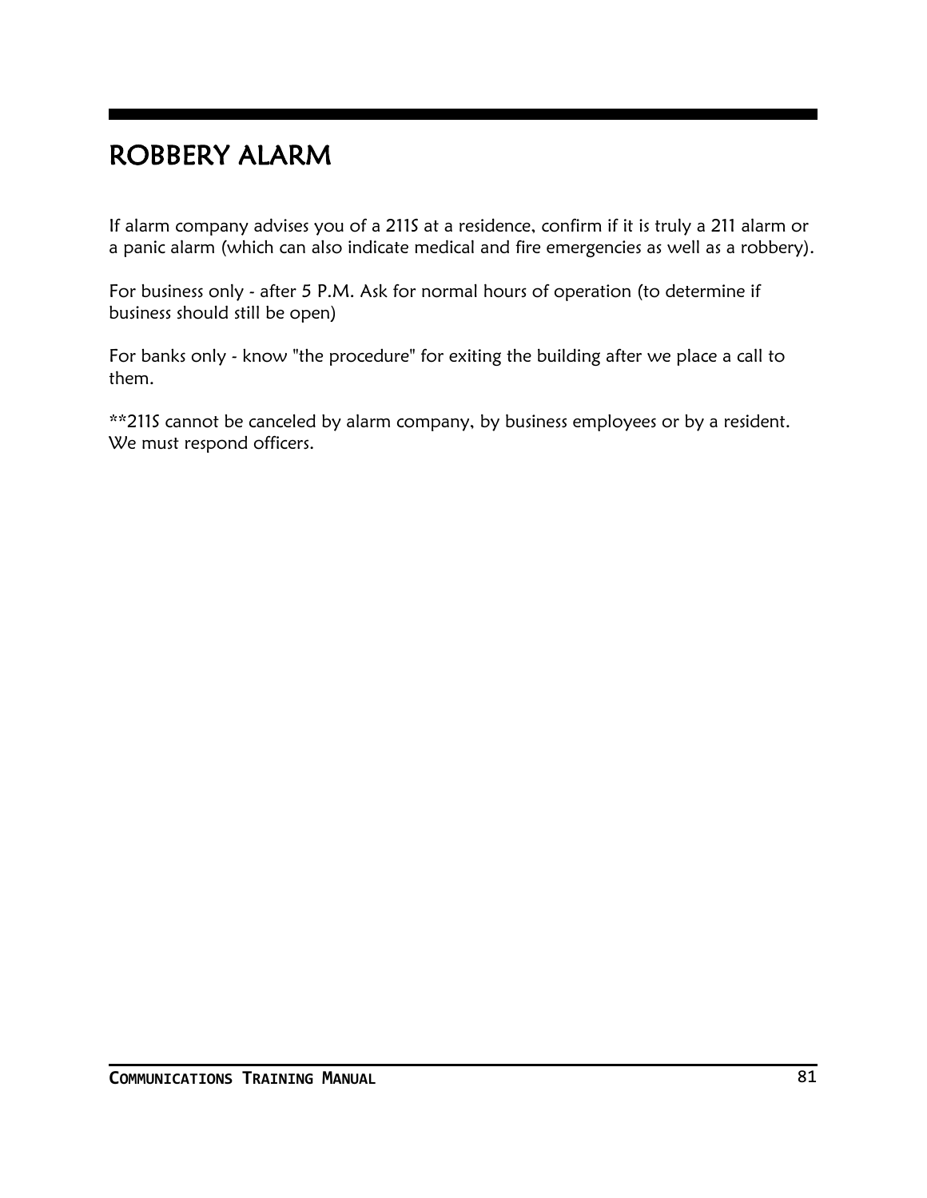# ROBBERY ALARM

If alarm company advises you of a 211S at a residence, confirm if it is truly a 211 alarm or a panic alarm (which can also indicate medical and fire emergencies as well as a robbery).

For business only - after 5 P.M. Ask for normal hours of operation (to determine if business should still be open)

For banks only - know "the procedure" for exiting the building after we place a call to them.

**211S cannot be canceled by alarm company, by business employees or by a resident. We must respond officers.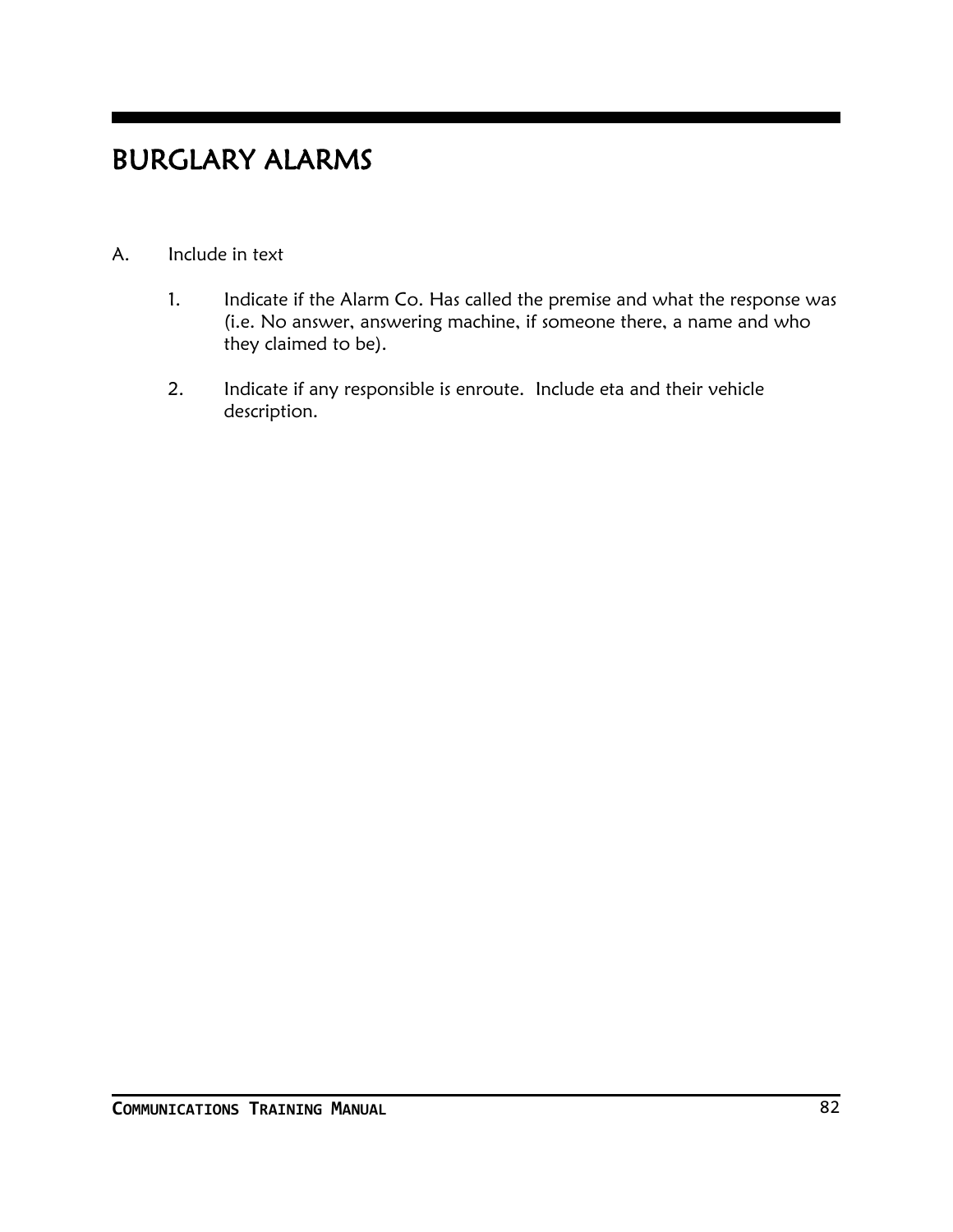# BURGLARY ALARMS

A. Include in text

1. Indicate if the Alarm Co. Has called the premise and what the response was (i.e. No answer, answering machine, if someone there, a name and who they claimed to be).

2. Indicate if any responsible is enroute. Include eta and their vehicle description.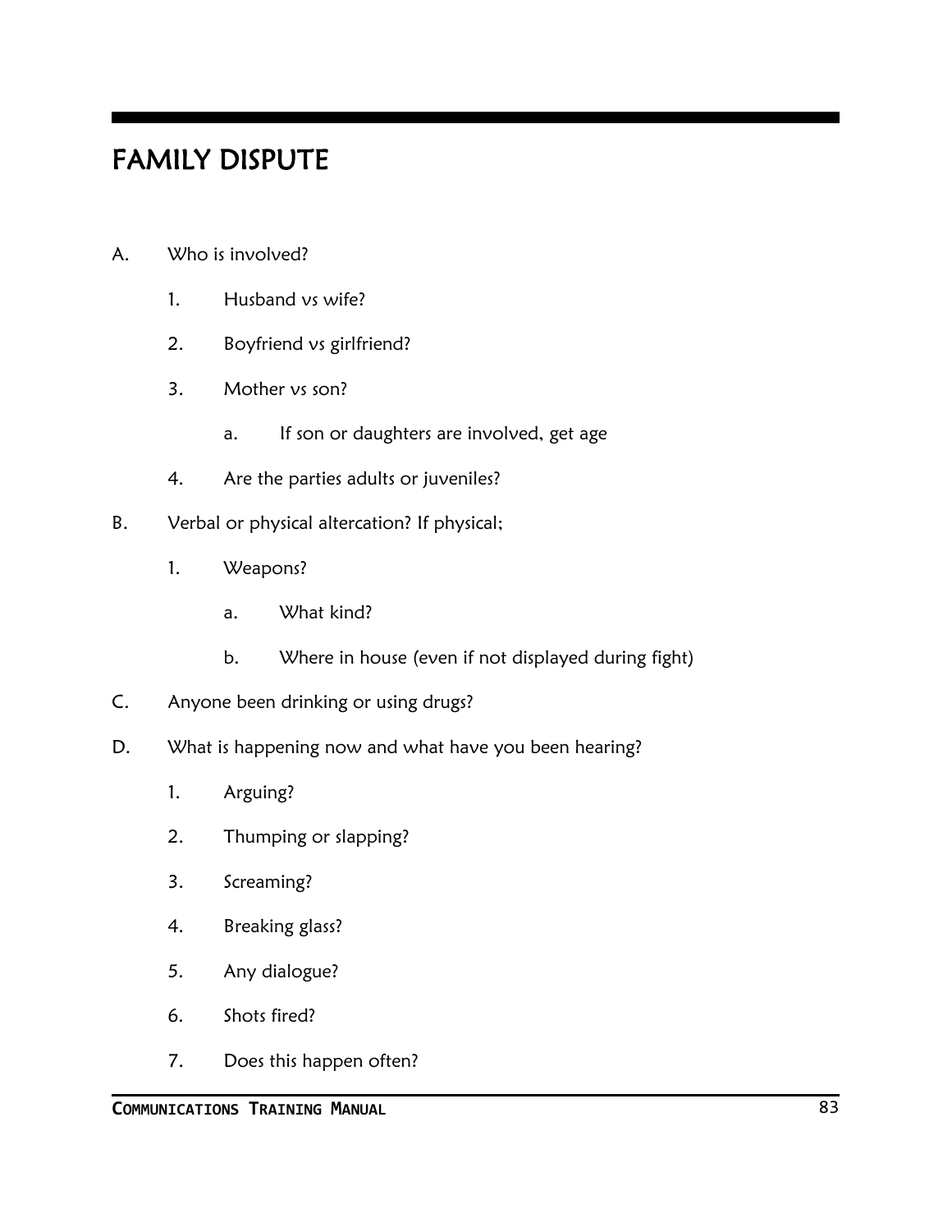# FAMILY DISPUTE

A. Who is involved?

   1. Husband vs wife?

   2. Boyfriend vs girlfriend?

   3. Mother vs son?

      a. If son or daughters are involved, get age

   4. Are the parties adults or juveniles?

B. Verbal or physical altercation? If physical;

   1. Weapons?

      a. What kind?

      b. Where in house (even if not displayed during fight)

C. Anyone been drinking or using drugs?

D. What is happening now and what have you been hearing?

   1. Arguing?

   2. Thumping or slapping?

   3. Screaming?

   4. Breaking glass?

   5. Any dialogue?

   6. Shots fired?

   7. Does this happen often?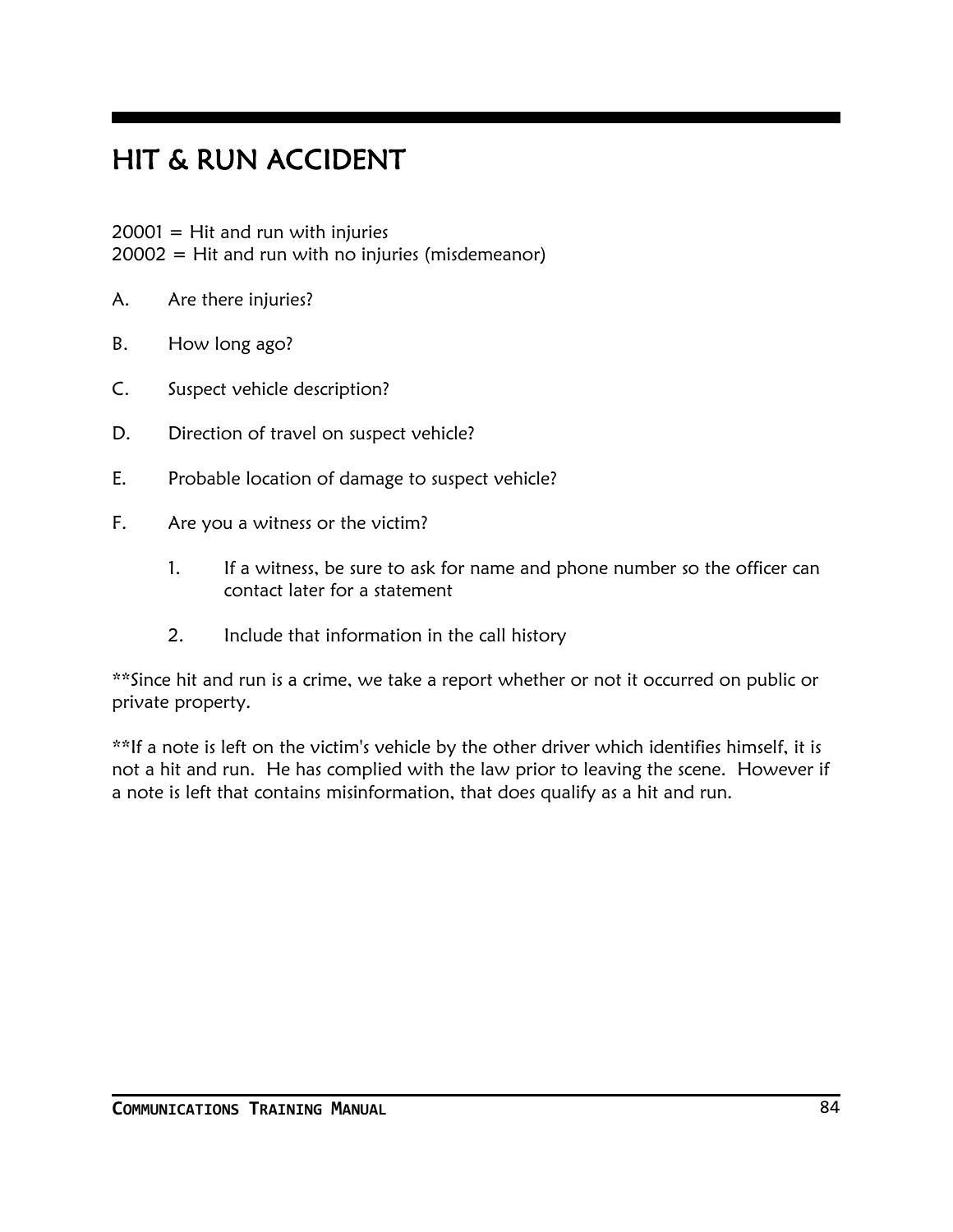# HIT & RUN ACCIDENT

20001 = Hit and run with injuries
20002 = Hit and run with no injuries (misdemeanor)

A. Are there injuries?

B. How long ago?

C. Suspect vehicle description?

D. Direction of travel on suspect vehicle?

E. Probable location of damage to suspect vehicle?

F. Are you a witness or the victim?

   1. If a witness, be sure to ask for name and phone number so the officer can contact later for a statement

   2. Include that information in the call history

**Since hit and run is a crime, we take a report whether or not it occurred on public or private property.

**If a note is left on the victim's vehicle by the other driver which identifies himself, it is not a hit and run. He has complied with the law prior to leaving the scene. However if a note is left that contains misinformation, that does qualify as a hit and run.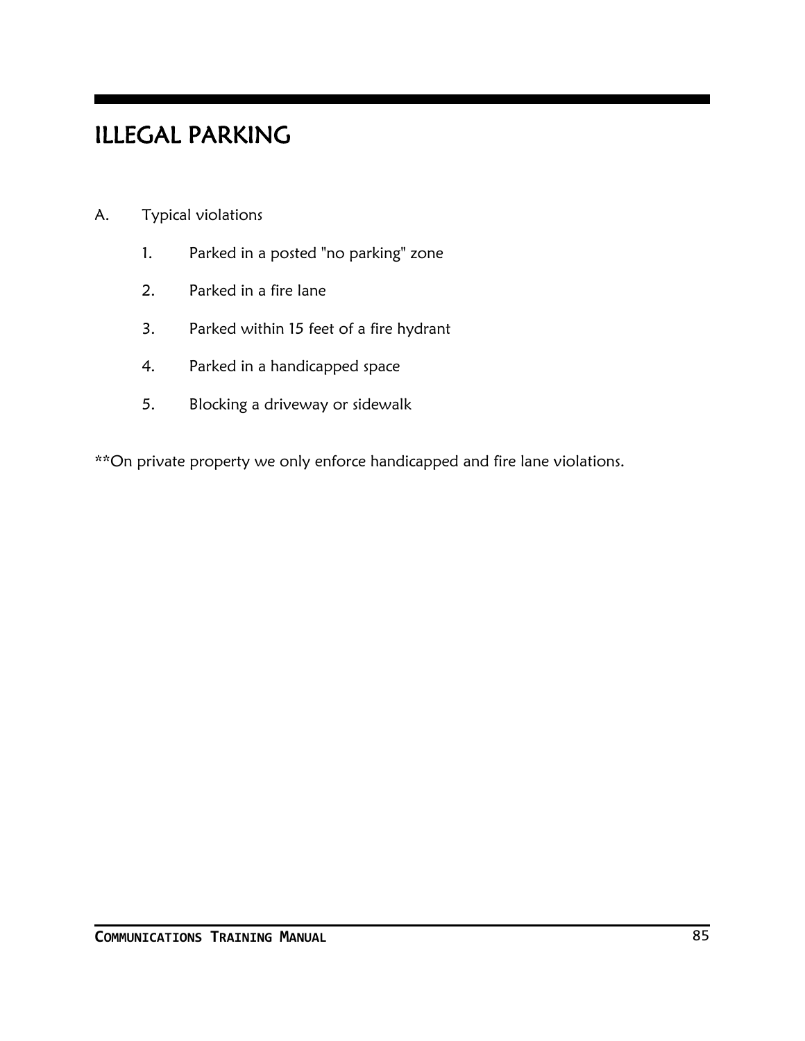# ILLEGAL PARKING

A. Typical violations

1. Parked in a posted "no parking" zone
2. Parked in a fire lane
3. Parked within 15 feet of a fire hydrant
4. Parked in a handicapped space
5. Blocking a driveway or sidewalk

**On private property we only enforce handicapped and fire lane violations.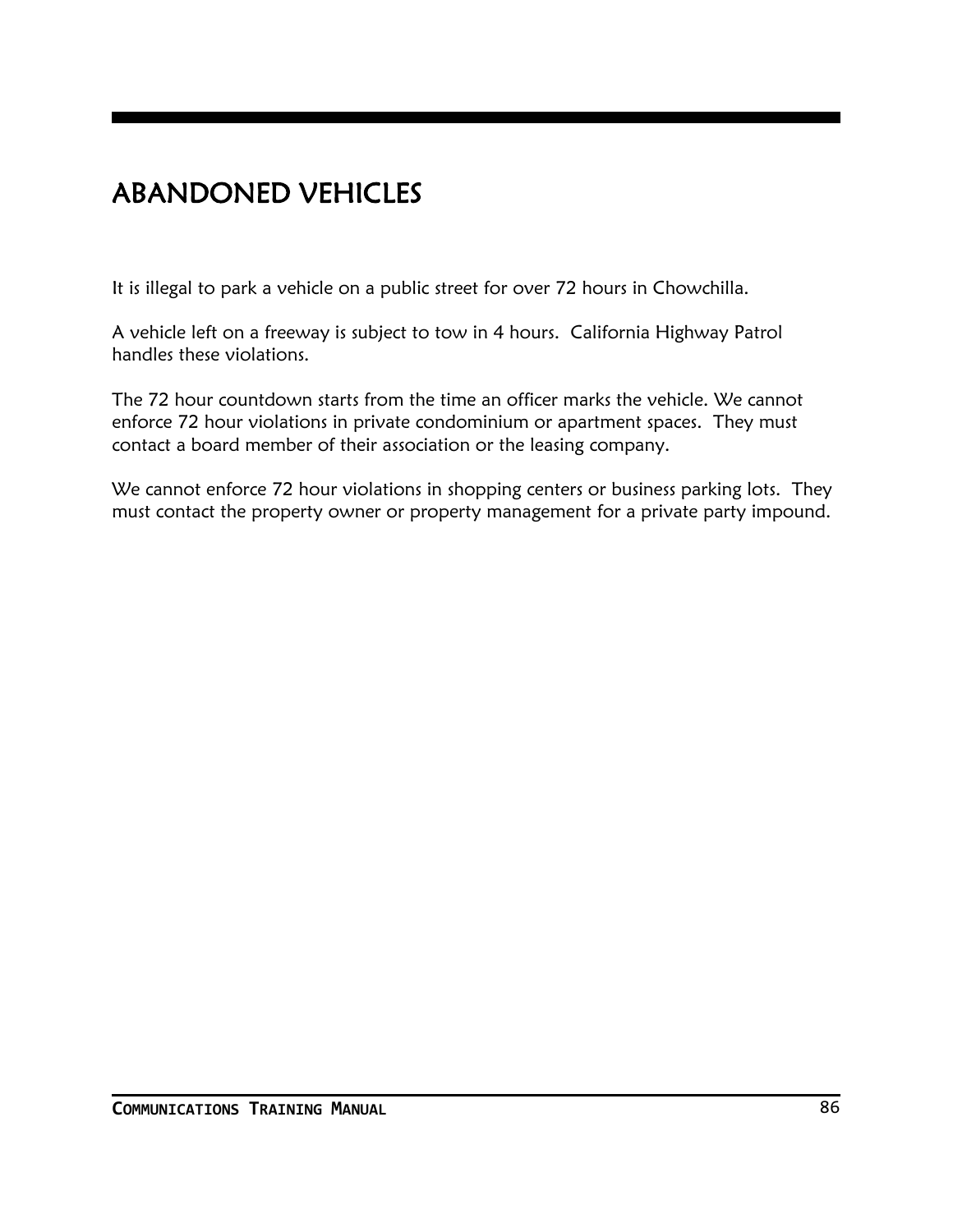# ABANDONED VEHICLES

It is illegal to park a vehicle on a public street for over 72 hours in Chowchilla.

A vehicle left on a freeway is subject to tow in 4 hours. California Highway Patrol handles these violations.

The 72 hour countdown starts from the time an officer marks the vehicle. We cannot enforce 72 hour violations in private condominium or apartment spaces. They must contact a board member of their association or the leasing company.

We cannot enforce 72 hour violations in shopping centers or business parking lots. They must contact the property owner or property management for a private party impound.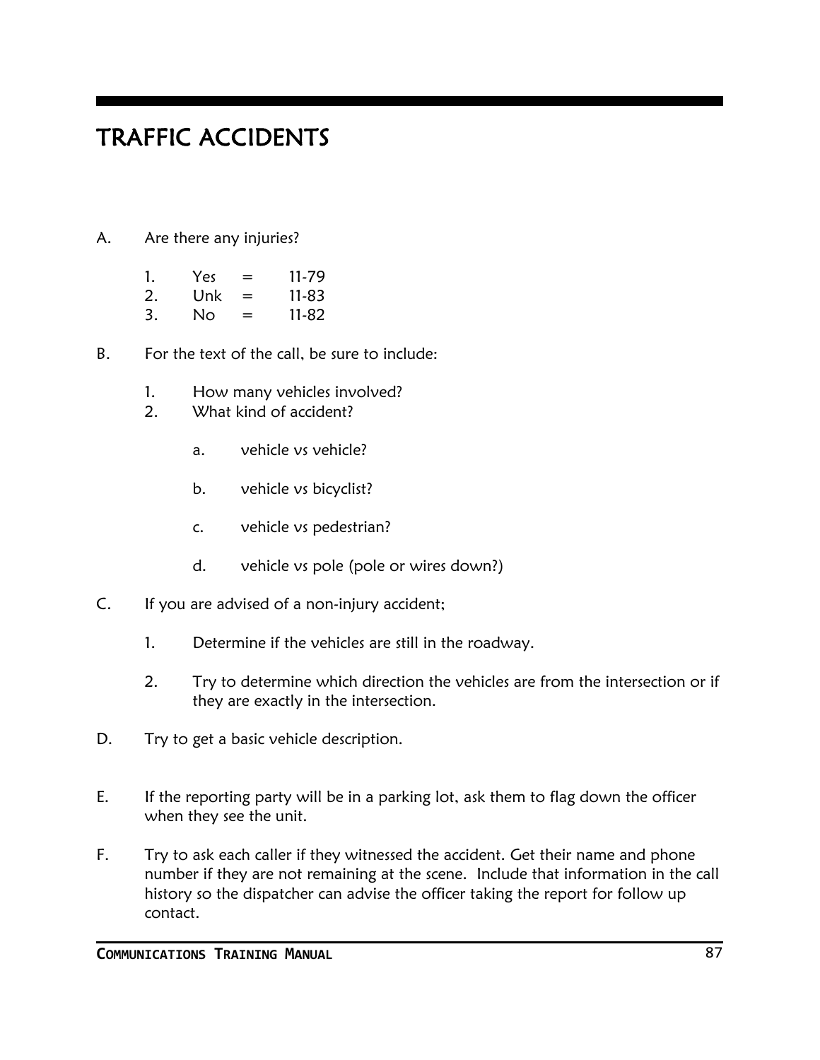# TRAFFIC ACCIDENTS

A. Are there any injuries?

   1. Yes = 11-79
   2. Unk = 11-83
   3. No = 11-82

B. For the text of the call, be sure to include:

   1. How many vehicles involved?
   2. What kind of accident?

      a. vehicle vs vehicle?

      b. vehicle vs bicyclist?

      c. vehicle vs pedestrian?

      d. vehicle vs pole (pole or wires down?)

C. If you are advised of a non-injury accident;

   1. Determine if the vehicles are still in the roadway.

   2. Try to determine which direction the vehicles are from the intersection or if they are exactly in the intersection.

D. Try to get a basic vehicle description.

E. If the reporting party will be in a parking lot, ask them to flag down the officer when they see the unit.

F. Try to ask each caller if they witnessed the accident. Get their name and phone number if they are not remaining at the scene. Include that information in the call history so the dispatcher can advise the officer taking the report for follow up contact.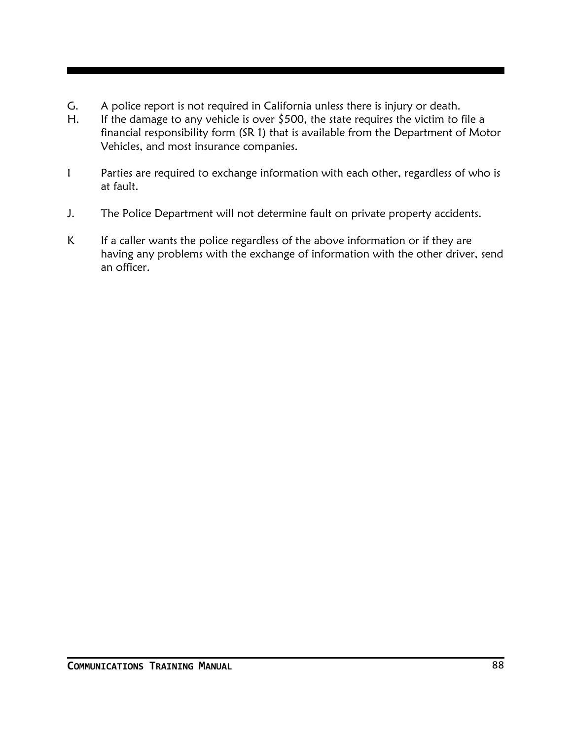G. A police report is not required in California unless there is injury or death.

H. If the damage to any vehicle is over $500, the state requires the victim to file a financial responsibility form (SR 1) that is available from the Department of Motor Vehicles, and most insurance companies.

I Parties are required to exchange information with each other, regardless of who is at fault.

J. The Police Department will not determine fault on private property accidents.

K If a caller wants the police regardless of the above information or if they are having any problems with the exchange of information with the other driver, send an officer.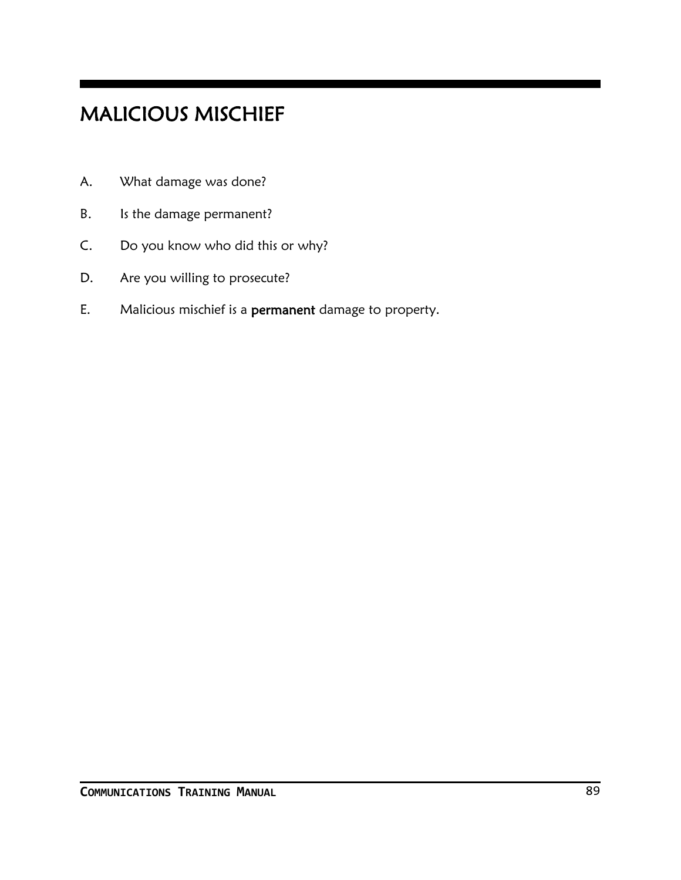# MALICIOUS MISCHIEF

A. What damage was done?

B. Is the damage permanent?

C. Do you know who did this or why?

D. Are you willing to prosecute?

E. Malicious mischief is a **permanent** damage to property.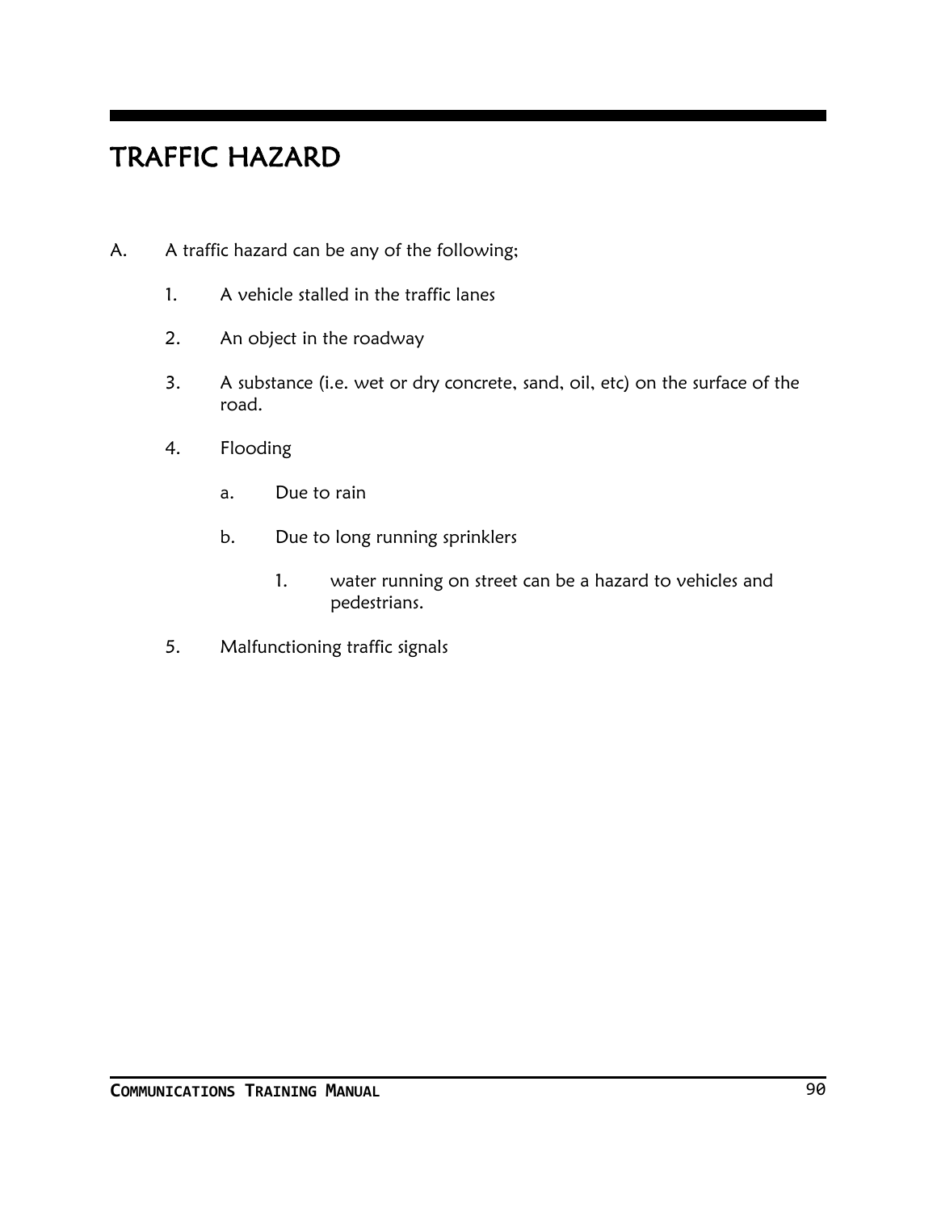# TRAFFIC HAZARD

A. A traffic hazard can be any of the following;

   1. A vehicle stalled in the traffic lanes

   2. An object in the roadway

   3. A substance (i.e. wet or dry concrete, sand, oil, etc) on the surface of the road.

   4. Flooding

      a. Due to rain

      b. Due to long running sprinklers

         1. water running on street can be a hazard to vehicles and pedestrians.

   5. Malfunctioning traffic signals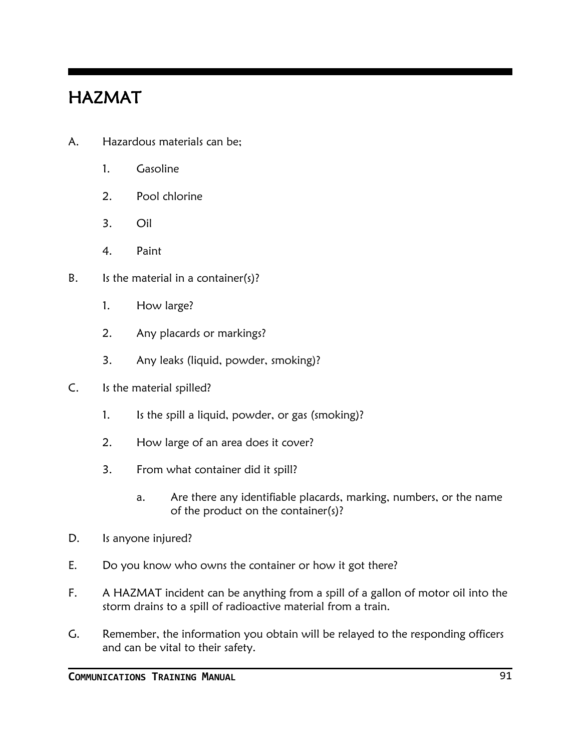# HAZMAT

A. Hazardous materials can be;

   1. Gasoline
   2. Pool chlorine
   3. Oil
   4. Paint

B. Is the material in a container(s)?

   1. How large?
   2. Any placards or markings?
   3. Any leaks (liquid, powder, smoking)?

C. Is the material spilled?

   1. Is the spill a liquid, powder, or gas (smoking)?
   2. How large of an area does it cover?
   3. From what container did it spill?

      a. Are there any identifiable placards, marking, numbers, or the name of the product on the container(s)?

D. Is anyone injured?

E. Do you know who owns the container or how it got there?

F. A HAZMAT incident can be anything from a spill of a gallon of motor oil into the storm drains to a spill of radioactive material from a train.

G. Remember, the information you obtain will be relayed to the responding officers and can be vital to their safety.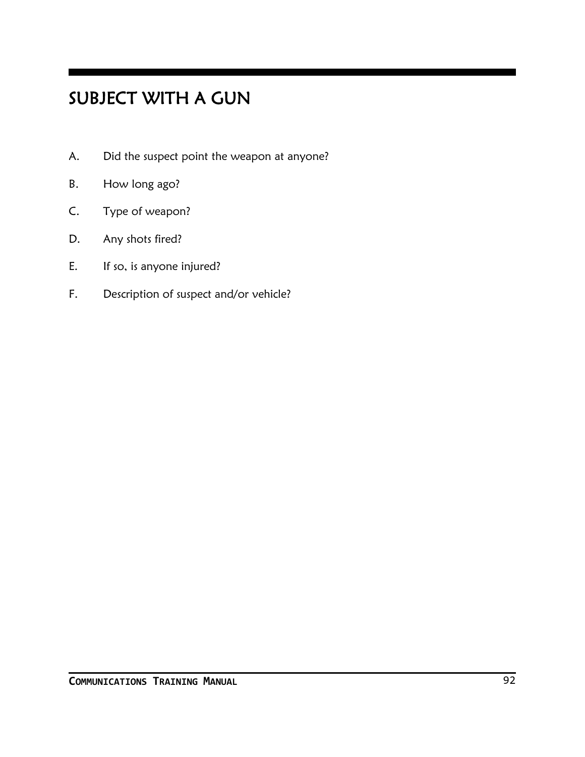# SUBJECT WITH A GUN

A. Did the suspect point the weapon at anyone?

B. How long ago?

C. Type of weapon?

D. Any shots fired?

E. If so, is anyone injured?

F. Description of suspect and/or vehicle?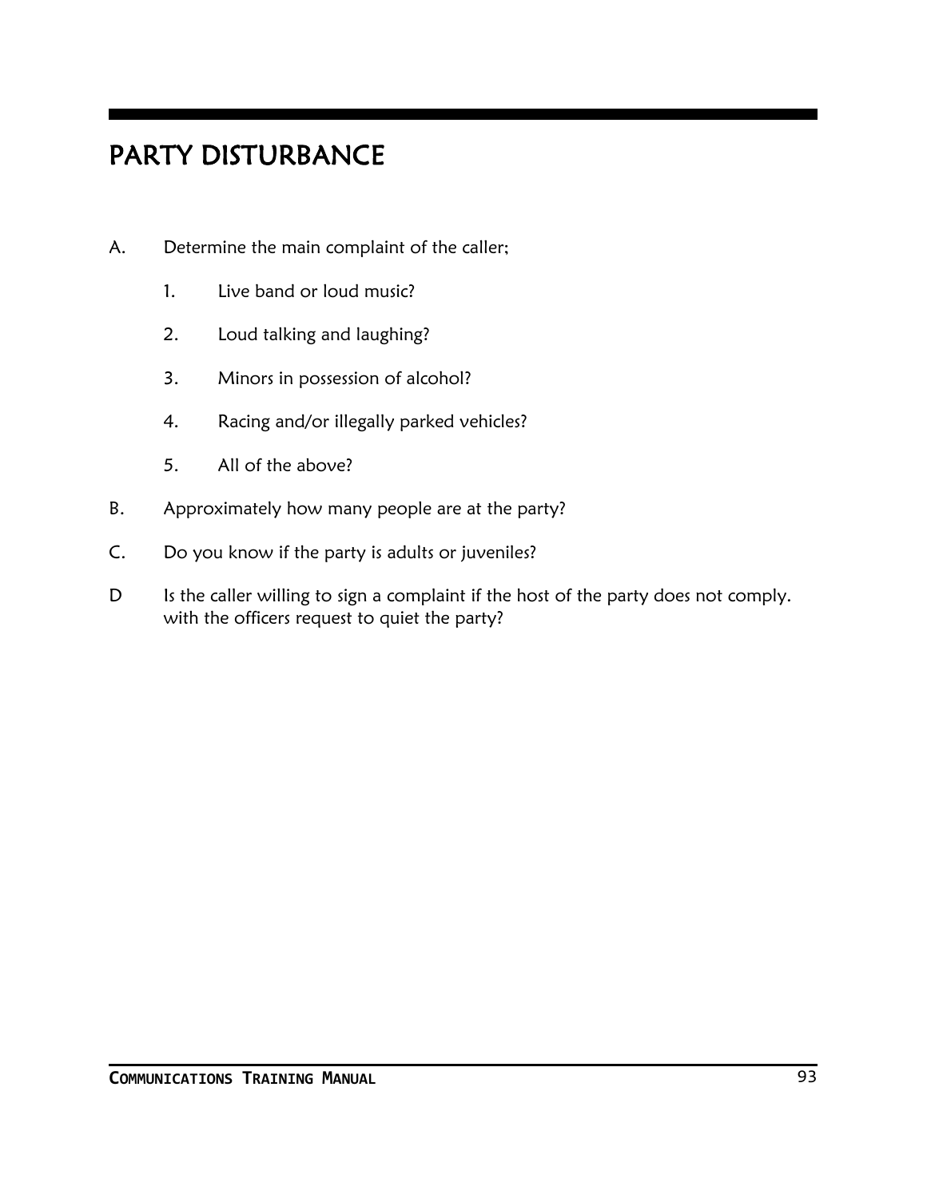# PARTY DISTURBANCE

A. Determine the main complaint of the caller;

  1. Live band or loud music?

  2. Loud talking and laughing?

  3. Minors in possession of alcohol?

  4. Racing and/or illegally parked vehicles?

  5. All of the above?

B. Approximately how many people are at the party?

C. Do you know if the party is adults or juveniles?

D Is the caller willing to sign a complaint if the host of the party does not comply. with the officers request to quiet the party?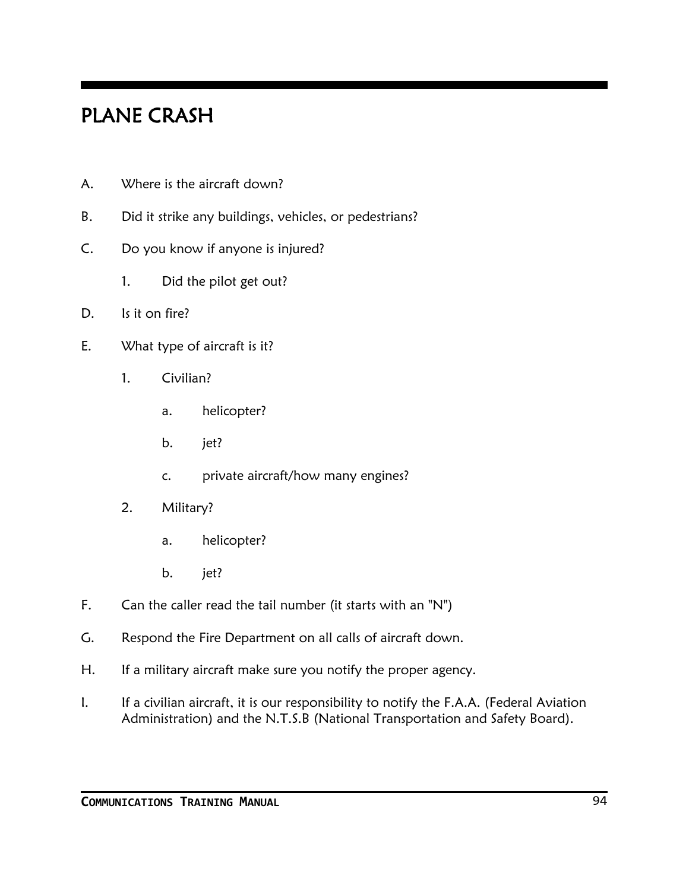# PLANE CRASH

A. Where is the aircraft down?

B. Did it strike any buildings, vehicles, or pedestrians?

C. Do you know if anyone is injured?

   1. Did the pilot get out?

D. Is it on fire?

E. What type of aircraft is it?

   1. Civilian?

      a. helicopter?

      b. jet?

      c. private aircraft/how many engines?

   2. Military?

      a. helicopter?

      b. jet?

F. Can the caller read the tail number (it starts with an "N")

G. Respond the Fire Department on all calls of aircraft down.

H. If a military aircraft make sure you notify the proper agency.

I. If a civilian aircraft, it is our responsibility to notify the F.A.A. (Federal Aviation Administration) and the N.T.S.B (National Transportation and Safety Board).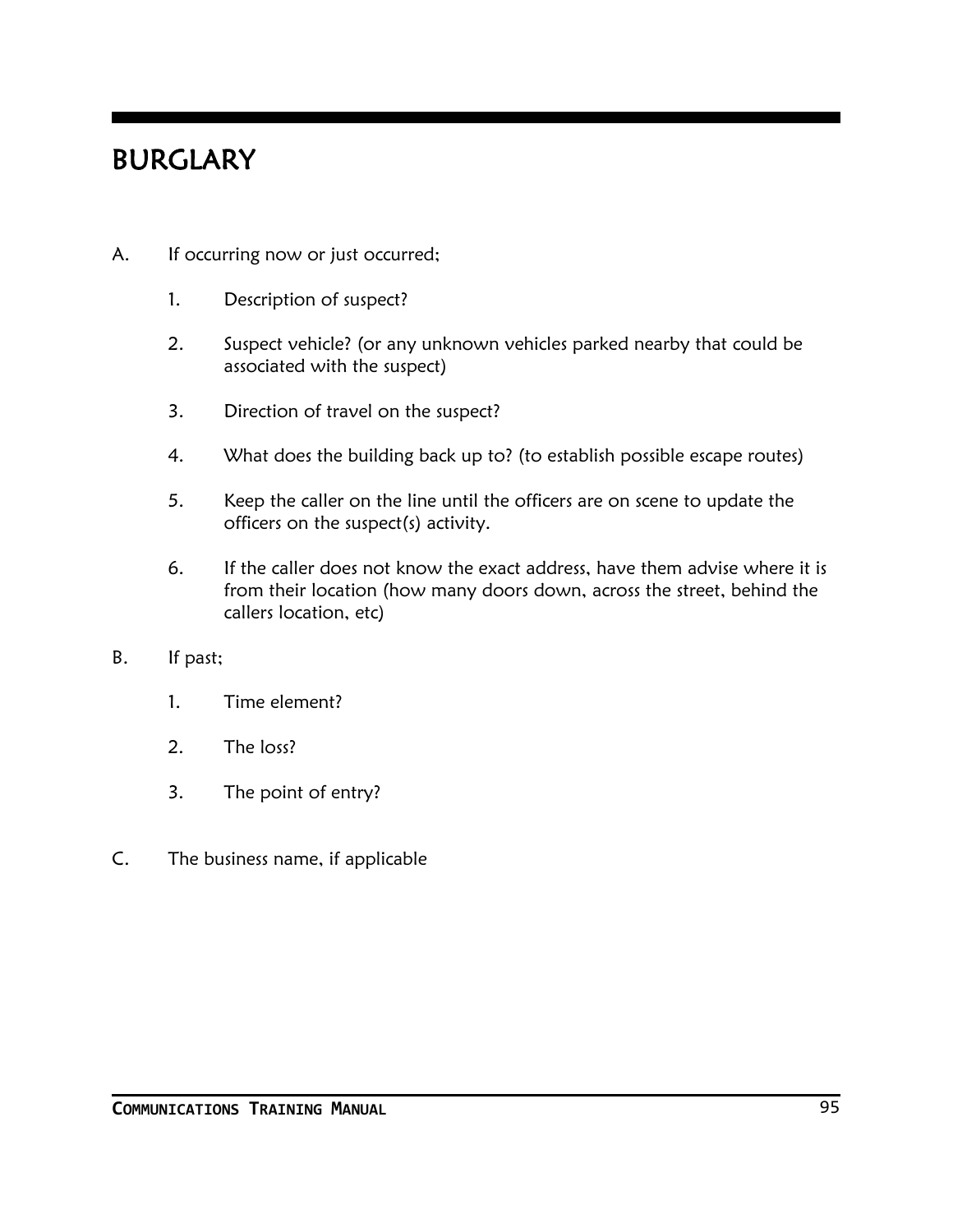# BURGLARY

A. If occurring now or just occurred;

   1. Description of suspect?

   2. Suspect vehicle? (or any unknown vehicles parked nearby that could be associated with the suspect)

   3. Direction of travel on the suspect?

   4. What does the building back up to? (to establish possible escape routes)

   5. Keep the caller on the line until the officers are on scene to update the officers on the suspect(s) activity.

   6. If the caller does not know the exact address, have them advise where it is from their location (how many doors down, across the street, behind the callers location, etc)

B. If past;

   1. Time element?

   2. The loss?

   3. The point of entry?

C. The business name, if applicable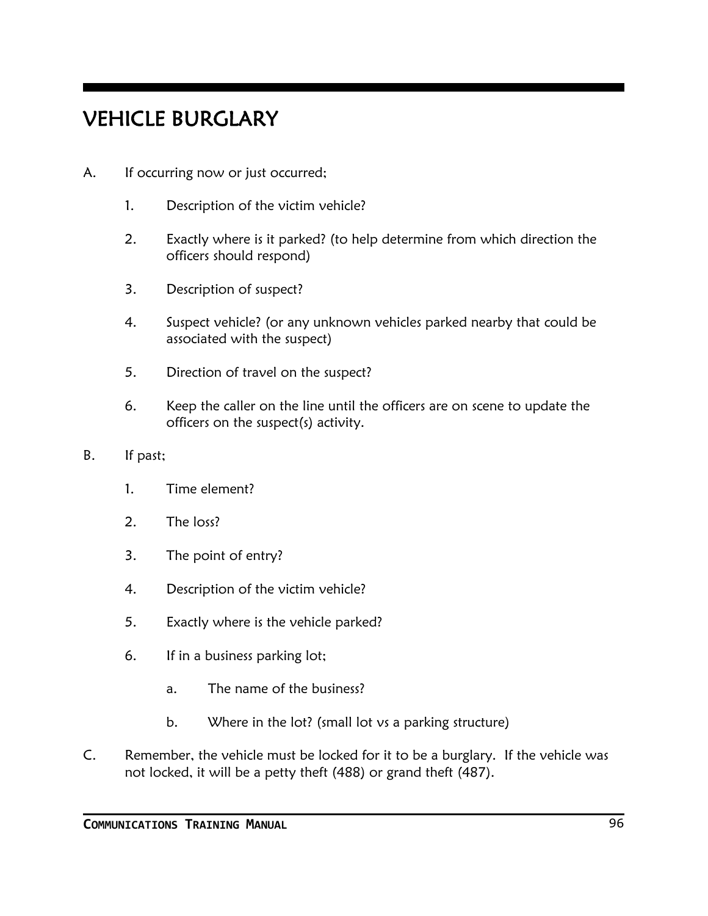# VEHICLE BURGLARY

A. If occurring now or just occurred;

   1. Description of the victim vehicle?

   2. Exactly where is it parked? (to help determine from which direction the officers should respond)

   3. Description of suspect?

   4. Suspect vehicle? (or any unknown vehicles parked nearby that could be associated with the suspect)

   5. Direction of travel on the suspect?

   6. Keep the caller on the line until the officers are on scene to update the officers on the suspect(s) activity.

B. If past;

   1. Time element?

   2. The loss?

   3. The point of entry?

   4. Description of the victim vehicle?

   5. Exactly where is the vehicle parked?

   6. If in a business parking lot;

      a. The name of the business?

      b. Where in the lot? (small lot vs a parking structure)

C. Remember, the vehicle must be locked for it to be a burglary. If the vehicle was not locked, it will be a petty theft (488) or grand theft (487).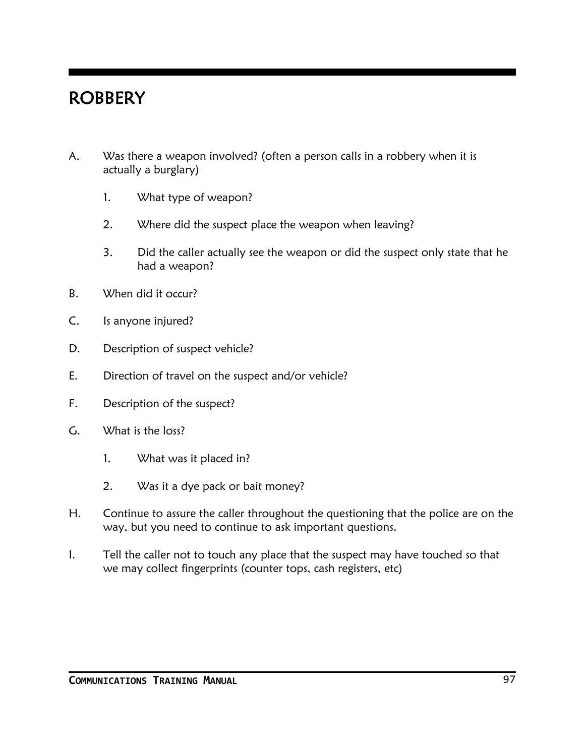# ROBBERY

A. Was there a weapon involved? (often a person calls in a robbery when it is actually a burglary)

   1. What type of weapon?

   2. Where did the suspect place the weapon when leaving?

   3. Did the caller actually see the weapon or did the suspect only state that he had a weapon?

B. When did it occur?

C. Is anyone injured?

D. Description of suspect vehicle?

E. Direction of travel on the suspect and/or vehicle?

F. Description of the suspect?

G. What is the loss?

   1. What was it placed in?

   2. Was it a dye pack or bait money?

H. Continue to assure the caller throughout the questioning that the police are on the way, but you need to continue to ask important questions.

I. Tell the caller not to touch any place that the suspect may have touched so that we may collect fingerprints (counter tops, cash registers, etc)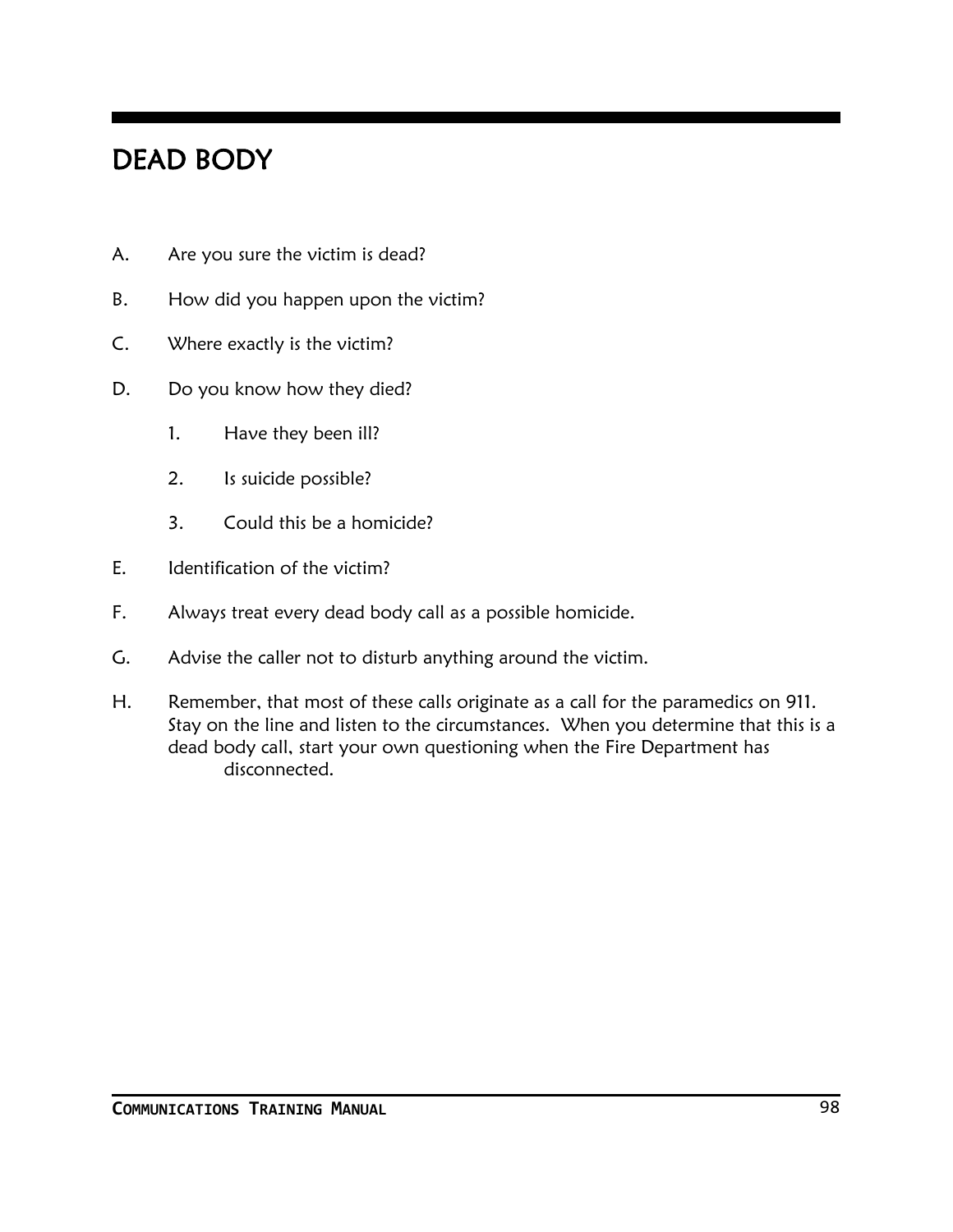# DEAD BODY

A. Are you sure the victim is dead?

B. How did you happen upon the victim?

C. Where exactly is the victim?

D. Do you know how they died?

   1. Have they been ill?

   2. Is suicide possible?

   3. Could this be a homicide?

E. Identification of the victim?

F. Always treat every dead body call as a possible homicide.

G. Advise the caller not to disturb anything around the victim.

H. Remember, that most of these calls originate as a call for the paramedics on 911. Stay on the line and listen to the circumstances. When you determine that this is a dead body call, start your own questioning when the Fire Department has disconnected.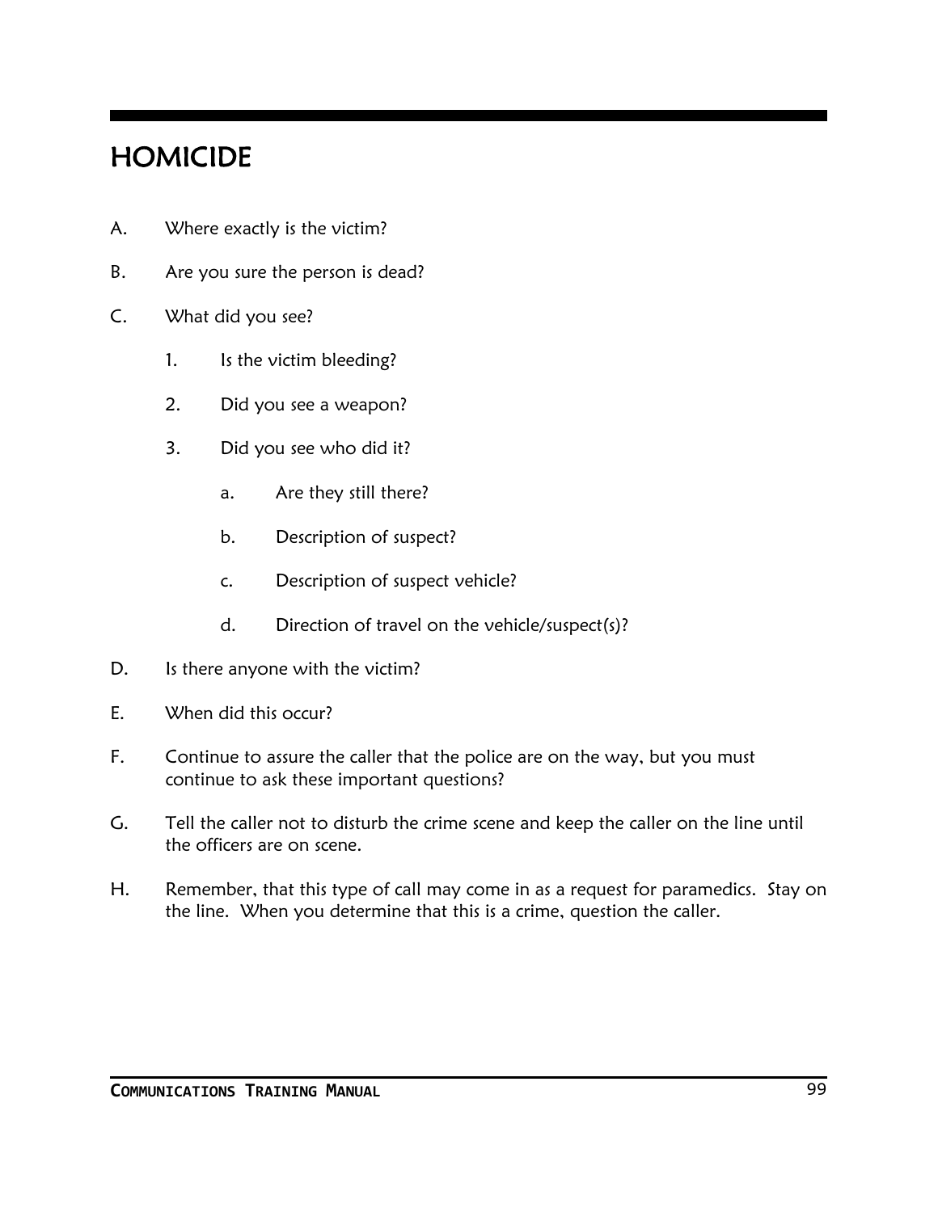# HOMICIDE

A. Where exactly is the victim?

B. Are you sure the person is dead?

C. What did you see?

   1. Is the victim bleeding?

   2. Did you see a weapon?

   3. Did you see who did it?

      a. Are they still there?

      b. Description of suspect?

      c. Description of suspect vehicle?

      d. Direction of travel on the vehicle/suspect(s)?

D. Is there anyone with the victim?

E. When did this occur?

F. Continue to assure the caller that the police are on the way, but you must continue to ask these important questions?

G. Tell the caller not to disturb the crime scene and keep the caller on the line until the officers are on scene.

H. Remember, that this type of call may come in as a request for paramedics. Stay on the line. When you determine that this is a crime, question the caller.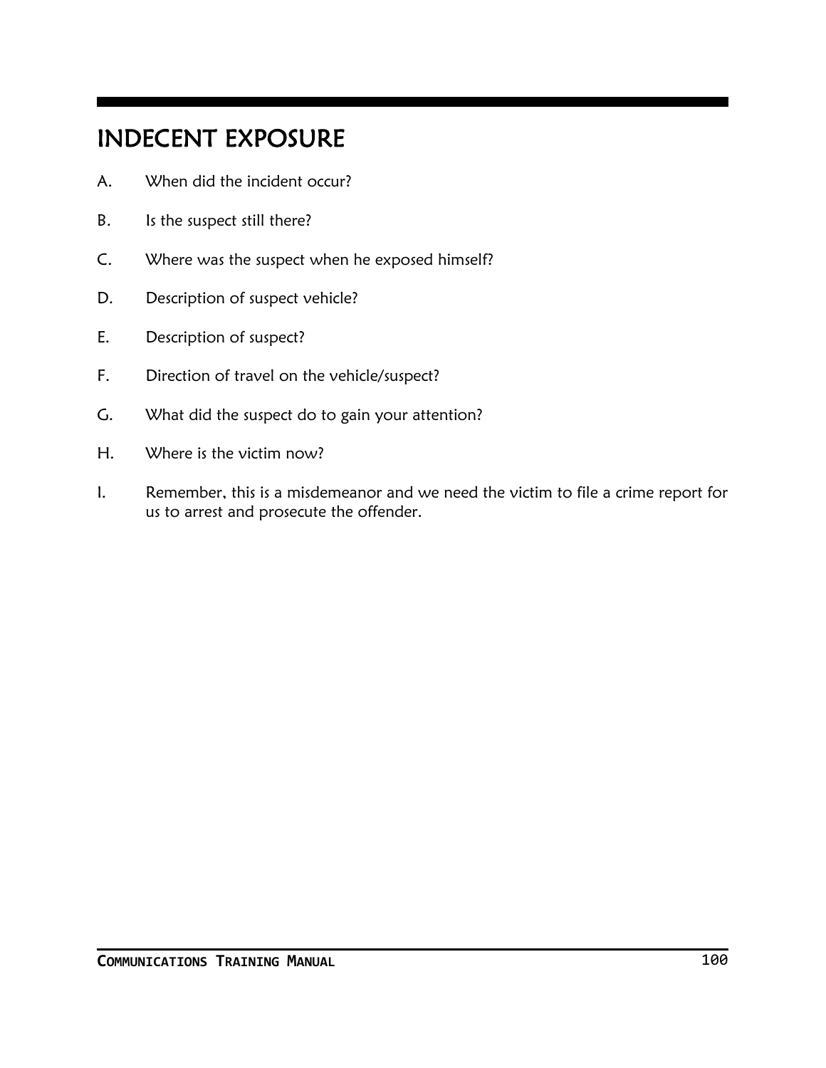# INDECENT EXPOSURE

A. When did the incident occur?

B. Is the suspect still there?

C. Where was the suspect when he exposed himself?

D. Description of suspect vehicle?

E. Description of suspect?

F. Direction of travel on the vehicle/suspect?

G. What did the suspect do to gain your attention?

H. Where is the victim now?

I. Remember, this is a misdemeanor and we need the victim to file a crime report for us to arrest and prosecute the offender.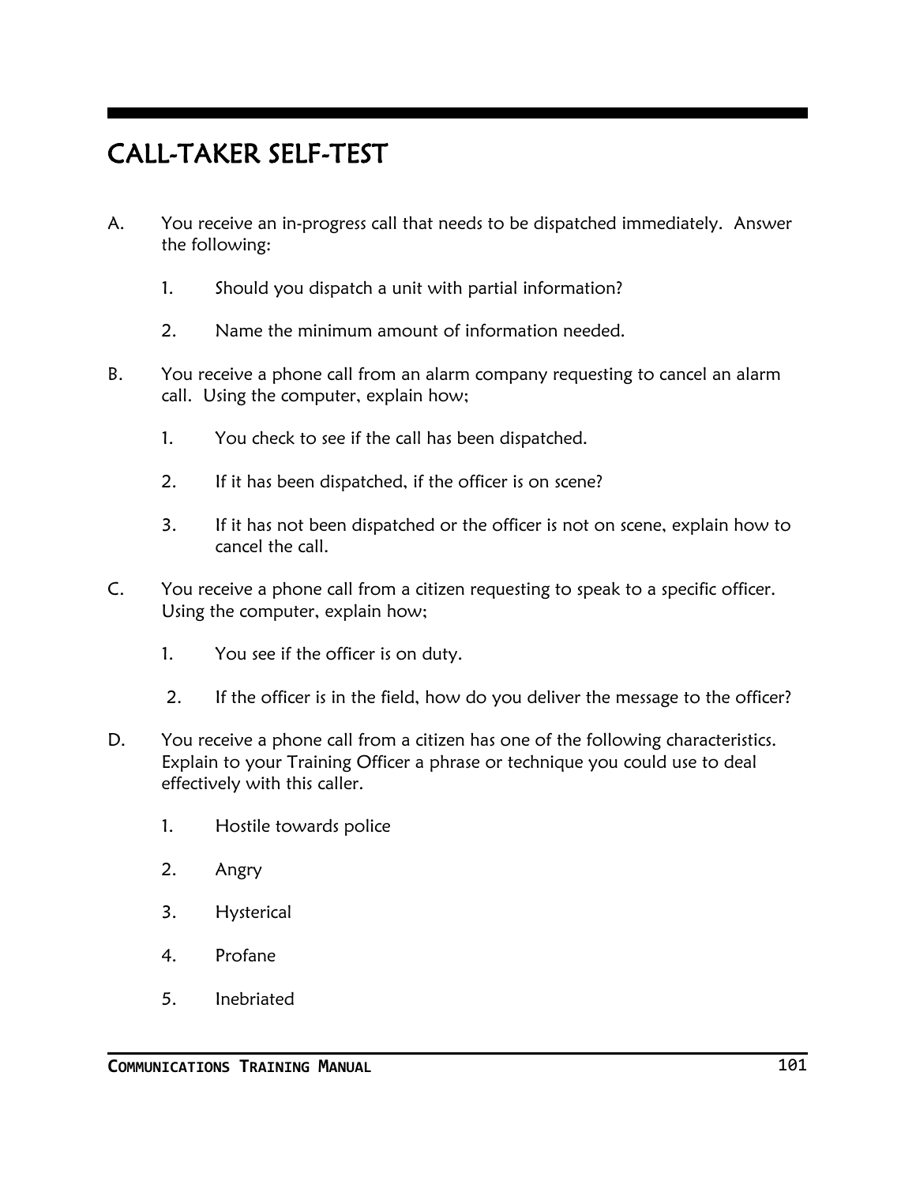# CALL-TAKER SELF-TEST

A. You receive an in-progress call that needs to be dispatched immediately. Answer the following:

   1. Should you dispatch a unit with partial information?

   2. Name the minimum amount of information needed.

B. You receive a phone call from an alarm company requesting to cancel an alarm call. Using the computer, explain how;

   1. You check to see if the call has been dispatched.

   2. If it has been dispatched, if the officer is on scene?

   3. If it has not been dispatched or the officer is not on scene, explain how to cancel the call.

C. You receive a phone call from a citizen requesting to speak to a specific officer. Using the computer, explain how;

   1. You see if the officer is on duty.

   2. If the officer is in the field, how do you deliver the message to the officer?

D. You receive a phone call from a citizen has one of the following characteristics. Explain to your Training Officer a phrase or technique you could use to deal effectively with this caller.

   1. Hostile towards police

   2. Angry

   3. Hysterical

   4. Profane

   5. Inebriated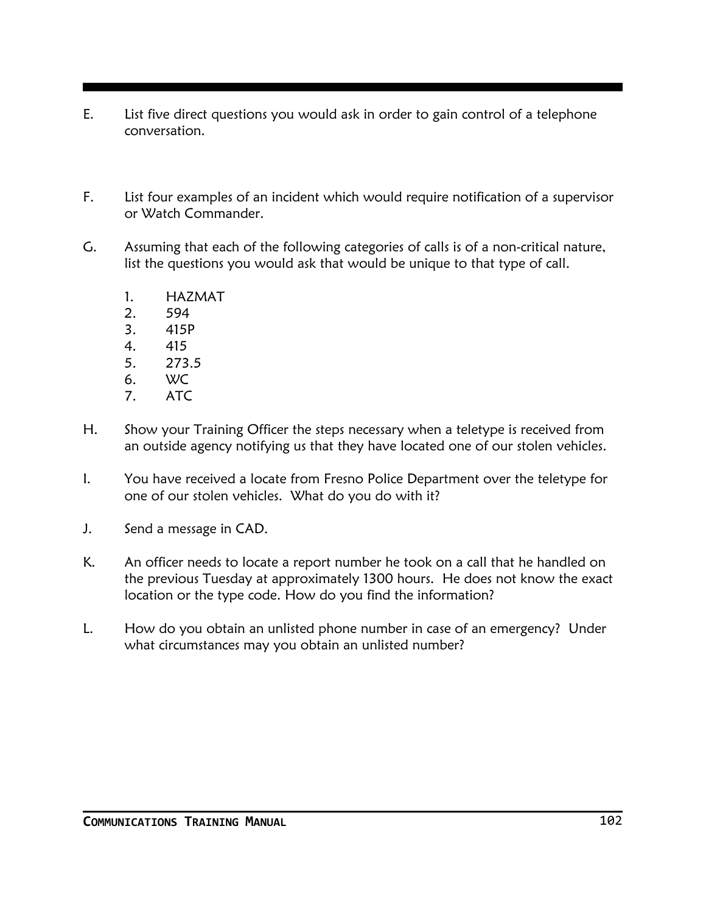E. List five direct questions you would ask in order to gain control of a telephone conversation.

F. List four examples of an incident which would require notification of a supervisor or Watch Commander.

G. Assuming that each of the following categories of calls is of a non-critical nature, list the questions you would ask that would be unique to that type of call.

   1. HAZMAT
   2. 594
   3. 415P
   4. 415
   5. 273.5
   6. WC
   7. ATC

H. Show your Training Officer the steps necessary when a teletype is received from an outside agency notifying us that they have located one of our stolen vehicles.

I. You have received a locate from Fresno Police Department over the teletype for one of our stolen vehicles. What do you do with it?

J. Send a message in CAD.

K. An officer needs to locate a report number he took on a call that he handled on the previous Tuesday at approximately 1300 hours. He does not know the exact location or the type code. How do you find the information?

L. How do you obtain an unlisted phone number in case of an emergency? Under what circumstances may you obtain an unlisted number?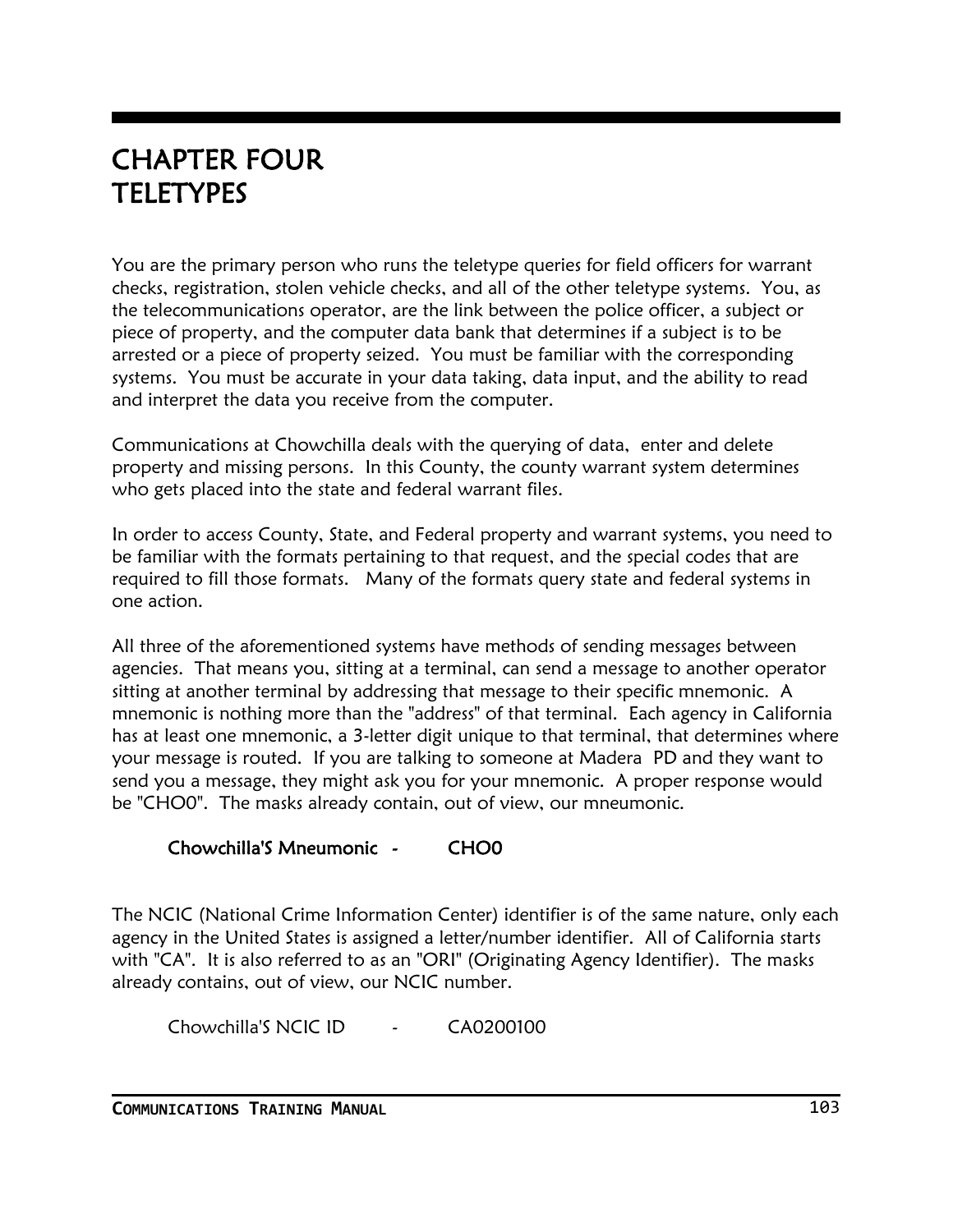# CHAPTER FOUR
# TELETYPES

You are the primary person who runs the teletype queries for field officers for warrant checks, registration, stolen vehicle checks, and all of the other teletype systems. You, as the telecommunications operator, are the link between the police officer, a subject or piece of property, and the computer data bank that determines if a subject is to be arrested or a piece of property seized. You must be familiar with the corresponding systems. You must be accurate in your data taking, data input, and the ability to read and interpret the data you receive from the computer.

Communications at Chowchilla deals with the querying of data, enter and delete property and missing persons. In this County, the county warrant system determines who gets placed into the state and federal warrant files.

In order to access County, State, and Federal property and warrant systems, you need to be familiar with the formats pertaining to that request, and the special codes that are required to fill those formats. Many of the formats query state and federal systems in one action.

All three of the aforementioned systems have methods of sending messages between agencies. That means you, sitting at a terminal, can send a message to another operator sitting at another terminal by addressing that message to their specific mnemonic. A mnemonic is nothing more than the "address" of that terminal. Each agency in California has at least one mnemonic, a 3-letter digit unique to that terminal, that determines where your message is routed. If you are talking to someone at Madera PD and they want to send you a message, they might ask you for your mnemonic. A proper response would be "CHO0". The masks already contain, out of view, our mneumonic.

**Chowchilla'S Mneumonic - CHO0**

The NCIC (National Crime Information Center) identifier is of the same nature, only each agency in the United States is assigned a letter/number identifier. All of California starts with "CA". It is also referred to as an "ORI" (Originating Agency Identifier). The masks already contains, out of view, our NCIC number.

Chowchilla'S NCIC ID - CA0200100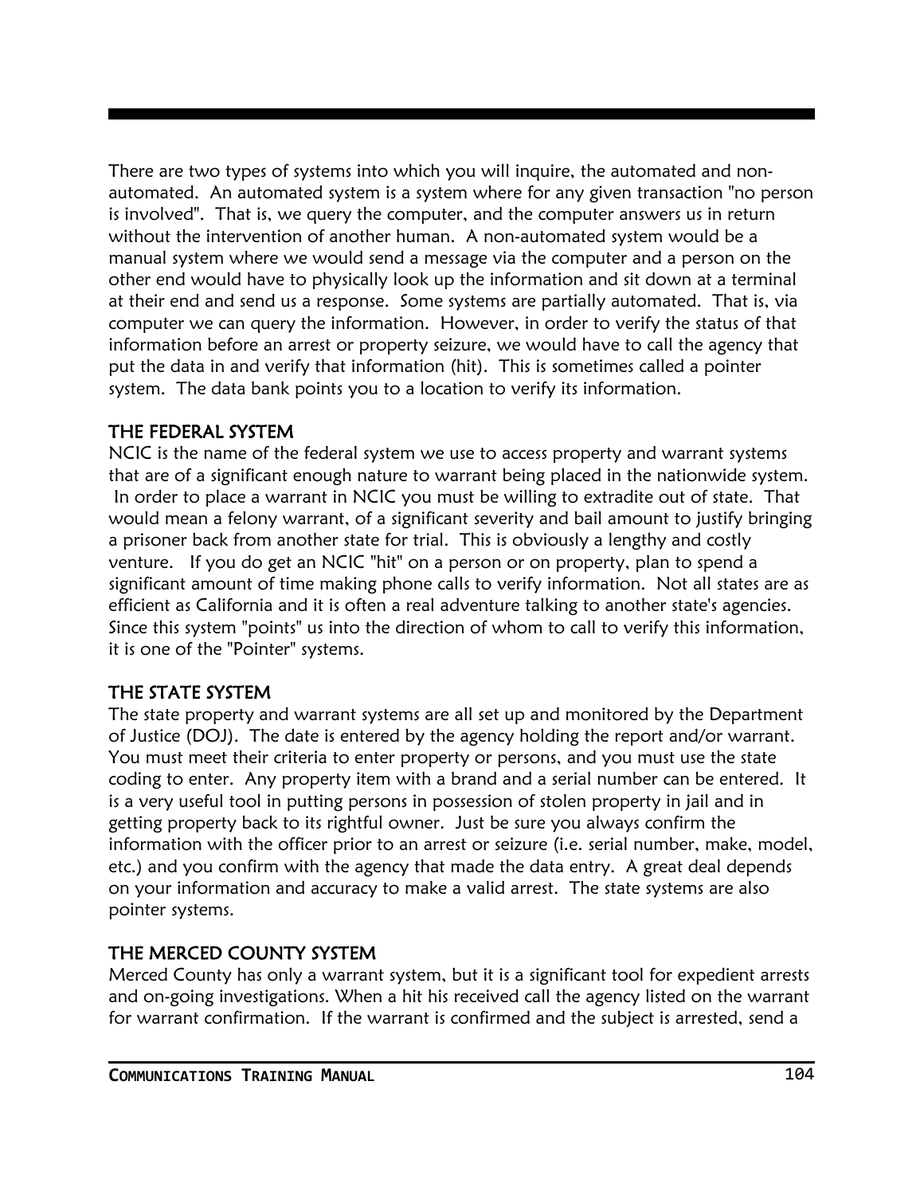There are two types of systems into which you will inquire, the automated and non-automated. An automated system is a system where for any given transaction "no person is involved". That is, we query the computer, and the computer answers us in return without the intervention of another human. A non-automated system would be a manual system where we would send a message via the computer and a person on the other end would have to physically look up the information and sit down at a terminal at their end and send us a response. Some systems are partially automated. That is, via computer we can query the information. However, in order to verify the status of that information before an arrest or property seizure, we would have to call the agency that put the data in and verify that information (hit). This is sometimes called a pointer system. The data bank points you to a location to verify its information.

### THE FEDERAL SYSTEM

NCIC is the name of the federal system we use to access property and warrant systems that are of a significant enough nature to warrant being placed in the nationwide system. In order to place a warrant in NCIC you must be willing to extradite out of state. That would mean a felony warrant, of a significant severity and bail amount to justify bringing a prisoner back from another state for trial. This is obviously a lengthy and costly venture. If you do get an NCIC "hit" on a person or on property, plan to spend a significant amount of time making phone calls to verify information. Not all states are as efficient as California and it is often a real adventure talking to another state's agencies. Since this system "points" us into the direction of whom to call to verify this information, it is one of the "Pointer" systems.

### THE STATE SYSTEM

The state property and warrant systems are all set up and monitored by the Department of Justice (DOJ). The date is entered by the agency holding the report and/or warrant. You must meet their criteria to enter property or persons, and you must use the state coding to enter. Any property item with a brand and a serial number can be entered. It is a very useful tool in putting persons in possession of stolen property in jail and in getting property back to its rightful owner. Just be sure you always confirm the information with the officer prior to an arrest or seizure (i.e. serial number, make, model, etc.) and you confirm with the agency that made the data entry. A great deal depends on your information and accuracy to make a valid arrest. The state systems are also pointer systems.

### THE MERCED COUNTY SYSTEM

Merced County has only a warrant system, but it is a significant tool for expedient arrests and on-going investigations. When a hit his received call the agency listed on the warrant for warrant confirmation. If the warrant is confirmed and the subject is arrested, send a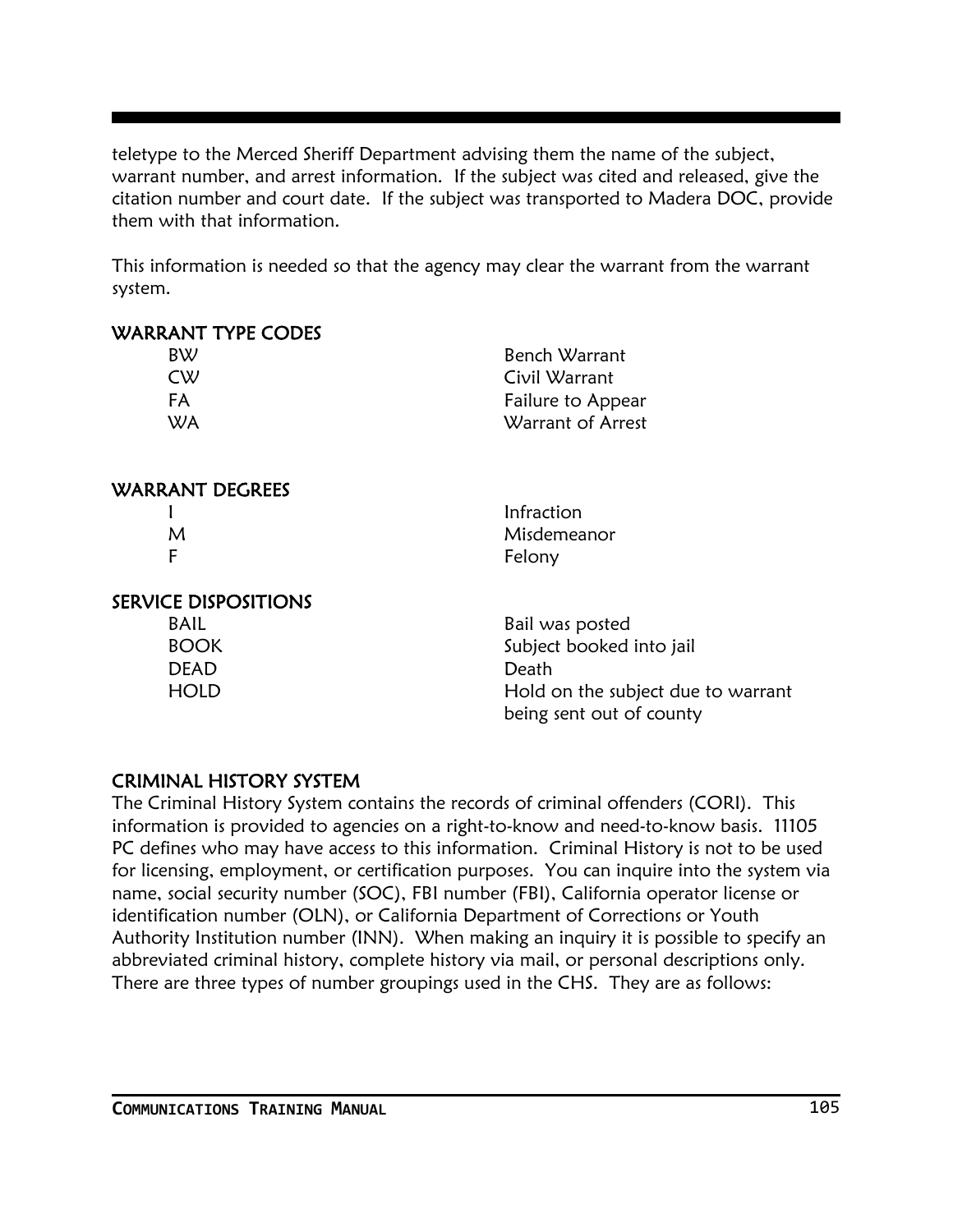teletype to the Merced Sheriff Department advising them the name of the subject, warrant number, and arrest information. If the subject was cited and released, give the citation number and court date. If the subject was transported to Madera DOC, provide them with that information.

This information is needed so that the agency may clear the warrant from the warrant system.

### WARRANT TYPE CODES

| | |
|---|---|
| BW | Bench Warrant |
| CW | Civil Warrant |
| FA | Failure to Appear |
| WA | Warrant of Arrest |

### WARRANT DEGREES

| | |
|---|---|
| I | Infraction |
| M | Misdemeanor |
| F | Felony |

### SERVICE DISPOSITIONS

| | |
|---|---|
| BAIL | Bail was posted |
| BOOK | Subject booked into jail |
| DEAD | Death |
| HOLD | Hold on the subject due to warrant being sent out of county |

### CRIMINAL HISTORY SYSTEM

The Criminal History System contains the records of criminal offenders (CORI). This information is provided to agencies on a right-to-know and need-to-know basis. 11105 PC defines who may have access to this information. Criminal History is not to be used for licensing, employment, or certification purposes. You can inquire into the system via name, social security number (SOC), FBI number (FBI), California operator license or identification number (OLN), or California Department of Corrections or Youth Authority Institution number (INN). When making an inquiry it is possible to specify an abbreviated criminal history, complete history via mail, or personal descriptions only. There are three types of number groupings used in the CHS. They are as follows: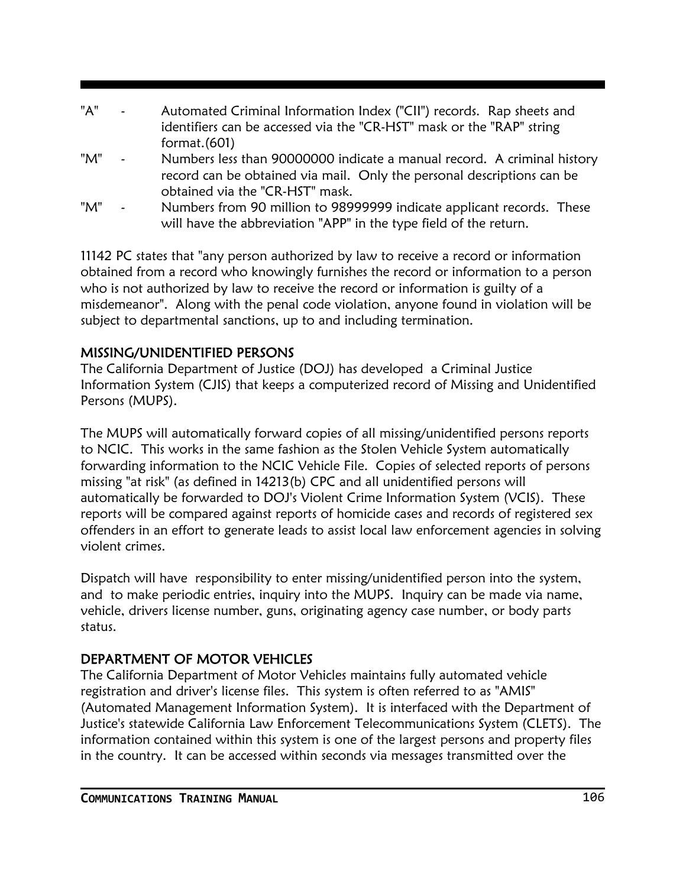"A" - Automated Criminal Information Index ("CII") records. Rap sheets and identifiers can be accessed via the "CR-HST" mask or the "RAP" string format.(601)

"M" - Numbers less than 90000000 indicate a manual record. A criminal history record can be obtained via mail. Only the personal descriptions can be obtained via the "CR-HST" mask.

"M" - Numbers from 90 million to 98999999 indicate applicant records. These will have the abbreviation "APP" in the type field of the return.

11142 PC states that "any person authorized by law to receive a record or information obtained from a record who knowingly furnishes the record or information to a person who is not authorized by law to receive the record or information is guilty of a misdemeanor". Along with the penal code violation, anyone found in violation will be subject to departmental sanctions, up to and including termination.

## MISSING/UNIDENTIFIED PERSONS

The California Department of Justice (DOJ) has developed a Criminal Justice Information System (CJIS) that keeps a computerized record of Missing and Unidentified Persons (MUPS).

The MUPS will automatically forward copies of all missing/unidentified persons reports to NCIC. This works in the same fashion as the Stolen Vehicle System automatically forwarding information to the NCIC Vehicle File. Copies of selected reports of persons missing "at risk" (as defined in 14213(b) CPC and all unidentified persons will automatically be forwarded to DOJ's Violent Crime Information System (VCIS). These reports will be compared against reports of homicide cases and records of registered sex offenders in an effort to generate leads to assist local law enforcement agencies in solving violent crimes.

Dispatch will have responsibility to enter missing/unidentified person into the system, and to make periodic entries, inquiry into the MUPS. Inquiry can be made via name, vehicle, drivers license number, guns, originating agency case number, or body parts status.

## DEPARTMENT OF MOTOR VEHICLES

The California Department of Motor Vehicles maintains fully automated vehicle registration and driver's license files. This system is often referred to as "AMIS" (Automated Management Information System). It is interfaced with the Department of Justice's statewide California Law Enforcement Telecommunications System (CLETS). The information contained within this system is one of the largest persons and property files in the country. It can be accessed within seconds via messages transmitted over the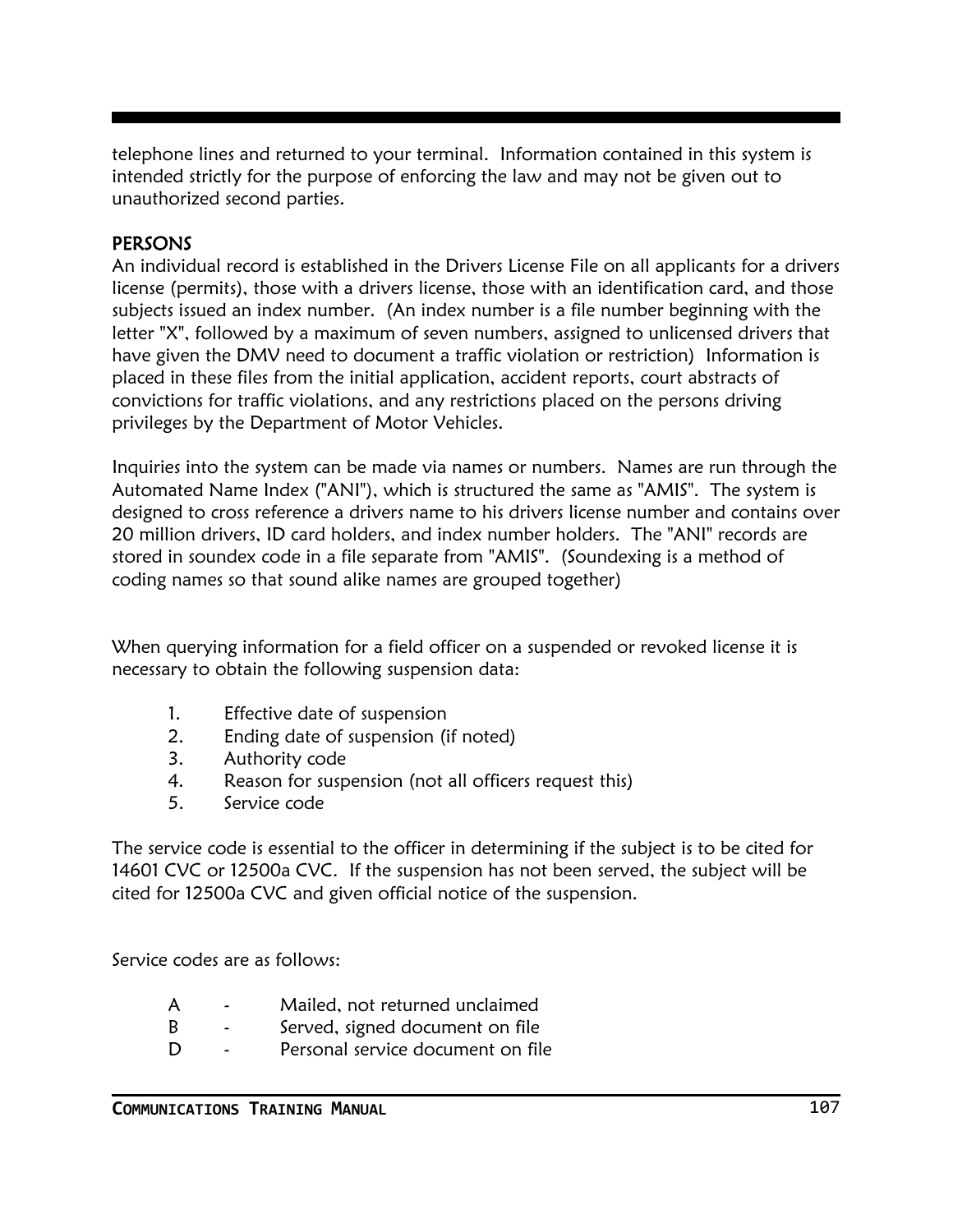telephone lines and returned to your terminal. Information contained in this system is intended strictly for the purpose of enforcing the law and may not be given out to unauthorized second parties.

## PERSONS

An individual record is established in the Drivers License File on all applicants for a drivers license (permits), those with a drivers license, those with an identification card, and those subjects issued an index number. (An index number is a file number beginning with the letter "X", followed by a maximum of seven numbers, assigned to unlicensed drivers that have given the DMV need to document a traffic violation or restriction) Information is placed in these files from the initial application, accident reports, court abstracts of convictions for traffic violations, and any restrictions placed on the persons driving privileges by the Department of Motor Vehicles.

Inquiries into the system can be made via names or numbers. Names are run through the Automated Name Index ("ANI"), which is structured the same as "AMIS". The system is designed to cross reference a drivers name to his drivers license number and contains over 20 million drivers, ID card holders, and index number holders. The "ANI" records are stored in soundex code in a file separate from "AMIS". (Soundexing is a method of coding names so that sound alike names are grouped together)

When querying information for a field officer on a suspended or revoked license it is necessary to obtain the following suspension data:

1. Effective date of suspension
2. Ending date of suspension (if noted)
3. Authority code
4. Reason for suspension (not all officers request this)
5. Service code

The service code is essential to the officer in determining if the subject is to be cited for 14601 CVC or 12500a CVC. If the suspension has not been served, the subject will be cited for 12500a CVC and given official notice of the suspension.

Service codes are as follows:

- A - Mailed, not returned unclaimed
- B - Served, signed document on file
- D - Personal service document on file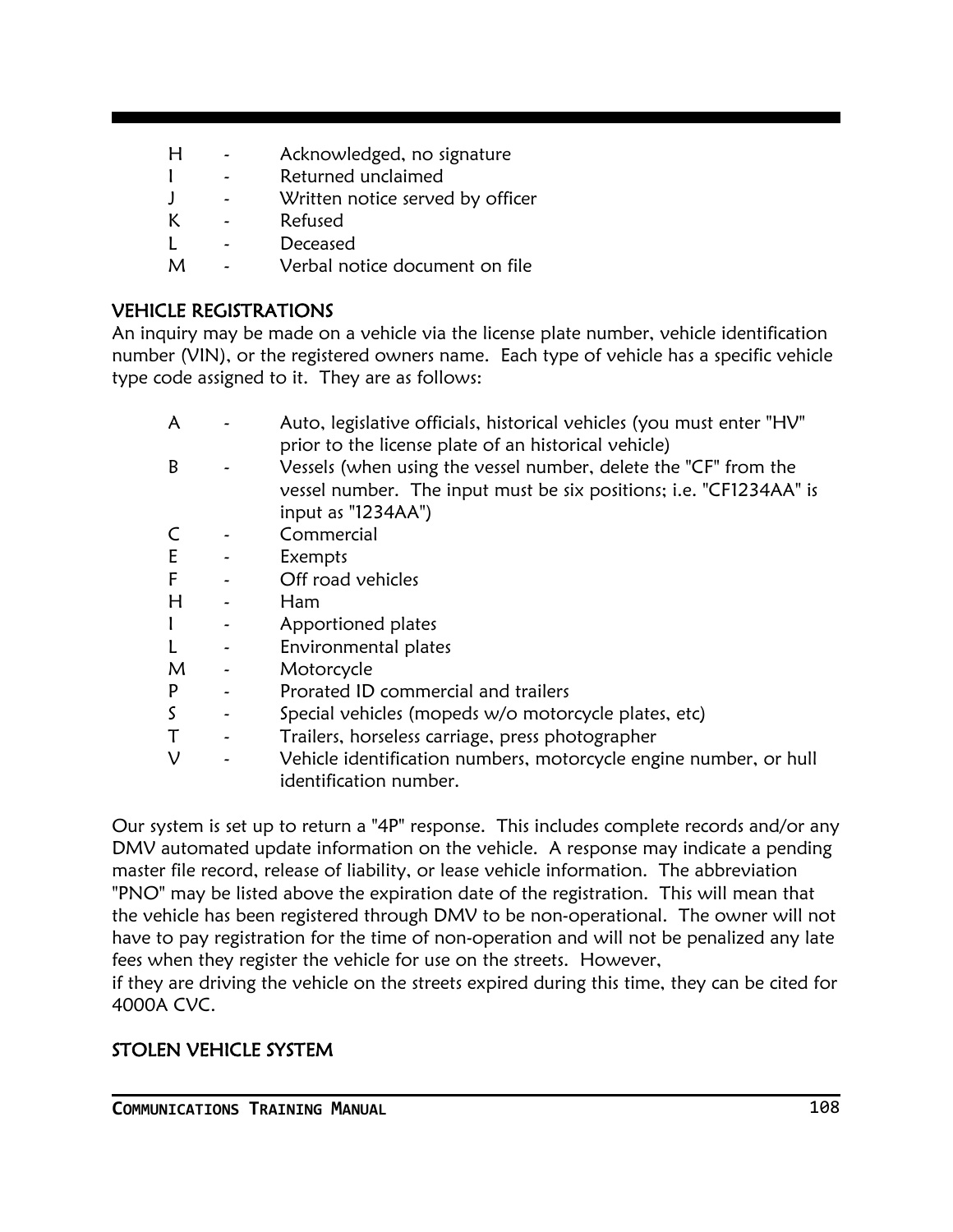H - Acknowledged, no signature
I - Returned unclaimed
J - Written notice served by officer
K - Refused
L - Deceased
M - Verbal notice document on file

## VEHICLE REGISTRATIONS

An inquiry may be made on a vehicle via the license plate number, vehicle identification number (VIN), or the registered owners name. Each type of vehicle has a specific vehicle type code assigned to it. They are as follows:

A - Auto, legislative officials, historical vehicles (you must enter "HV" prior to the license plate of an historical vehicle)
B - Vessels (when using the vessel number, delete the "CF" from the vessel number. The input must be six positions; i.e. "CF1234AA" is input as "1234AA")
C - Commercial
E - Exempts
F - Off road vehicles
H - Ham
I - Apportioned plates
L - Environmental plates
M - Motorcycle
P - Prorated ID commercial and trailers
S - Special vehicles (mopeds w/o motorcycle plates, etc)
T - Trailers, horseless carriage, press photographer
V - Vehicle identification numbers, motorcycle engine number, or hull identification number.

Our system is set up to return a "4P" response. This includes complete records and/or any DMV automated update information on the vehicle. A response may indicate a pending master file record, release of liability, or lease vehicle information. The abbreviation "PNO" may be listed above the expiration date of the registration. This will mean that the vehicle has been registered through DMV to be non-operational. The owner will not have to pay registration for the time of non-operation and will not be penalized any late fees when they register the vehicle for use on the streets. However, if they are driving the vehicle on the streets expired during this time, they can be cited for 4000A CVC.

## STOLEN VEHICLE SYSTEM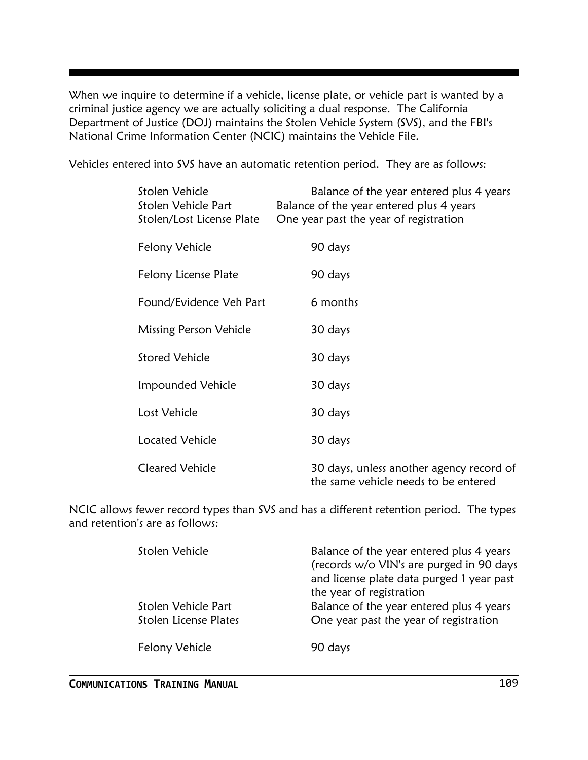When we inquire to determine if a vehicle, license plate, or vehicle part is wanted by a criminal justice agency we are actually soliciting a dual response. The California Department of Justice (DOJ) maintains the Stolen Vehicle System (SVS), and the FBI's National Crime Information Center (NCIC) maintains the Vehicle File.

Vehicles entered into SVS have an automatic retention period. They are as follows:

| Record Type | Retention Period |
|---|---|
| Stolen Vehicle | Balance of the year entered plus 4 years |
| Stolen Vehicle Part | Balance of the year entered plus 4 years |
| Stolen/Lost License Plate | One year past the year of registration |
| Felony Vehicle | 90 days |
| Felony License Plate | 90 days |
| Found/Evidence Veh Part | 6 months |
| Missing Person Vehicle | 30 days |
| Stored Vehicle | 30 days |
| Impounded Vehicle | 30 days |
| Lost Vehicle | 30 days |
| Located Vehicle | 30 days |
| Cleared Vehicle | 30 days, unless another agency record of the same vehicle needs to be entered |

NCIC allows fewer record types than SVS and has a different retention period. The types and retention's are as follows:

| Record Type | Retention Period |
|---|---|
| Stolen Vehicle | Balance of the year entered plus 4 years (records w/o VIN's are purged in 90 days and license plate data purged 1 year past the year of registration |
| Stolen Vehicle Part | Balance of the year entered plus 4 years |
| Stolen License Plates | One year past the year of registration |
| Felony Vehicle | 90 days |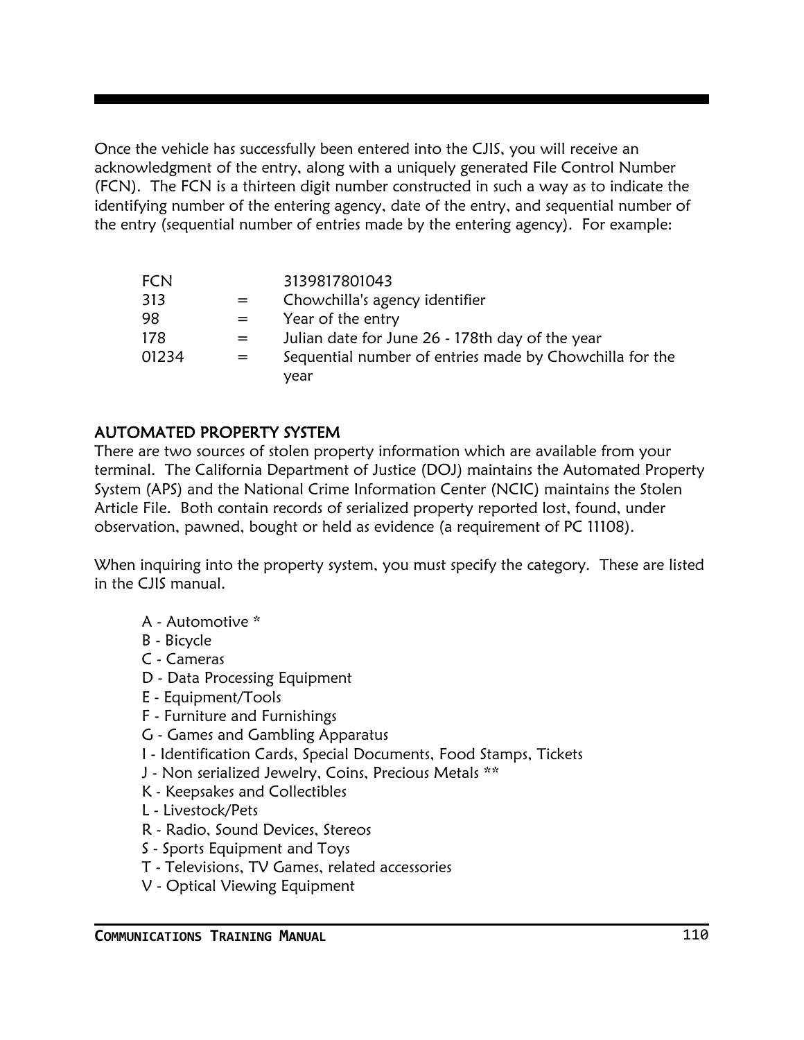Once the vehicle has successfully been entered into the CJIS, you will receive an acknowledgment of the entry, along with a uniquely generated File Control Number (FCN). The FCN is a thirteen digit number constructed in such a way as to indicate the identifying number of the entering agency, date of the entry, and sequential number of the entry (sequential number of entries made by the entering agency). For example:

| FCN | | 3139817801043 |
|---|---|---|
| 313 | = | Chowchilla's agency identifier |
| 98 | = | Year of the entry |
| 178 | = | Julian date for June 26 - 178th day of the year |
| 01234 | = | Sequential number of entries made by Chowchilla for the year |

## AUTOMATED PROPERTY SYSTEM

There are two sources of stolen property information which are available from your terminal. The California Department of Justice (DOJ) maintains the Automated Property System (APS) and the National Crime Information Center (NCIC) maintains the Stolen Article File. Both contain records of serialized property reported lost, found, under observation, pawned, bought or held as evidence (a requirement of PC 11108).

When inquiring into the property system, you must specify the category. These are listed in the CJIS manual.

- A - Automotive *
- B - Bicycle
- C - Cameras
- D - Data Processing Equipment
- E - Equipment/Tools
- F - Furniture and Furnishings
- G - Games and Gambling Apparatus
- I - Identification Cards, Special Documents, Food Stamps, Tickets
- J - Non serialized Jewelry, Coins, Precious Metals **
- K - Keepsakes and Collectibles
- L - Livestock/Pets
- R - Radio, Sound Devices, Stereos
- S - Sports Equipment and Toys
- T - Televisions, TV Games, related accessories
- V - Optical Viewing Equipment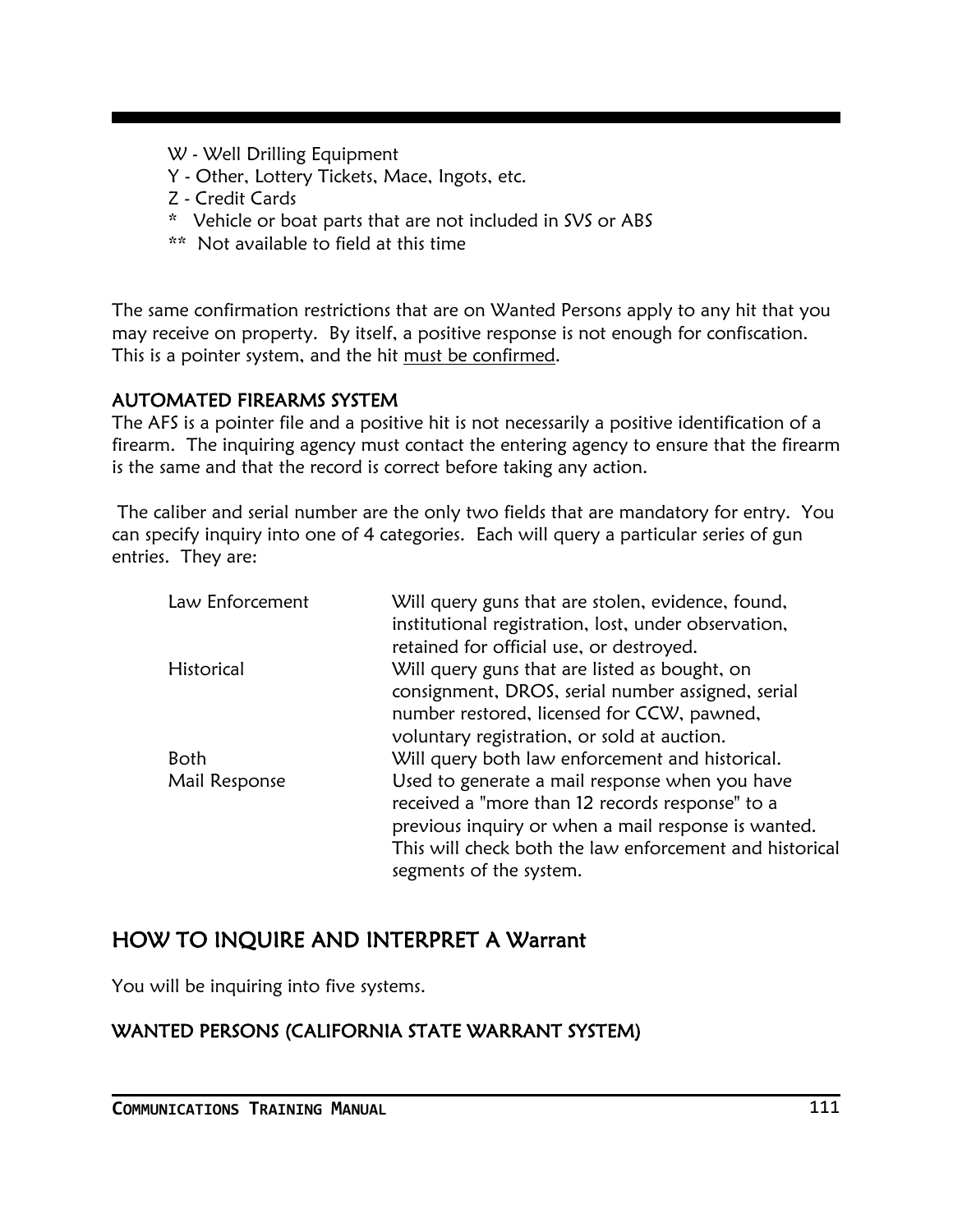- W - Well Drilling Equipment
- Y - Other, Lottery Tickets, Mace, Ingots, etc.
- Z - Credit Cards
- *   Vehicle or boat parts that are not included in SVS or ABS
- **  Not available to field at this time

The same confirmation restrictions that are on Wanted Persons apply to any hit that you may receive on property. By itself, a positive response is not enough for confiscation. This is a pointer system, and the hit <u>must be confirmed</u>.

### AUTOMATED FIREARMS SYSTEM

The AFS is a pointer file and a positive hit is not necessarily a positive identification of a firearm. The inquiring agency must contact the entering agency to ensure that the firearm is the same and that the record is correct before taking any action.

The caliber and serial number are the only two fields that are mandatory for entry. You can specify inquiry into one of 4 categories. Each will query a particular series of gun entries. They are:

| | |
|---|---|
| Law Enforcement | Will query guns that are stolen, evidence, found, institutional registration, lost, under observation, retained for official use, or destroyed. |
| Historical | Will query guns that are listed as bought, on consignment, DROS, serial number assigned, serial number restored, licensed for CCW, pawned, voluntary registration, or sold at auction. |
| Both | Will query both law enforcement and historical. |
| Mail Response | Used to generate a mail response when you have received a "more than 12 records response" to a previous inquiry or when a mail response is wanted. This will check both the law enforcement and historical segments of the system. |

## HOW TO INQUIRE AND INTERPRET A Warrant

You will be inquiring into five systems.

### WANTED PERSONS (CALIFORNIA STATE WARRANT SYSTEM)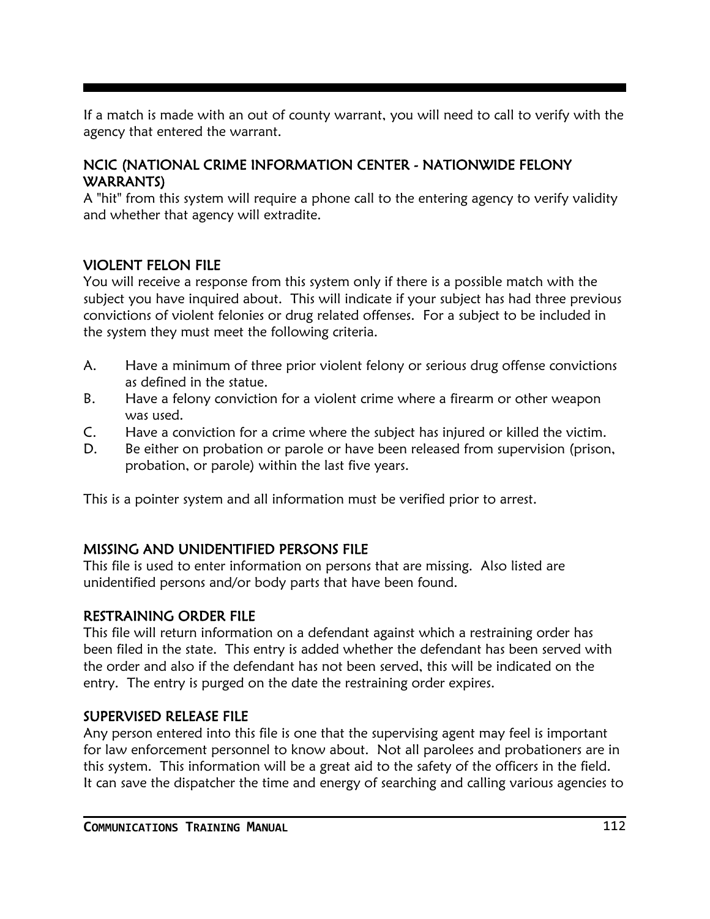If a match is made with an out of county warrant, you will need to call to verify with the agency that entered the warrant.

### NCIC (NATIONAL CRIME INFORMATION CENTER - NATIONWIDE FELONY WARRANTS)

A "hit" from this system will require a phone call to the entering agency to verify validity and whether that agency will extradite.

### VIOLENT FELON FILE

You will receive a response from this system only if there is a possible match with the subject you have inquired about. This will indicate if your subject has had three previous convictions of violent felonies or drug related offenses. For a subject to be included in the system they must meet the following criteria.

A. Have a minimum of three prior violent felony or serious drug offense convictions as defined in the statue.
B. Have a felony conviction for a violent crime where a firearm or other weapon was used.
C. Have a conviction for a crime where the subject has injured or killed the victim.
D. Be either on probation or parole or have been released from supervision (prison, probation, or parole) within the last five years.

This is a pointer system and all information must be verified prior to arrest.

### MISSING AND UNIDENTIFIED PERSONS FILE

This file is used to enter information on persons that are missing. Also listed are unidentified persons and/or body parts that have been found.

### RESTRAINING ORDER FILE

This file will return information on a defendant against which a restraining order has been filed in the state. This entry is added whether the defendant has been served with the order and also if the defendant has not been served, this will be indicated on the entry. The entry is purged on the date the restraining order expires.

### SUPERVISED RELEASE FILE

Any person entered into this file is one that the supervising agent may feel is important for law enforcement personnel to know about. Not all parolees and probationers are in this system. This information will be a great aid to the safety of the officers in the field. It can save the dispatcher the time and energy of searching and calling various agencies to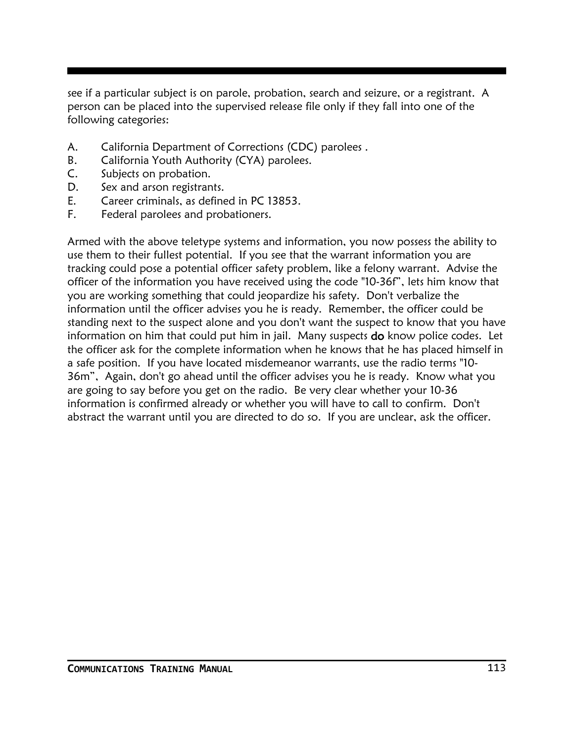see if a particular subject is on parole, probation, search and seizure, or a registrant. A person can be placed into the supervised release file only if they fall into one of the following categories:

A. California Department of Corrections (CDC) parolees .
B. California Youth Authority (CYA) parolees.
C. Subjects on probation.
D. Sex and arson registrants.
E. Career criminals, as defined in PC 13853.
F. Federal parolees and probationers.

Armed with the above teletype systems and information, you now possess the ability to use them to their fullest potential. If you see that the warrant information you are tracking could pose a potential officer safety problem, like a felony warrant. Advise the officer of the information you have received using the code "10-36f", lets him know that you are working something that could jeopardize his safety. Don't verbalize the information until the officer advises you he is ready. Remember, the officer could be standing next to the suspect alone and you don't want the suspect to know that you have information on him that could put him in jail. Many suspects **do** know police codes. Let the officer ask for the complete information when he knows that he has placed himself in a safe position. If you have located misdemeanor warrants, use the radio terms "10-36m", Again, don't go ahead until the officer advises you he is ready. Know what you are going to say before you get on the radio. Be very clear whether your 10-36 information is confirmed already or whether you will have to call to confirm. Don't abstract the warrant until you are directed to do so. If you are unclear, ask the officer.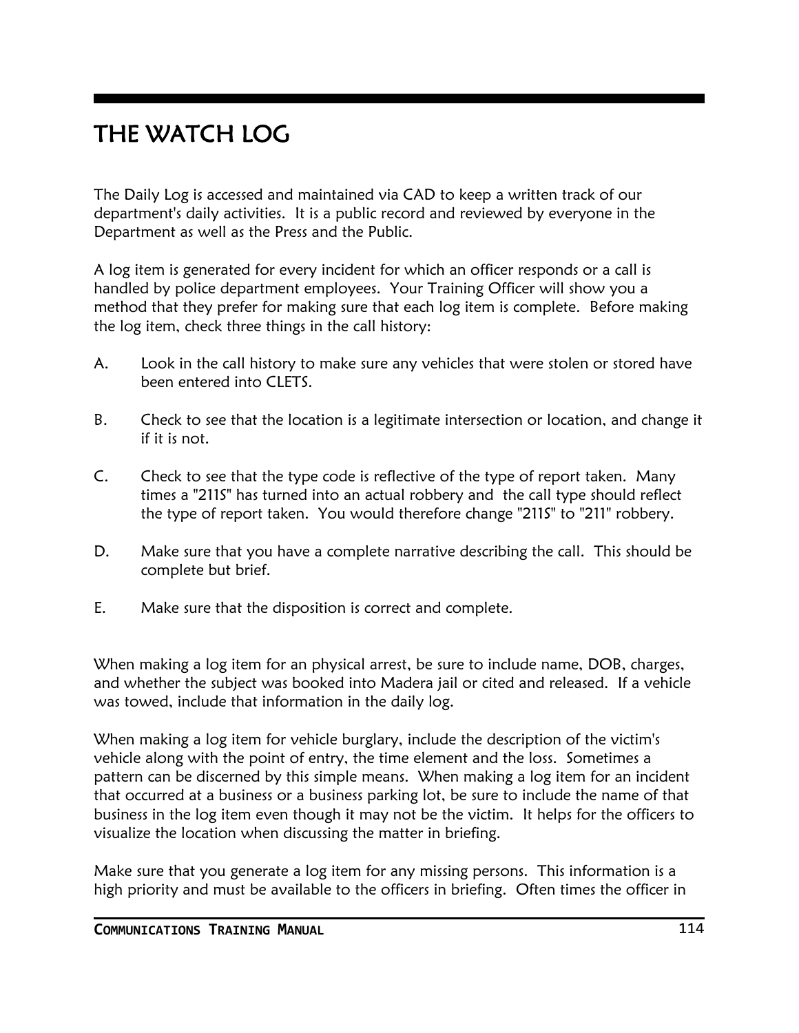# THE WATCH LOG

The Daily Log is accessed and maintained via CAD to keep a written track of our department's daily activities. It is a public record and reviewed by everyone in the Department as well as the Press and the Public.

A log item is generated for every incident for which an officer responds or a call is handled by police department employees. Your Training Officer will show you a method that they prefer for making sure that each log item is complete. Before making the log item, check three things in the call history:

A. Look in the call history to make sure any vehicles that were stolen or stored have been entered into CLETS.

B. Check to see that the location is a legitimate intersection or location, and change it if it is not.

C. Check to see that the type code is reflective of the type of report taken. Many times a "211S" has turned into an actual robbery and the call type should reflect the type of report taken. You would therefore change "211S" to "211" robbery.

D. Make sure that you have a complete narrative describing the call. This should be complete but brief.

E. Make sure that the disposition is correct and complete.

When making a log item for an physical arrest, be sure to include name, DOB, charges, and whether the subject was booked into Madera jail or cited and released. If a vehicle was towed, include that information in the daily log.

When making a log item for vehicle burglary, include the description of the victim's vehicle along with the point of entry, the time element and the loss. Sometimes a pattern can be discerned by this simple means. When making a log item for an incident that occurred at a business or a business parking lot, be sure to include the name of that business in the log item even though it may not be the victim. It helps for the officers to visualize the location when discussing the matter in briefing.

Make sure that you generate a log item for any missing persons. This information is a high priority and must be available to the officers in briefing. Often times the officer in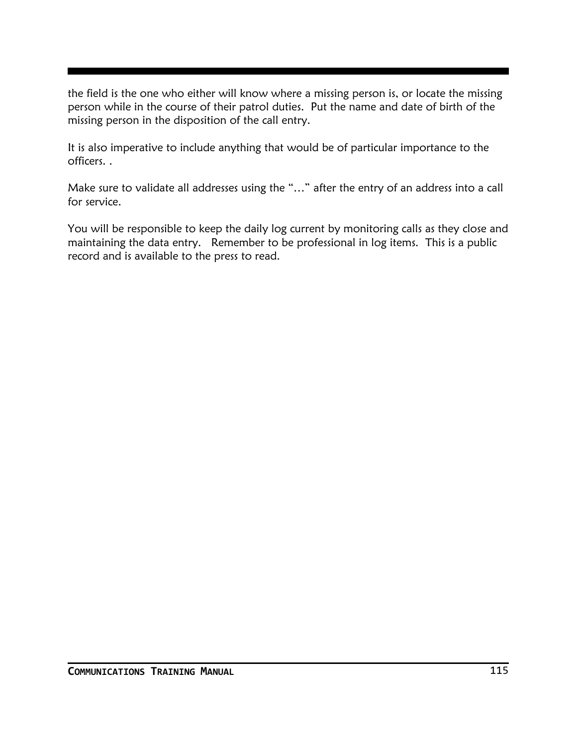the field is the one who either will know where a missing person is, or locate the missing person while in the course of their patrol duties.  Put the name and date of birth of the missing person in the disposition of the call entry.

It is also imperative to include anything that would be of particular importance to the officers. .

Make sure to validate all addresses using the "…" after the entry of an address into a call for service.

You will be responsible to keep the daily log current by monitoring calls as they close and maintaining the data entry.   Remember to be professional in log items.  This is a public record and is available to the press to read.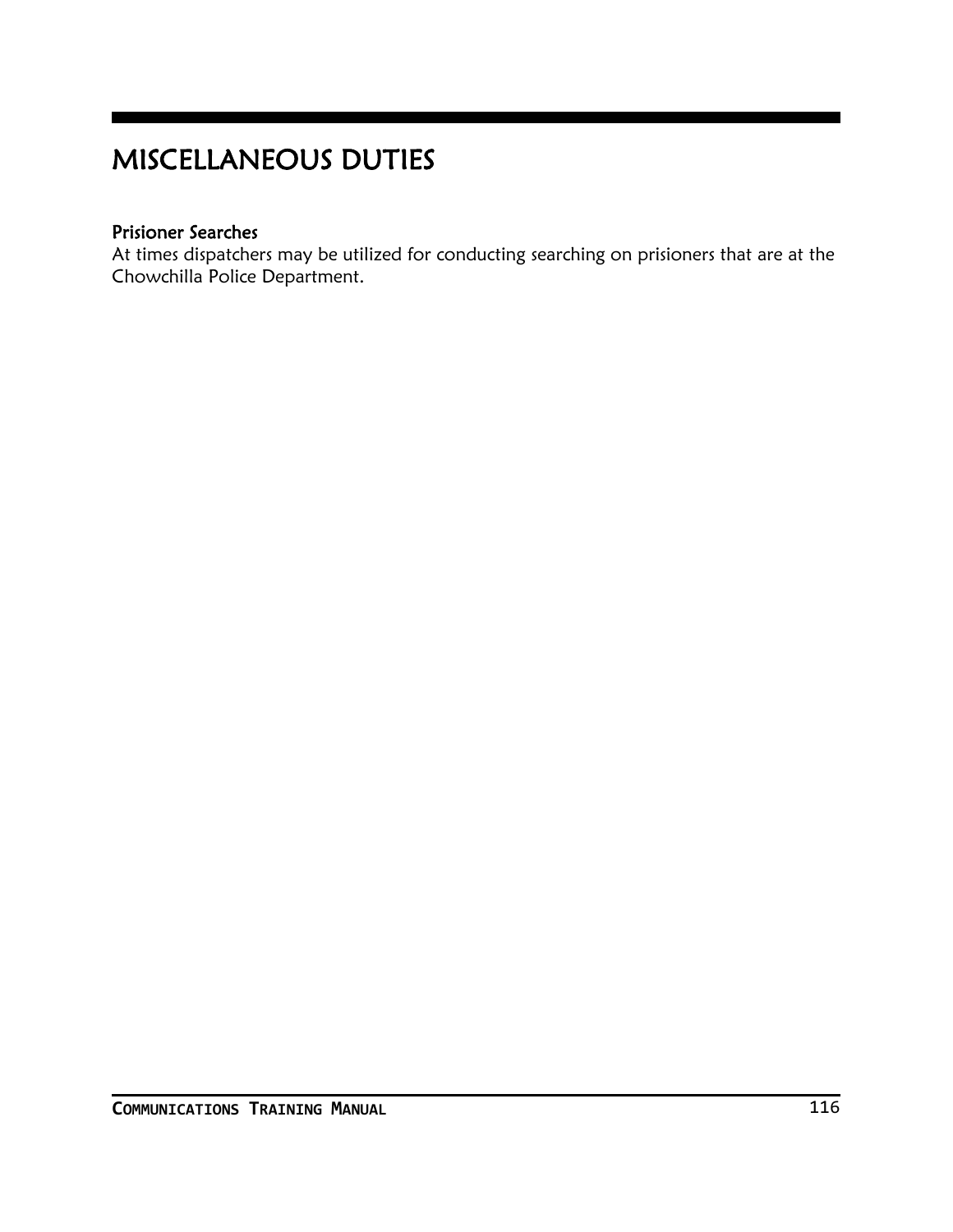# MISCELLANEOUS DUTIES

### Prisioner Searches

At times dispatchers may be utilized for conducting searching on prisioners that are at the Chowchilla Police Department.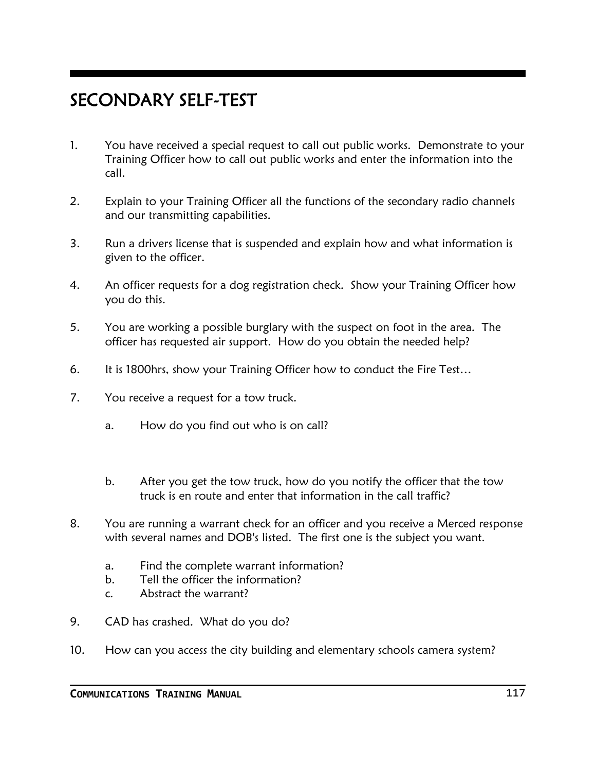# SECONDARY SELF-TEST

1. You have received a special request to call out public works. Demonstrate to your Training Officer how to call out public works and enter the information into the call.

2. Explain to your Training Officer all the functions of the secondary radio channels and our transmitting capabilities.

3. Run a drivers license that is suspended and explain how and what information is given to the officer.

4. An officer requests for a dog registration check. Show your Training Officer how you do this.

5. You are working a possible burglary with the suspect on foot in the area. The officer has requested air support. How do you obtain the needed help?

6. It is 1800hrs, show your Training Officer how to conduct the Fire Test…

7. You receive a request for a tow truck.

   a. How do you find out who is on call?

   b. After you get the tow truck, how do you notify the officer that the tow truck is en route and enter that information in the call traffic?

8. You are running a warrant check for an officer and you receive a Merced response with several names and DOB's listed. The first one is the subject you want.

   a. Find the complete warrant information?
   b. Tell the officer the information?
   c. Abstract the warrant?

9. CAD has crashed. What do you do?

10. How can you access the city building and elementary schools camera system?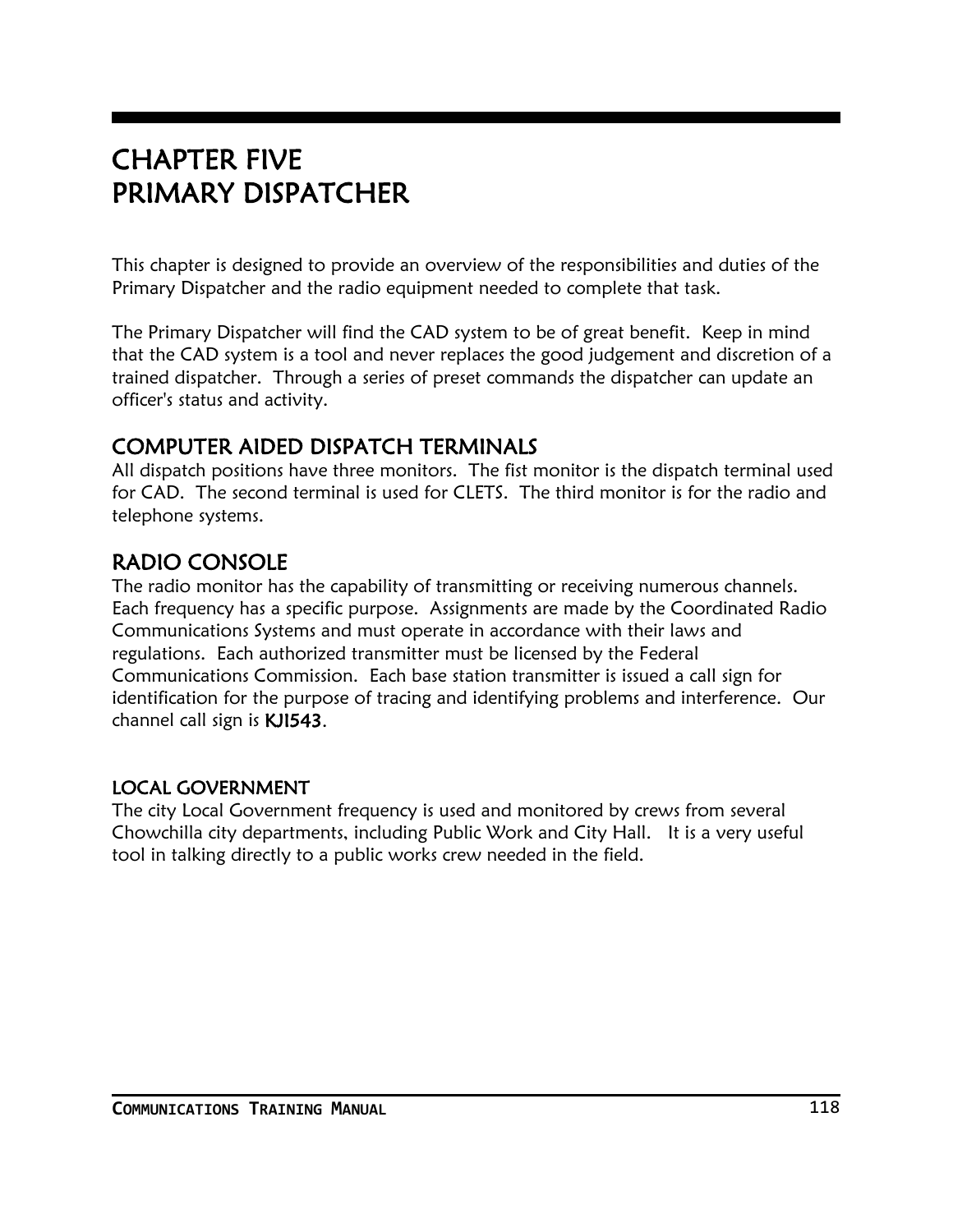# CHAPTER FIVE
# PRIMARY DISPATCHER

This chapter is designed to provide an overview of the responsibilities and duties of the Primary Dispatcher and the radio equipment needed to complete that task.

The Primary Dispatcher will find the CAD system to be of great benefit. Keep in mind that the CAD system is a tool and never replaces the good judgement and discretion of a trained dispatcher. Through a series of preset commands the dispatcher can update an officer's status and activity.

## COMPUTER AIDED DISPATCH TERMINALS

All dispatch positions have three monitors. The fist monitor is the dispatch terminal used for CAD. The second terminal is used for CLETS. The third monitor is for the radio and telephone systems.

## RADIO CONSOLE

The radio monitor has the capability of transmitting or receiving numerous channels. Each frequency has a specific purpose. Assignments are made by the Coordinated Radio Communications Systems and must operate in accordance with their laws and regulations. Each authorized transmitter must be licensed by the Federal Communications Commission. Each base station transmitter is issued a call sign for identification for the purpose of tracing and identifying problems and interference. Our channel call sign is **KJ1543**.

### LOCAL GOVERNMENT

The city Local Government frequency is used and monitored by crews from several Chowchilla city departments, including Public Work and City Hall. It is a very useful tool in talking directly to a public works crew needed in the field.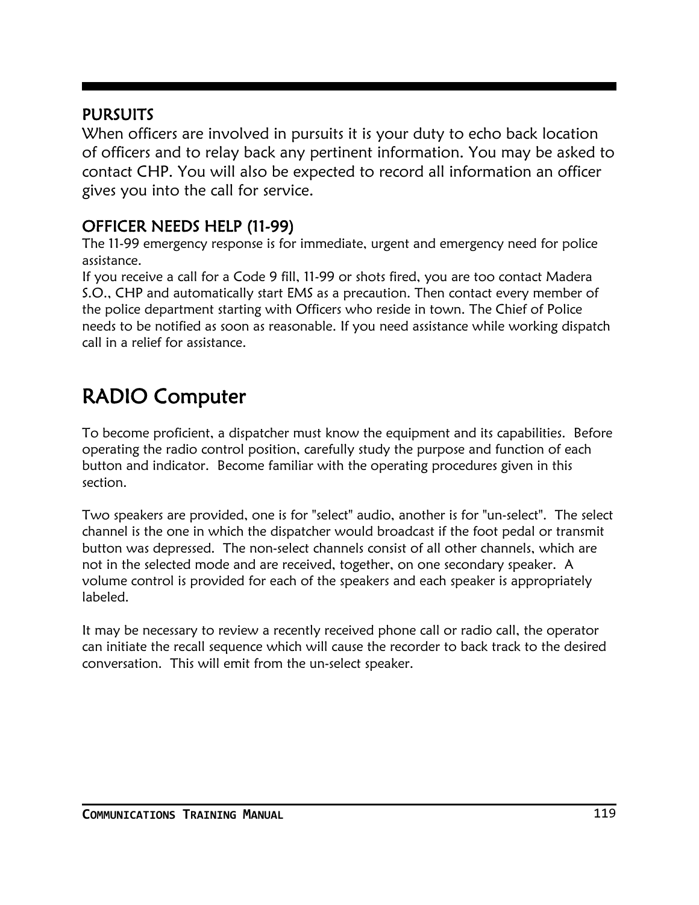## PURSUITS

When officers are involved in pursuits it is your duty to echo back location of officers and to relay back any pertinent information. You may be asked to contact CHP. You will also be expected to record all information an officer gives you into the call for service.

## OFFICER NEEDS HELP (11-99)

The 11-99 emergency response is for immediate, urgent and emergency need for police assistance.
If you receive a call for a Code 9 fill, 11-99 or shots fired, you are too contact Madera S.O., CHP and automatically start EMS as a precaution. Then contact every member of the police department starting with Officers who reside in town. The Chief of Police needs to be notified as soon as reasonable. If you need assistance while working dispatch call in a relief for assistance.

# RADIO Computer

To become proficient, a dispatcher must know the equipment and its capabilities. Before operating the radio control position, carefully study the purpose and function of each button and indicator. Become familiar with the operating procedures given in this section.

Two speakers are provided, one is for "select" audio, another is for "un-select". The select channel is the one in which the dispatcher would broadcast if the foot pedal or transmit button was depressed. The non-select channels consist of all other channels, which are not in the selected mode and are received, together, on one secondary speaker. A volume control is provided for each of the speakers and each speaker is appropriately labeled.

It may be necessary to review a recently received phone call or radio call, the operator can initiate the recall sequence which will cause the recorder to back track to the desired conversation. This will emit from the un-select speaker.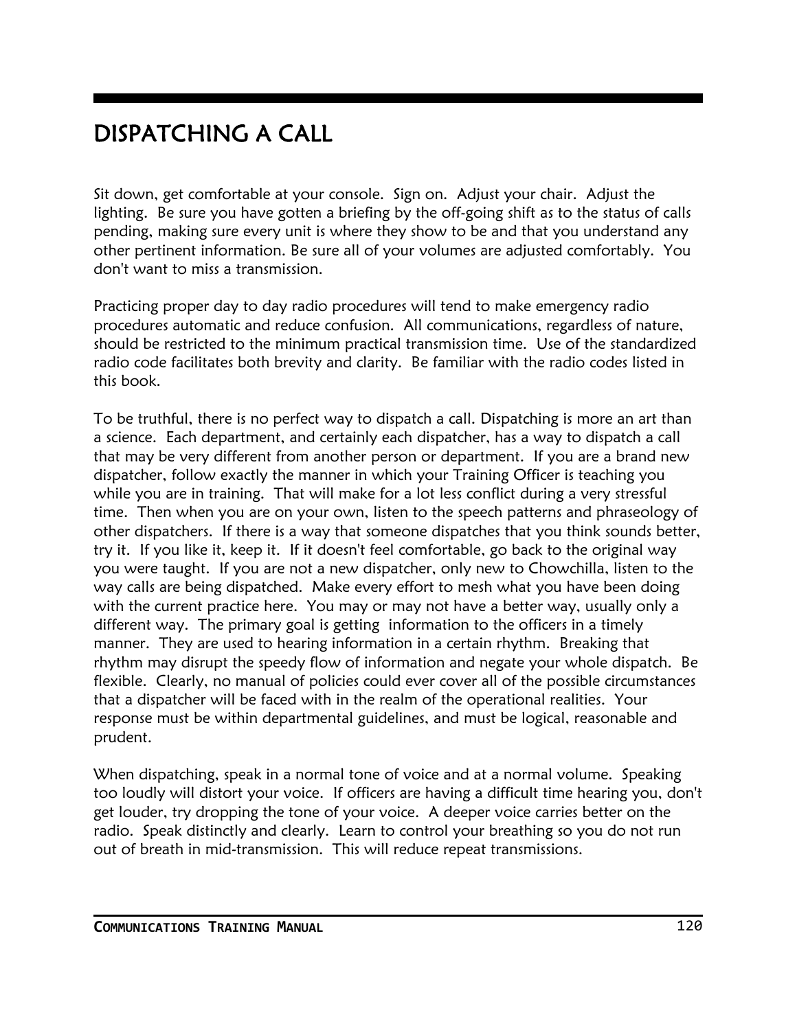# DISPATCHING A CALL

Sit down, get comfortable at your console. Sign on. Adjust your chair. Adjust the lighting. Be sure you have gotten a briefing by the off-going shift as to the status of calls pending, making sure every unit is where they show to be and that you understand any other pertinent information. Be sure all of your volumes are adjusted comfortably. You don't want to miss a transmission.

Practicing proper day to day radio procedures will tend to make emergency radio procedures automatic and reduce confusion. All communications, regardless of nature, should be restricted to the minimum practical transmission time. Use of the standardized radio code facilitates both brevity and clarity. Be familiar with the radio codes listed in this book.

To be truthful, there is no perfect way to dispatch a call. Dispatching is more an art than a science. Each department, and certainly each dispatcher, has a way to dispatch a call that may be very different from another person or department. If you are a brand new dispatcher, follow exactly the manner in which your Training Officer is teaching you while you are in training. That will make for a lot less conflict during a very stressful time. Then when you are on your own, listen to the speech patterns and phraseology of other dispatchers. If there is a way that someone dispatches that you think sounds better, try it. If you like it, keep it. If it doesn't feel comfortable, go back to the original way you were taught. If you are not a new dispatcher, only new to Chowchilla, listen to the way calls are being dispatched. Make every effort to mesh what you have been doing with the current practice here. You may or may not have a better way, usually only a different way. The primary goal is getting information to the officers in a timely manner. They are used to hearing information in a certain rhythm. Breaking that rhythm may disrupt the speedy flow of information and negate your whole dispatch. Be flexible. Clearly, no manual of policies could ever cover all of the possible circumstances that a dispatcher will be faced with in the realm of the operational realities. Your response must be within departmental guidelines, and must be logical, reasonable and prudent.

When dispatching, speak in a normal tone of voice and at a normal volume. Speaking too loudly will distort your voice. If officers are having a difficult time hearing you, don't get louder, try dropping the tone of your voice. A deeper voice carries better on the radio. Speak distinctly and clearly. Learn to control your breathing so you do not run out of breath in mid-transmission. This will reduce repeat transmissions.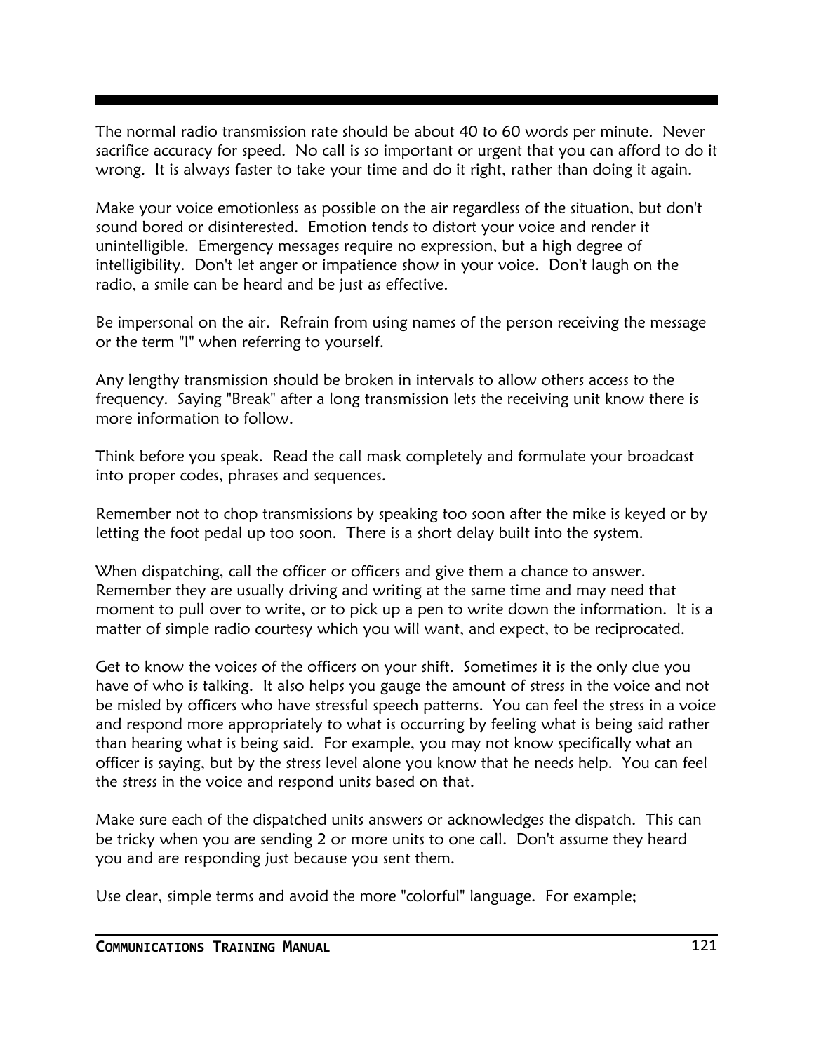The normal radio transmission rate should be about 40 to 60 words per minute. Never sacrifice accuracy for speed. No call is so important or urgent that you can afford to do it wrong. It is always faster to take your time and do it right, rather than doing it again.

Make your voice emotionless as possible on the air regardless of the situation, but don't sound bored or disinterested. Emotion tends to distort your voice and render it unintelligible. Emergency messages require no expression, but a high degree of intelligibility. Don't let anger or impatience show in your voice. Don't laugh on the radio, a smile can be heard and be just as effective.

Be impersonal on the air. Refrain from using names of the person receiving the message or the term "I" when referring to yourself.

Any lengthy transmission should be broken in intervals to allow others access to the frequency. Saying "Break" after a long transmission lets the receiving unit know there is more information to follow.

Think before you speak. Read the call mask completely and formulate your broadcast into proper codes, phrases and sequences.

Remember not to chop transmissions by speaking too soon after the mike is keyed or by letting the foot pedal up too soon. There is a short delay built into the system.

When dispatching, call the officer or officers and give them a chance to answer. Remember they are usually driving and writing at the same time and may need that moment to pull over to write, or to pick up a pen to write down the information. It is a matter of simple radio courtesy which you will want, and expect, to be reciprocated.

Get to know the voices of the officers on your shift. Sometimes it is the only clue you have of who is talking. It also helps you gauge the amount of stress in the voice and not be misled by officers who have stressful speech patterns. You can feel the stress in a voice and respond more appropriately to what is occurring by feeling what is being said rather than hearing what is being said. For example, you may not know specifically what an officer is saying, but by the stress level alone you know that he needs help. You can feel the stress in the voice and respond units based on that.

Make sure each of the dispatched units answers or acknowledges the dispatch. This can be tricky when you are sending 2 or more units to one call. Don't assume they heard you and are responding just because you sent them.

Use clear, simple terms and avoid the more "colorful" language. For example;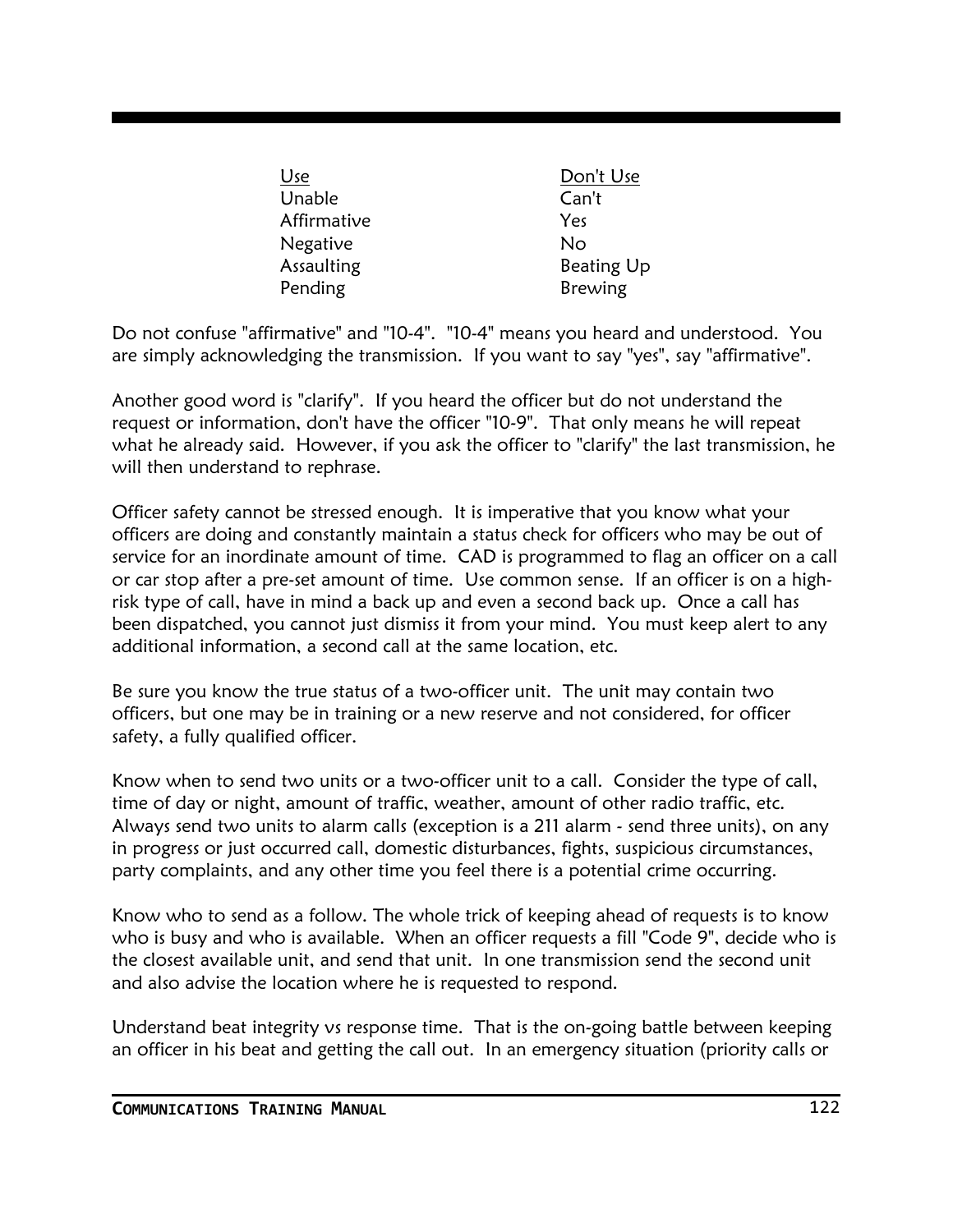| Use | Don't Use |
| --- | --- |
| Unable | Can't |
| Affirmative | Yes |
| Negative | No |
| Assaulting | Beating Up |
| Pending | Brewing |

Do not confuse "affirmative" and "10-4". "10-4" means you heard and understood. You are simply acknowledging the transmission. If you want to say "yes", say "affirmative".

Another good word is "clarify". If you heard the officer but do not understand the request or information, don't have the officer "10-9". That only means he will repeat what he already said. However, if you ask the officer to "clarify" the last transmission, he will then understand to rephrase.

Officer safety cannot be stressed enough. It is imperative that you know what your officers are doing and constantly maintain a status check for officers who may be out of service for an inordinate amount of time. CAD is programmed to flag an officer on a call or car stop after a pre-set amount of time. Use common sense. If an officer is on a high-risk type of call, have in mind a back up and even a second back up. Once a call has been dispatched, you cannot just dismiss it from your mind. You must keep alert to any additional information, a second call at the same location, etc.

Be sure you know the true status of a two-officer unit. The unit may contain two officers, but one may be in training or a new reserve and not considered, for officer safety, a fully qualified officer.

Know when to send two units or a two-officer unit to a call. Consider the type of call, time of day or night, amount of traffic, weather, amount of other radio traffic, etc. Always send two units to alarm calls (exception is a 211 alarm - send three units), on any in progress or just occurred call, domestic disturbances, fights, suspicious circumstances, party complaints, and any other time you feel there is a potential crime occurring.

Know who to send as a follow. The whole trick of keeping ahead of requests is to know who is busy and who is available. When an officer requests a fill "Code 9", decide who is the closest available unit, and send that unit. In one transmission send the second unit and also advise the location where he is requested to respond.

Understand beat integrity vs response time. That is the on-going battle between keeping an officer in his beat and getting the call out. In an emergency situation (priority calls or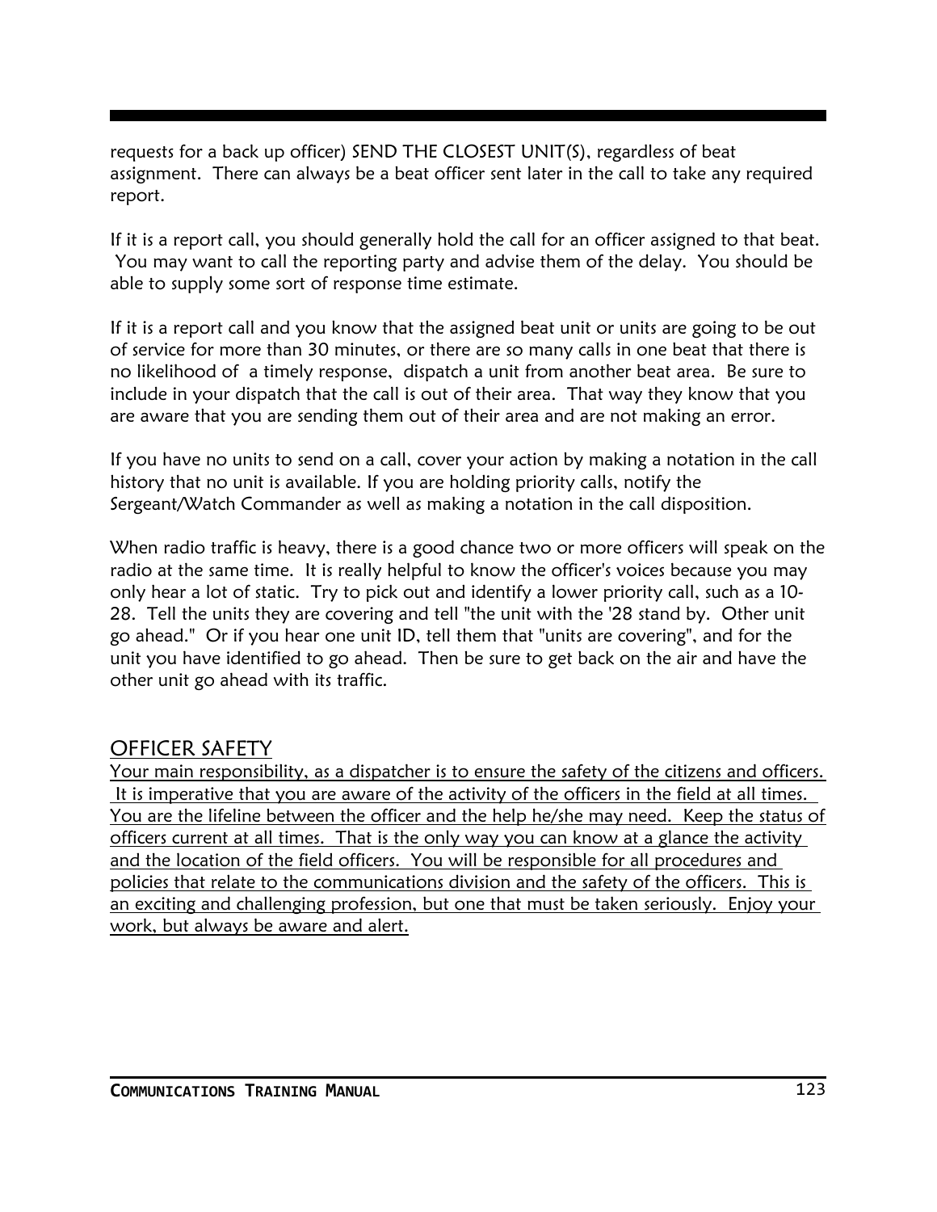requests for a back up officer) SEND THE CLOSEST UNIT(S), regardless of beat assignment. There can always be a beat officer sent later in the call to take any required report.

If it is a report call, you should generally hold the call for an officer assigned to that beat. You may want to call the reporting party and advise them of the delay. You should be able to supply some sort of response time estimate.

If it is a report call and you know that the assigned beat unit or units are going to be out of service for more than 30 minutes, or there are so many calls in one beat that there is no likelihood of a timely response, dispatch a unit from another beat area. Be sure to include in your dispatch that the call is out of their area. That way they know that you are aware that you are sending them out of their area and are not making an error.

If you have no units to send on a call, cover your action by making a notation in the call history that no unit is available. If you are holding priority calls, notify the Sergeant/Watch Commander as well as making a notation in the call disposition.

When radio traffic is heavy, there is a good chance two or more officers will speak on the radio at the same time. It is really helpful to know the officer's voices because you may only hear a lot of static. Try to pick out and identify a lower priority call, such as a 10-28. Tell the units they are covering and tell "the unit with the '28 stand by. Other unit go ahead." Or if you hear one unit ID, tell them that "units are covering", and for the unit you have identified to go ahead. Then be sure to get back on the air and have the other unit go ahead with its traffic.

## OFFICER SAFETY

Your main responsibility, as a dispatcher is to ensure the safety of the citizens and officers. It is imperative that you are aware of the activity of the officers in the field at all times. You are the lifeline between the officer and the help he/she may need. Keep the status of officers current at all times. That is the only way you can know at a glance the activity and the location of the field officers. You will be responsible for all procedures and policies that relate to the communications division and the safety of the officers. This is an exciting and challenging profession, but one that must be taken seriously. Enjoy your work, but always be aware and alert.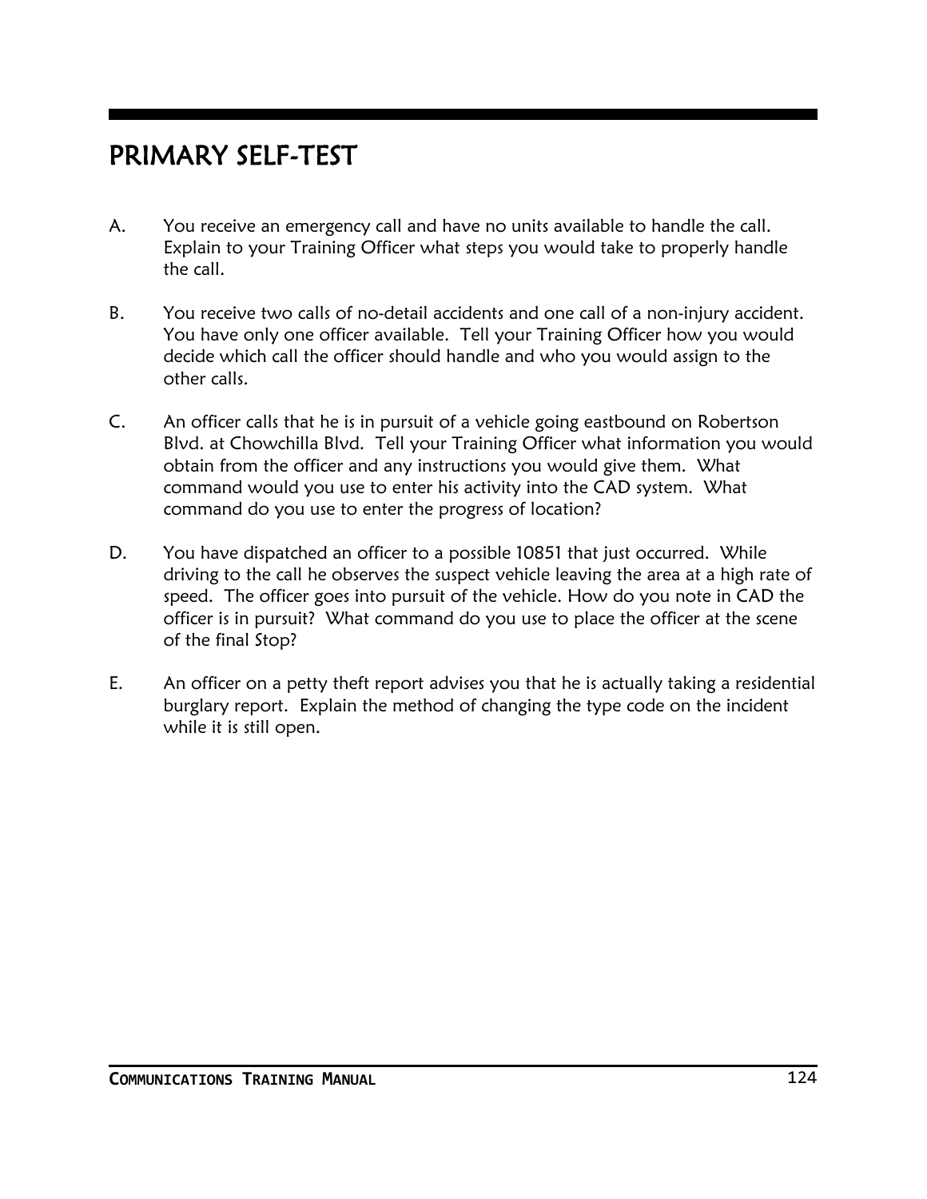# PRIMARY SELF-TEST

A. You receive an emergency call and have no units available to handle the call. Explain to your Training Officer what steps you would take to properly handle the call.

B. You receive two calls of no-detail accidents and one call of a non-injury accident. You have only one officer available. Tell your Training Officer how you would decide which call the officer should handle and who you would assign to the other calls.

C. An officer calls that he is in pursuit of a vehicle going eastbound on Robertson Blvd. at Chowchilla Blvd. Tell your Training Officer what information you would obtain from the officer and any instructions you would give them. What command would you use to enter his activity into the CAD system. What command do you use to enter the progress of location?

D. You have dispatched an officer to a possible 10851 that just occurred. While driving to the call he observes the suspect vehicle leaving the area at a high rate of speed. The officer goes into pursuit of the vehicle. How do you note in CAD the officer is in pursuit? What command do you use to place the officer at the scene of the final Stop?

E. An officer on a petty theft report advises you that he is actually taking a residential burglary report. Explain the method of changing the type code on the incident while it is still open.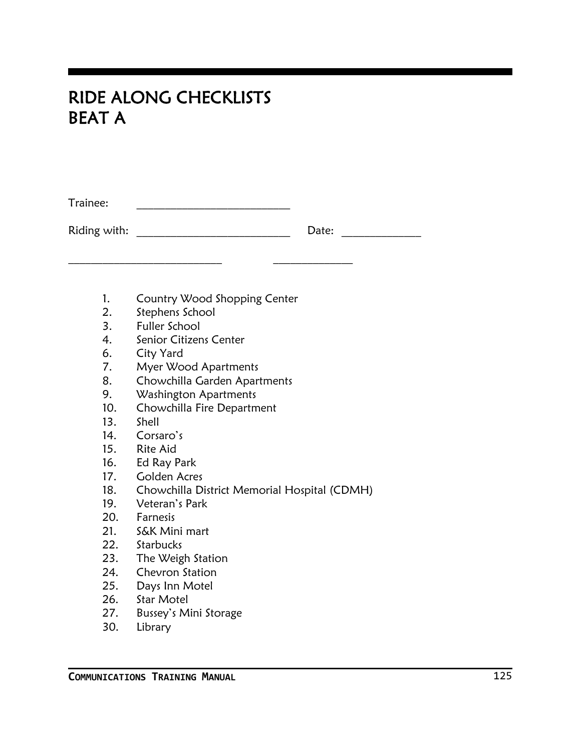# RIDE ALONG CHECKLISTS
# BEAT A

Trainee: ___________________________

Riding with: ___________________________ Date: ______________

___________________________ ______________

1. Country Wood Shopping Center
2. Stephens School
3. Fuller School
4. Senior Citizens Center
6. City Yard
7. Myer Wood Apartments
8. Chowchilla Garden Apartments
9. Washington Apartments
10. Chowchilla Fire Department
13. Shell
14. Corsaro's
15. Rite Aid
16. Ed Ray Park
17. Golden Acres
18. Chowchilla District Memorial Hospital (CDMH)
19. Veteran's Park
20. Farnesis
21. S&K Mini mart
22. Starbucks
23. The Weigh Station
24. Chevron Station
25. Days Inn Motel
26. Star Motel
27. Bussey's Mini Storage
30. Library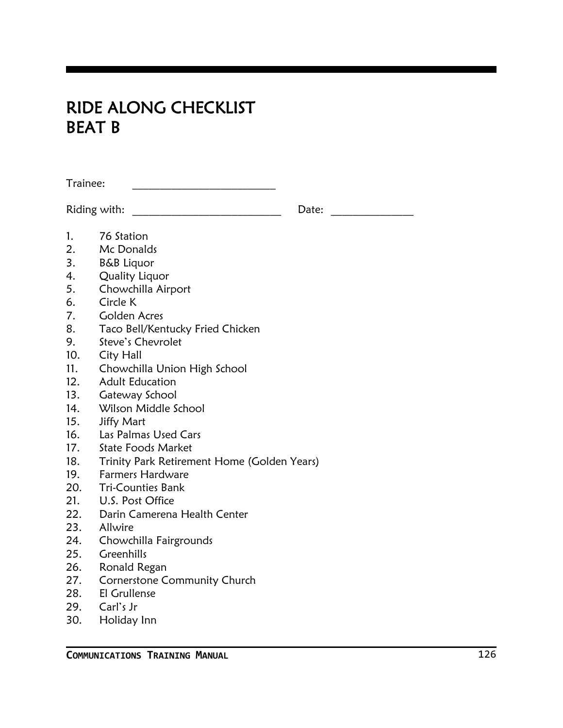# RIDE ALONG CHECKLIST
# BEAT B

Trainee: ___________________________

Riding with: ___________________________ Date: _______________

1. 76 Station
2. Mc Donalds
3. B&B Liquor
4. Quality Liquor
5. Chowchilla Airport
6. Circle K
7. Golden Acres
8. Taco Bell/Kentucky Fried Chicken
9. Steve's Chevrolet
10. City Hall
11. Chowchilla Union High School
12. Adult Education
13. Gateway School
14. Wilson Middle School
15. Jiffy Mart
16. Las Palmas Used Cars
17. State Foods Market
18. Trinity Park Retirement Home (Golden Years)
19. Farmers Hardware
20. Tri-Counties Bank
21. U.S. Post Office
22. Darin Camerena Health Center
23. Allwire
24. Chowchilla Fairgrounds
25. Greenhills
26. Ronald Regan
27. Cornerstone Community Church
28. El Grullense
29. Carl's Jr
30. Holiday Inn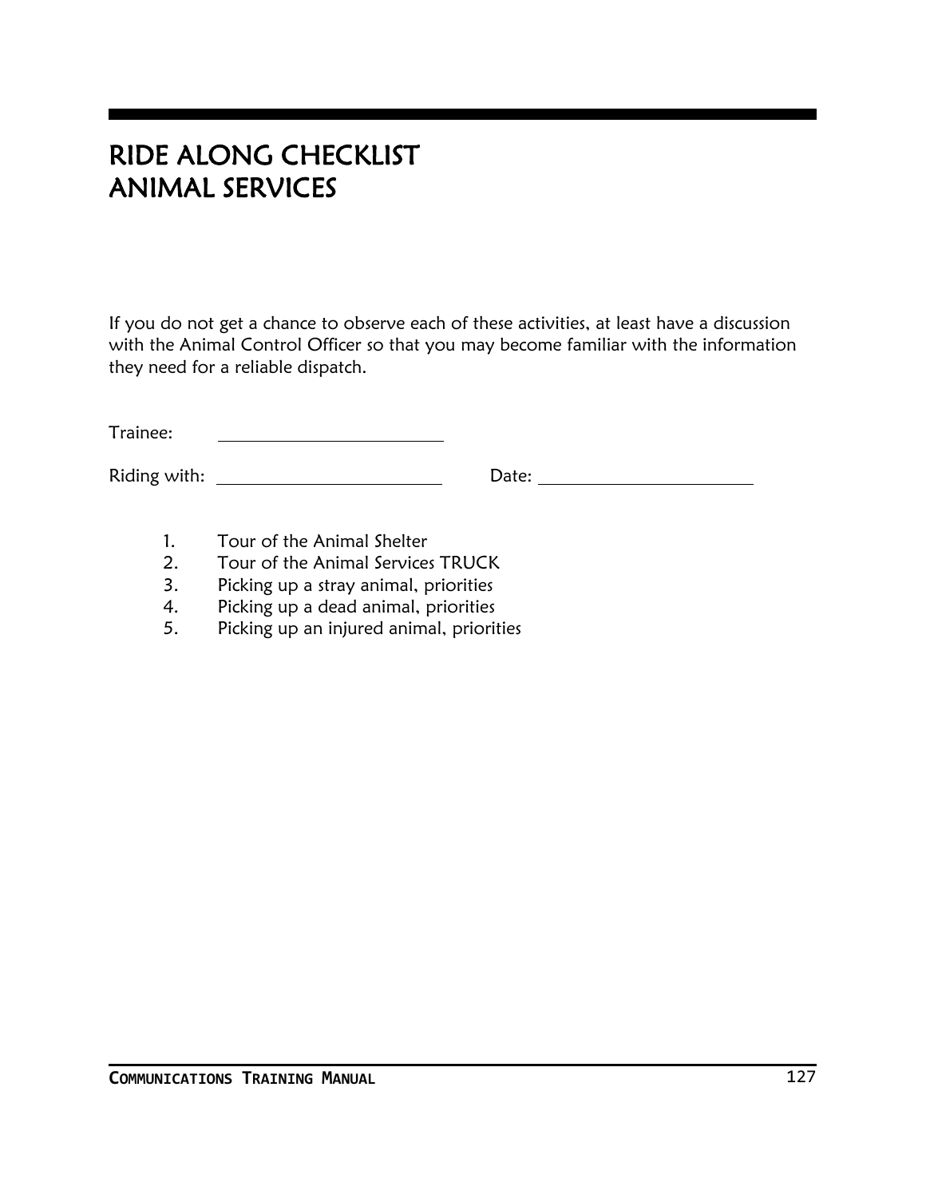# RIDE ALONG CHECKLIST
# ANIMAL SERVICES

If you do not get a chance to observe each of these activities, at least have a discussion with the Animal Control Officer so that you may become familiar with the information they need for a reliable dispatch.

Trainee: ______________________

Riding with: ______________________ Date: ______________________

1. Tour of the Animal Shelter
2. Tour of the Animal Services TRUCK
3. Picking up a stray animal, priorities
4. Picking up a dead animal, priorities
5. Picking up an injured animal, priorities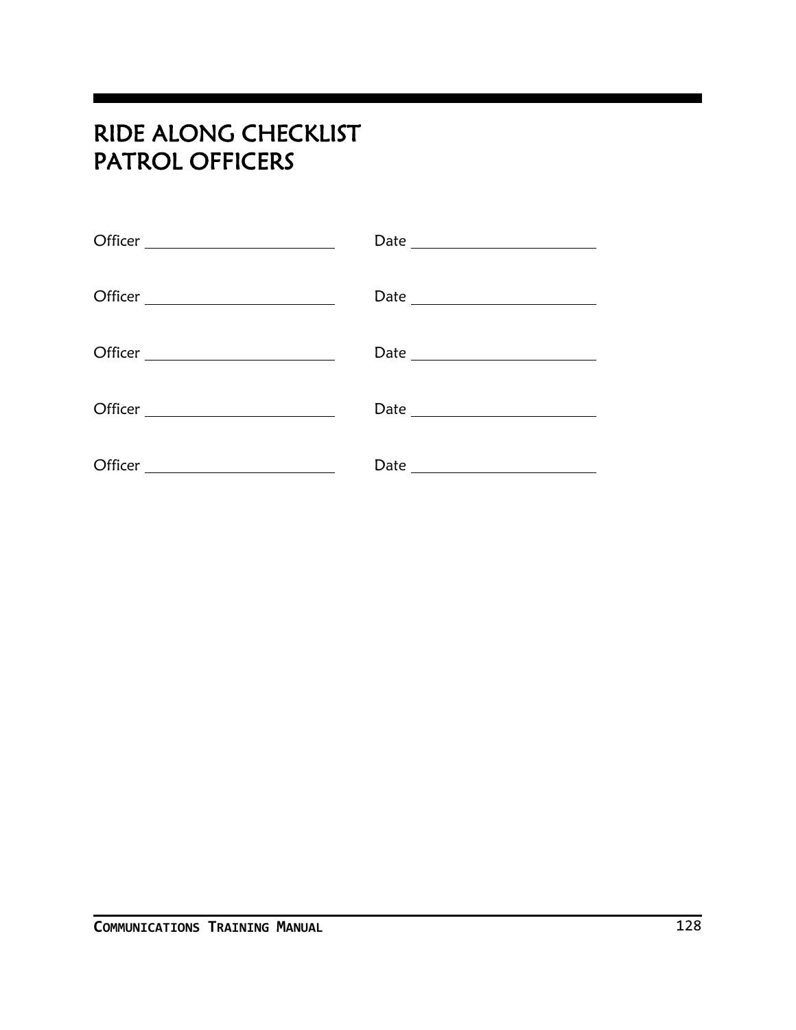# RIDE ALONG CHECKLIST
# PATROL OFFICERS

Officer \_\_\_\_\_\_\_\_\_\_\_\_\_\_\_\_\_\_\_\_\_\_\_\_ Date \_\_\_\_\_\_\_\_\_\_\_\_\_\_\_\_\_\_\_\_\_\_\_\_

Officer \_\_\_\_\_\_\_\_\_\_\_\_\_\_\_\_\_\_\_\_\_\_\_\_ Date \_\_\_\_\_\_\_\_\_\_\_\_\_\_\_\_\_\_\_\_\_\_\_\_

Officer \_\_\_\_\_\_\_\_\_\_\_\_\_\_\_\_\_\_\_\_\_\_\_\_ Date \_\_\_\_\_\_\_\_\_\_\_\_\_\_\_\_\_\_\_\_\_\_\_\_

Officer \_\_\_\_\_\_\_\_\_\_\_\_\_\_\_\_\_\_\_\_\_\_\_\_ Date \_\_\_\_\_\_\_\_\_\_\_\_\_\_\_\_\_\_\_\_\_\_\_\_

Officer \_\_\_\_\_\_\_\_\_\_\_\_\_\_\_\_\_\_\_\_\_\_\_\_ Date \_\_\_\_\_\_\_\_\_\_\_\_\_\_\_\_\_\_\_\_\_\_\_\_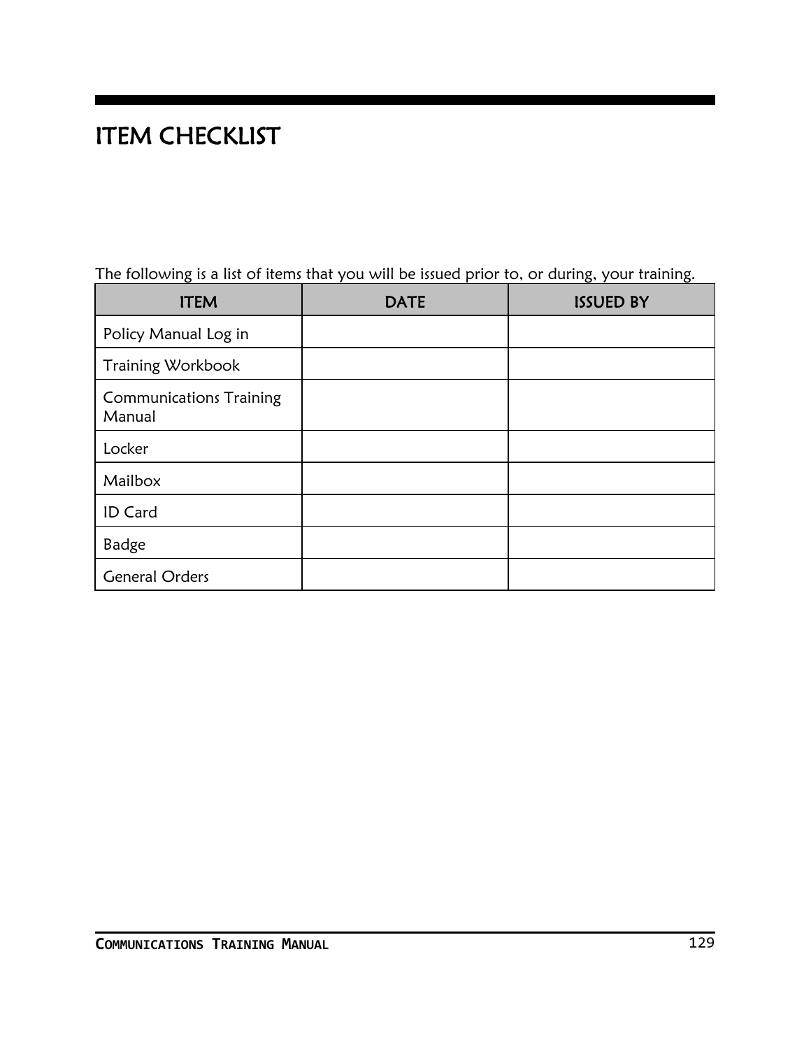# ITEM CHECKLIST

The following is a list of items that you will be issued prior to, or during, your training.

| ITEM | DATE | ISSUED BY |
| --- | --- | --- |
| Policy Manual Log in | | |
| Training Workbook | | |
| Communications Training Manual | | |
| Locker | | |
| Mailbox | | |
| ID Card | | |
| Badge | | |
| General Orders | | |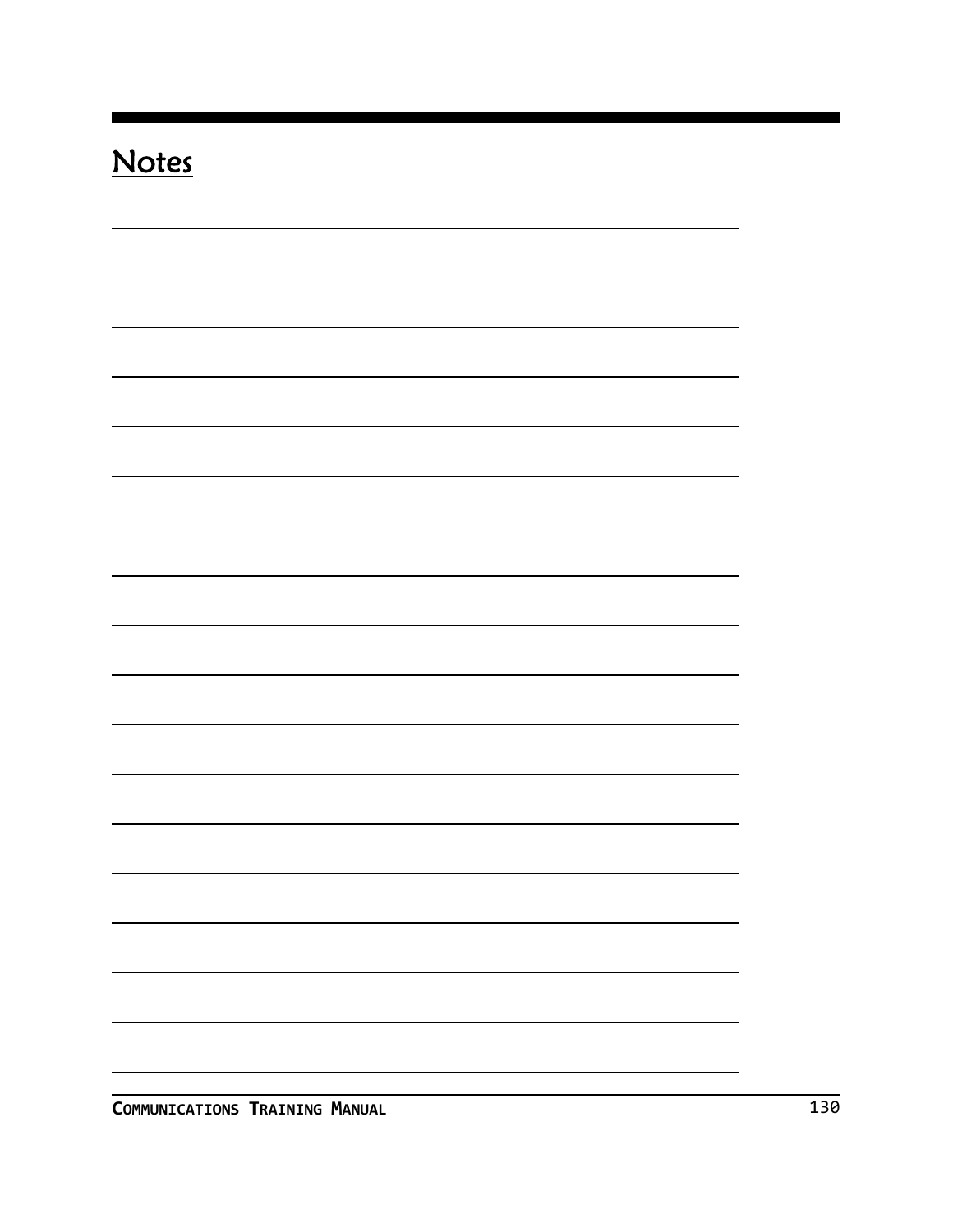# Notes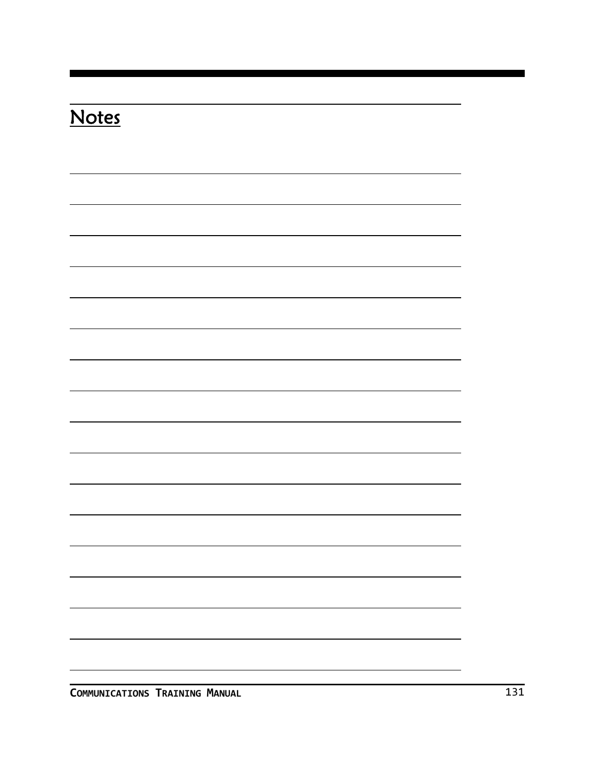## Notes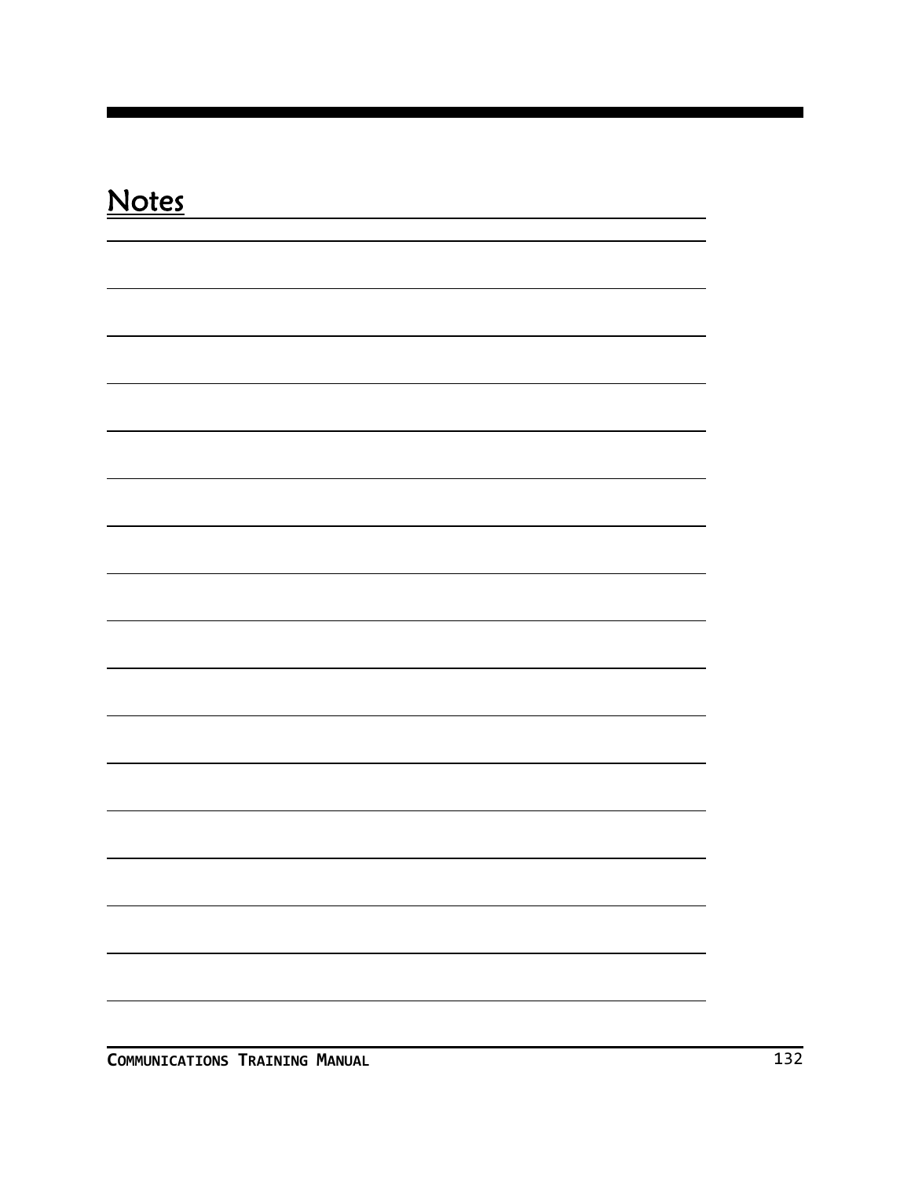# Notes